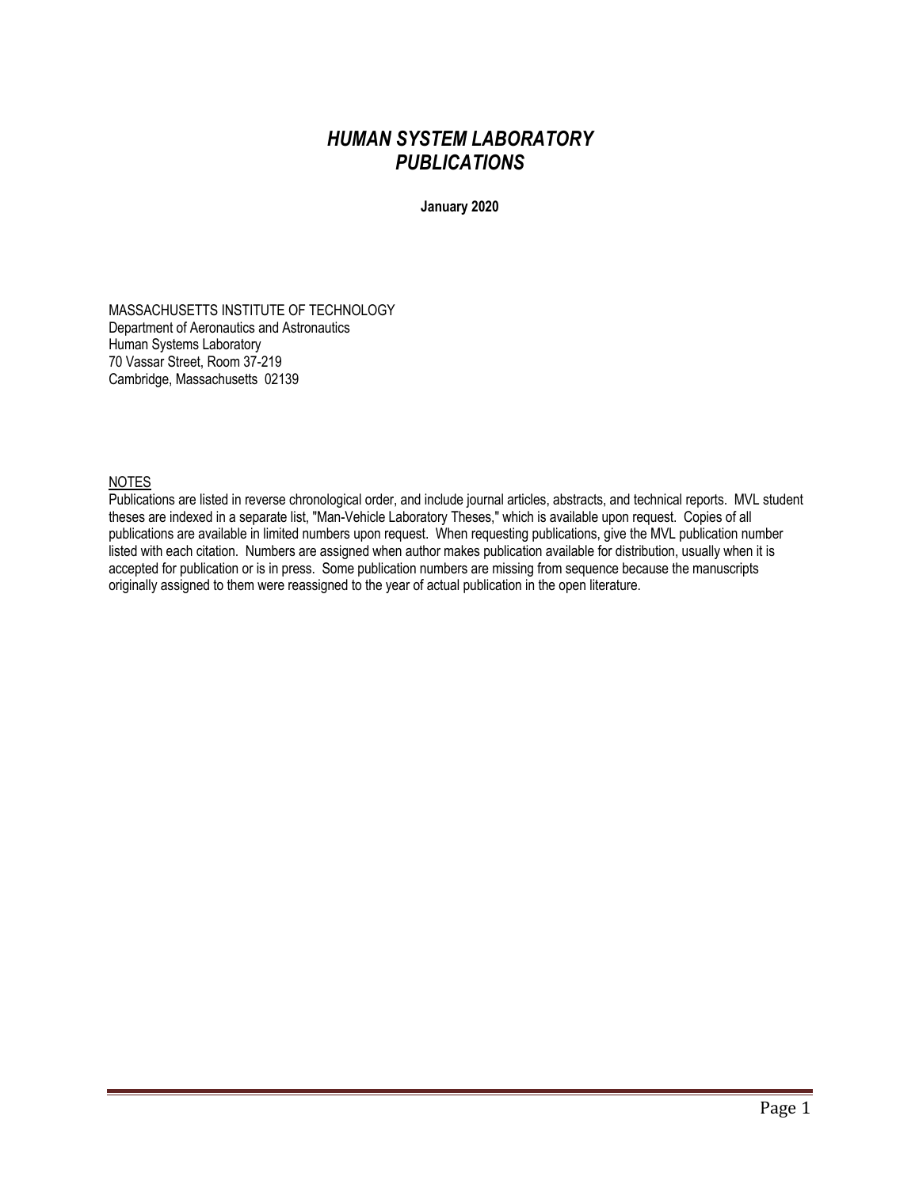# *HUMAN SYSTEM LABORATORY PUBLICATIONS*

**January 2020**

MASSACHUSETTS INSTITUTE OF TECHNOLOGY
Department of Aeronautics and Astronautics
Human Systems Laboratory
70 Vassar Street, Room 37-219
Cambridge, Massachusetts 02139

NOTES

Publications are listed in reverse chronological order, and include journal articles, abstracts, and technical reports. MVL student theses are indexed in a separate list, "Man-Vehicle Laboratory Theses," which is available upon request. Copies of all publications are available in limited numbers upon request. When requesting publications, give the MVL publication number listed with each citation. Numbers are assigned when author makes publication available for distribution, usually when it is accepted for publication or is in press. Some publication numbers are missing from sequence because the manuscripts originally assigned to them were reassigned to the year of actual publication in the open literature.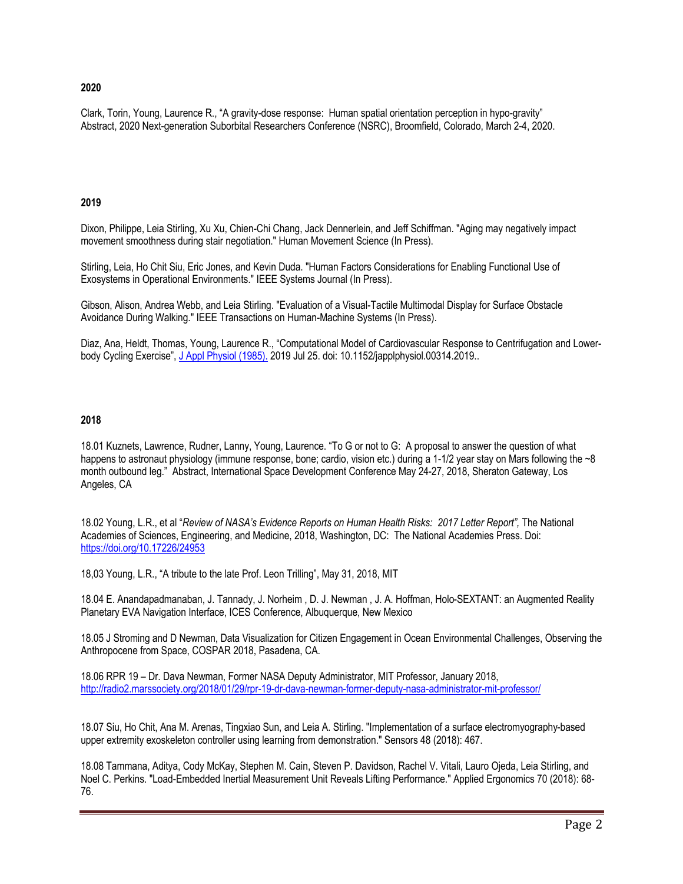## 2020

Clark, Torin, Young, Laurence R., "A gravity-dose response: Human spatial orientation perception in hypo-gravity" Abstract, 2020 Next-generation Suborbital Researchers Conference (NSRC), Broomfield, Colorado, March 2-4, 2020.

## 2019

Dixon, Philippe, Leia Stirling, Xu Xu, Chien-Chi Chang, Jack Dennerlein, and Jeff Schiffman. "Aging may negatively impact movement smoothness during stair negotiation." Human Movement Science (In Press).

Stirling, Leia, Ho Chit Siu, Eric Jones, and Kevin Duda. "Human Factors Considerations for Enabling Functional Use of Exosystems in Operational Environments." IEEE Systems Journal (In Press).

Gibson, Alison, Andrea Webb, and Leia Stirling. "Evaluation of a Visual-Tactile Multimodal Display for Surface Obstacle Avoidance During Walking." IEEE Transactions on Human-Machine Systems (In Press).

Diaz, Ana, Heldt, Thomas, Young, Laurence R., "Computational Model of Cardiovascular Response to Centrifugation and Lower-body Cycling Exercise", J Appl Physiol (1985). 2019 Jul 25. doi: 10.1152/japplphysiol.00314.2019..

## 2018

18.01 Kuznets, Lawrence, Rudner, Lanny, Young, Laurence. "To G or not to G: A proposal to answer the question of what happens to astronaut physiology (immune response, bone; cardio, vision etc.) during a 1-1/2 year stay on Mars following the ~8 month outbound leg." Abstract, International Space Development Conference May 24-27, 2018, Sheraton Gateway, Los Angeles, CA

18.02 Young, L.R., et al "*Review of NASA's Evidence Reports on Human Health Risks: 2017 Letter Report",* The National Academies of Sciences, Engineering, and Medicine, 2018, Washington, DC: The National Academies Press. Doi: https://doi.org/10.17226/24953

18,03 Young, L.R., "A tribute to the late Prof. Leon Trilling", May 31, 2018, MIT

18.04 E. Anandapadmanaban, J. Tannady, J. Norheim , D. J. Newman , J. A. Hoffman, Holo-SEXTANT: an Augmented Reality Planetary EVA Navigation Interface, ICES Conference, Albuquerque, New Mexico

18.05 J Stroming and D Newman, Data Visualization for Citizen Engagement in Ocean Environmental Challenges, Observing the Anthropocene from Space, COSPAR 2018, Pasadena, CA.

18.06 RPR 19 – Dr. Dava Newman, Former NASA Deputy Administrator, MIT Professor, January 2018, http://radio2.marssociety.org/2018/01/29/rpr-19-dr-dava-newman-former-deputy-nasa-administrator-mit-professor/

18.07 Siu, Ho Chit, Ana M. Arenas, Tingxiao Sun, and Leia A. Stirling. "Implementation of a surface electromyography-based upper extremity exoskeleton controller using learning from demonstration." Sensors 48 (2018): 467.

18.08 Tammana, Aditya, Cody McKay, Stephen M. Cain, Steven P. Davidson, Rachel V. Vitali, Lauro Ojeda, Leia Stirling, and Noel C. Perkins. "Load-Embedded Inertial Measurement Unit Reveals Lifting Performance." Applied Ergonomics 70 (2018): 68-76.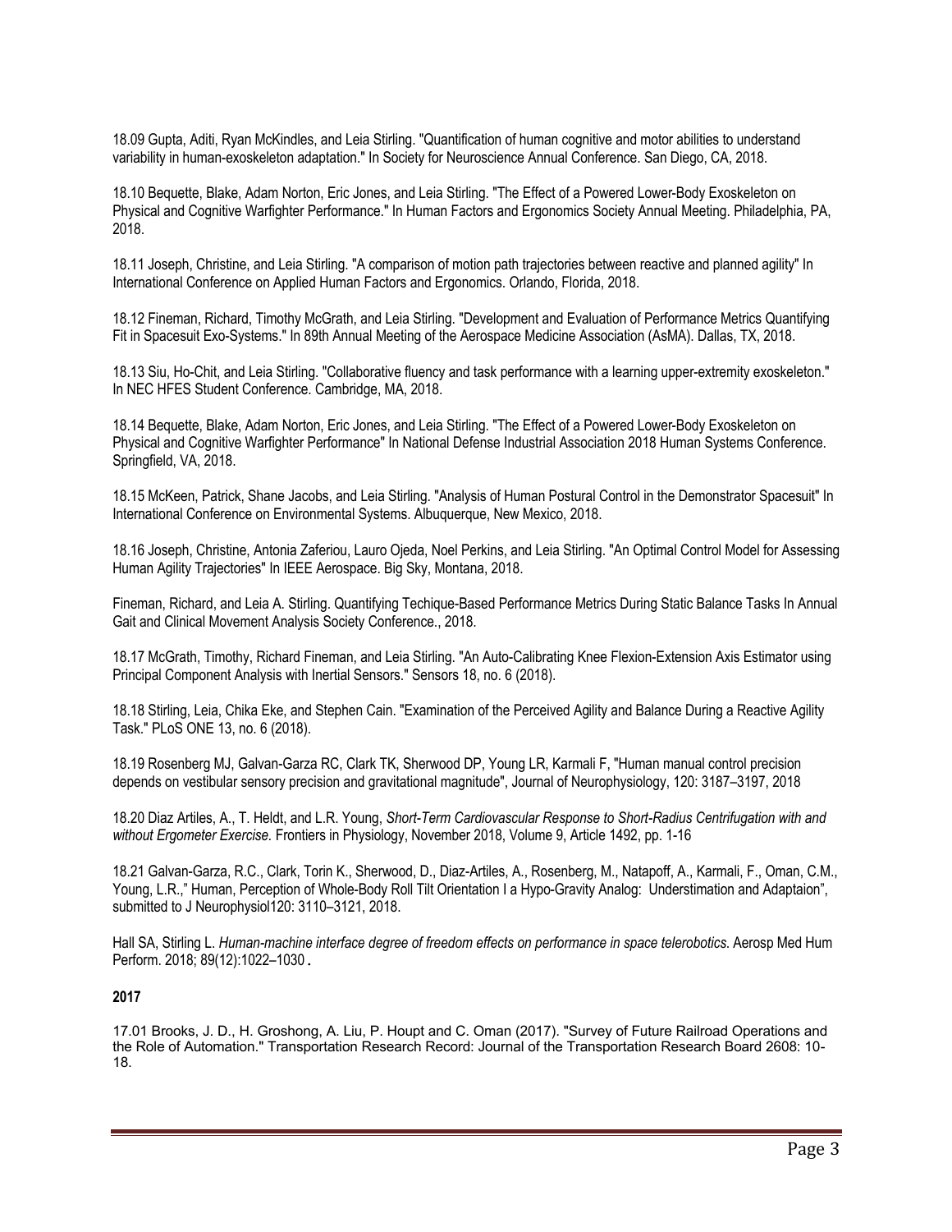18.09 Gupta, Aditi, Ryan McKindles, and Leia Stirling. "Quantification of human cognitive and motor abilities to understand variability in human-exoskeleton adaptation." In Society for Neuroscience Annual Conference. San Diego, CA, 2018.

18.10 Bequette, Blake, Adam Norton, Eric Jones, and Leia Stirling. "The Effect of a Powered Lower-Body Exoskeleton on Physical and Cognitive Warfighter Performance." In Human Factors and Ergonomics Society Annual Meeting. Philadelphia, PA, 2018.

18.11 Joseph, Christine, and Leia Stirling. "A comparison of motion path trajectories between reactive and planned agility" In International Conference on Applied Human Factors and Ergonomics. Orlando, Florida, 2018.

18.12 Fineman, Richard, Timothy McGrath, and Leia Stirling. "Development and Evaluation of Performance Metrics Quantifying Fit in Spacesuit Exo-Systems." In 89th Annual Meeting of the Aerospace Medicine Association (AsMA). Dallas, TX, 2018.

18.13 Siu, Ho-Chit, and Leia Stirling. "Collaborative fluency and task performance with a learning upper-extremity exoskeleton." In NEC HFES Student Conference. Cambridge, MA, 2018.

18.14 Bequette, Blake, Adam Norton, Eric Jones, and Leia Stirling. "The Effect of a Powered Lower-Body Exoskeleton on Physical and Cognitive Warfighter Performance" In National Defense Industrial Association 2018 Human Systems Conference. Springfield, VA, 2018.

18.15 McKeen, Patrick, Shane Jacobs, and Leia Stirling. "Analysis of Human Postural Control in the Demonstrator Spacesuit" In International Conference on Environmental Systems. Albuquerque, New Mexico, 2018.

18.16 Joseph, Christine, Antonia Zaferiou, Lauro Ojeda, Noel Perkins, and Leia Stirling. "An Optimal Control Model for Assessing Human Agility Trajectories" In IEEE Aerospace. Big Sky, Montana, 2018.

Fineman, Richard, and Leia A. Stirling. Quantifying Techique-Based Performance Metrics During Static Balance Tasks In Annual Gait and Clinical Movement Analysis Society Conference., 2018.

18.17 McGrath, Timothy, Richard Fineman, and Leia Stirling. "An Auto-Calibrating Knee Flexion-Extension Axis Estimator using Principal Component Analysis with Inertial Sensors." Sensors 18, no. 6 (2018).

18.18 Stirling, Leia, Chika Eke, and Stephen Cain. "Examination of the Perceived Agility and Balance During a Reactive Agility Task." PLoS ONE 13, no. 6 (2018).

18.19 Rosenberg MJ, Galvan-Garza RC, Clark TK, Sherwood DP, Young LR, Karmali F, "Human manual control precision depends on vestibular sensory precision and gravitational magnitude", Journal of Neurophysiology, 120: 3187–3197, 2018

18.20 Diaz Artiles, A., T. Heldt, and L.R. Young, *Short-Term Cardiovascular Response to Short-Radius Centrifugation with and without Ergometer Exercise.* Frontiers in Physiology, November 2018, Volume 9, Article 1492, pp. 1-16

18.21 Galvan-Garza, R.C., Clark, Torin K., Sherwood, D., Diaz-Artiles, A., Rosenberg, M., Natapoff, A., Karmali, F., Oman, C.M., Young, L.R.," Human, Perception of Whole-Body Roll Tilt Orientation I a Hypo-Gravity Analog: Understimation and Adaptaion", submitted to J Neurophysiol120: 3110–3121, 2018.

Hall SA, Stirling L. *Human-machine interface degree of freedom effects on performance in space telerobotics.* Aerosp Med Hum Perform. 2018; 89(12):1022–1030.

**2017**

17.01 Brooks, J. D., H. Groshong, A. Liu, P. Houpt and C. Oman (2017). "Survey of Future Railroad Operations and the Role of Automation." Transportation Research Record: Journal of the Transportation Research Board 2608: 10-18.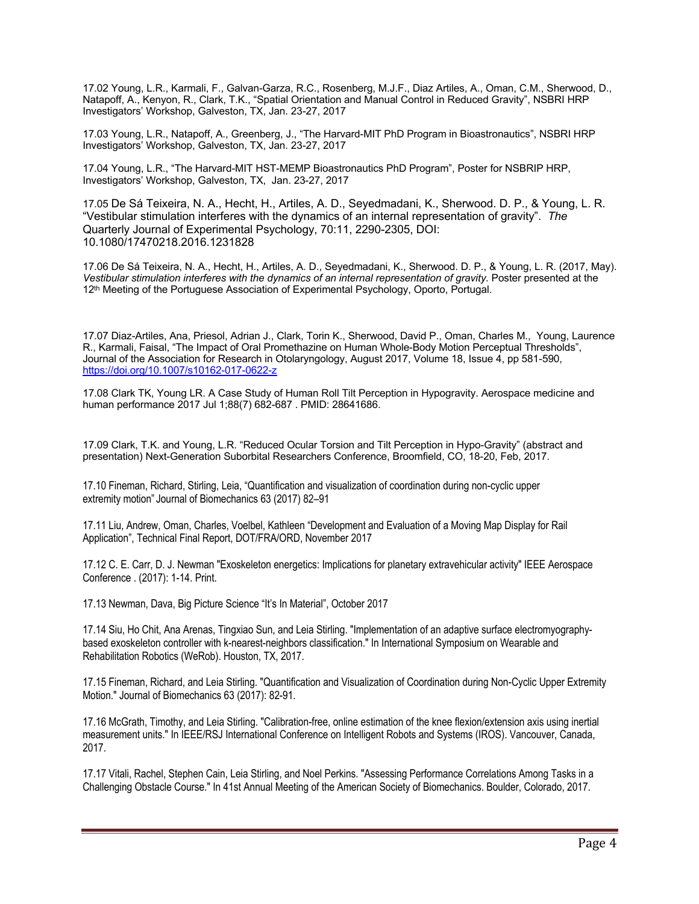17.02 Young, L.R., Karmali, F., Galvan-Garza, R.C., Rosenberg, M.J.F., Diaz Artiles, A., Oman, C.M., Sherwood, D., Natapoff, A., Kenyon, R., Clark, T.K., "Spatial Orientation and Manual Control in Reduced Gravity", NSBRI HRP Investigators' Workshop, Galveston, TX, Jan. 23-27, 2017

17.03 Young, L.R., Natapoff, A., Greenberg, J., "The Harvard-MIT PhD Program in Bioastronautics", NSBRI HRP Investigators' Workshop, Galveston, TX, Jan. 23-27, 2017

17.04 Young, L.R., "The Harvard-MIT HST-MEMP Bioastronautics PhD Program", Poster for NSBRIP HRP, Investigators' Workshop, Galveston, TX, Jan. 23-27, 2017

17.05 De Sá Teixeira, N. A., Hecht, H., Artiles, A. D., Seyedmadani, K., Sherwood. D. P., & Young, L. R. "Vestibular stimulation interferes with the dynamics of an internal representation of gravity". *The* Quarterly Journal of Experimental Psychology, 70:11, 2290-2305, DOI: 10.1080/17470218.2016.1231828

17.06 De Sá Teixeira, N. A., Hecht, H., Artiles, A. D., Seyedmadani, K., Sherwood. D. P., & Young, L. R. (2017, May). *Vestibular stimulation interferes with the dynamics of an internal representation of gravity*. Poster presented at the 12th Meeting of the Portuguese Association of Experimental Psychology, Oporto, Portugal.

17.07 Diaz-Artiles, Ana, Priesol, Adrian J., Clark, Torin K., Sherwood, David P., Oman, Charles M., Young, Laurence R., Karmali, Faisal, "The Impact of Oral Promethazine on Human Whole-Body Motion Perceptual Thresholds", Journal of the Association for Research in Otolaryngology, August 2017, Volume 18, Issue 4, pp 581-590, https://doi.org/10.1007/s10162-017-0622-z

17.08 Clark TK, Young LR. A Case Study of Human Roll Tilt Perception in Hypogravity. Aerospace medicine and human performance 2017 Jul 1;88(7) 682-687 . PMID: 28641686.

17.09 Clark, T.K. and Young, L.R. "Reduced Ocular Torsion and Tilt Perception in Hypo-Gravity" (abstract and presentation) Next-Generation Suborbital Researchers Conference, Broomfield, CO, 18-20, Feb, 2017.

17.10 Fineman, Richard, Stirling, Leia, "Quantification and visualization of coordination during non-cyclic upper extremity motion" Journal of Biomechanics 63 (2017) 82–91

17.11 Liu, Andrew, Oman, Charles, Voelbel, Kathleen "Development and Evaluation of a Moving Map Display for Rail Application", Technical Final Report, DOT/FRA/ORD, November 2017

17.12 C. E. Carr, D. J. Newman "Exoskeleton energetics: Implications for planetary extravehicular activity" IEEE Aerospace Conference . (2017): 1-14. Print.

17.13 Newman, Dava, Big Picture Science "It's In Material", October 2017

17.14 Siu, Ho Chit, Ana Arenas, Tingxiao Sun, and Leia Stirling. "Implementation of an adaptive surface electromyography-based exoskeleton controller with k-nearest-neighbors classification." In International Symposium on Wearable and Rehabilitation Robotics (WeRob). Houston, TX, 2017.

17.15 Fineman, Richard, and Leia Stirling. "Quantification and Visualization of Coordination during Non-Cyclic Upper Extremity Motion." Journal of Biomechanics 63 (2017): 82-91.

17.16 McGrath, Timothy, and Leia Stirling. "Calibration-free, online estimation of the knee flexion/extension axis using inertial measurement units." In IEEE/RSJ International Conference on Intelligent Robots and Systems (IROS). Vancouver, Canada, 2017.

17.17 Vitali, Rachel, Stephen Cain, Leia Stirling, and Noel Perkins. "Assessing Performance Correlations Among Tasks in a Challenging Obstacle Course." In 41st Annual Meeting of the American Society of Biomechanics. Boulder, Colorado, 2017.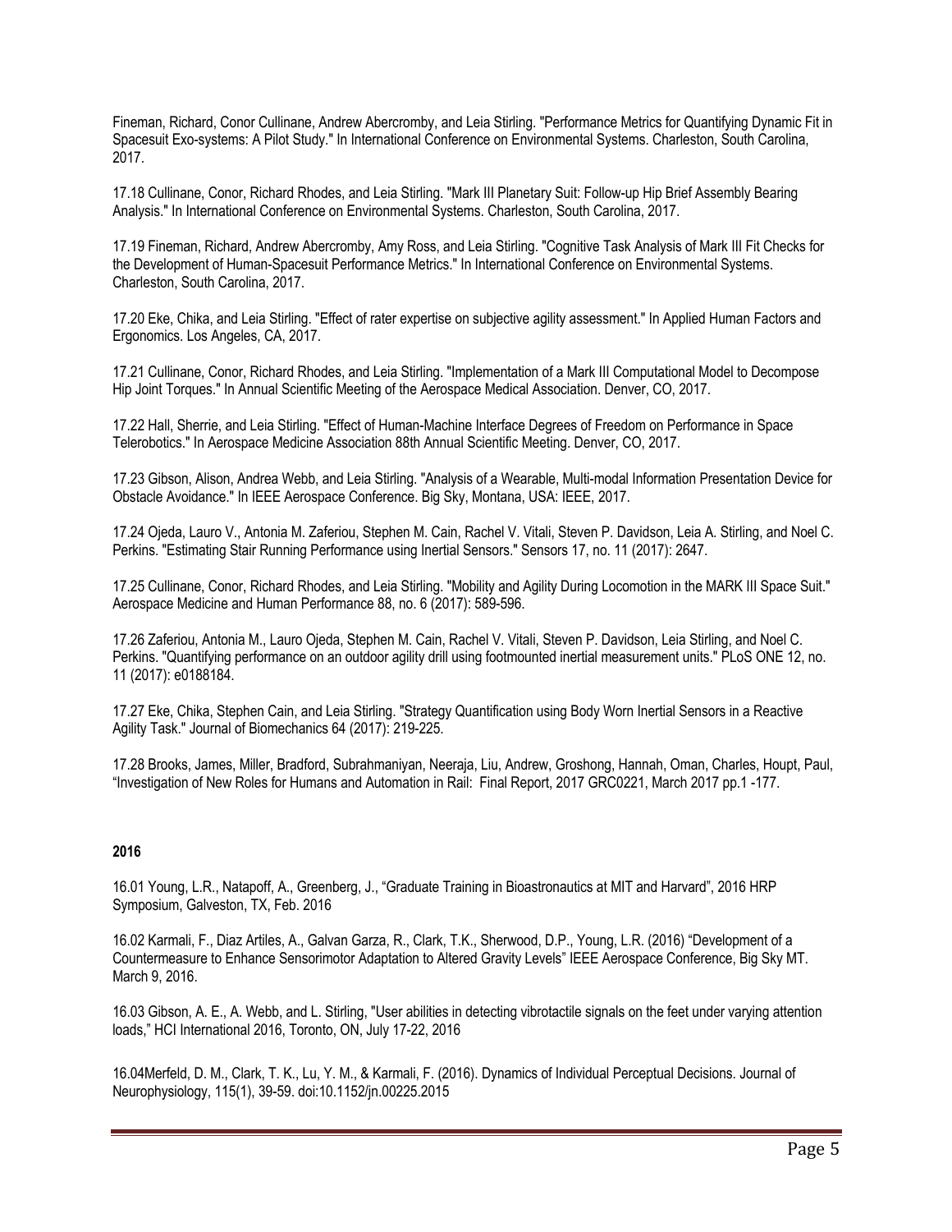Fineman, Richard, Conor Cullinane, Andrew Abercromby, and Leia Stirling. "Performance Metrics for Quantifying Dynamic Fit in Spacesuit Exo-systems: A Pilot Study." In International Conference on Environmental Systems. Charleston, South Carolina, 2017.

17.18 Cullinane, Conor, Richard Rhodes, and Leia Stirling. "Mark III Planetary Suit: Follow-up Hip Brief Assembly Bearing Analysis." In International Conference on Environmental Systems. Charleston, South Carolina, 2017.

17.19 Fineman, Richard, Andrew Abercromby, Amy Ross, and Leia Stirling. "Cognitive Task Analysis of Mark III Fit Checks for the Development of Human-Spacesuit Performance Metrics." In International Conference on Environmental Systems. Charleston, South Carolina, 2017.

17.20 Eke, Chika, and Leia Stirling. "Effect of rater expertise on subjective agility assessment." In Applied Human Factors and Ergonomics. Los Angeles, CA, 2017.

17.21 Cullinane, Conor, Richard Rhodes, and Leia Stirling. "Implementation of a Mark III Computational Model to Decompose Hip Joint Torques." In Annual Scientific Meeting of the Aerospace Medical Association. Denver, CO, 2017.

17.22 Hall, Sherrie, and Leia Stirling. "Effect of Human-Machine Interface Degrees of Freedom on Performance in Space Telerobotics." In Aerospace Medicine Association 88th Annual Scientific Meeting. Denver, CO, 2017.

17.23 Gibson, Alison, Andrea Webb, and Leia Stirling. "Analysis of a Wearable, Multi-modal Information Presentation Device for Obstacle Avoidance." In IEEE Aerospace Conference. Big Sky, Montana, USA: IEEE, 2017.

17.24 Ojeda, Lauro V., Antonia M. Zaferiou, Stephen M. Cain, Rachel V. Vitali, Steven P. Davidson, Leia A. Stirling, and Noel C. Perkins. "Estimating Stair Running Performance using Inertial Sensors." Sensors 17, no. 11 (2017): 2647.

17.25 Cullinane, Conor, Richard Rhodes, and Leia Stirling. "Mobility and Agility During Locomotion in the MARK III Space Suit." Aerospace Medicine and Human Performance 88, no. 6 (2017): 589-596.

17.26 Zaferiou, Antonia M., Lauro Ojeda, Stephen M. Cain, Rachel V. Vitali, Steven P. Davidson, Leia Stirling, and Noel C. Perkins. "Quantifying performance on an outdoor agility drill using footmounted inertial measurement units." PLoS ONE 12, no. 11 (2017): e0188184.

17.27 Eke, Chika, Stephen Cain, and Leia Stirling. "Strategy Quantification using Body Worn Inertial Sensors in a Reactive Agility Task." Journal of Biomechanics 64 (2017): 219-225.

17.28 Brooks, James, Miller, Bradford, Subrahmaniyan, Neeraja, Liu, Andrew, Groshong, Hannah, Oman, Charles, Houpt, Paul, "Investigation of New Roles for Humans and Automation in Rail: Final Report, 2017 GRC0221, March 2017 pp.1 -177.

**2016**

16.01 Young, L.R., Natapoff, A., Greenberg, J., "Graduate Training in Bioastronautics at MIT and Harvard", 2016 HRP Symposium, Galveston, TX, Feb. 2016

16.02 Karmali, F., Diaz Artiles, A., Galvan Garza, R., Clark, T.K., Sherwood, D.P., Young, L.R. (2016) "Development of a Countermeasure to Enhance Sensorimotor Adaptation to Altered Gravity Levels" IEEE Aerospace Conference, Big Sky MT. March 9, 2016.

16.03 Gibson, A. E., A. Webb, and L. Stirling, "User abilities in detecting vibrotactile signals on the feet under varying attention loads," HCI International 2016, Toronto, ON, July 17-22, 2016

16.04Merfeld, D. M., Clark, T. K., Lu, Y. M., & Karmali, F. (2016). Dynamics of Individual Perceptual Decisions. Journal of Neurophysiology, 115(1), 39-59. doi:10.1152/jn.00225.2015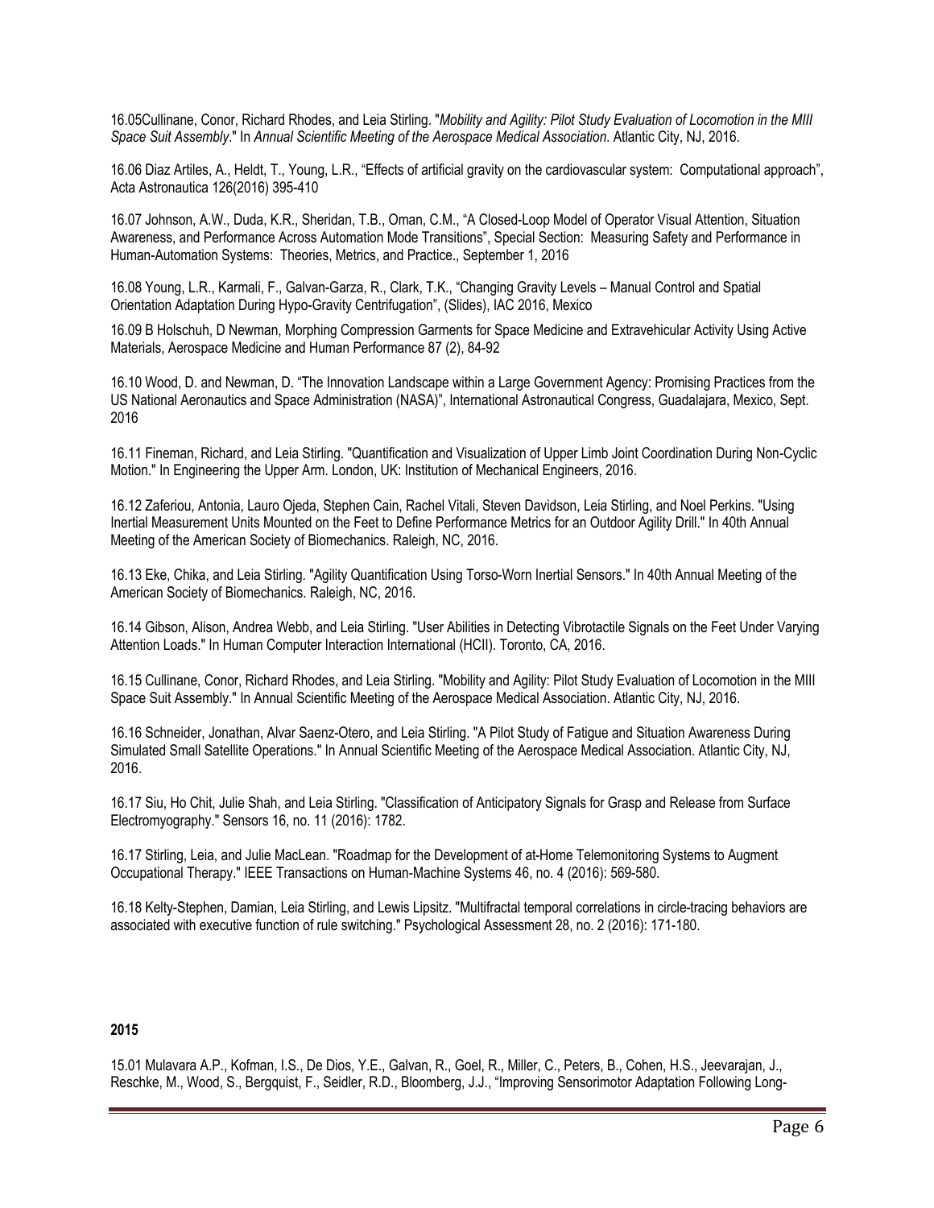16.05Cullinane, Conor, Richard Rhodes, and Leia Stirling. "*Mobility and Agility: Pilot Study Evaluation of Locomotion in the MIII Space Suit Assembly*." In *Annual Scientific Meeting of the Aerospace Medical Association*. Atlantic City, NJ, 2016.

16.06 Diaz Artiles, A., Heldt, T., Young, L.R., "Effects of artificial gravity on the cardiovascular system: Computational approach", Acta Astronautica 126(2016) 395-410

16.07 Johnson, A.W., Duda, K.R., Sheridan, T.B., Oman, C.M., "A Closed-Loop Model of Operator Visual Attention, Situation Awareness, and Performance Across Automation Mode Transitions", Special Section: Measuring Safety and Performance in Human-Automation Systems: Theories, Metrics, and Practice., September 1, 2016

16.08 Young, L.R., Karmali, F., Galvan-Garza, R., Clark, T.K., "Changing Gravity Levels – Manual Control and Spatial Orientation Adaptation During Hypo-Gravity Centrifugation", (Slides), IAC 2016, Mexico

16.09 B Holschuh, D Newman, Morphing Compression Garments for Space Medicine and Extravehicular Activity Using Active Materials, Aerospace Medicine and Human Performance 87 (2), 84-92

16.10 Wood, D. and Newman, D. "The Innovation Landscape within a Large Government Agency: Promising Practices from the US National Aeronautics and Space Administration (NASA)", International Astronautical Congress, Guadalajara, Mexico, Sept. 2016

16.11 Fineman, Richard, and Leia Stirling. "Quantification and Visualization of Upper Limb Joint Coordination During Non-Cyclic Motion." In Engineering the Upper Arm. London, UK: Institution of Mechanical Engineers, 2016.

16.12 Zaferiou, Antonia, Lauro Ojeda, Stephen Cain, Rachel Vitali, Steven Davidson, Leia Stirling, and Noel Perkins. "Using Inertial Measurement Units Mounted on the Feet to Define Performance Metrics for an Outdoor Agility Drill." In 40th Annual Meeting of the American Society of Biomechanics. Raleigh, NC, 2016.

16.13 Eke, Chika, and Leia Stirling. "Agility Quantification Using Torso-Worn Inertial Sensors." In 40th Annual Meeting of the American Society of Biomechanics. Raleigh, NC, 2016.

16.14 Gibson, Alison, Andrea Webb, and Leia Stirling. "User Abilities in Detecting Vibrotactile Signals on the Feet Under Varying Attention Loads." In Human Computer Interaction International (HCII). Toronto, CA, 2016.

16.15 Cullinane, Conor, Richard Rhodes, and Leia Stirling. "Mobility and Agility: Pilot Study Evaluation of Locomotion in the MIII Space Suit Assembly." In Annual Scientific Meeting of the Aerospace Medical Association. Atlantic City, NJ, 2016.

16.16 Schneider, Jonathan, Alvar Saenz-Otero, and Leia Stirling. "A Pilot Study of Fatigue and Situation Awareness During Simulated Small Satellite Operations." In Annual Scientific Meeting of the Aerospace Medical Association. Atlantic City, NJ, 2016.

16.17 Siu, Ho Chit, Julie Shah, and Leia Stirling. "Classification of Anticipatory Signals for Grasp and Release from Surface Electromyography." Sensors 16, no. 11 (2016): 1782.

16.17 Stirling, Leia, and Julie MacLean. "Roadmap for the Development of at-Home Telemonitoring Systems to Augment Occupational Therapy." IEEE Transactions on Human-Machine Systems 46, no. 4 (2016): 569-580.

16.18 Kelty-Stephen, Damian, Leia Stirling, and Lewis Lipsitz. "Multifractal temporal correlations in circle-tracing behaviors are associated with executive function of rule switching." Psychological Assessment 28, no. 2 (2016): 171-180.

**2015**

15.01 Mulavara A.P., Kofman, I.S., De Dios, Y.E., Galvan, R., Goel, R., Miller, C., Peters, B., Cohen, H.S., Jeevarajan, J., Reschke, M., Wood, S., Bergquist, F., Seidler, R.D., Bloomberg, J.J., "Improving Sensorimotor Adaptation Following Long-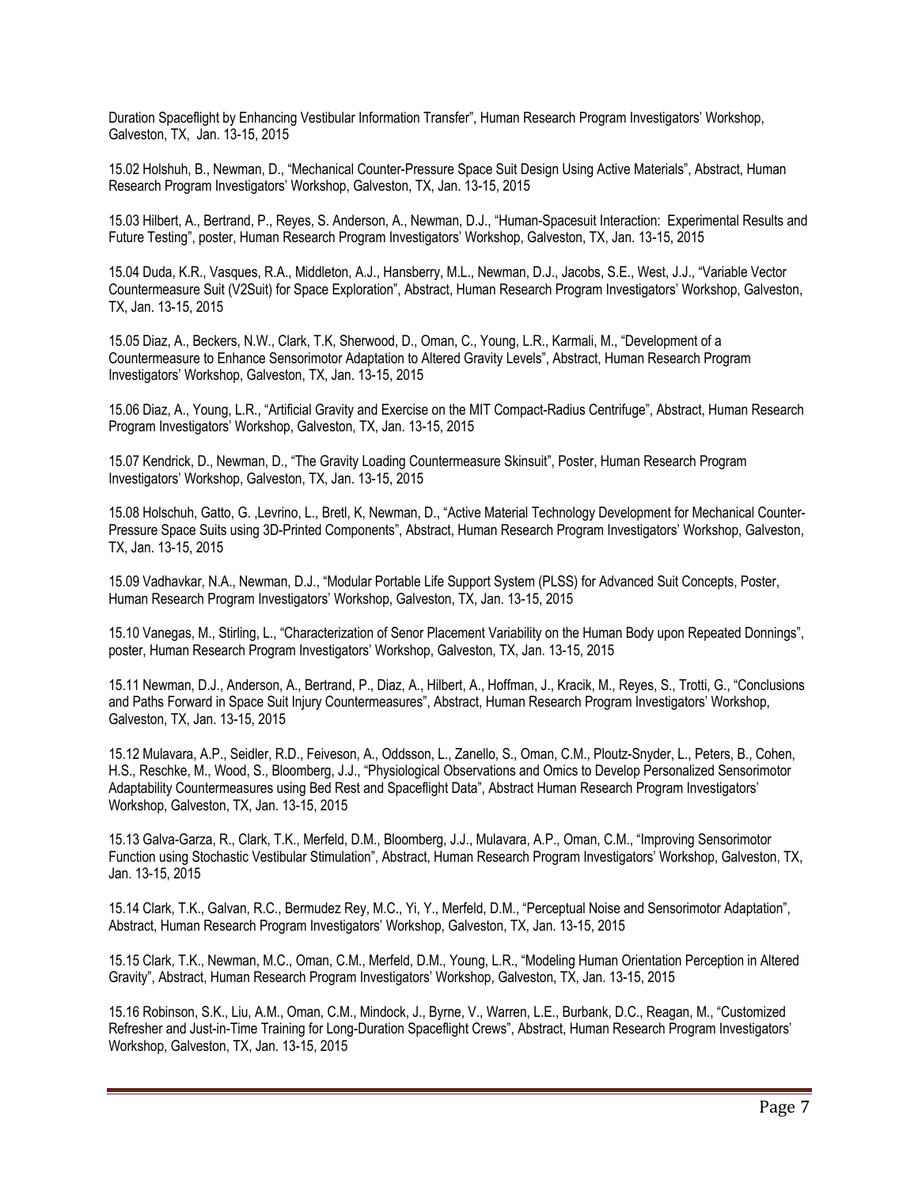Duration Spaceflight by Enhancing Vestibular Information Transfer", Human Research Program Investigators' Workshop, Galveston, TX, Jan. 13-15, 2015

15.02 Holshuh, B., Newman, D., "Mechanical Counter-Pressure Space Suit Design Using Active Materials", Abstract, Human Research Program Investigators' Workshop, Galveston, TX, Jan. 13-15, 2015

15.03 Hilbert, A., Bertrand, P., Reyes, S. Anderson, A., Newman, D.J., "Human-Spacesuit Interaction: Experimental Results and Future Testing", poster, Human Research Program Investigators' Workshop, Galveston, TX, Jan. 13-15, 2015

15.04 Duda, K.R., Vasques, R.A., Middleton, A.J., Hansberry, M.L., Newman, D.J., Jacobs, S.E., West, J.J., "Variable Vector Countermeasure Suit (V2Suit) for Space Exploration", Abstract, Human Research Program Investigators' Workshop, Galveston, TX, Jan. 13-15, 2015

15.05 Diaz, A., Beckers, N.W., Clark, T.K, Sherwood, D., Oman, C., Young, L.R., Karmali, M., "Development of a Countermeasure to Enhance Sensorimotor Adaptation to Altered Gravity Levels", Abstract, Human Research Program Investigators' Workshop, Galveston, TX, Jan. 13-15, 2015

15.06 Diaz, A., Young, L.R., "Artificial Gravity and Exercise on the MIT Compact-Radius Centrifuge", Abstract, Human Research Program Investigators' Workshop, Galveston, TX, Jan. 13-15, 2015

15.07 Kendrick, D., Newman, D., "The Gravity Loading Countermeasure Skinsuit", Poster, Human Research Program Investigators' Workshop, Galveston, TX, Jan. 13-15, 2015

15.08 Holschuh, Gatto, G. ,Levrino, L., Bretl, K, Newman, D., "Active Material Technology Development for Mechanical Counter-Pressure Space Suits using 3D-Printed Components", Abstract, Human Research Program Investigators' Workshop, Galveston, TX, Jan. 13-15, 2015

15.09 Vadhavkar, N.A., Newman, D.J., "Modular Portable Life Support System (PLSS) for Advanced Suit Concepts, Poster, Human Research Program Investigators' Workshop, Galveston, TX, Jan. 13-15, 2015

15.10 Vanegas, M., Stirling, L., "Characterization of Senor Placement Variability on the Human Body upon Repeated Donnings", poster, Human Research Program Investigators' Workshop, Galveston, TX, Jan. 13-15, 2015

15.11 Newman, D.J., Anderson, A., Bertrand, P., Diaz, A., Hilbert, A., Hoffman, J., Kracik, M., Reyes, S., Trotti, G., "Conclusions and Paths Forward in Space Suit Injury Countermeasures", Abstract, Human Research Program Investigators' Workshop, Galveston, TX, Jan. 13-15, 2015

15.12 Mulavara, A.P., Seidler, R.D., Feiveson, A., Oddsson, L., Zanello, S., Oman, C.M., Ploutz-Snyder, L., Peters, B., Cohen, H.S., Reschke, M., Wood, S., Bloomberg, J.J., "Physiological Observations and Omics to Develop Personalized Sensorimotor Adaptability Countermeasures using Bed Rest and Spaceflight Data", Abstract Human Research Program Investigators' Workshop, Galveston, TX, Jan. 13-15, 2015

15.13 Galva-Garza, R., Clark, T.K., Merfeld, D.M., Bloomberg, J.J., Mulavara, A.P., Oman, C.M., "Improving Sensorimotor Function using Stochastic Vestibular Stimulation", Abstract, Human Research Program Investigators' Workshop, Galveston, TX, Jan. 13-15, 2015

15.14 Clark, T.K., Galvan, R.C., Bermudez Rey, M.C., Yi, Y., Merfeld, D.M., "Perceptual Noise and Sensorimotor Adaptation", Abstract, Human Research Program Investigators' Workshop, Galveston, TX, Jan. 13-15, 2015

15.15 Clark, T.K., Newman, M.C., Oman, C.M., Merfeld, D.M., Young, L.R., "Modeling Human Orientation Perception in Altered Gravity", Abstract, Human Research Program Investigators' Workshop, Galveston, TX, Jan. 13-15, 2015

15.16 Robinson, S.K., Liu, A.M., Oman, C.M., Mindock, J., Byrne, V., Warren, L.E., Burbank, D.C., Reagan, M., "Customized Refresher and Just-in-Time Training for Long-Duration Spaceflight Crews", Abstract, Human Research Program Investigators' Workshop, Galveston, TX, Jan. 13-15, 2015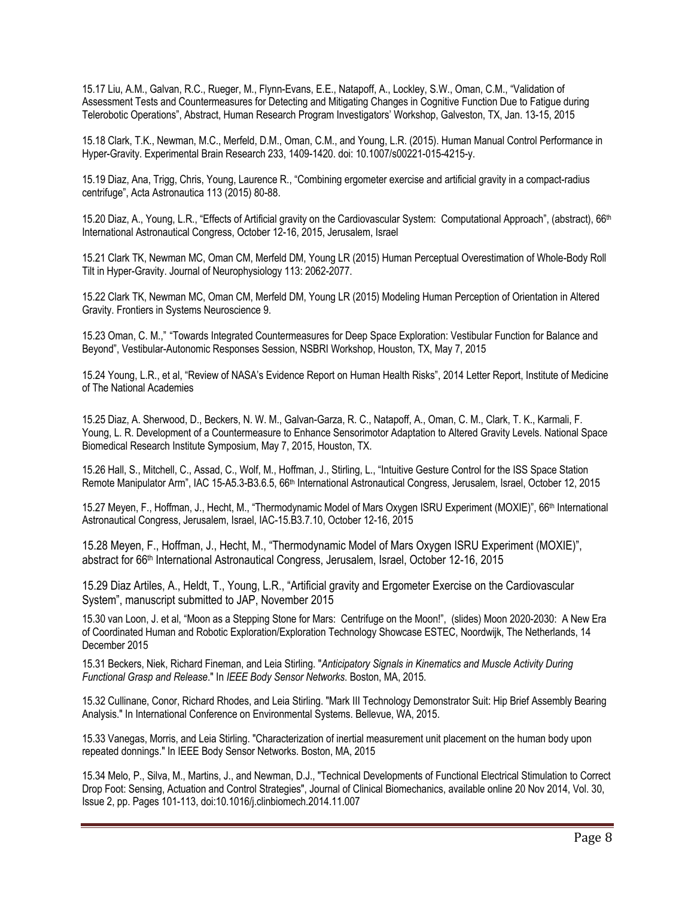15.17 Liu, A.M., Galvan, R.C., Rueger, M., Flynn-Evans, E.E., Natapoff, A., Lockley, S.W., Oman, C.M., "Validation of Assessment Tests and Countermeasures for Detecting and Mitigating Changes in Cognitive Function Due to Fatigue during Telerobotic Operations", Abstract, Human Research Program Investigators' Workshop, Galveston, TX, Jan. 13-15, 2015

15.18 Clark, T.K., Newman, M.C., Merfeld, D.M., Oman, C.M., and Young, L.R. (2015). Human Manual Control Performance in Hyper-Gravity. Experimental Brain Research 233, 1409-1420. doi: 10.1007/s00221-015-4215-y.

15.19 Diaz, Ana, Trigg, Chris, Young, Laurence R., "Combining ergometer exercise and artificial gravity in a compact-radius centrifuge", Acta Astronautica 113 (2015) 80-88.

15.20 Diaz, A., Young, L.R., "Effects of Artificial gravity on the Cardiovascular System: Computational Approach", (abstract), 66th International Astronautical Congress, October 12-16, 2015, Jerusalem, Israel

15.21 Clark TK, Newman MC, Oman CM, Merfeld DM, Young LR (2015) Human Perceptual Overestimation of Whole-Body Roll Tilt in Hyper-Gravity. Journal of Neurophysiology 113: 2062-2077.

15.22 Clark TK, Newman MC, Oman CM, Merfeld DM, Young LR (2015) Modeling Human Perception of Orientation in Altered Gravity. Frontiers in Systems Neuroscience 9.

15.23 Oman, C. M.," "Towards Integrated Countermeasures for Deep Space Exploration: Vestibular Function for Balance and Beyond", Vestibular-Autonomic Responses Session, NSBRI Workshop, Houston, TX, May 7, 2015

15.24 Young, L.R., et al, "Review of NASA's Evidence Report on Human Health Risks", 2014 Letter Report, Institute of Medicine of The National Academies

15.25 Diaz, A. Sherwood, D., Beckers, N. W. M., Galvan-Garza, R. C., Natapoff, A., Oman, C. M., Clark, T. K., Karmali, F. Young, L. R. Development of a Countermeasure to Enhance Sensorimotor Adaptation to Altered Gravity Levels. National Space Biomedical Research Institute Symposium, May 7, 2015, Houston, TX.

15.26 Hall, S., Mitchell, C., Assad, C., Wolf, M., Hoffman, J., Stirling, L., "Intuitive Gesture Control for the ISS Space Station Remote Manipulator Arm", IAC 15-A5.3-B3.6.5, 66th International Astronautical Congress, Jerusalem, Israel, October 12, 2015

15.27 Meyen, F., Hoffman, J., Hecht, M., "Thermodynamic Model of Mars Oxygen ISRU Experiment (MOXIE)", 66th International Astronautical Congress, Jerusalem, Israel, IAC-15.B3.7.10, October 12-16, 2015

15.28 Meyen, F., Hoffman, J., Hecht, M., "Thermodynamic Model of Mars Oxygen ISRU Experiment (MOXIE)", abstract for 66th International Astronautical Congress, Jerusalem, Israel, October 12-16, 2015

15.29 Diaz Artiles, A., Heldt, T., Young, L.R., "Artificial gravity and Ergometer Exercise on the Cardiovascular System", manuscript submitted to JAP, November 2015

15.30 van Loon, J. et al, "Moon as a Stepping Stone for Mars: Centrifuge on the Moon!", (slides) Moon 2020-2030: A New Era of Coordinated Human and Robotic Exploration/Exploration Technology Showcase ESTEC, Noordwijk, The Netherlands, 14 December 2015

15.31 Beckers, Niek, Richard Fineman, and Leia Stirling. "*Anticipatory Signals in Kinematics and Muscle Activity During Functional Grasp and Release*." In *IEEE Body Sensor Networks*. Boston, MA, 2015.

15.32 Cullinane, Conor, Richard Rhodes, and Leia Stirling. "Mark III Technology Demonstrator Suit: Hip Brief Assembly Bearing Analysis." In International Conference on Environmental Systems. Bellevue, WA, 2015.

15.33 Vanegas, Morris, and Leia Stirling. "Characterization of inertial measurement unit placement on the human body upon repeated donnings." In IEEE Body Sensor Networks. Boston, MA, 2015

15.34 Melo, P., Silva, M., Martins, J., and Newman, D.J., "Technical Developments of Functional Electrical Stimulation to Correct Drop Foot: Sensing, Actuation and Control Strategies", Journal of Clinical Biomechanics, available online 20 Nov 2014, Vol. 30, Issue 2, pp. Pages 101-113, doi:10.1016/j.clinbiomech.2014.11.007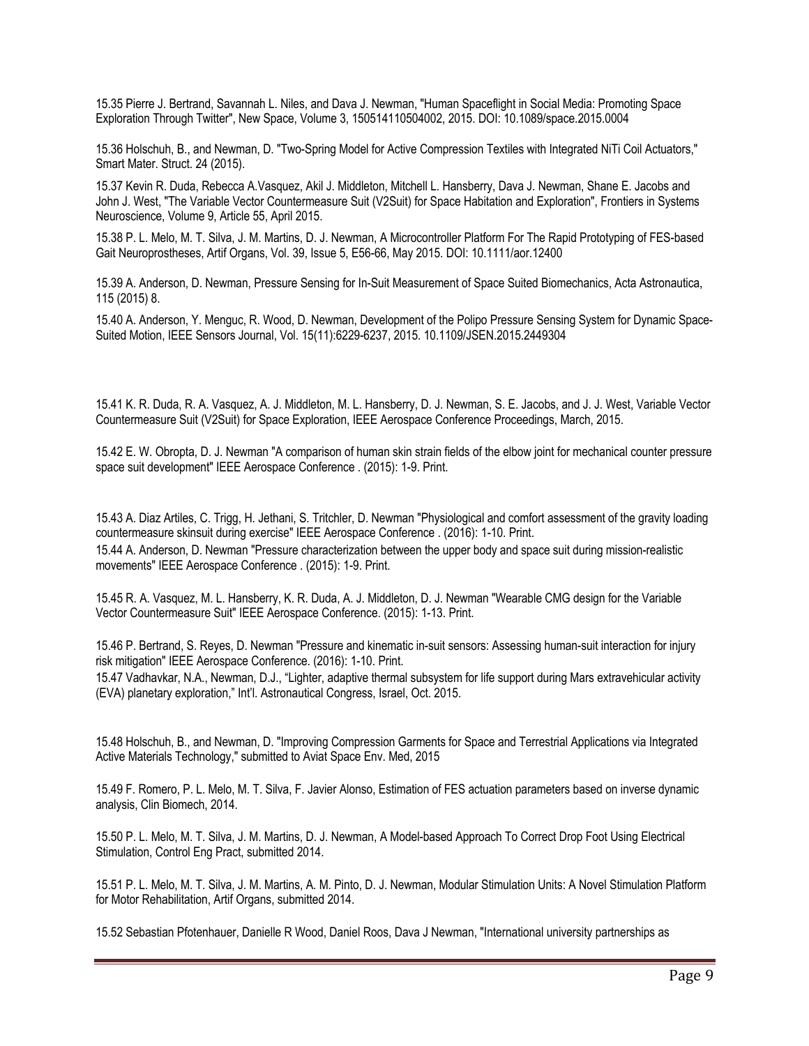15.35 Pierre J. Bertrand, Savannah L. Niles, and Dava J. Newman, "Human Spaceflight in Social Media: Promoting Space Exploration Through Twitter", New Space, Volume 3, 150514110504002, 2015. DOI: 10.1089/space.2015.0004

15.36 Holschuh, B., and Newman, D. "Two-Spring Model for Active Compression Textiles with Integrated NiTi Coil Actuators," Smart Mater. Struct. 24 (2015).

15.37 Kevin R. Duda, Rebecca A.Vasquez, Akil J. Middleton, Mitchell L. Hansberry, Dava J. Newman, Shane E. Jacobs and John J. West, "The Variable Vector Countermeasure Suit (V2Suit) for Space Habitation and Exploration", Frontiers in Systems Neuroscience, Volume 9, Article 55, April 2015.

15.38 P. L. Melo, M. T. Silva, J. M. Martins, D. J. Newman, A Microcontroller Platform For The Rapid Prototyping of FES-based Gait Neuroprostheses, Artif Organs, Vol. 39, Issue 5, E56-66, May 2015. DOI: 10.1111/aor.12400

15.39 A. Anderson, D. Newman, Pressure Sensing for In-Suit Measurement of Space Suited Biomechanics, Acta Astronautica, 115 (2015) 8.

15.40 A. Anderson, Y. Menguc, R. Wood, D. Newman, Development of the Polipo Pressure Sensing System for Dynamic Space-Suited Motion, IEEE Sensors Journal, Vol. 15(11):6229-6237, 2015. 10.1109/JSEN.2015.2449304

15.41 K. R. Duda, R. A. Vasquez, A. J. Middleton, M. L. Hansberry, D. J. Newman, S. E. Jacobs, and J. J. West, Variable Vector Countermeasure Suit (V2Suit) for Space Exploration, IEEE Aerospace Conference Proceedings, March, 2015.

15.42 E. W. Obropta, D. J. Newman "A comparison of human skin strain fields of the elbow joint for mechanical counter pressure space suit development" IEEE Aerospace Conference . (2015): 1-9. Print.

15.43 A. Diaz Artiles, C. Trigg, H. Jethani, S. Tritchler, D. Newman "Physiological and comfort assessment of the gravity loading countermeasure skinsuit during exercise" IEEE Aerospace Conference . (2016): 1-10. Print.

15.44 A. Anderson, D. Newman "Pressure characterization between the upper body and space suit during mission-realistic movements" IEEE Aerospace Conference . (2015): 1-9. Print.

15.45 R. A. Vasquez, M. L. Hansberry, K. R. Duda, A. J. Middleton, D. J. Newman "Wearable CMG design for the Variable Vector Countermeasure Suit" IEEE Aerospace Conference. (2015): 1-13. Print.

15.46 P. Bertrand, S. Reyes, D. Newman "Pressure and kinematic in-suit sensors: Assessing human-suit interaction for injury risk mitigation" IEEE Aerospace Conference. (2016): 1-10. Print.

15.47 Vadhavkar, N.A., Newman, D.J., "Lighter, adaptive thermal subsystem for life support during Mars extravehicular activity (EVA) planetary exploration," Int'l. Astronautical Congress, Israel, Oct. 2015.

15.48 Holschuh, B., and Newman, D. "Improving Compression Garments for Space and Terrestrial Applications via Integrated Active Materials Technology," submitted to Aviat Space Env. Med, 2015

15.49 F. Romero, P. L. Melo, M. T. Silva, F. Javier Alonso, Estimation of FES actuation parameters based on inverse dynamic analysis, Clin Biomech, 2014.

15.50 P. L. Melo, M. T. Silva, J. M. Martins, D. J. Newman, A Model-based Approach To Correct Drop Foot Using Electrical Stimulation, Control Eng Pract, submitted 2014.

15.51 P. L. Melo, M. T. Silva, J. M. Martins, A. M. Pinto, D. J. Newman, Modular Stimulation Units: A Novel Stimulation Platform for Motor Rehabilitation, Artif Organs, submitted 2014.

15.52 Sebastian Pfotenhauer, Danielle R Wood, Daniel Roos, Dava J Newman, "International university partnerships as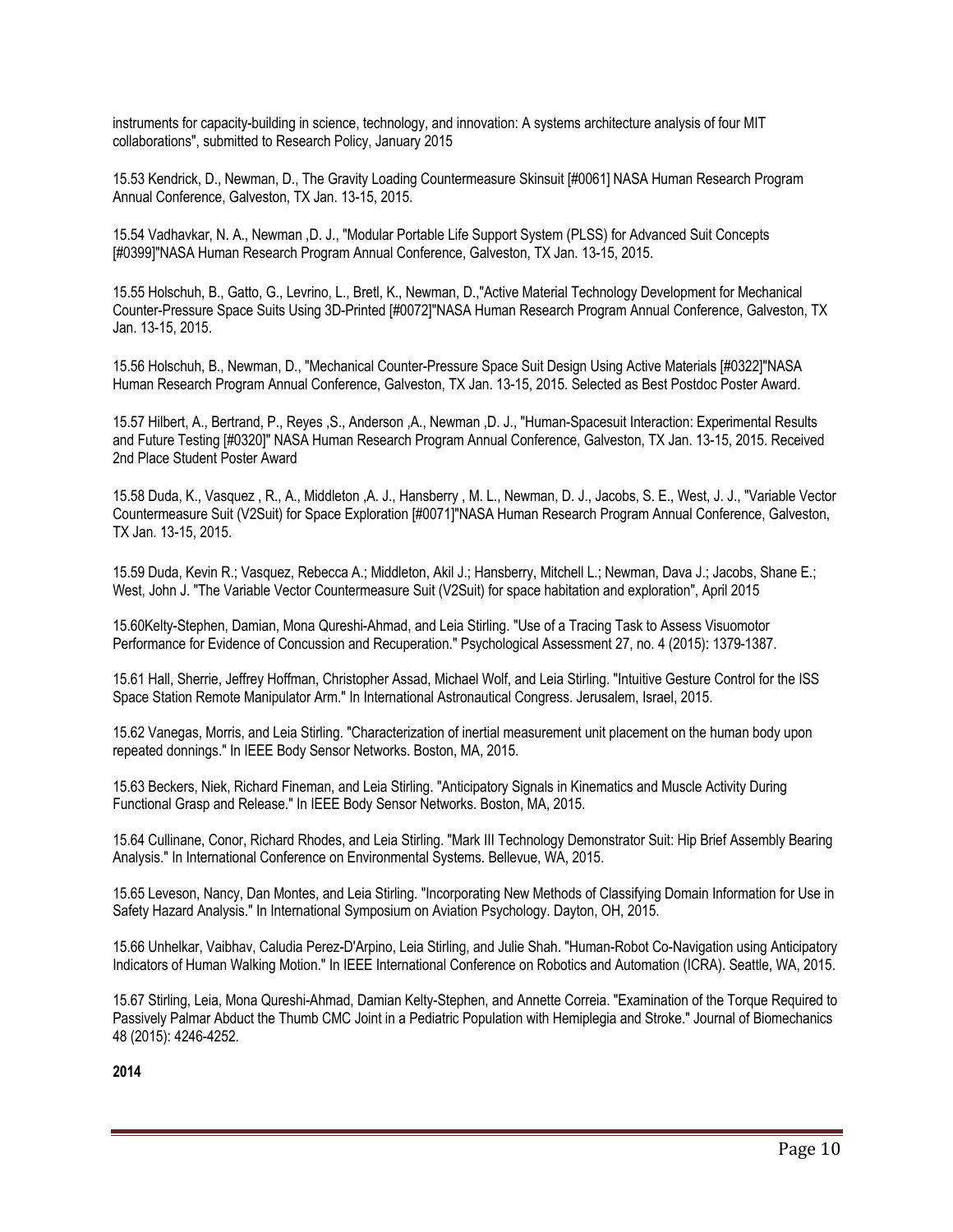instruments for capacity-building in science, technology, and innovation: A systems architecture analysis of four MIT collaborations", submitted to Research Policy, January 2015

15.53 Kendrick, D., Newman, D., The Gravity Loading Countermeasure Skinsuit [#0061] NASA Human Research Program Annual Conference, Galveston, TX Jan. 13-15, 2015.

15.54 Vadhavkar, N. A., Newman ,D. J., "Modular Portable Life Support System (PLSS) for Advanced Suit Concepts [#0399]"NASA Human Research Program Annual Conference, Galveston, TX Jan. 13-15, 2015.

15.55 Holschuh, B., Gatto, G., Levrino, L., Bretl, K., Newman, D.,"Active Material Technology Development for Mechanical Counter-Pressure Space Suits Using 3D-Printed [#0072]"NASA Human Research Program Annual Conference, Galveston, TX Jan. 13-15, 2015.

15.56 Holschuh, B., Newman, D., "Mechanical Counter-Pressure Space Suit Design Using Active Materials [#0322]"NASA Human Research Program Annual Conference, Galveston, TX Jan. 13-15, 2015. Selected as Best Postdoc Poster Award.

15.57 Hilbert, A., Bertrand, P., Reyes ,S., Anderson ,A., Newman ,D. J., "Human-Spacesuit Interaction: Experimental Results and Future Testing [#0320]" NASA Human Research Program Annual Conference, Galveston, TX Jan. 13-15, 2015. Received 2nd Place Student Poster Award

15.58 Duda, K., Vasquez , R., A., Middleton ,A. J., Hansberry , M. L., Newman, D. J., Jacobs, S. E., West, J. J., "Variable Vector Countermeasure Suit (V2Suit) for Space Exploration [#0071]"NASA Human Research Program Annual Conference, Galveston, TX Jan. 13-15, 2015.

15.59 Duda, Kevin R.; Vasquez, Rebecca A.; Middleton, Akil J.; Hansberry, Mitchell L.; Newman, Dava J.; Jacobs, Shane E.; West, John J. "The Variable Vector Countermeasure Suit (V2Suit) for space habitation and exploration", April 2015

15.60Kelty-Stephen, Damian, Mona Qureshi-Ahmad, and Leia Stirling. "Use of a Tracing Task to Assess Visuomotor Performance for Evidence of Concussion and Recuperation." Psychological Assessment 27, no. 4 (2015): 1379-1387.

15.61 Hall, Sherrie, Jeffrey Hoffman, Christopher Assad, Michael Wolf, and Leia Stirling. "Intuitive Gesture Control for the ISS Space Station Remote Manipulator Arm." In International Astronautical Congress. Jerusalem, Israel, 2015.

15.62 Vanegas, Morris, and Leia Stirling. "Characterization of inertial measurement unit placement on the human body upon repeated donnings." In IEEE Body Sensor Networks. Boston, MA, 2015.

15.63 Beckers, Niek, Richard Fineman, and Leia Stirling. "Anticipatory Signals in Kinematics and Muscle Activity During Functional Grasp and Release." In IEEE Body Sensor Networks. Boston, MA, 2015.

15.64 Cullinane, Conor, Richard Rhodes, and Leia Stirling. "Mark III Technology Demonstrator Suit: Hip Brief Assembly Bearing Analysis." In International Conference on Environmental Systems. Bellevue, WA, 2015.

15.65 Leveson, Nancy, Dan Montes, and Leia Stirling. "Incorporating New Methods of Classifying Domain Information for Use in Safety Hazard Analysis." In International Symposium on Aviation Psychology. Dayton, OH, 2015.

15.66 Unhelkar, Vaibhav, Caludia Perez-D'Arpino, Leia Stirling, and Julie Shah. "Human-Robot Co-Navigation using Anticipatory Indicators of Human Walking Motion." In IEEE International Conference on Robotics and Automation (ICRA). Seattle, WA, 2015.

15.67 Stirling, Leia, Mona Qureshi-Ahmad, Damian Kelty-Stephen, and Annette Correia. "Examination of the Torque Required to Passively Palmar Abduct the Thumb CMC Joint in a Pediatric Population with Hemiplegia and Stroke." Journal of Biomechanics 48 (2015): 4246-4252.

**2014**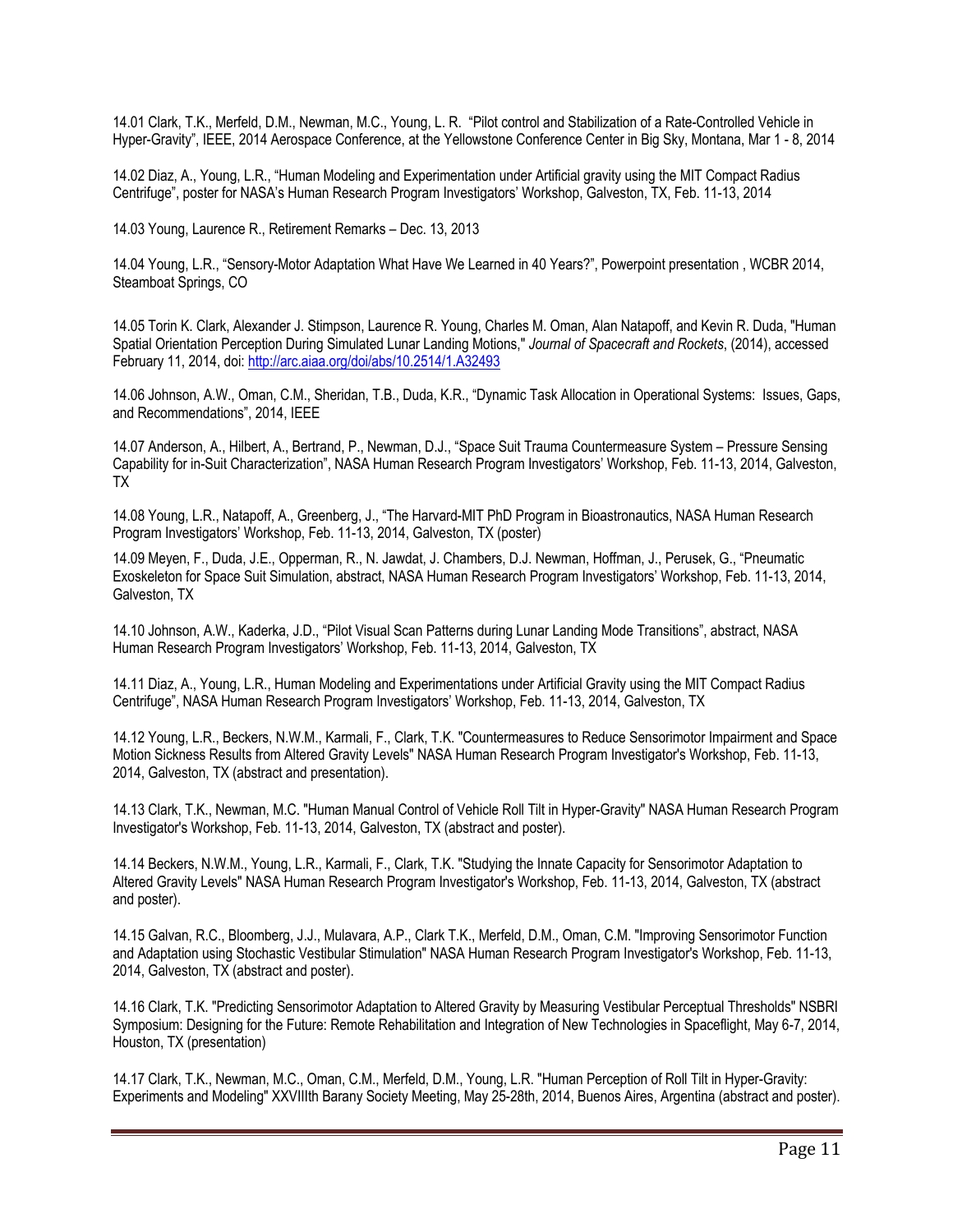14.01 Clark, T.K., Merfeld, D.M., Newman, M.C., Young, L. R. "Pilot control and Stabilization of a Rate-Controlled Vehicle in Hyper-Gravity", IEEE, 2014 Aerospace Conference, at the Yellowstone Conference Center in Big Sky, Montana, Mar 1 - 8, 2014

14.02 Diaz, A., Young, L.R., "Human Modeling and Experimentation under Artificial gravity using the MIT Compact Radius Centrifuge", poster for NASA's Human Research Program Investigators' Workshop, Galveston, TX, Feb. 11-13, 2014

14.03 Young, Laurence R., Retirement Remarks – Dec. 13, 2013

14.04 Young, L.R., "Sensory-Motor Adaptation What Have We Learned in 40 Years?", Powerpoint presentation , WCBR 2014, Steamboat Springs, CO

14.05 Torin K. Clark, Alexander J. Stimpson, Laurence R. Young, Charles M. Oman, Alan Natapoff, and Kevin R. Duda, "Human Spatial Orientation Perception During Simulated Lunar Landing Motions," *Journal of Spacecraft and Rockets*, (2014), accessed February 11, 2014, doi: http://arc.aiaa.org/doi/abs/10.2514/1.A32493

14.06 Johnson, A.W., Oman, C.M., Sheridan, T.B., Duda, K.R., "Dynamic Task Allocation in Operational Systems: Issues, Gaps, and Recommendations", 2014, IEEE

14.07 Anderson, A., Hilbert, A., Bertrand, P., Newman, D.J., "Space Suit Trauma Countermeasure System – Pressure Sensing Capability for in-Suit Characterization", NASA Human Research Program Investigators' Workshop, Feb. 11-13, 2014, Galveston, TX

14.08 Young, L.R., Natapoff, A., Greenberg, J., "The Harvard-MIT PhD Program in Bioastronautics, NASA Human Research Program Investigators' Workshop, Feb. 11-13, 2014, Galveston, TX (poster)

14.09 Meyen, F., Duda, J.E., Opperman, R., N. Jawdat, J. Chambers, D.J. Newman, Hoffman, J., Perusek, G., "Pneumatic Exoskeleton for Space Suit Simulation, abstract, NASA Human Research Program Investigators' Workshop, Feb. 11-13, 2014, Galveston, TX

14.10 Johnson, A.W., Kaderka, J.D., "Pilot Visual Scan Patterns during Lunar Landing Mode Transitions", abstract, NASA Human Research Program Investigators' Workshop, Feb. 11-13, 2014, Galveston, TX

14.11 Diaz, A., Young, L.R., Human Modeling and Experimentations under Artificial Gravity using the MIT Compact Radius Centrifuge", NASA Human Research Program Investigators' Workshop, Feb. 11-13, 2014, Galveston, TX

14.12 Young, L.R., Beckers, N.W.M., Karmali, F., Clark, T.K. "Countermeasures to Reduce Sensorimotor Impairment and Space Motion Sickness Results from Altered Gravity Levels" NASA Human Research Program Investigator's Workshop, Feb. 11-13, 2014, Galveston, TX (abstract and presentation).

14.13 Clark, T.K., Newman, M.C. "Human Manual Control of Vehicle Roll Tilt in Hyper-Gravity" NASA Human Research Program Investigator's Workshop, Feb. 11-13, 2014, Galveston, TX (abstract and poster).

14.14 Beckers, N.W.M., Young, L.R., Karmali, F., Clark, T.K. "Studying the Innate Capacity for Sensorimotor Adaptation to Altered Gravity Levels" NASA Human Research Program Investigator's Workshop, Feb. 11-13, 2014, Galveston, TX (abstract and poster).

14.15 Galvan, R.C., Bloomberg, J.J., Mulavara, A.P., Clark T.K., Merfeld, D.M., Oman, C.M. "Improving Sensorimotor Function and Adaptation using Stochastic Vestibular Stimulation" NASA Human Research Program Investigator's Workshop, Feb. 11-13, 2014, Galveston, TX (abstract and poster).

14.16 Clark, T.K. "Predicting Sensorimotor Adaptation to Altered Gravity by Measuring Vestibular Perceptual Thresholds" NSBRI Symposium: Designing for the Future: Remote Rehabilitation and Integration of New Technologies in Spaceflight, May 6-7, 2014, Houston, TX (presentation)

14.17 Clark, T.K., Newman, M.C., Oman, C.M., Merfeld, D.M., Young, L.R. "Human Perception of Roll Tilt in Hyper-Gravity: Experiments and Modeling" XXVIIIth Barany Society Meeting, May 25-28th, 2014, Buenos Aires, Argentina (abstract and poster).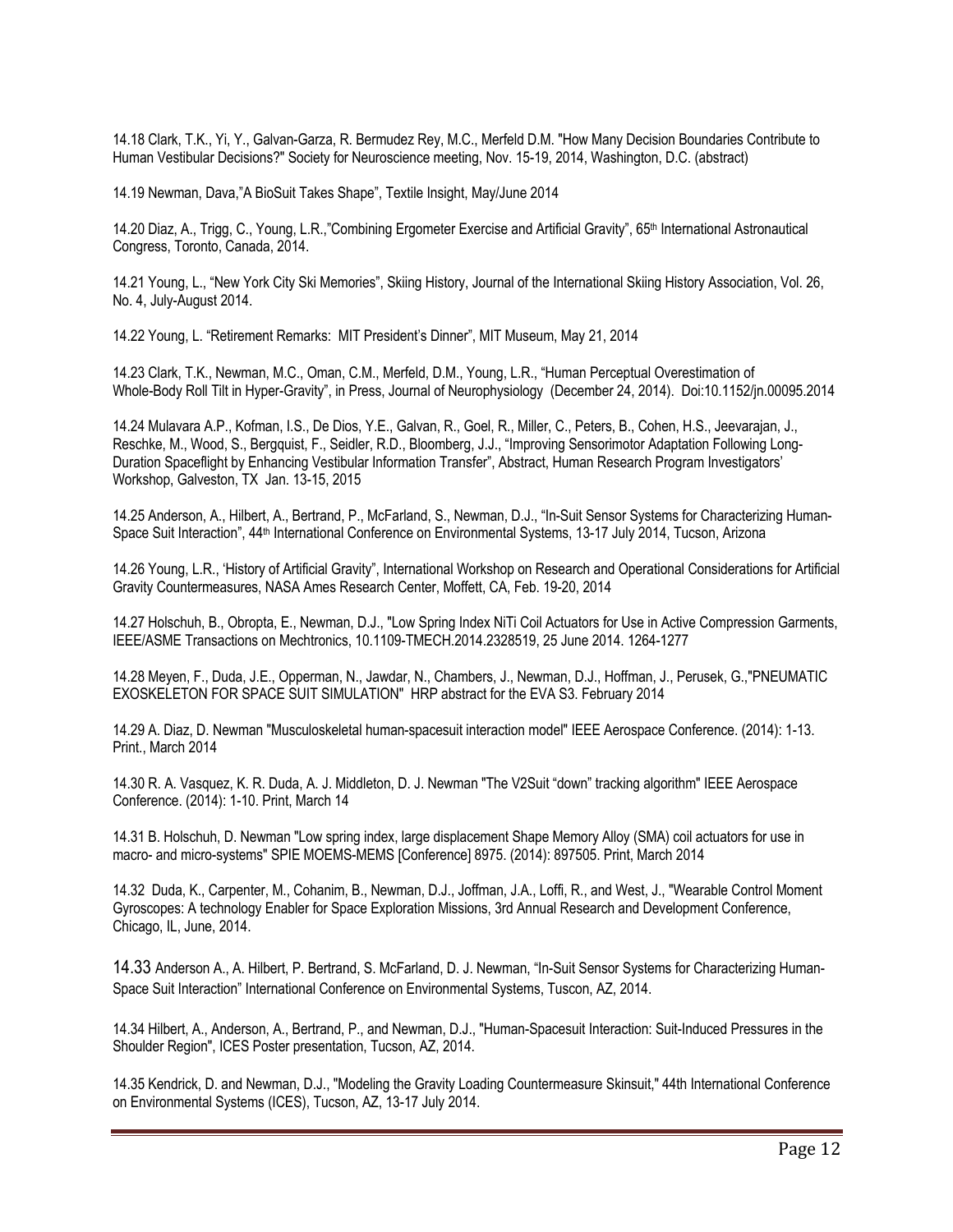14.18 Clark, T.K., Yi, Y., Galvan-Garza, R. Bermudez Rey, M.C., Merfeld D.M. "How Many Decision Boundaries Contribute to Human Vestibular Decisions?" Society for Neuroscience meeting, Nov. 15-19, 2014, Washington, D.C. (abstract)

14.19 Newman, Dava,"A BioSuit Takes Shape", Textile Insight, May/June 2014

14.20 Diaz, A., Trigg, C., Young, L.R.,"Combining Ergometer Exercise and Artificial Gravity", 65th International Astronautical Congress, Toronto, Canada, 2014.

14.21 Young, L., "New York City Ski Memories", Skiing History, Journal of the International Skiing History Association, Vol. 26, No. 4, July-August 2014.

14.22 Young, L. "Retirement Remarks: MIT President's Dinner", MIT Museum, May 21, 2014

14.23 Clark, T.K., Newman, M.C., Oman, C.M., Merfeld, D.M., Young, L.R., "Human Perceptual Overestimation of Whole-Body Roll Tilt in Hyper-Gravity", in Press, Journal of Neurophysiology (December 24, 2014). Doi:10.1152/jn.00095.2014

14.24 Mulavara A.P., Kofman, I.S., De Dios, Y.E., Galvan, R., Goel, R., Miller, C., Peters, B., Cohen, H.S., Jeevarajan, J., Reschke, M., Wood, S., Bergquist, F., Seidler, R.D., Bloomberg, J.J., "Improving Sensorimotor Adaptation Following Long-Duration Spaceflight by Enhancing Vestibular Information Transfer", Abstract, Human Research Program Investigators' Workshop, Galveston, TX Jan. 13-15, 2015

14.25 Anderson, A., Hilbert, A., Bertrand, P., McFarland, S., Newman, D.J., "In-Suit Sensor Systems for Characterizing Human-Space Suit Interaction", 44th International Conference on Environmental Systems, 13-17 July 2014, Tucson, Arizona

14.26 Young, L.R., 'History of Artificial Gravity", International Workshop on Research and Operational Considerations for Artificial Gravity Countermeasures, NASA Ames Research Center, Moffett, CA, Feb. 19-20, 2014

14.27 Holschuh, B., Obropta, E., Newman, D.J., "Low Spring Index NiTi Coil Actuators for Use in Active Compression Garments, IEEE/ASME Transactions on Mechtronics, 10.1109-TMECH.2014.2328519, 25 June 2014. 1264-1277

14.28 Meyen, F., Duda, J.E., Opperman, N., Jawdar, N., Chambers, J., Newman, D.J., Hoffman, J., Perusek, G.,"PNEUMATIC EXOSKELETON FOR SPACE SUIT SIMULATION" HRP abstract for the EVA S3. February 2014

14.29 A. Diaz, D. Newman "Musculoskeletal human-spacesuit interaction model" IEEE Aerospace Conference. (2014): 1-13. Print., March 2014

14.30 R. A. Vasquez, K. R. Duda, A. J. Middleton, D. J. Newman "The V2Suit "down" tracking algorithm" IEEE Aerospace Conference. (2014): 1-10. Print, March 14

14.31 B. Holschuh, D. Newman "Low spring index, large displacement Shape Memory Alloy (SMA) coil actuators for use in macro- and micro-systems" SPIE MOEMS-MEMS [Conference] 8975. (2014): 897505. Print, March 2014

14.32 Duda, K., Carpenter, M., Cohanim, B., Newman, D.J., Joffman, J.A., Loffi, R., and West, J., "Wearable Control Moment Gyroscopes: A technology Enabler for Space Exploration Missions, 3rd Annual Research and Development Conference, Chicago, IL, June, 2014.

14.33 Anderson A., A. Hilbert, P. Bertrand, S. McFarland, D. J. Newman, "In-Suit Sensor Systems for Characterizing Human-Space Suit Interaction" International Conference on Environmental Systems, Tuscon, AZ, 2014.

14.34 Hilbert, A., Anderson, A., Bertrand, P., and Newman, D.J., "Human-Spacesuit Interaction: Suit-Induced Pressures in the Shoulder Region", ICES Poster presentation, Tucson, AZ, 2014.

14.35 Kendrick, D. and Newman, D.J., "Modeling the Gravity Loading Countermeasure Skinsuit," 44th International Conference on Environmental Systems (ICES), Tucson, AZ, 13-17 July 2014.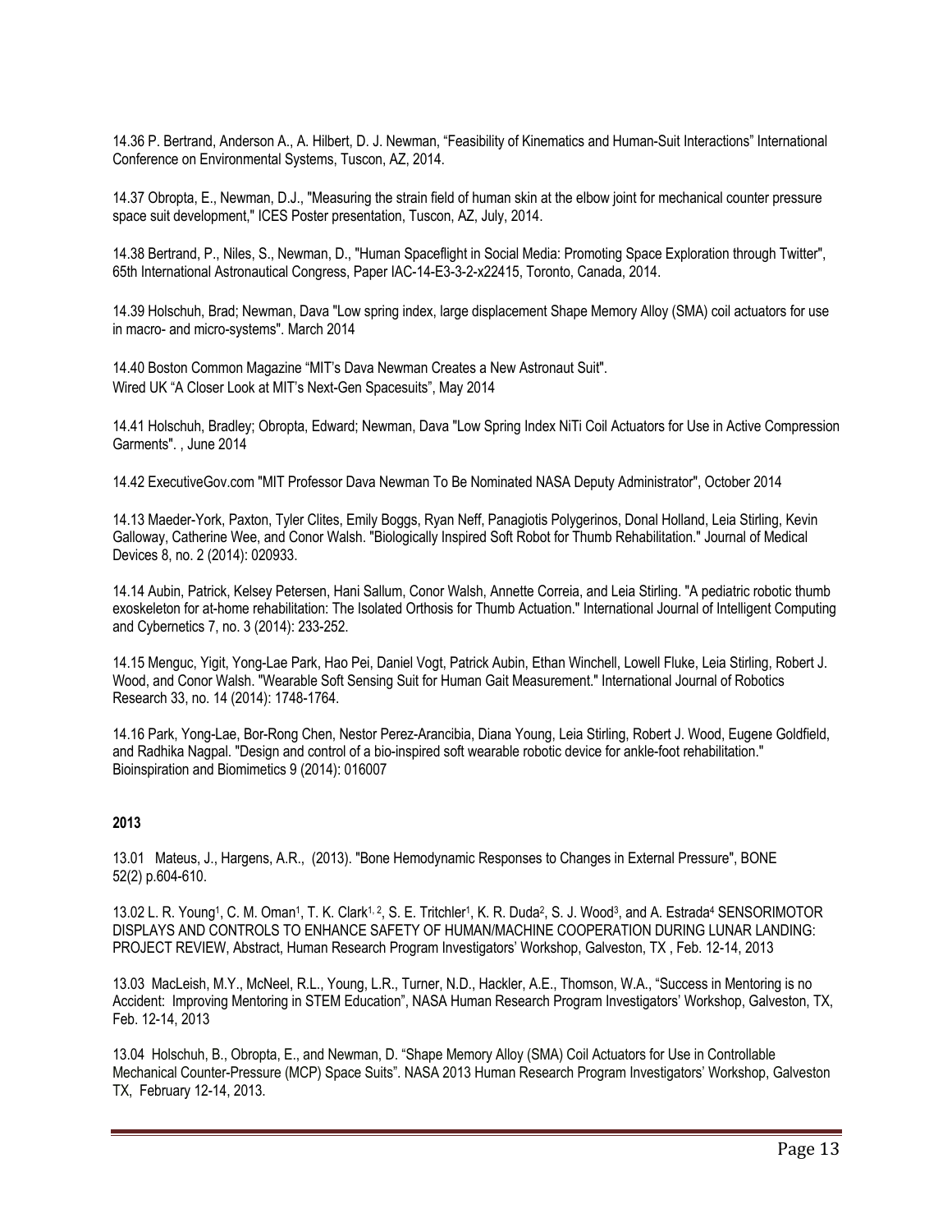14.36 P. Bertrand, Anderson A., A. Hilbert, D. J. Newman, "Feasibility of Kinematics and Human-Suit Interactions" International Conference on Environmental Systems, Tuscon, AZ, 2014.

14.37 Obropta, E., Newman, D.J., "Measuring the strain field of human skin at the elbow joint for mechanical counter pressure space suit development," ICES Poster presentation, Tuscon, AZ, July, 2014.

14.38 Bertrand, P., Niles, S., Newman, D., "Human Spaceflight in Social Media: Promoting Space Exploration through Twitter", 65th International Astronautical Congress, Paper IAC-14-E3-3-2-x22415, Toronto, Canada, 2014.

14.39 Holschuh, Brad; Newman, Dava "Low spring index, large displacement Shape Memory Alloy (SMA) coil actuators for use in macro- and micro-systems". March 2014

14.40 Boston Common Magazine "MIT's Dava Newman Creates a New Astronaut Suit".
Wired UK "A Closer Look at MIT's Next-Gen Spacesuits", May 2014

14.41 Holschuh, Bradley; Obropta, Edward; Newman, Dava "Low Spring Index NiTi Coil Actuators for Use in Active Compression Garments". , June 2014

14.42 ExecutiveGov.com "MIT Professor Dava Newman To Be Nominated NASA Deputy Administrator", October 2014

14.13 Maeder-York, Paxton, Tyler Clites, Emily Boggs, Ryan Neff, Panagiotis Polygerinos, Donal Holland, Leia Stirling, Kevin Galloway, Catherine Wee, and Conor Walsh. "Biologically Inspired Soft Robot for Thumb Rehabilitation." Journal of Medical Devices 8, no. 2 (2014): 020933.

14.14 Aubin, Patrick, Kelsey Petersen, Hani Sallum, Conor Walsh, Annette Correia, and Leia Stirling. "A pediatric robotic thumb exoskeleton for at-home rehabilitation: The Isolated Orthosis for Thumb Actuation." International Journal of Intelligent Computing and Cybernetics 7, no. 3 (2014): 233-252.

14.15 Menguc, Yigit, Yong-Lae Park, Hao Pei, Daniel Vogt, Patrick Aubin, Ethan Winchell, Lowell Fluke, Leia Stirling, Robert J. Wood, and Conor Walsh. "Wearable Soft Sensing Suit for Human Gait Measurement." International Journal of Robotics Research 33, no. 14 (2014): 1748-1764.

14.16 Park, Yong-Lae, Bor-Rong Chen, Nestor Perez-Arancibia, Diana Young, Leia Stirling, Robert J. Wood, Eugene Goldfield, and Radhika Nagpal. "Design and control of a bio-inspired soft wearable robotic device for ankle-foot rehabilitation." Bioinspiration and Biomimetics 9 (2014): 016007

**2013**

13.01 Mateus, J., Hargens, A.R., (2013). "Bone Hemodynamic Responses to Changes in External Pressure", BONE 52(2) p.604-610.

13.02 L. R. Young[1], C. M. Oman[1], T. K. Clark[1, 2], S. E. Tritchler[1], K. R. Duda[2], S. J. Wood[3], and A. Estrada[4] SENSORIMOTOR DISPLAYS AND CONTROLS TO ENHANCE SAFETY OF HUMAN/MACHINE COOPERATION DURING LUNAR LANDING: PROJECT REVIEW, Abstract, Human Research Program Investigators' Workshop, Galveston, TX , Feb. 12-14, 2013

13.03 MacLeish, M.Y., McNeel, R.L., Young, L.R., Turner, N.D., Hackler, A.E., Thomson, W.A., "Success in Mentoring is no Accident: Improving Mentoring in STEM Education", NASA Human Research Program Investigators' Workshop, Galveston, TX, Feb. 12-14, 2013

13.04 Holschuh, B., Obropta, E., and Newman, D. "Shape Memory Alloy (SMA) Coil Actuators for Use in Controllable Mechanical Counter-Pressure (MCP) Space Suits". NASA 2013 Human Research Program Investigators' Workshop, Galveston TX, February 12-14, 2013.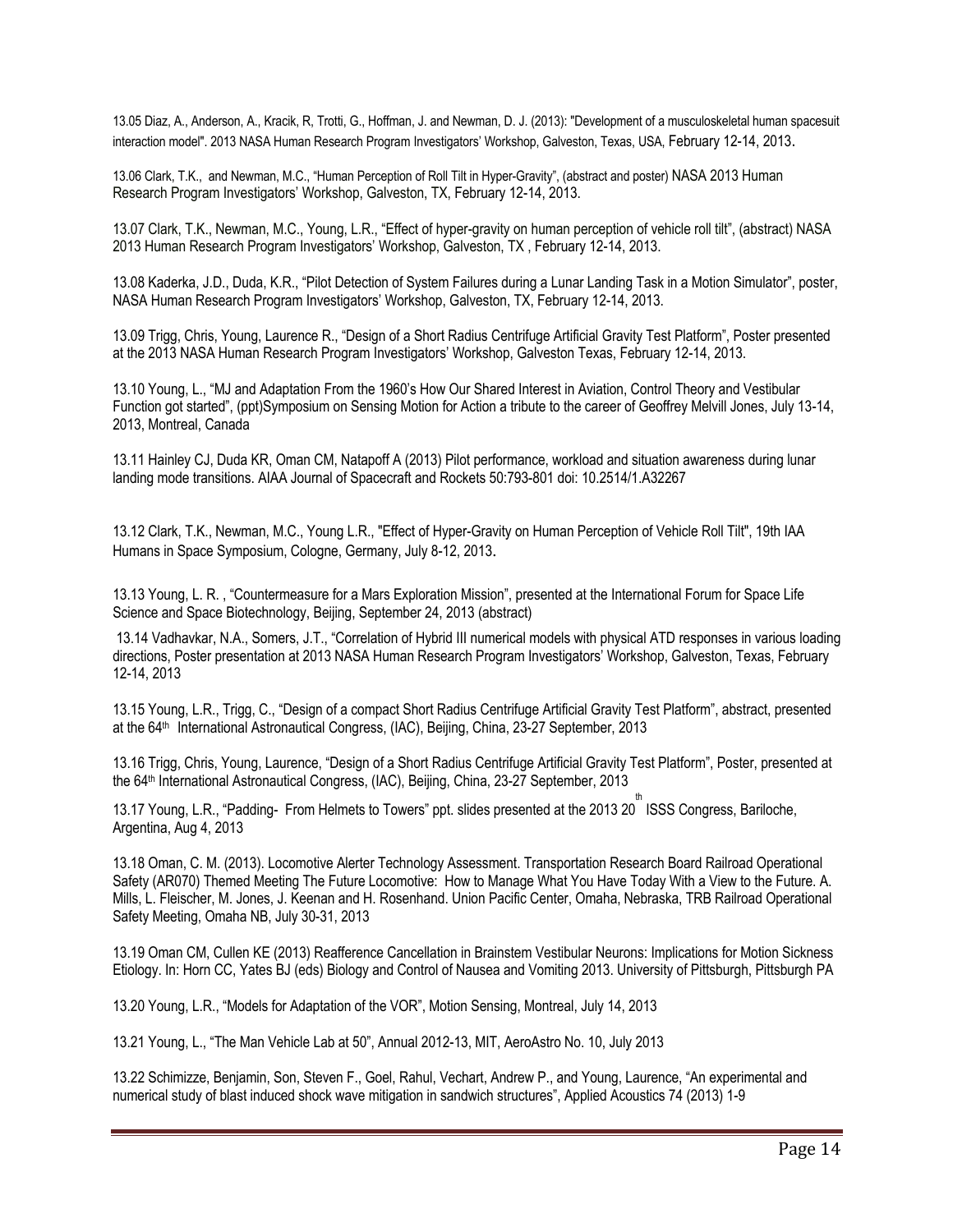13.05 Diaz, A., Anderson, A., Kracik, R, Trotti, G., Hoffman, J. and Newman, D. J. (2013): "Development of a musculoskeletal human spacesuit interaction model". 2013 NASA Human Research Program Investigators' Workshop, Galveston, Texas, USA, February 12-14, 2013.

13.06 Clark, T.K., and Newman, M.C., "Human Perception of Roll Tilt in Hyper-Gravity", (abstract and poster) NASA 2013 Human Research Program Investigators' Workshop, Galveston, TX, February 12-14, 2013.

13.07 Clark, T.K., Newman, M.C., Young, L.R., "Effect of hyper-gravity on human perception of vehicle roll tilt", (abstract) NASA 2013 Human Research Program Investigators' Workshop, Galveston, TX , February 12-14, 2013.

13.08 Kaderka, J.D., Duda, K.R., "Pilot Detection of System Failures during a Lunar Landing Task in a Motion Simulator", poster, NASA Human Research Program Investigators' Workshop, Galveston, TX, February 12-14, 2013.

13.09 Trigg, Chris, Young, Laurence R., "Design of a Short Radius Centrifuge Artificial Gravity Test Platform", Poster presented at the 2013 NASA Human Research Program Investigators' Workshop, Galveston Texas, February 12-14, 2013.

13.10 Young, L., "MJ and Adaptation From the 1960's How Our Shared Interest in Aviation, Control Theory and Vestibular Function got started", (ppt)Symposium on Sensing Motion for Action a tribute to the career of Geoffrey Melvill Jones, July 13-14, 2013, Montreal, Canada

13.11 Hainley CJ, Duda KR, Oman CM, Natapoff A (2013) Pilot performance, workload and situation awareness during lunar landing mode transitions. AIAA Journal of Spacecraft and Rockets 50:793-801 doi: 10.2514/1.A32267

13.12 Clark, T.K., Newman, M.C., Young L.R., "Effect of Hyper-Gravity on Human Perception of Vehicle Roll Tilt", 19th IAA Humans in Space Symposium, Cologne, Germany, July 8-12, 2013.

13.13 Young, L. R. , "Countermeasure for a Mars Exploration Mission", presented at the International Forum for Space Life Science and Space Biotechnology, Beijing, September 24, 2013 (abstract)

13.14 Vadhavkar, N.A., Somers, J.T., "Correlation of Hybrid III numerical models with physical ATD responses in various loading directions, Poster presentation at 2013 NASA Human Research Program Investigators' Workshop, Galveston, Texas, February 12-14, 2013

13.15 Young, L.R., Trigg, C., "Design of a compact Short Radius Centrifuge Artificial Gravity Test Platform", abstract, presented at the 64th International Astronautical Congress, (IAC), Beijing, China, 23-27 September, 2013

13.16 Trigg, Chris, Young, Laurence, "Design of a Short Radius Centrifuge Artificial Gravity Test Platform", Poster, presented at the 64th International Astronautical Congress, (IAC), Beijing, China, 23-27 September, 2013

13.17 Young, L.R., "Padding- From Helmets to Towers" ppt. slides presented at the 2013 20th ISSS Congress, Bariloche, Argentina, Aug 4, 2013

13.18 Oman, C. M. (2013). Locomotive Alerter Technology Assessment. Transportation Research Board Railroad Operational Safety (AR070) Themed Meeting The Future Locomotive: How to Manage What You Have Today With a View to the Future. A. Mills, L. Fleischer, M. Jones, J. Keenan and H. Rosenhand. Union Pacific Center, Omaha, Nebraska, TRB Railroad Operational Safety Meeting, Omaha NB, July 30-31, 2013

13.19 Oman CM, Cullen KE (2013) Reafference Cancellation in Brainstem Vestibular Neurons: Implications for Motion Sickness Etiology. In: Horn CC, Yates BJ (eds) Biology and Control of Nausea and Vomiting 2013. University of Pittsburgh, Pittsburgh PA

13.20 Young, L.R., "Models for Adaptation of the VOR", Motion Sensing, Montreal, July 14, 2013

13.21 Young, L., "The Man Vehicle Lab at 50", Annual 2012-13, MIT, AeroAstro No. 10, July 2013

13.22 Schimizze, Benjamin, Son, Steven F., Goel, Rahul, Vechart, Andrew P., and Young, Laurence, "An experimental and numerical study of blast induced shock wave mitigation in sandwich structures", Applied Acoustics 74 (2013) 1-9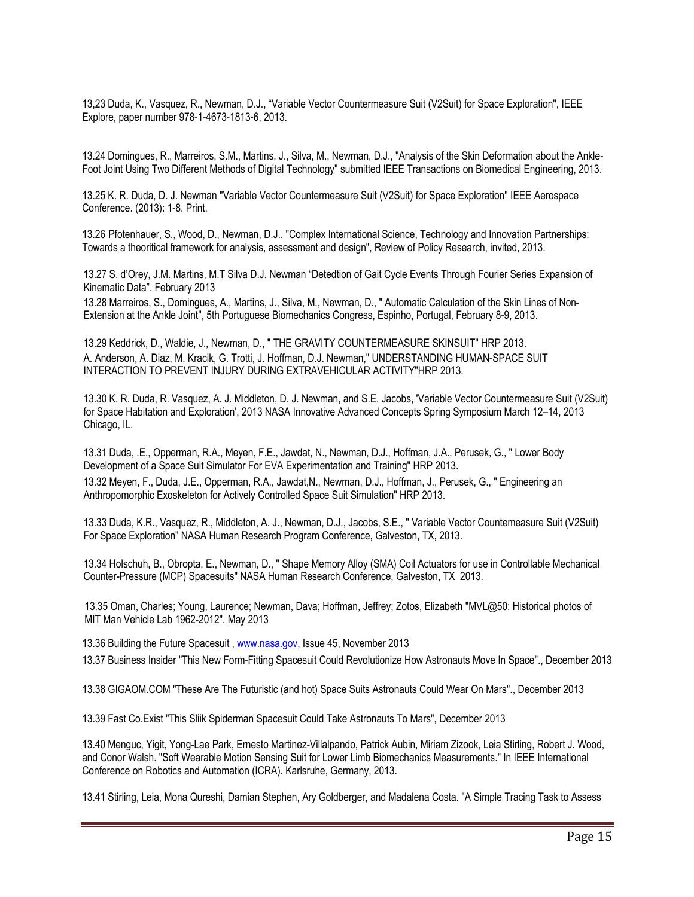13,23 Duda, K., Vasquez, R., Newman, D.J., “Variable Vector Countermeasure Suit (V2Suit) for Space Exploration", IEEE Explore, paper number 978-1-4673-1813-6, 2013.

13.24 Domingues, R., Marreiros, S.M., Martins, J., Silva, M., Newman, D.J., "Analysis of the Skin Deformation about the Ankle-Foot Joint Using Two Different Methods of Digital Technology" submitted IEEE Transactions on Biomedical Engineering, 2013.

13.25 K. R. Duda, D. J. Newman "Variable Vector Countermeasure Suit (V2Suit) for Space Exploration" IEEE Aerospace Conference. (2013): 1-8. Print.

13.26 Pfotenhauer, S., Wood, D., Newman, D.J.. "Complex International Science, Technology and Innovation Partnerships: Towards a theoritical framework for analysis, assessment and design", Review of Policy Research, invited, 2013.

13.27 S. d'Orey, J.M. Martins, M.T Silva D.J. Newman “Detedtion of Gait Cycle Events Through Fourier Series Expansion of Kinematic Data”. February 2013

13.28 Marreiros, S., Domingues, A., Martins, J., Silva, M., Newman, D., " Automatic Calculation of the Skin Lines of Non-Extension at the Ankle Joint", 5th Portuguese Biomechanics Congress, Espinho, Portugal, February 8-9, 2013.

13.29 Keddrick, D., Waldie, J., Newman, D., " THE GRAVITY COUNTERMEASURE SKINSUIT" HRP 2013.
A. Anderson, A. Diaz, M. Kracik, G. Trotti, J. Hoffman, D.J. Newman," UNDERSTANDING HUMAN-SPACE SUIT INTERACTION TO PREVENT INJURY DURING EXTRAVEHICULAR ACTIVITY"HRP 2013.

13.30 K. R. Duda, R. Vasquez, A. J. Middleton, D. J. Newman, and S.E. Jacobs, 'Variable Vector Countermeasure Suit (V2Suit) for Space Habitation and Exploration', 2013 NASA Innovative Advanced Concepts Spring Symposium March 12–14, 2013 Chicago, IL.

13.31 Duda, .E., Opperman, R.A., Meyen, F.E., Jawdat, N., Newman, D.J., Hoffman, J.A., Perusek, G., " Lower Body Development of a Space Suit Simulator For EVA Experimentation and Training" HRP 2013.

13.32 Meyen, F., Duda, J.E., Opperman, R.A., Jawdat,N., Newman, D.J., Hoffman, J., Perusek, G., " Engineering an Anthropomorphic Exoskeleton for Actively Controlled Space Suit Simulation" HRP 2013.

13.33 Duda, K.R., Vasquez, R., Middleton, A. J., Newman, D.J., Jacobs, S.E., " Variable Vector Countemeasure Suit (V2Suit) For Space Exploration" NASA Human Research Program Conference, Galveston, TX, 2013.

13.34 Holschuh, B., Obropta, E., Newman, D., " Shape Memory Alloy (SMA) Coil Actuators for use in Controllable Mechanical Counter-Pressure (MCP) Spacesuits" NASA Human Research Conference, Galveston, TX 2013.

13.35 Oman, Charles; Young, Laurence; Newman, Dava; Hoffman, Jeffrey; Zotos, Elizabeth "MVL@50: Historical photos of MIT Man Vehicle Lab 1962-2012". May 2013

13.36 Building the Future Spacesuit , www.nasa.gov, Issue 45, November 2013

13.37 Business Insider "This New Form-Fitting Spacesuit Could Revolutionize How Astronauts Move In Space"., December 2013

13.38 GIGAOM.COM "These Are The Futuristic (and hot) Space Suits Astronauts Could Wear On Mars"., December 2013

13.39 Fast Co.Exist "This Sliik Spiderman Spacesuit Could Take Astronauts To Mars", December 2013

13.40 Menguc, Yigit, Yong-Lae Park, Ernesto Martinez-Villalpando, Patrick Aubin, Miriam Zizook, Leia Stirling, Robert J. Wood, and Conor Walsh. "Soft Wearable Motion Sensing Suit for Lower Limb Biomechanics Measurements." In IEEE International Conference on Robotics and Automation (ICRA). Karlsruhe, Germany, 2013.

13.41 Stirling, Leia, Mona Qureshi, Damian Stephen, Ary Goldberger, and Madalena Costa. "A Simple Tracing Task to Assess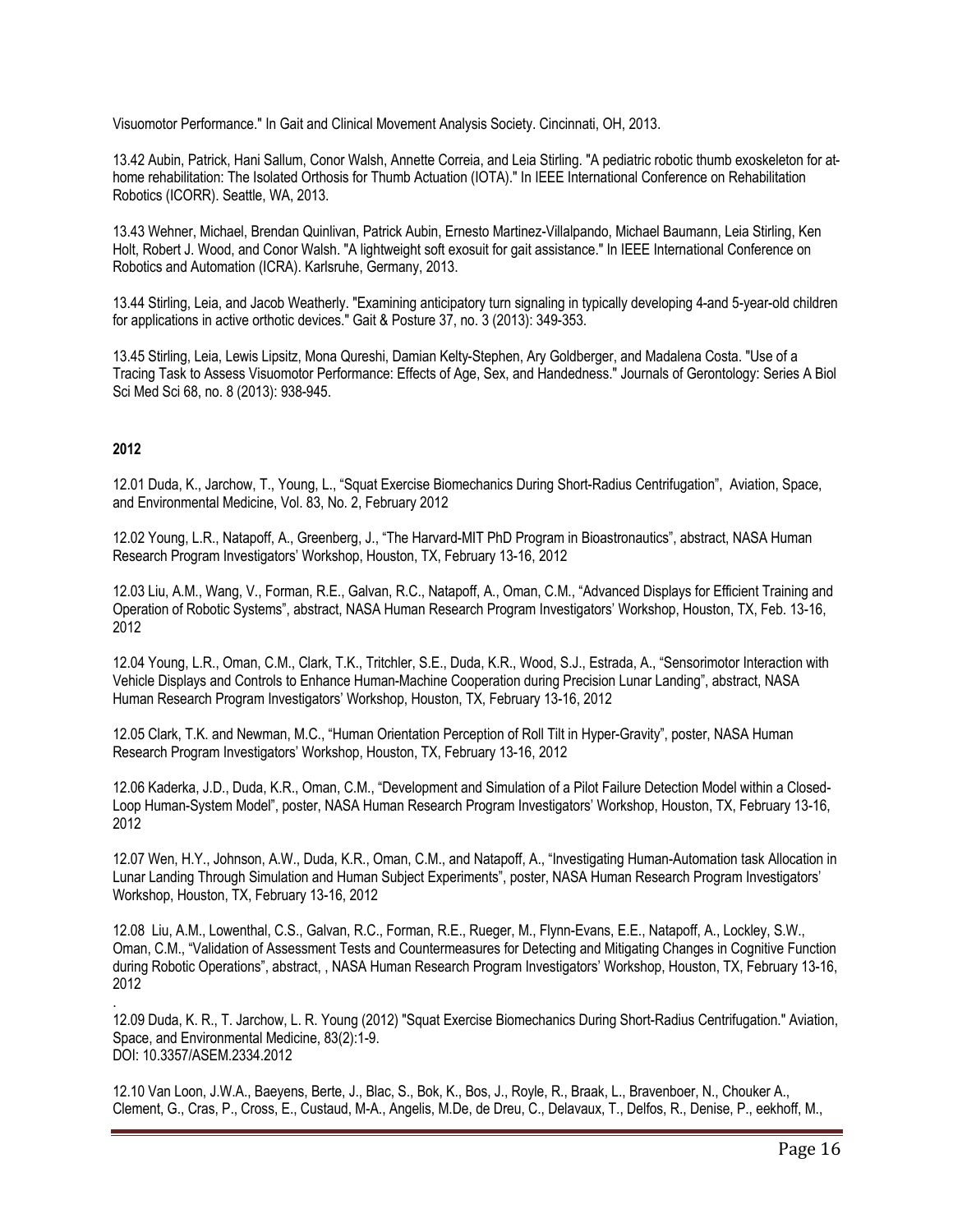Visuomotor Performance." In Gait and Clinical Movement Analysis Society. Cincinnati, OH, 2013.

13.42 Aubin, Patrick, Hani Sallum, Conor Walsh, Annette Correia, and Leia Stirling. "A pediatric robotic thumb exoskeleton for at-home rehabilitation: The Isolated Orthosis for Thumb Actuation (IOTA)." In IEEE International Conference on Rehabilitation Robotics (ICORR). Seattle, WA, 2013.

13.43 Wehner, Michael, Brendan Quinlivan, Patrick Aubin, Ernesto Martinez-Villalpando, Michael Baumann, Leia Stirling, Ken Holt, Robert J. Wood, and Conor Walsh. "A lightweight soft exosuit for gait assistance." In IEEE International Conference on Robotics and Automation (ICRA). Karlsruhe, Germany, 2013.

13.44 Stirling, Leia, and Jacob Weatherly. "Examining anticipatory turn signaling in typically developing 4-and 5-year-old children for applications in active orthotic devices." Gait & Posture 37, no. 3 (2013): 349-353.

13.45 Stirling, Leia, Lewis Lipsitz, Mona Qureshi, Damian Kelty-Stephen, Ary Goldberger, and Madalena Costa. "Use of a Tracing Task to Assess Visuomotor Performance: Effects of Age, Sex, and Handedness." Journals of Gerontology: Series A Biol Sci Med Sci 68, no. 8 (2013): 938-945.

**2012**

12.01 Duda, K., Jarchow, T., Young, L., "Squat Exercise Biomechanics During Short-Radius Centrifugation", Aviation, Space, and Environmental Medicine, Vol. 83, No. 2, February 2012

12.02 Young, L.R., Natapoff, A., Greenberg, J., "The Harvard-MIT PhD Program in Bioastronautics", abstract, NASA Human Research Program Investigators' Workshop, Houston, TX, February 13-16, 2012

12.03 Liu, A.M., Wang, V., Forman, R.E., Galvan, R.C., Natapoff, A., Oman, C.M., "Advanced Displays for Efficient Training and Operation of Robotic Systems", abstract, NASA Human Research Program Investigators' Workshop, Houston, TX, Feb. 13-16, 2012

12.04 Young, L.R., Oman, C.M., Clark, T.K., Tritchler, S.E., Duda, K.R., Wood, S.J., Estrada, A., "Sensorimotor Interaction with Vehicle Displays and Controls to Enhance Human-Machine Cooperation during Precision Lunar Landing", abstract, NASA Human Research Program Investigators' Workshop, Houston, TX, February 13-16, 2012

12.05 Clark, T.K. and Newman, M.C., "Human Orientation Perception of Roll Tilt in Hyper-Gravity", poster, NASA Human Research Program Investigators' Workshop, Houston, TX, February 13-16, 2012

12.06 Kaderka, J.D., Duda, K.R., Oman, C.M., "Development and Simulation of a Pilot Failure Detection Model within a Closed-Loop Human-System Model", poster, NASA Human Research Program Investigators' Workshop, Houston, TX, February 13-16, 2012

12.07 Wen, H.Y., Johnson, A.W., Duda, K.R., Oman, C.M., and Natapoff, A., "Investigating Human-Automation task Allocation in Lunar Landing Through Simulation and Human Subject Experiments", poster, NASA Human Research Program Investigators' Workshop, Houston, TX, February 13-16, 2012

12.08 Liu, A.M., Lowenthal, C.S., Galvan, R.C., Forman, R.E., Rueger, M., Flynn-Evans, E.E., Natapoff, A., Lockley, S.W., Oman, C.M., "Validation of Assessment Tests and Countermeasures for Detecting and Mitigating Changes in Cognitive Function during Robotic Operations", abstract, , NASA Human Research Program Investigators' Workshop, Houston, TX, February 13-16, 2012

.
12.09 Duda, K. R., T. Jarchow, L. R. Young (2012) "Squat Exercise Biomechanics During Short-Radius Centrifugation." Aviation, Space, and Environmental Medicine, 83(2):1-9.
DOI: 10.3357/ASEM.2334.2012

12.10 Van Loon, J.W.A., Baeyens, Berte, J., Blac, S., Bok, K., Bos, J., Royle, R., Braak, L., Bravenboer, N., Chouker A., Clement, G., Cras, P., Cross, E., Custaud, M-A., Angelis, M.De, de Dreu, C., Delavaux, T., Delfos, R., Denise, P., eekhoff, M.,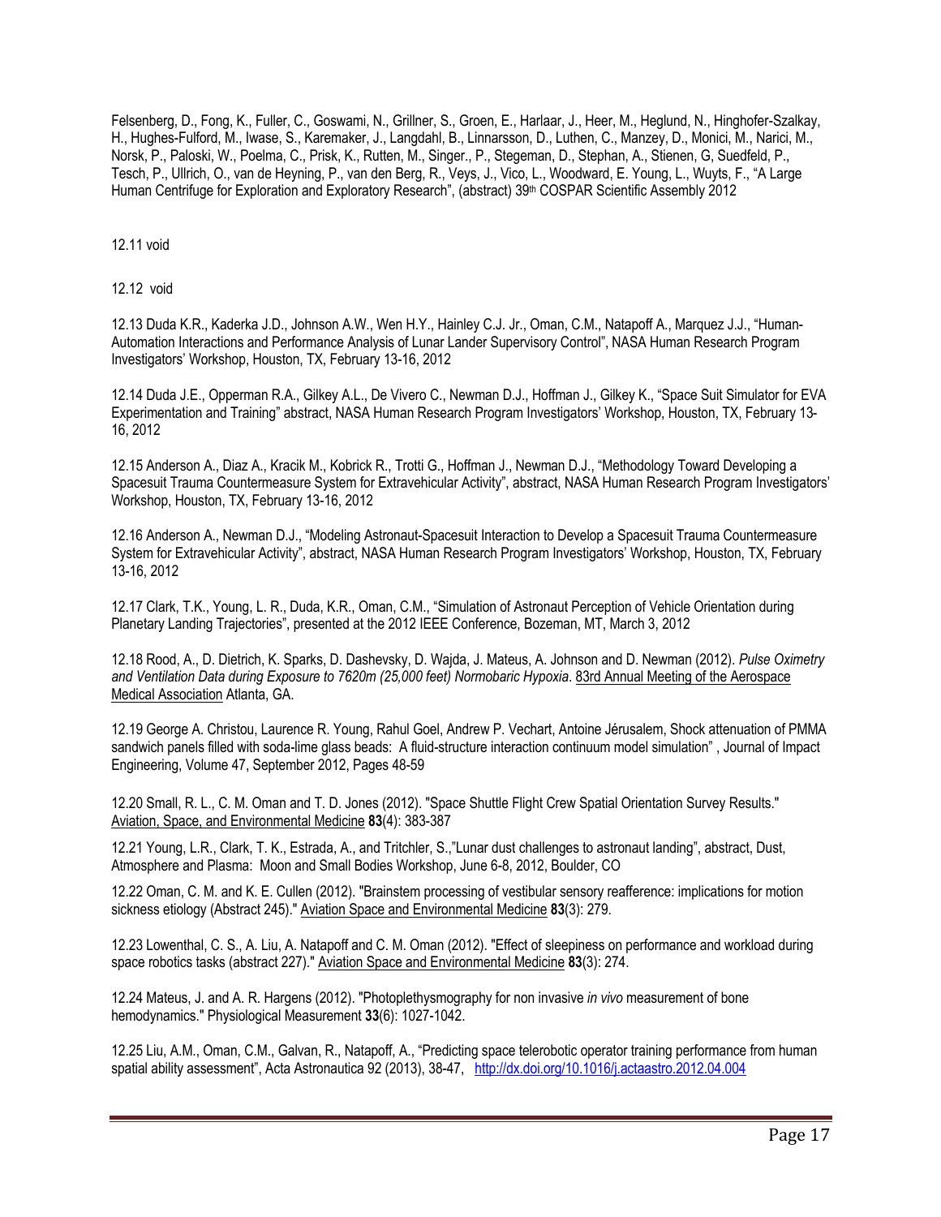Felsenberg, D., Fong, K., Fuller, C., Goswami, N., Grillner, S., Groen, E., Harlaar, J., Heer, M., Heglund, N., Hinghofer-Szalkay, H., Hughes-Fulford, M., Iwase, S., Karemaker, J., Langdahl, B., Linnarsson, D., Luthen, C., Manzey, D., Monici, M., Narici, M., Norsk, P., Paloski, W., Poelma, C., Prisk, K., Rutten, M., Singer., P., Stegeman, D., Stephan, A., Stienen, G, Suedfeld, P., Tesch, P., Ullrich, O., van de Heyning, P., van den Berg, R., Veys, J., Vico, L., Woodward, E. Young, L., Wuyts, F., "A Large Human Centrifuge for Exploration and Exploratory Research", (abstract) 39th COSPAR Scientific Assembly 2012

12.11 void

12.12 void

12.13 Duda K.R., Kaderka J.D., Johnson A.W., Wen H.Y., Hainley C.J. Jr., Oman, C.M., Natapoff A., Marquez J.J., "Human-Automation Interactions and Performance Analysis of Lunar Lander Supervisory Control", NASA Human Research Program Investigators' Workshop, Houston, TX, February 13-16, 2012

12.14 Duda J.E., Opperman R.A., Gilkey A.L., De Vivero C., Newman D.J., Hoffman J., Gilkey K., "Space Suit Simulator for EVA Experimentation and Training" abstract, NASA Human Research Program Investigators' Workshop, Houston, TX, February 13-16, 2012

12.15 Anderson A., Diaz A., Kracik M., Kobrick R., Trotti G., Hoffman J., Newman D.J., "Methodology Toward Developing a Spacesuit Trauma Countermeasure System for Extravehicular Activity", abstract, NASA Human Research Program Investigators' Workshop, Houston, TX, February 13-16, 2012

12.16 Anderson A., Newman D.J., "Modeling Astronaut-Spacesuit Interaction to Develop a Spacesuit Trauma Countermeasure System for Extravehicular Activity", abstract, NASA Human Research Program Investigators' Workshop, Houston, TX, February 13-16, 2012

12.17 Clark, T.K., Young, L. R., Duda, K.R., Oman, C.M., "Simulation of Astronaut Perception of Vehicle Orientation during Planetary Landing Trajectories", presented at the 2012 IEEE Conference, Bozeman, MT, March 3, 2012

12.18 Rood, A., D. Dietrich, K. Sparks, D. Dashevsky, D. Wajda, J. Mateus, A. Johnson and D. Newman (2012). *Pulse Oximetry and Ventilation Data during Exposure to 7620m (25,000 feet) Normobaric Hypoxia*. 83rd Annual Meeting of the Aerospace Medical Association Atlanta, GA.

12.19 George A. Christou, Laurence R. Young, Rahul Goel, Andrew P. Vechart, Antoine Jérusalem, Shock attenuation of PMMA sandwich panels filled with soda-lime glass beads: A fluid-structure interaction continuum model simulation" , Journal of Impact Engineering, Volume 47, September 2012, Pages 48-59

12.20 Small, R. L., C. M. Oman and T. D. Jones (2012). "Space Shuttle Flight Crew Spatial Orientation Survey Results." Aviation, Space, and Environmental Medicine **83**(4): 383-387

12.21 Young, L.R., Clark, T. K., Estrada, A., and Tritchler, S.,"Lunar dust challenges to astronaut landing", abstract, Dust, Atmosphere and Plasma: Moon and Small Bodies Workshop, June 6-8, 2012, Boulder, CO

12.22 Oman, C. M. and K. E. Cullen (2012). "Brainstem processing of vestibular sensory reafference: implications for motion sickness etiology (Abstract 245)." Aviation Space and Environmental Medicine **83**(3): 279.

12.23 Lowenthal, C. S., A. Liu, A. Natapoff and C. M. Oman (2012). "Effect of sleepiness on performance and workload during space robotics tasks (abstract 227)." Aviation Space and Environmental Medicine **83**(3): 274.

12.24 Mateus, J. and A. R. Hargens (2012). "Photoplethysmography for non invasive *in vivo* measurement of bone hemodynamics." Physiological Measurement **33**(6): 1027-1042.

12.25 Liu, A.M., Oman, C.M., Galvan, R., Natapoff, A., "Predicting space telerobotic operator training performance from human spatial ability assessment", Acta Astronautica 92 (2013), 38-47, http://dx.doi.org/10.1016/j.actaastro.2012.04.004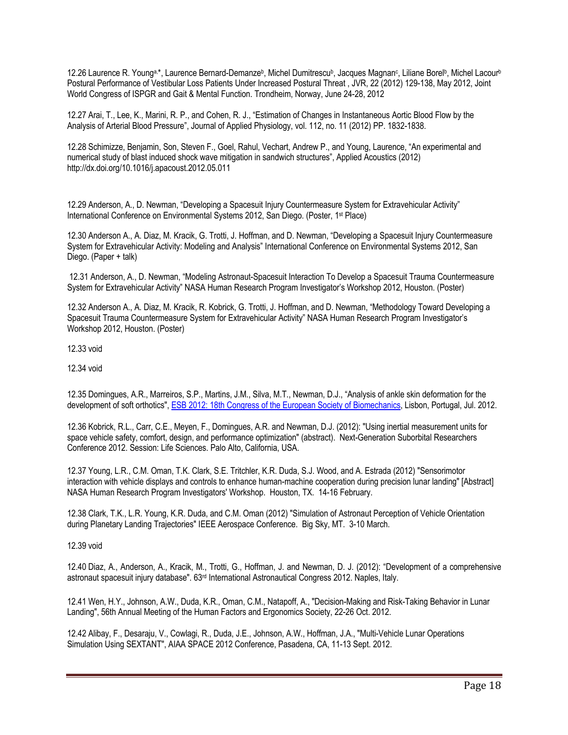12.26 Laurence R. Young[a,*], Laurence Bernard-Demanze[b], Michel Dumitrescu[b], Jacques Magnan[c], Liliane Borel[b], Michel Lacour[b] Postural Performance of Vestibular Loss Patients Under Increased Postural Threat , JVR, 22 (2012) 129-138, May 2012, Joint World Congress of ISPGR and Gait & Mental Function. Trondheim, Norway, June 24-28, 2012

12.27 Arai, T., Lee, K., Marini, R. P., and Cohen, R. J., "Estimation of Changes in Instantaneous Aortic Blood Flow by the Analysis of Arterial Blood Pressure", Journal of Applied Physiology, vol. 112, no. 11 (2012) PP. 1832-1838.

12.28 Schimizze, Benjamin, Son, Steven F., Goel, Rahul, Vechart, Andrew P., and Young, Laurence, "An experimental and numerical study of blast induced shock wave mitigation in sandwich structures", Applied Acoustics (2012) http://dx.doi.org/10.1016/j.apacoust.2012.05.011

12.29 Anderson, A., D. Newman, "Developing a Spacesuit Injury Countermeasure System for Extravehicular Activity" International Conference on Environmental Systems 2012, San Diego. (Poster, 1st Place)

12.30 Anderson A., A. Diaz, M. Kracik, G. Trotti, J. Hoffman, and D. Newman, "Developing a Spacesuit Injury Countermeasure System for Extravehicular Activity: Modeling and Analysis" International Conference on Environmental Systems 2012, San Diego. (Paper + talk)

12.31 Anderson, A., D. Newman, "Modeling Astronaut-Spacesuit Interaction To Develop a Spacesuit Trauma Countermeasure System for Extravehicular Activity" NASA Human Research Program Investigator's Workshop 2012, Houston. (Poster)

12.32 Anderson A., A. Diaz, M. Kracik, R. Kobrick, G. Trotti, J. Hoffman, and D. Newman, "Methodology Toward Developing a Spacesuit Trauma Countermeasure System for Extravehicular Activity" NASA Human Research Program Investigator's Workshop 2012, Houston. (Poster)

12.33 void

12.34 void

12.35 Domingues, A.R., Marreiros, S.P., Martins, J.M., Silva, M.T., Newman, D.J., "Analysis of ankle skin deformation for the development of soft orthotics", ESB 2012: 18th Congress of the European Society of Biomechanics, Lisbon, Portugal, Jul. 2012.

12.36 Kobrick, R.L., Carr, C.E., Meyen, F., Domingues, A.R. and Newman, D.J. (2012): "Using inertial measurement units for space vehicle safety, comfort, design, and performance optimization" (abstract). Next-Generation Suborbital Researchers Conference 2012. Session: Life Sciences. Palo Alto, California, USA.

12.37 Young, L.R., C.M. Oman, T.K. Clark, S.E. Tritchler, K.R. Duda, S.J. Wood, and A. Estrada (2012) "Sensorimotor interaction with vehicle displays and controls to enhance human-machine cooperation during precision lunar landing" [Abstract] NASA Human Research Program Investigators' Workshop. Houston, TX. 14-16 February.

12.38 Clark, T.K., L.R. Young, K.R. Duda, and C.M. Oman (2012) "Simulation of Astronaut Perception of Vehicle Orientation during Planetary Landing Trajectories" IEEE Aerospace Conference. Big Sky, MT. 3-10 March.

12.39 void

12.40 Diaz, A., Anderson, A., Kracik, M., Trotti, G., Hoffman, J. and Newman, D. J. (2012): "Development of a comprehensive astronaut spacesuit injury database". 63rd International Astronautical Congress 2012. Naples, Italy.

12.41 Wen, H.Y., Johnson, A.W., Duda, K.R., Oman, C.M., Natapoff, A., "Decision-Making and Risk-Taking Behavior in Lunar Landing", 56th Annual Meeting of the Human Factors and Ergonomics Society, 22-26 Oct. 2012.

12.42 Alibay, F., Desaraju, V., Cowlagi, R., Duda, J.E., Johnson, A.W., Hoffman, J.A., "Multi-Vehicle Lunar Operations Simulation Using SEXTANT", AIAA SPACE 2012 Conference, Pasadena, CA, 11-13 Sept. 2012.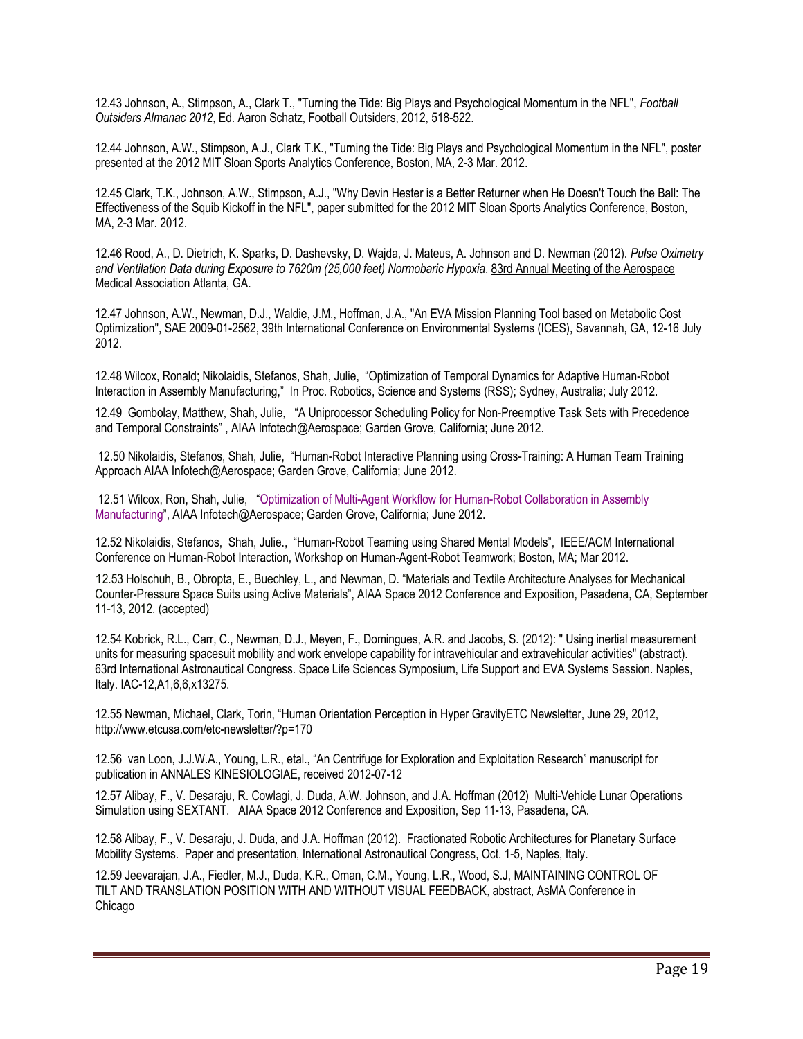12.43 Johnson, A., Stimpson, A., Clark T., "Turning the Tide: Big Plays and Psychological Momentum in the NFL", *Football Outsiders Almanac 2012*, Ed. Aaron Schatz, Football Outsiders, 2012, 518-522.

12.44 Johnson, A.W., Stimpson, A.J., Clark T.K., "Turning the Tide: Big Plays and Psychological Momentum in the NFL", poster presented at the 2012 MIT Sloan Sports Analytics Conference, Boston, MA, 2-3 Mar. 2012.

12.45 Clark, T.K., Johnson, A.W., Stimpson, A.J., "Why Devin Hester is a Better Returner when He Doesn't Touch the Ball: The Effectiveness of the Squib Kickoff in the NFL", paper submitted for the 2012 MIT Sloan Sports Analytics Conference, Boston, MA, 2-3 Mar. 2012.

12.46 Rood, A., D. Dietrich, K. Sparks, D. Dashevsky, D. Wajda, J. Mateus, A. Johnson and D. Newman (2012). *Pulse Oximetry and Ventilation Data during Exposure to 7620m (25,000 feet) Normobaric Hypoxia*. 83rd Annual Meeting of the Aerospace Medical Association Atlanta, GA.

12.47 Johnson, A.W., Newman, D.J., Waldie, J.M., Hoffman, J.A., "An EVA Mission Planning Tool based on Metabolic Cost Optimization", SAE 2009-01-2562, 39th International Conference on Environmental Systems (ICES), Savannah, GA, 12-16 July 2012.

12.48 Wilcox, Ronald; Nikolaidis, Stefanos, Shah, Julie, "Optimization of Temporal Dynamics for Adaptive Human-Robot Interaction in Assembly Manufacturing," In Proc. Robotics, Science and Systems (RSS); Sydney, Australia; July 2012.

12.49 Gombolay, Matthew, Shah, Julie, "A Uniprocessor Scheduling Policy for Non-Preemptive Task Sets with Precedence and Temporal Constraints" , AIAA Infotech@Aerospace; Garden Grove, California; June 2012.

12.50 Nikolaidis, Stefanos, Shah, Julie, "Human-Robot Interactive Planning using Cross-Training: A Human Team Training Approach AIAA Infotech@Aerospace; Garden Grove, California; June 2012.

12.51 Wilcox, Ron, Shah, Julie, "Optimization of Multi-Agent Workflow for Human-Robot Collaboration in Assembly Manufacturing", AIAA Infotech@Aerospace; Garden Grove, California; June 2012.

12.52 Nikolaidis, Stefanos, Shah, Julie., "Human-Robot Teaming using Shared Mental Models", IEEE/ACM International Conference on Human-Robot Interaction, Workshop on Human-Agent-Robot Teamwork; Boston, MA; Mar 2012.

12.53 Holschuh, B., Obropta, E., Buechley, L., and Newman, D. "Materials and Textile Architecture Analyses for Mechanical Counter-Pressure Space Suits using Active Materials", AIAA Space 2012 Conference and Exposition, Pasadena, CA, September 11-13, 2012. (accepted)

12.54 Kobrick, R.L., Carr, C., Newman, D.J., Meyen, F., Domingues, A.R. and Jacobs, S. (2012): " Using inertial measurement units for measuring spacesuit mobility and work envelope capability for intravehicular and extravehicular activities" (abstract). 63rd International Astronautical Congress. Space Life Sciences Symposium, Life Support and EVA Systems Session. Naples, Italy. IAC-12,A1,6,6,x13275.

12.55 Newman, Michael, Clark, Torin, "Human Orientation Perception in Hyper GravityETC Newsletter, June 29, 2012, http://www.etcusa.com/etc-newsletter/?p=170

12.56 van Loon, J.J.W.A., Young, L.R., etal., "An Centrifuge for Exploration and Exploitation Research" manuscript for publication in ANNALES KINESIOLOGIAE, received 2012-07-12

12.57 Alibay, F., V. Desaraju, R. Cowlagi, J. Duda, A.W. Johnson, and J.A. Hoffman (2012) Multi-Vehicle Lunar Operations Simulation using SEXTANT. AIAA Space 2012 Conference and Exposition, Sep 11-13, Pasadena, CA.

12.58 Alibay, F., V. Desaraju, J. Duda, and J.A. Hoffman (2012). Fractionated Robotic Architectures for Planetary Surface Mobility Systems. Paper and presentation, International Astronautical Congress, Oct. 1-5, Naples, Italy.

12.59 Jeevarajan, J.A., Fiedler, M.J., Duda, K.R., Oman, C.M., Young, L.R., Wood, S.J, MAINTAINING CONTROL OF TILT AND TRANSLATION POSITION WITH AND WITHOUT VISUAL FEEDBACK, abstract, AsMA Conference in Chicago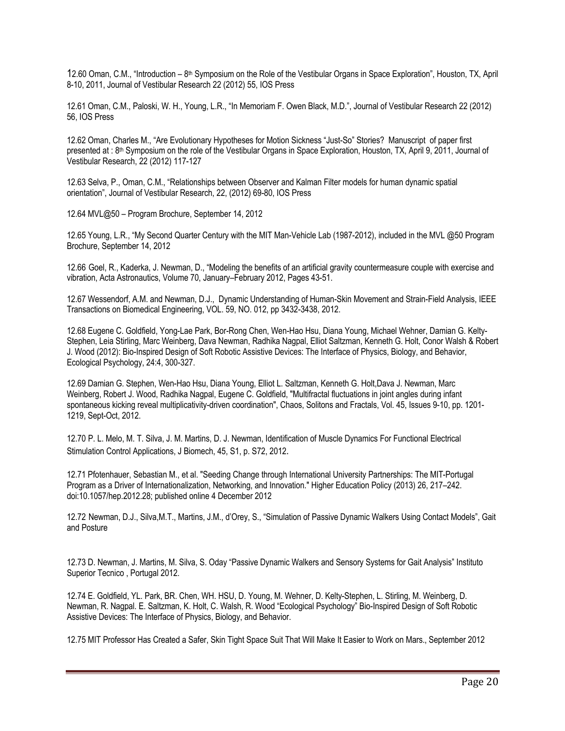12.60 Oman, C.M., "Introduction – 8th Symposium on the Role of the Vestibular Organs in Space Exploration", Houston, TX, April 8-10, 2011, Journal of Vestibular Research 22 (2012) 55, IOS Press

12.61 Oman, C.M., Paloski, W. H., Young, L.R., "In Memoriam F. Owen Black, M.D.", Journal of Vestibular Research 22 (2012) 56, IOS Press

12.62 Oman, Charles M., "Are Evolutionary Hypotheses for Motion Sickness "Just-So" Stories? Manuscript of paper first presented at : 8th Symposium on the role of the Vestibular Organs in Space Exploration, Houston, TX, April 9, 2011, Journal of Vestibular Research, 22 (2012) 117-127

12.63 Selva, P., Oman, C.M., "Relationships between Observer and Kalman Filter models for human dynamic spatial orientation", Journal of Vestibular Research, 22, (2012) 69-80, IOS Press

12.64 MVL@50 – Program Brochure, September 14, 2012

12.65 Young, L.R., "My Second Quarter Century with the MIT Man-Vehicle Lab (1987-2012), included in the MVL @50 Program Brochure, September 14, 2012

12.66 Goel, R., Kaderka, J. Newman, D., "Modeling the benefits of an artificial gravity countermeasure couple with exercise and vibration, Acta Astronautics, Volume 70, January–February 2012, Pages 43-51.

12.67 Wessendorf, A.M. and Newman, D.J., Dynamic Understanding of Human-Skin Movement and Strain-Field Analysis, IEEE Transactions on Biomedical Engineering, VOL. 59, NO. 012, pp 3432-3438, 2012.

12.68 Eugene C. Goldfield, Yong-Lae Park, Bor-Rong Chen, Wen-Hao Hsu, Diana Young, Michael Wehner, Damian G. Kelty-Stephen, Leia Stirling, Marc Weinberg, Dava Newman, Radhika Nagpal, Elliot Saltzman, Kenneth G. Holt, Conor Walsh & Robert J. Wood (2012): Bio-Inspired Design of Soft Robotic Assistive Devices: The Interface of Physics, Biology, and Behavior, Ecological Psychology, 24:4, 300-327.

12.69 Damian G. Stephen, Wen-Hao Hsu, Diana Young, Elliot L. Saltzman, Kenneth G. Holt,Dava J. Newman, Marc Weinberg, Robert J. Wood, Radhika Nagpal, Eugene C. Goldfield, "Multifractal fluctuations in joint angles during infant spontaneous kicking reveal multiplicativity-driven coordination", Chaos, Solitons and Fractals, Vol. 45, Issues 9-10, pp. 1201-1219, Sept-Oct, 2012.

12.70 P. L. Melo, M. T. Silva, J. M. Martins, D. J. Newman, Identification of Muscle Dynamics For Functional Electrical Stimulation Control Applications, J Biomech, 45, S1, p. S72, 2012.

12.71 Pfotenhauer, Sebastian M., et al. "Seeding Change through International University Partnerships: The MIT-Portugal Program as a Driver of Internationalization, Networking, and Innovation." Higher Education Policy (2013) 26, 217–242. doi:10.1057/hep.2012.28; published online 4 December 2012

12.72 Newman, D.J., Silva,M.T., Martins, J.M., d'Orey, S., "Simulation of Passive Dynamic Walkers Using Contact Models", Gait and Posture

12.73 D. Newman, J. Martins, M. Silva, S. Oday "Passive Dynamic Walkers and Sensory Systems for Gait Analysis" Instituto Superior Tecnico , Portugal 2012.

12.74 E. Goldfield, YL. Park, BR. Chen, WH. HSU, D. Young, M. Wehner, D. Kelty-Stephen, L. Stirling, M. Weinberg, D. Newman, R. Nagpal. E. Saltzman, K. Holt, C. Walsh, R. Wood "Ecological Psychology" Bio-Inspired Design of Soft Robotic Assistive Devices: The Interface of Physics, Biology, and Behavior.

12.75 MIT Professor Has Created a Safer, Skin Tight Space Suit That Will Make It Easier to Work on Mars., September 2012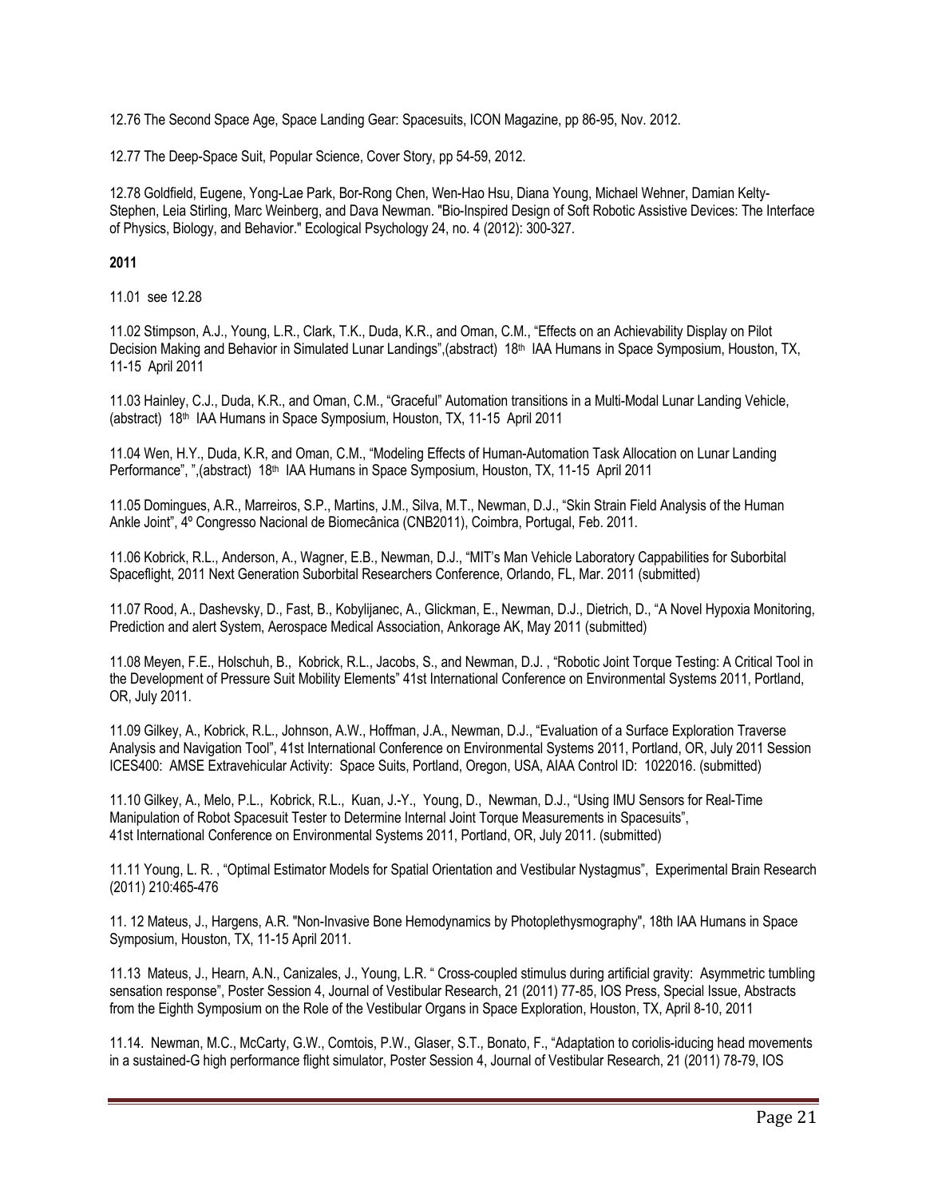12.76 The Second Space Age, Space Landing Gear: Spacesuits, ICON Magazine, pp 86-95, Nov. 2012.

12.77 The Deep-Space Suit, Popular Science, Cover Story, pp 54-59, 2012.

12.78 Goldfield, Eugene, Yong-Lae Park, Bor-Rong Chen, Wen-Hao Hsu, Diana Young, Michael Wehner, Damian Kelty-Stephen, Leia Stirling, Marc Weinberg, and Dava Newman. "Bio-Inspired Design of Soft Robotic Assistive Devices: The Interface of Physics, Biology, and Behavior." Ecological Psychology 24, no. 4 (2012): 300-327.

**2011**

11.01 see 12.28

11.02 Stimpson, A.J., Young, L.R., Clark, T.K., Duda, K.R., and Oman, C.M., "Effects on an Achievability Display on Pilot Decision Making and Behavior in Simulated Lunar Landings",(abstract) 18th IAA Humans in Space Symposium, Houston, TX, 11-15 April 2011

11.03 Hainley, C.J., Duda, K.R., and Oman, C.M., "Graceful" Automation transitions in a Multi-Modal Lunar Landing Vehicle, (abstract) 18th IAA Humans in Space Symposium, Houston, TX, 11-15 April 2011

11.04 Wen, H.Y., Duda, K.R, and Oman, C.M., "Modeling Effects of Human-Automation Task Allocation on Lunar Landing Performance", ",(abstract) 18th IAA Humans in Space Symposium, Houston, TX, 11-15 April 2011

11.05 Domingues, A.R., Marreiros, S.P., Martins, J.M., Silva, M.T., Newman, D.J., "Skin Strain Field Analysis of the Human Ankle Joint", 4º Congresso Nacional de Biomecânica (CNB2011), Coimbra, Portugal, Feb. 2011.

11.06 Kobrick, R.L., Anderson, A., Wagner, E.B., Newman, D.J., "MIT's Man Vehicle Laboratory Cappabilities for Suborbital Spaceflight, 2011 Next Generation Suborbital Researchers Conference, Orlando, FL, Mar. 2011 (submitted)

11.07 Rood, A., Dashevsky, D., Fast, B., Kobylijanec, A., Glickman, E., Newman, D.J., Dietrich, D., "A Novel Hypoxia Monitoring, Prediction and alert System, Aerospace Medical Association, Ankorage AK, May 2011 (submitted)

11.08 Meyen, F.E., Holschuh, B., Kobrick, R.L., Jacobs, S., and Newman, D.J. , "Robotic Joint Torque Testing: A Critical Tool in the Development of Pressure Suit Mobility Elements" 41st International Conference on Environmental Systems 2011, Portland, OR, July 2011.

11.09 Gilkey, A., Kobrick, R.L., Johnson, A.W., Hoffman, J.A., Newman, D.J., "Evaluation of a Surface Exploration Traverse Analysis and Navigation Tool", 41st International Conference on Environmental Systems 2011, Portland, OR, July 2011 Session ICES400: AMSE Extravehicular Activity: Space Suits, Portland, Oregon, USA, AIAA Control ID: 1022016. (submitted)

11.10 Gilkey, A., Melo, P.L., Kobrick, R.L., Kuan, J.-Y., Young, D., Newman, D.J., "Using IMU Sensors for Real-Time Manipulation of Robot Spacesuit Tester to Determine Internal Joint Torque Measurements in Spacesuits", 41st International Conference on Environmental Systems 2011, Portland, OR, July 2011. (submitted)

11.11 Young, L. R. , "Optimal Estimator Models for Spatial Orientation and Vestibular Nystagmus", Experimental Brain Research (2011) 210:465-476

11. 12 Mateus, J., Hargens, A.R. "Non-Invasive Bone Hemodynamics by Photoplethysmography", 18th IAA Humans in Space Symposium, Houston, TX, 11-15 April 2011.

11.13 Mateus, J., Hearn, A.N., Canizales, J., Young, L.R. " Cross-coupled stimulus during artificial gravity: Asymmetric tumbling sensation response", Poster Session 4, Journal of Vestibular Research, 21 (2011) 77-85, IOS Press, Special Issue, Abstracts from the Eighth Symposium on the Role of the Vestibular Organs in Space Exploration, Houston, TX, April 8-10, 2011

11.14. Newman, M.C., McCarty, G.W., Comtois, P.W., Glaser, S.T., Bonato, F., "Adaptation to coriolis-iducing head movements in a sustained-G high performance flight simulator, Poster Session 4, Journal of Vestibular Research, 21 (2011) 78-79, IOS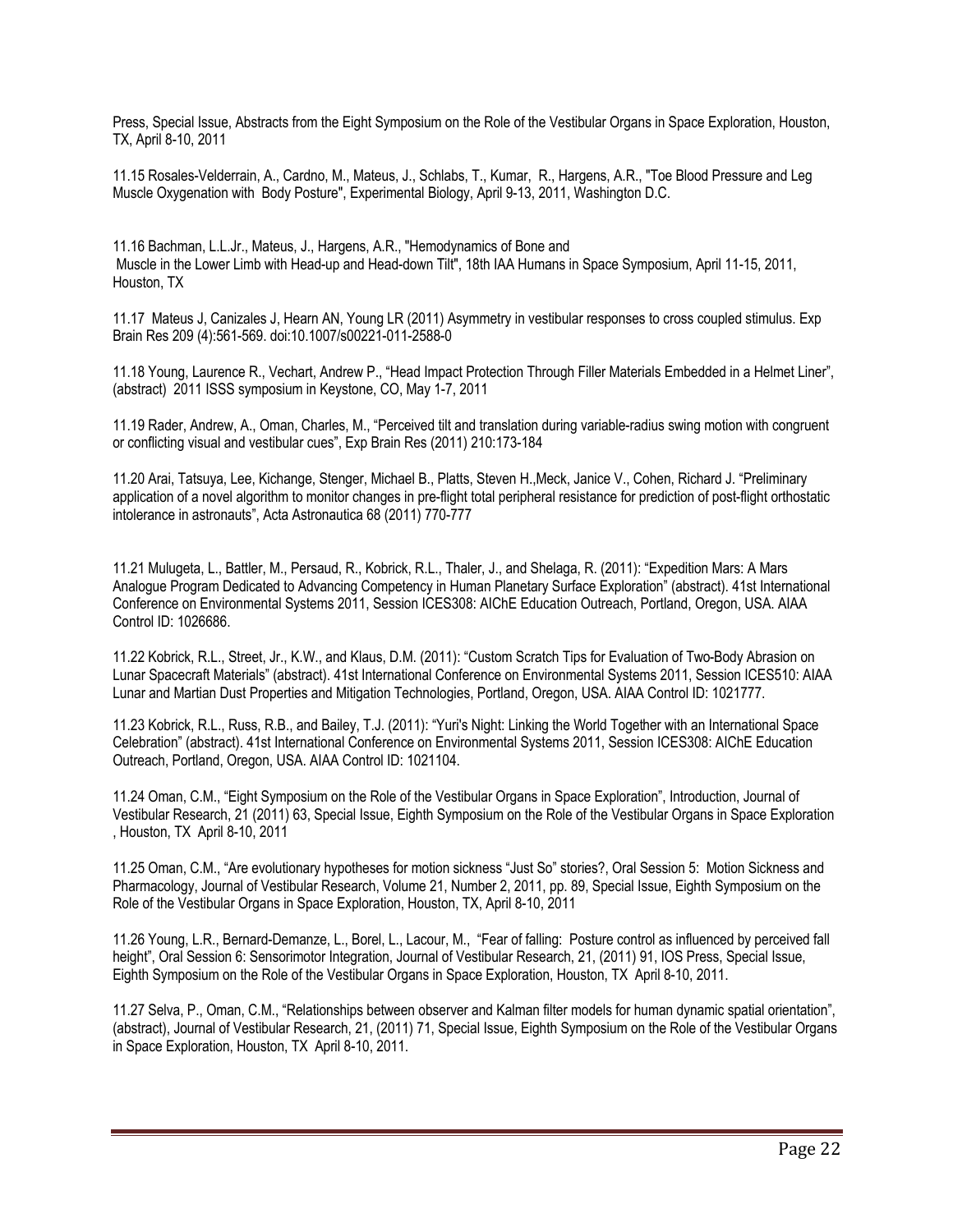Press, Special Issue, Abstracts from the Eight Symposium on the Role of the Vestibular Organs in Space Exploration, Houston, TX, April 8-10, 2011

11.15 Rosales-Velderrain, A., Cardno, M., Mateus, J., Schlabs, T., Kumar, R., Hargens, A.R., "Toe Blood Pressure and Leg Muscle Oxygenation with Body Posture", Experimental Biology, April 9-13, 2011, Washington D.C.

11.16 Bachman, L.L.Jr., Mateus, J., Hargens, A.R., "Hemodynamics of Bone and Muscle in the Lower Limb with Head-up and Head-down Tilt", 18th IAA Humans in Space Symposium, April 11-15, 2011, Houston, TX

11.17 Mateus J, Canizales J, Hearn AN, Young LR (2011) Asymmetry in vestibular responses to cross coupled stimulus. Exp Brain Res 209 (4):561-569. doi:10.1007/s00221-011-2588-0

11.18 Young, Laurence R., Vechart, Andrew P., "Head Impact Protection Through Filler Materials Embedded in a Helmet Liner", (abstract) 2011 ISSS symposium in Keystone, CO, May 1-7, 2011

11.19 Rader, Andrew, A., Oman, Charles, M., "Perceived tilt and translation during variable-radius swing motion with congruent or conflicting visual and vestibular cues", Exp Brain Res (2011) 210:173-184

11.20 Arai, Tatsuya, Lee, Kichange, Stenger, Michael B., Platts, Steven H.,Meck, Janice V., Cohen, Richard J. "Preliminary application of a novel algorithm to monitor changes in pre-flight total peripheral resistance for prediction of post-flight orthostatic intolerance in astronauts", Acta Astronautica 68 (2011) 770-777

11.21 Mulugeta, L., Battler, M., Persaud, R., Kobrick, R.L., Thaler, J., and Shelaga, R. (2011): "Expedition Mars: A Mars Analogue Program Dedicated to Advancing Competency in Human Planetary Surface Exploration" (abstract). 41st International Conference on Environmental Systems 2011, Session ICES308: AIChE Education Outreach, Portland, Oregon, USA. AIAA Control ID: 1026686.

11.22 Kobrick, R.L., Street, Jr., K.W., and Klaus, D.M. (2011): "Custom Scratch Tips for Evaluation of Two-Body Abrasion on Lunar Spacecraft Materials" (abstract). 41st International Conference on Environmental Systems 2011, Session ICES510: AIAA Lunar and Martian Dust Properties and Mitigation Technologies, Portland, Oregon, USA. AIAA Control ID: 1021777.

11.23 Kobrick, R.L., Russ, R.B., and Bailey, T.J. (2011): "Yuri's Night: Linking the World Together with an International Space Celebration" (abstract). 41st International Conference on Environmental Systems 2011, Session ICES308: AIChE Education Outreach, Portland, Oregon, USA. AIAA Control ID: 1021104.

11.24 Oman, C.M., "Eight Symposium on the Role of the Vestibular Organs in Space Exploration", Introduction, Journal of Vestibular Research, 21 (2011) 63, Special Issue, Eighth Symposium on the Role of the Vestibular Organs in Space Exploration , Houston, TX April 8-10, 2011

11.25 Oman, C.M., "Are evolutionary hypotheses for motion sickness "Just So" stories?, Oral Session 5: Motion Sickness and Pharmacology, Journal of Vestibular Research, Volume 21, Number 2, 2011, pp. 89, Special Issue, Eighth Symposium on the Role of the Vestibular Organs in Space Exploration, Houston, TX, April 8-10, 2011

11.26 Young, L.R., Bernard-Demanze, L., Borel, L., Lacour, M., "Fear of falling: Posture control as influenced by perceived fall height", Oral Session 6: Sensorimotor Integration, Journal of Vestibular Research, 21, (2011) 91, IOS Press, Special Issue, Eighth Symposium on the Role of the Vestibular Organs in Space Exploration, Houston, TX April 8-10, 2011.

11.27 Selva, P., Oman, C.M., "Relationships between observer and Kalman filter models for human dynamic spatial orientation", (abstract), Journal of Vestibular Research, 21, (2011) 71, Special Issue, Eighth Symposium on the Role of the Vestibular Organs in Space Exploration, Houston, TX April 8-10, 2011.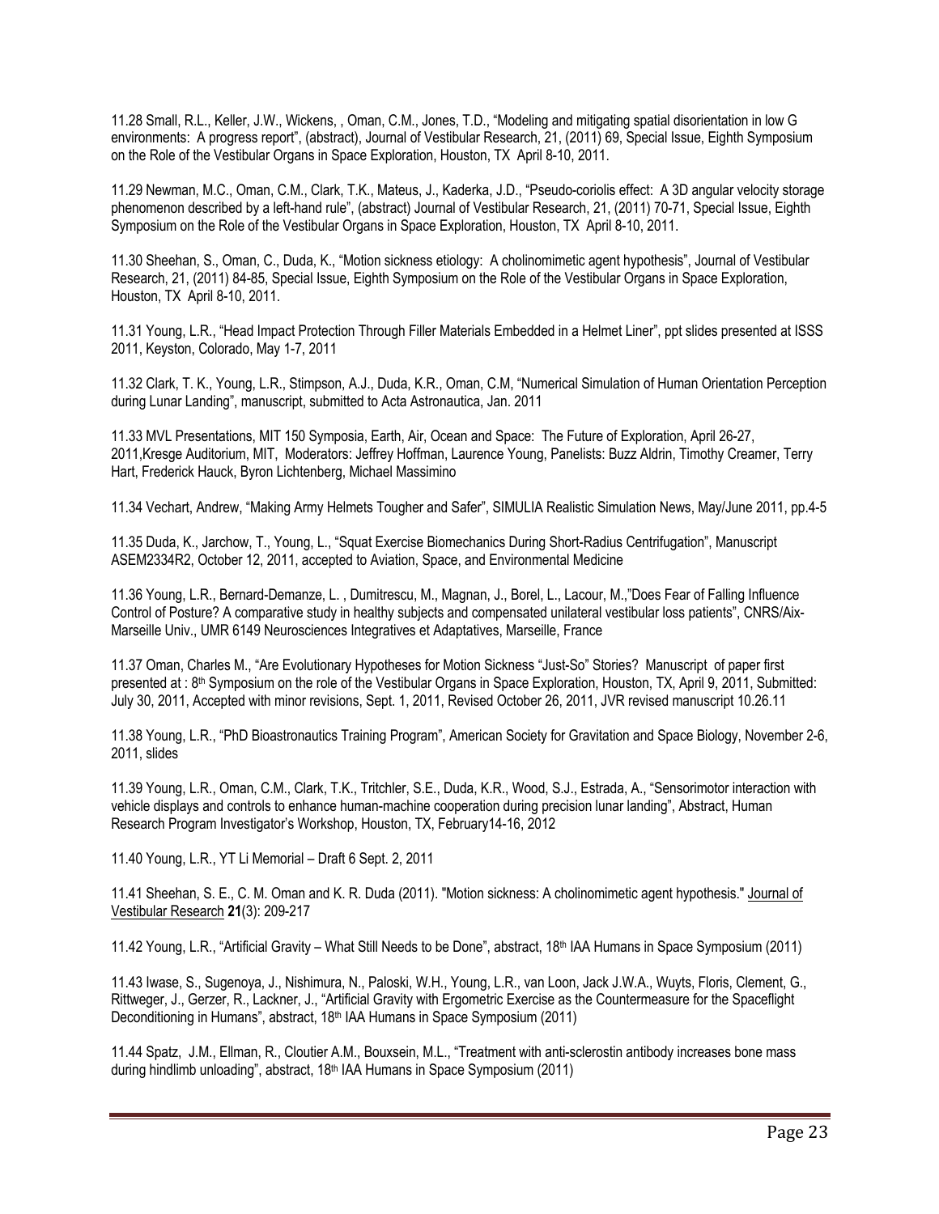11.28 Small, R.L., Keller, J.W., Wickens, , Oman, C.M., Jones, T.D., "Modeling and mitigating spatial disorientation in low G environments: A progress report", (abstract), Journal of Vestibular Research, 21, (2011) 69, Special Issue, Eighth Symposium on the Role of the Vestibular Organs in Space Exploration, Houston, TX April 8-10, 2011.

11.29 Newman, M.C., Oman, C.M., Clark, T.K., Mateus, J., Kaderka, J.D., "Pseudo-coriolis effect: A 3D angular velocity storage phenomenon described by a left-hand rule", (abstract) Journal of Vestibular Research, 21, (2011) 70-71, Special Issue, Eighth Symposium on the Role of the Vestibular Organs in Space Exploration, Houston, TX April 8-10, 2011.

11.30 Sheehan, S., Oman, C., Duda, K., "Motion sickness etiology: A cholinomimetic agent hypothesis", Journal of Vestibular Research, 21, (2011) 84-85, Special Issue, Eighth Symposium on the Role of the Vestibular Organs in Space Exploration, Houston, TX April 8-10, 2011.

11.31 Young, L.R., "Head Impact Protection Through Filler Materials Embedded in a Helmet Liner", ppt slides presented at ISSS 2011, Keyston, Colorado, May 1-7, 2011

11.32 Clark, T. K., Young, L.R., Stimpson, A.J., Duda, K.R., Oman, C.M, "Numerical Simulation of Human Orientation Perception during Lunar Landing", manuscript, submitted to Acta Astronautica, Jan. 2011

11.33 MVL Presentations, MIT 150 Symposia, Earth, Air, Ocean and Space: The Future of Exploration, April 26-27, 2011,Kresge Auditorium, MIT, Moderators: Jeffrey Hoffman, Laurence Young, Panelists: Buzz Aldrin, Timothy Creamer, Terry Hart, Frederick Hauck, Byron Lichtenberg, Michael Massimino

11.34 Vechart, Andrew, "Making Army Helmets Tougher and Safer", SIMULIA Realistic Simulation News, May/June 2011, pp.4-5

11.35 Duda, K., Jarchow, T., Young, L., "Squat Exercise Biomechanics During Short-Radius Centrifugation", Manuscript ASEM2334R2, October 12, 2011, accepted to Aviation, Space, and Environmental Medicine

11.36 Young, L.R., Bernard-Demanze, L. , Dumitrescu, M., Magnan, J., Borel, L., Lacour, M.,"Does Fear of Falling Influence Control of Posture? A comparative study in healthy subjects and compensated unilateral vestibular loss patients", CNRS/Aix-Marseille Univ., UMR 6149 Neurosciences Integratives et Adaptatives, Marseille, France

11.37 Oman, Charles M., "Are Evolutionary Hypotheses for Motion Sickness "Just-So" Stories? Manuscript of paper first presented at : 8th Symposium on the role of the Vestibular Organs in Space Exploration, Houston, TX, April 9, 2011, Submitted: July 30, 2011, Accepted with minor revisions, Sept. 1, 2011, Revised October 26, 2011, JVR revised manuscript 10.26.11

11.38 Young, L.R., "PhD Bioastronautics Training Program", American Society for Gravitation and Space Biology, November 2-6, 2011, slides

11.39 Young, L.R., Oman, C.M., Clark, T.K., Tritchler, S.E., Duda, K.R., Wood, S.J., Estrada, A., "Sensorimotor interaction with vehicle displays and controls to enhance human-machine cooperation during precision lunar landing", Abstract, Human Research Program Investigator's Workshop, Houston, TX, February14-16, 2012

11.40 Young, L.R., YT Li Memorial – Draft 6 Sept. 2, 2011

11.41 Sheehan, S. E., C. M. Oman and K. R. Duda (2011). "Motion sickness: A cholinomimetic agent hypothesis." Journal of Vestibular Research **21**(3): 209-217

11.42 Young, L.R., "Artificial Gravity – What Still Needs to be Done", abstract, 18th IAA Humans in Space Symposium (2011)

11.43 Iwase, S., Sugenoya, J., Nishimura, N., Paloski, W.H., Young, L.R., van Loon, Jack J.W.A., Wuyts, Floris, Clement, G., Rittweger, J., Gerzer, R., Lackner, J., "Artificial Gravity with Ergometric Exercise as the Countermeasure for the Spaceflight Deconditioning in Humans", abstract, 18th IAA Humans in Space Symposium (2011)

11.44 Spatz, J.M., Ellman, R., Cloutier A.M., Bouxsein, M.L., "Treatment with anti-sclerostin antibody increases bone mass during hindlimb unloading", abstract, 18th IAA Humans in Space Symposium (2011)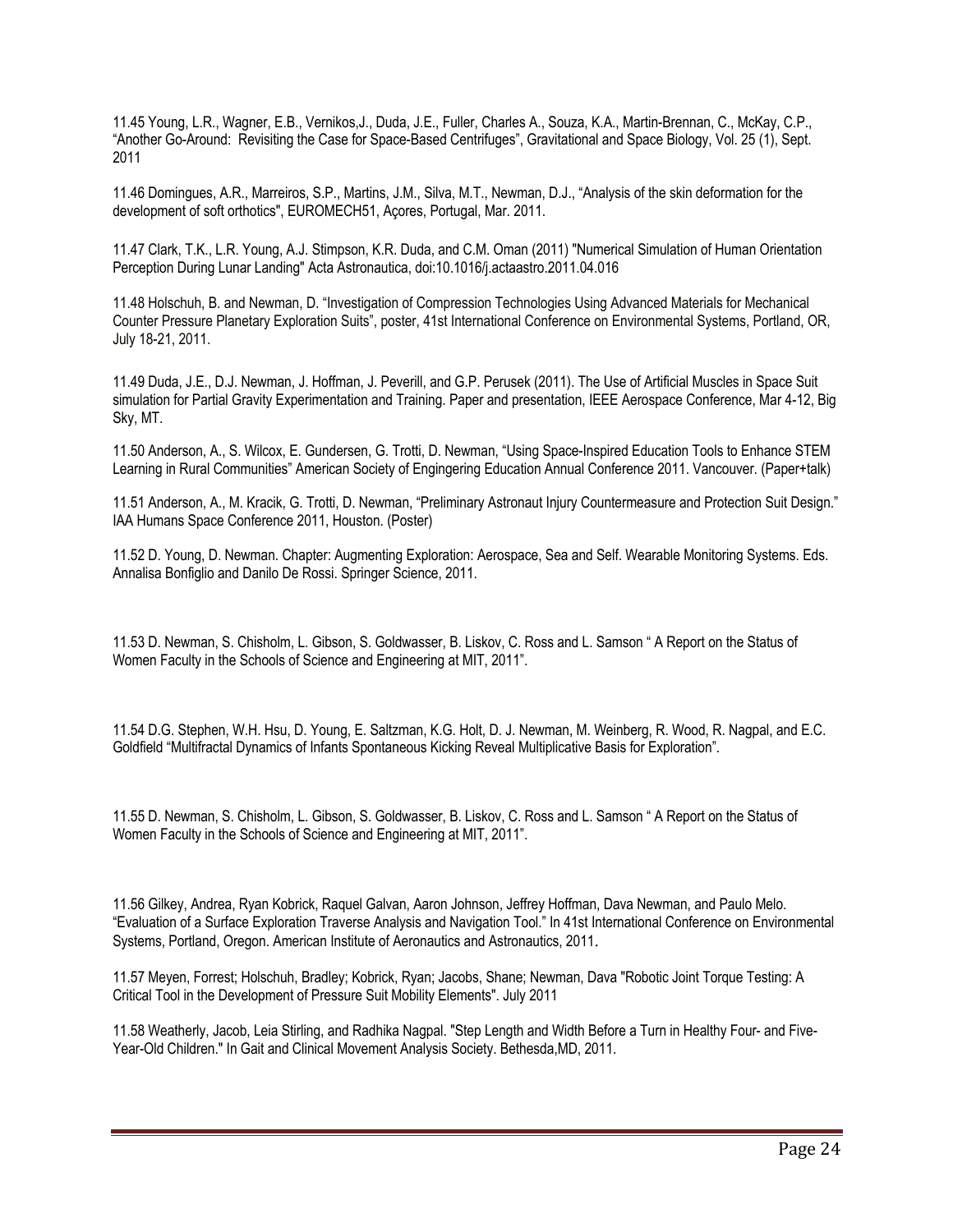11.45 Young, L.R., Wagner, E.B., Vernikos,J., Duda, J.E., Fuller, Charles A., Souza, K.A., Martin-Brennan, C., McKay, C.P., "Another Go-Around: Revisiting the Case for Space-Based Centrifuges", Gravitational and Space Biology, Vol. 25 (1), Sept. 2011

11.46 Domingues, A.R., Marreiros, S.P., Martins, J.M., Silva, M.T., Newman, D.J., "Analysis of the skin deformation for the development of soft orthotics", EUROMECH51, Açores, Portugal, Mar. 2011.

11.47 Clark, T.K., L.R. Young, A.J. Stimpson, K.R. Duda, and C.M. Oman (2011) "Numerical Simulation of Human Orientation Perception During Lunar Landing" Acta Astronautica, doi:10.1016/j.actaastro.2011.04.016

11.48 Holschuh, B. and Newman, D. "Investigation of Compression Technologies Using Advanced Materials for Mechanical Counter Pressure Planetary Exploration Suits", poster, 41st International Conference on Environmental Systems, Portland, OR, July 18-21, 2011.

11.49 Duda, J.E., D.J. Newman, J. Hoffman, J. Peverill, and G.P. Perusek (2011). The Use of Artificial Muscles in Space Suit simulation for Partial Gravity Experimentation and Training. Paper and presentation, IEEE Aerospace Conference, Mar 4-12, Big Sky, MT.

11.50 Anderson, A., S. Wilcox, E. Gundersen, G. Trotti, D. Newman, "Using Space-Inspired Education Tools to Enhance STEM Learning in Rural Communities" American Society of Engingering Education Annual Conference 2011. Vancouver. (Paper+talk)

11.51 Anderson, A., M. Kracik, G. Trotti, D. Newman, "Preliminary Astronaut Injury Countermeasure and Protection Suit Design." IAA Humans Space Conference 2011, Houston. (Poster)

11.52 D. Young, D. Newman. Chapter: Augmenting Exploration: Aerospace, Sea and Self. Wearable Monitoring Systems. Eds. Annalisa Bonfiglio and Danilo De Rossi. Springer Science, 2011.

11.53 D. Newman, S. Chisholm, L. Gibson, S. Goldwasser, B. Liskov, C. Ross and L. Samson " A Report on the Status of Women Faculty in the Schools of Science and Engineering at MIT, 2011".

11.54 D.G. Stephen, W.H. Hsu, D. Young, E. Saltzman, K.G. Holt, D. J. Newman, M. Weinberg, R. Wood, R. Nagpal, and E.C. Goldfield "Multifractal Dynamics of Infants Spontaneous Kicking Reveal Multiplicative Basis for Exploration".

11.55 D. Newman, S. Chisholm, L. Gibson, S. Goldwasser, B. Liskov, C. Ross and L. Samson " A Report on the Status of Women Faculty in the Schools of Science and Engineering at MIT, 2011".

11.56 Gilkey, Andrea, Ryan Kobrick, Raquel Galvan, Aaron Johnson, Jeffrey Hoffman, Dava Newman, and Paulo Melo. "Evaluation of a Surface Exploration Traverse Analysis and Navigation Tool." In 41st International Conference on Environmental Systems, Portland, Oregon. American Institute of Aeronautics and Astronautics, 2011.

11.57 Meyen, Forrest; Holschuh, Bradley; Kobrick, Ryan; Jacobs, Shane; Newman, Dava "Robotic Joint Torque Testing: A Critical Tool in the Development of Pressure Suit Mobility Elements". July 2011

11.58 Weatherly, Jacob, Leia Stirling, and Radhika Nagpal. "Step Length and Width Before a Turn in Healthy Four- and Five-Year-Old Children." In Gait and Clinical Movement Analysis Society. Bethesda,MD, 2011.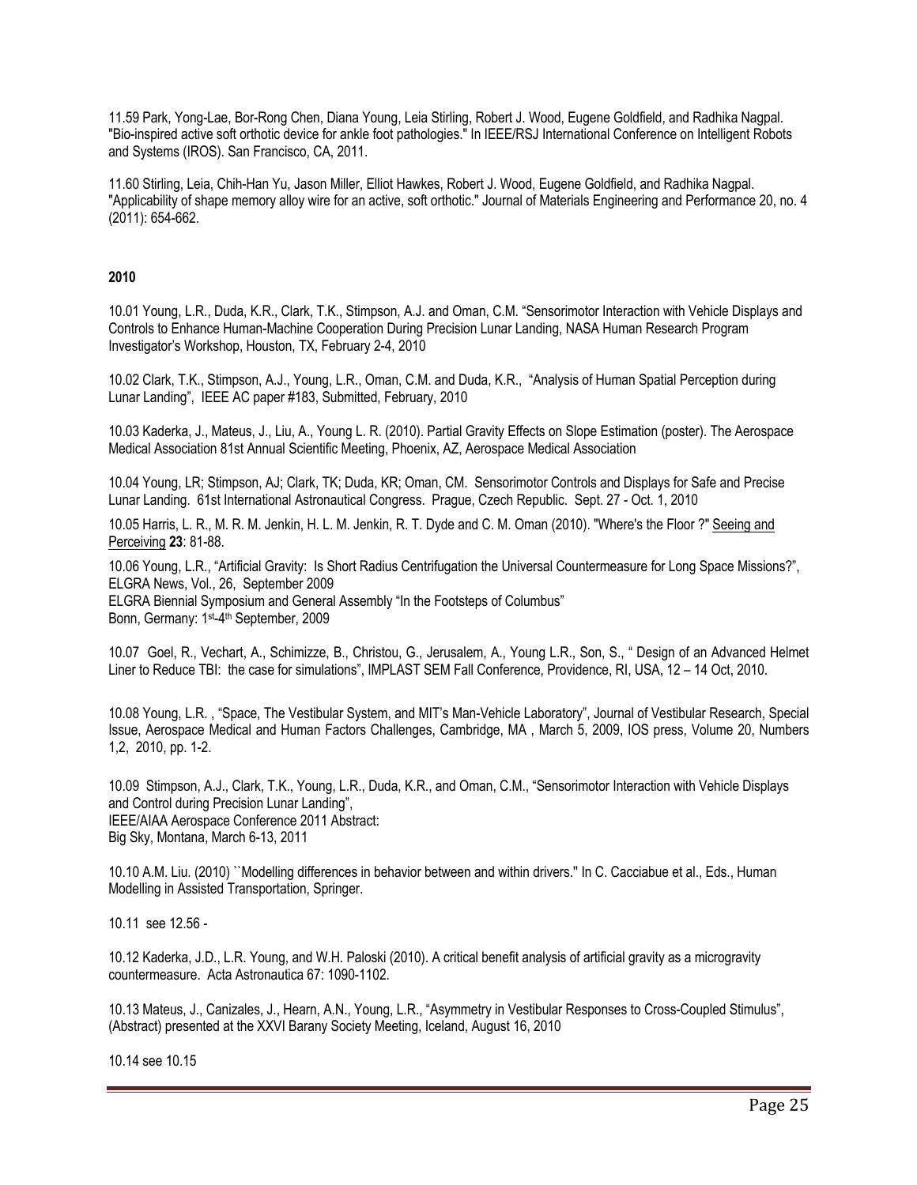11.59 Park, Yong-Lae, Bor-Rong Chen, Diana Young, Leia Stirling, Robert J. Wood, Eugene Goldfield, and Radhika Nagpal. "Bio-inspired active soft orthotic device for ankle foot pathologies." In IEEE/RSJ International Conference on Intelligent Robots and Systems (IROS). San Francisco, CA, 2011.

11.60 Stirling, Leia, Chih-Han Yu, Jason Miller, Elliot Hawkes, Robert J. Wood, Eugene Goldfield, and Radhika Nagpal. "Applicability of shape memory alloy wire for an active, soft orthotic." Journal of Materials Engineering and Performance 20, no. 4 (2011): 654-662.

**2010**

10.01 Young, L.R., Duda, K.R., Clark, T.K., Stimpson, A.J. and Oman, C.M. "Sensorimotor Interaction with Vehicle Displays and Controls to Enhance Human-Machine Cooperation During Precision Lunar Landing, NASA Human Research Program Investigator's Workshop, Houston, TX, February 2-4, 2010

10.02 Clark, T.K., Stimpson, A.J., Young, L.R., Oman, C.M. and Duda, K.R., "Analysis of Human Spatial Perception during Lunar Landing", IEEE AC paper #183, Submitted, February, 2010

10.03 Kaderka, J., Mateus, J., Liu, A., Young L. R. (2010). Partial Gravity Effects on Slope Estimation (poster). The Aerospace Medical Association 81st Annual Scientific Meeting, Phoenix, AZ, Aerospace Medical Association

10.04 Young, LR; Stimpson, AJ; Clark, TK; Duda, KR; Oman, CM. Sensorimotor Controls and Displays for Safe and Precise Lunar Landing. 61st International Astronautical Congress. Prague, Czech Republic. Sept. 27 - Oct. 1, 2010

10.05 Harris, L. R., M. R. M. Jenkin, H. L. M. Jenkin, R. T. Dyde and C. M. Oman (2010). "Where's the Floor ?" Seeing and Perceiving **23**: 81-88.

10.06 Young, L.R., "Artificial Gravity: Is Short Radius Centrifugation the Universal Countermeasure for Long Space Missions?", ELGRA News, Vol., 26, September 2009
ELGRA Biennial Symposium and General Assembly "In the Footsteps of Columbus"
Bonn, Germany: 1st-4th September, 2009

10.07 Goel, R., Vechart, A., Schimizze, B., Christou, G., Jerusalem, A., Young L.R., Son, S., " Design of an Advanced Helmet Liner to Reduce TBI: the case for simulations", IMPLAST SEM Fall Conference, Providence, RI, USA, 12 – 14 Oct, 2010.

10.08 Young, L.R. , "Space, The Vestibular System, and MIT's Man-Vehicle Laboratory", Journal of Vestibular Research, Special Issue, Aerospace Medical and Human Factors Challenges, Cambridge, MA , March 5, 2009, IOS press, Volume 20, Numbers 1,2, 2010, pp. 1-2.

10.09 Stimpson, A.J., Clark, T.K., Young, L.R., Duda, K.R., and Oman, C.M., "Sensorimotor Interaction with Vehicle Displays and Control during Precision Lunar Landing",
IEEE/AIAA Aerospace Conference 2011 Abstract:
Big Sky, Montana, March 6-13, 2011

10.10 A.M. Liu. (2010) ``Modelling differences in behavior between and within drivers.'' In C. Cacciabue et al., Eds., Human Modelling in Assisted Transportation, Springer.

10.11 see 12.56 -

10.12 Kaderka, J.D., L.R. Young, and W.H. Paloski (2010). A critical benefit analysis of artificial gravity as a microgravity countermeasure. Acta Astronautica 67: 1090-1102.

10.13 Mateus, J., Canizales, J., Hearn, A.N., Young, L.R., "Asymmetry in Vestibular Responses to Cross-Coupled Stimulus", (Abstract) presented at the XXVI Barany Society Meeting, Iceland, August 16, 2010

10.14 see 10.15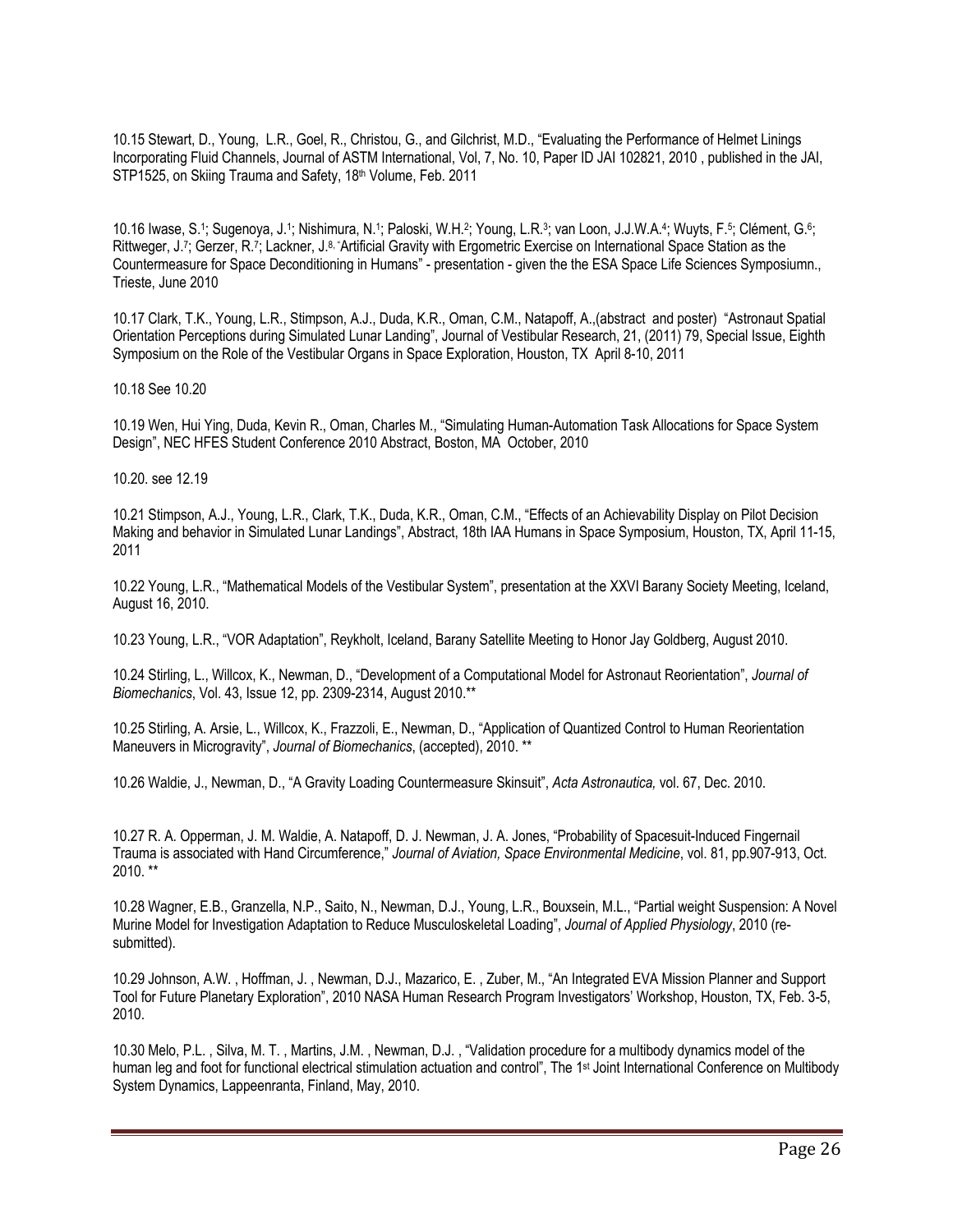10.15 Stewart, D., Young, L.R., Goel, R., Christou, G., and Gilchrist, M.D., "Evaluating the Performance of Helmet Linings Incorporating Fluid Channels, Journal of ASTM International, Vol, 7, No. 10, Paper ID JAI 102821, 2010 , published in the JAI, STP1525, on Skiing Trauma and Safety, 18th Volume, Feb. 2011

10.16 Iwase, S.[1]; Sugenoya, J.[1]; Nishimura, N.[1]; Paloski, W.H.[2]; Young, L.R.[3]; van Loon, J.J.W.A.[4]; Wuyts, F.[5]; Clément, G.[6]; Rittweger, J.[7]; Gerzer, R.[7]; Lackner, J.[8], "Artificial Gravity with Ergometric Exercise on International Space Station as the Countermeasure for Space Deconditioning in Humans" - presentation - given the the ESA Space Life Sciences Symposiumn., Trieste, June 2010

10.17 Clark, T.K., Young, L.R., Stimpson, A.J., Duda, K.R., Oman, C.M., Natapoff, A.,(abstract and poster) "Astronaut Spatial Orientation Perceptions during Simulated Lunar Landing", Journal of Vestibular Research, 21, (2011) 79, Special Issue, Eighth Symposium on the Role of the Vestibular Organs in Space Exploration, Houston, TX April 8-10, 2011

10.18 See 10.20

10.19 Wen, Hui Ying, Duda, Kevin R., Oman, Charles M., "Simulating Human-Automation Task Allocations for Space System Design", NEC HFES Student Conference 2010 Abstract, Boston, MA October, 2010

10.20. see 12.19

10.21 Stimpson, A.J., Young, L.R., Clark, T.K., Duda, K.R., Oman, C.M., "Effects of an Achievability Display on Pilot Decision Making and behavior in Simulated Lunar Landings", Abstract, 18th IAA Humans in Space Symposium, Houston, TX, April 11-15, 2011

10.22 Young, L.R., "Mathematical Models of the Vestibular System", presentation at the XXVI Barany Society Meeting, Iceland, August 16, 2010.

10.23 Young, L.R., "VOR Adaptation", Reykholt, Iceland, Barany Satellite Meeting to Honor Jay Goldberg, August 2010.

10.24 Stirling, L., Willcox, K., Newman, D., "Development of a Computational Model for Astronaut Reorientation", *Journal of Biomechanics*, Vol. 43, Issue 12, pp. 2309-2314, August 2010.**

10.25 Stirling, A. Arsie, L., Willcox, K., Frazzoli, E., Newman, D., "Application of Quantized Control to Human Reorientation Maneuvers in Microgravity", *Journal of Biomechanics*, (accepted), 2010. **

10.26 Waldie, J., Newman, D., "A Gravity Loading Countermeasure Skinsuit", *Acta Astronautica,* vol. 67, Dec. 2010.

10.27 R. A. Opperman, J. M. Waldie, A. Natapoff, D. J. Newman, J. A. Jones, "Probability of Spacesuit-Induced Fingernail Trauma is associated with Hand Circumference," *Journal of Aviation, Space Environmental Medicine*, vol. 81, pp.907-913, Oct. 2010. **

10.28 Wagner, E.B., Granzella, N.P., Saito, N., Newman, D.J., Young, L.R., Bouxsein, M.L., "Partial weight Suspension: A Novel Murine Model for Investigation Adaptation to Reduce Musculoskeletal Loading", *Journal of Applied Physiology*, 2010 (re-submitted).

10.29 Johnson, A.W. , Hoffman, J. , Newman, D.J., Mazarico, E. , Zuber, M., "An Integrated EVA Mission Planner and Support Tool for Future Planetary Exploration", 2010 NASA Human Research Program Investigators' Workshop, Houston, TX, Feb. 3-5, 2010.

10.30 Melo, P.L. , Silva, M. T. , Martins, J.M. , Newman, D.J. , "Validation procedure for a multibody dynamics model of the human leg and foot for functional electrical stimulation actuation and control", The 1st Joint International Conference on Multibody System Dynamics, Lappeenranta, Finland, May, 2010.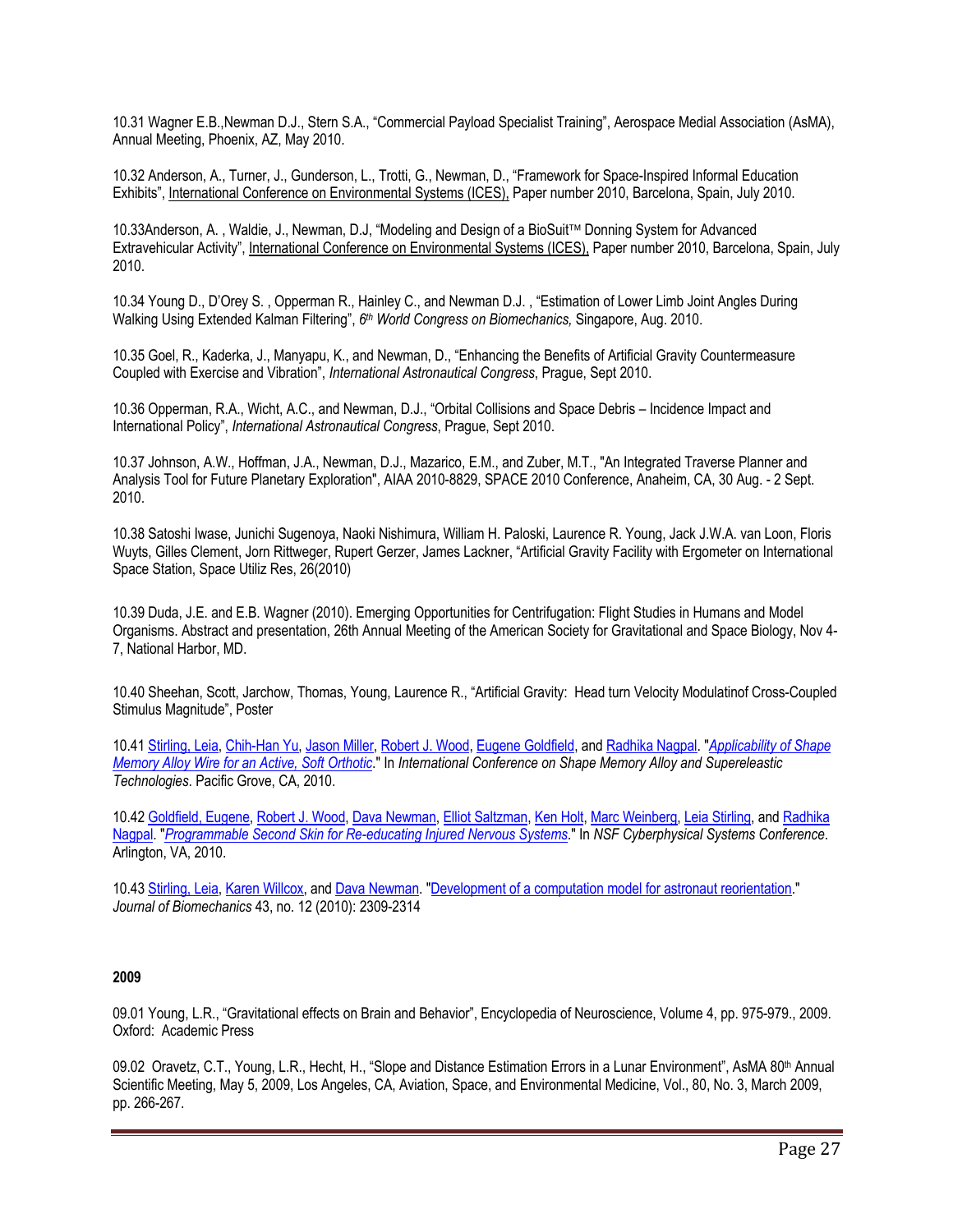10.31 Wagner E.B.,Newman D.J., Stern S.A., "Commercial Payload Specialist Training", Aerospace Medial Association (AsMA), Annual Meeting, Phoenix, AZ, May 2010.

10.32 Anderson, A., Turner, J., Gunderson, L., Trotti, G., Newman, D., "Framework for Space-Inspired Informal Education Exhibits", International Conference on Environmental Systems (ICES), Paper number 2010, Barcelona, Spain, July 2010.

10.33Anderson, A. , Waldie, J., Newman, D.J, "Modeling and Design of a BioSuit™ Donning System for Advanced Extravehicular Activity", International Conference on Environmental Systems (ICES), Paper number 2010, Barcelona, Spain, July 2010.

10.34 Young D., D'Orey S. , Opperman R., Hainley C., and Newman D.J. , "Estimation of Lower Limb Joint Angles During Walking Using Extended Kalman Filtering", *6th World Congress on Biomechanics,* Singapore, Aug. 2010.

10.35 Goel, R., Kaderka, J., Manyapu, K., and Newman, D., "Enhancing the Benefits of Artificial Gravity Countermeasure Coupled with Exercise and Vibration", *International Astronautical Congress*, Prague, Sept 2010.

10.36 Opperman, R.A., Wicht, A.C., and Newman, D.J., "Orbital Collisions and Space Debris – Incidence Impact and International Policy", *International Astronautical Congress*, Prague, Sept 2010.

10.37 Johnson, A.W., Hoffman, J.A., Newman, D.J., Mazarico, E.M., and Zuber, M.T., "An Integrated Traverse Planner and Analysis Tool for Future Planetary Exploration", AIAA 2010-8829, SPACE 2010 Conference, Anaheim, CA, 30 Aug. - 2 Sept. 2010.

10.38 Satoshi Iwase, Junichi Sugenoya, Naoki Nishimura, William H. Paloski, Laurence R. Young, Jack J.W.A. van Loon, Floris Wuyts, Gilles Clement, Jorn Rittweger, Rupert Gerzer, James Lackner, "Artificial Gravity Facility with Ergometer on International Space Station, Space Utiliz Res, 26(2010)

10.39 Duda, J.E. and E.B. Wagner (2010). Emerging Opportunities for Centrifugation: Flight Studies in Humans and Model Organisms. Abstract and presentation, 26th Annual Meeting of the American Society for Gravitational and Space Biology, Nov 4-7, National Harbor, MD.

10.40 Sheehan, Scott, Jarchow, Thomas, Young, Laurence R., "Artificial Gravity: Head turn Velocity Modulatinof Cross-Coupled Stimulus Magnitude", Poster

10.41 Stirling, Leia, Chih-Han Yu, Jason Miller, Robert J. Wood, Eugene Goldfield, and Radhika Nagpal. "*Applicability of Shape Memory Alloy Wire for an Active, Soft Orthotic*." In *International Conference on Shape Memory Alloy and Supereleastic Technologies*. Pacific Grove, CA, 2010.

10.42 Goldfield, Eugene, Robert J. Wood, Dava Newman, Elliot Saltzman, Ken Holt, Marc Weinberg, Leia Stirling, and Radhika Nagpal. "*Programmable Second Skin for Re-educating Injured Nervous Systems*." In *NSF Cyberphysical Systems Conference*. Arlington, VA, 2010.

10.43 Stirling, Leia, Karen Willcox, and Dava Newman. "Development of a computation model for astronaut reorientation." *Journal of Biomechanics* 43, no. 12 (2010): 2309-2314

**2009**

09.01 Young, L.R., "Gravitational effects on Brain and Behavior", Encyclopedia of Neuroscience, Volume 4, pp. 975-979., 2009. Oxford: Academic Press

09.02 Oravetz, C.T., Young, L.R., Hecht, H., "Slope and Distance Estimation Errors in a Lunar Environment", AsMA 80th Annual Scientific Meeting, May 5, 2009, Los Angeles, CA, Aviation, Space, and Environmental Medicine, Vol., 80, No. 3, March 2009, pp. 266-267.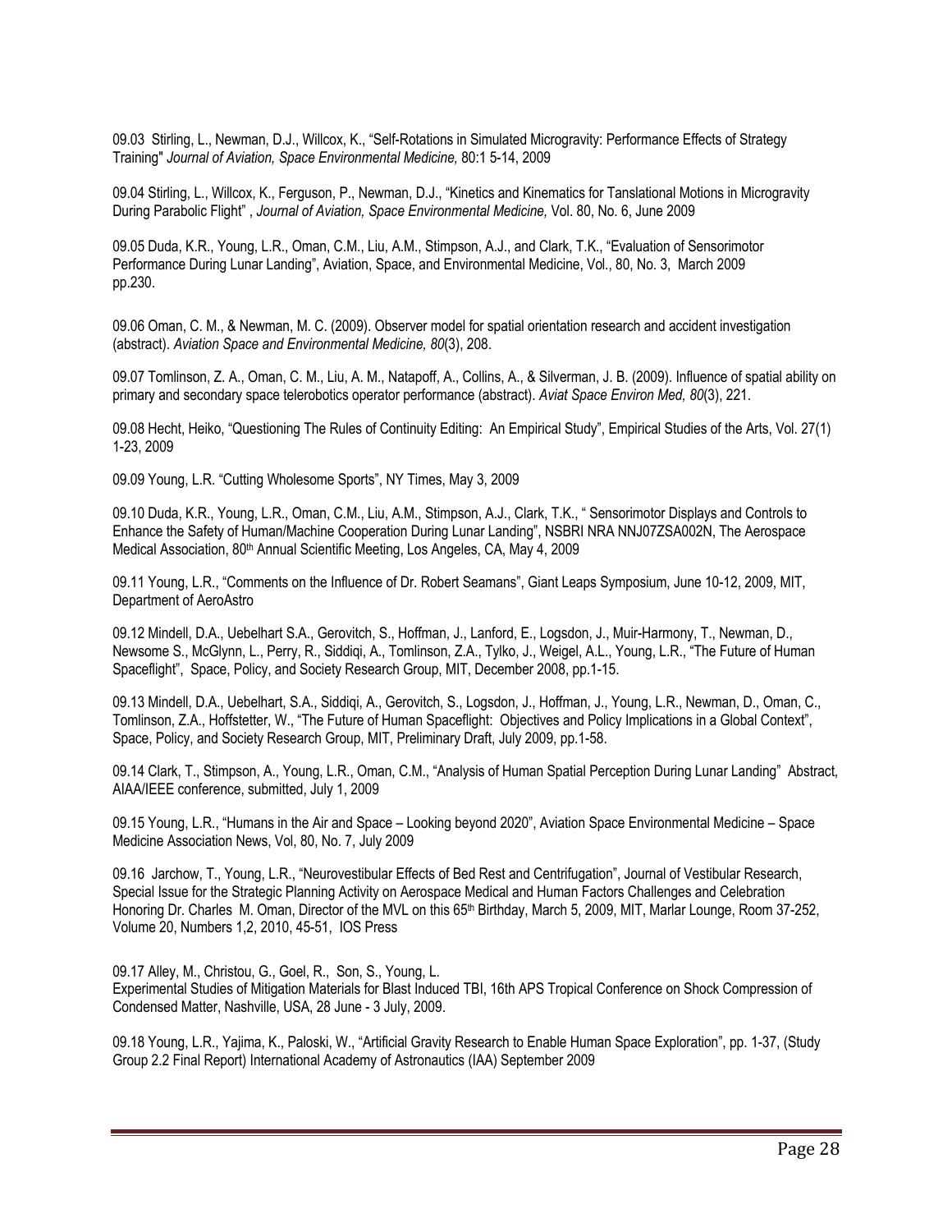09.03 Stirling, L., Newman, D.J., Willcox, K., "Self-Rotations in Simulated Microgravity: Performance Effects of Strategy Training" *Journal of Aviation, Space Environmental Medicine,* 80:1 5-14, 2009

09.04 Stirling, L., Willcox, K., Ferguson, P., Newman, D.J., "Kinetics and Kinematics for Tanslational Motions in Microgravity During Parabolic Flight" , *Journal of Aviation, Space Environmental Medicine,* Vol. 80, No. 6, June 2009

09.05 Duda, K.R., Young, L.R., Oman, C.M., Liu, A.M., Stimpson, A.J., and Clark, T.K., "Evaluation of Sensorimotor Performance During Lunar Landing", Aviation, Space, and Environmental Medicine, Vol., 80, No. 3, March 2009 pp.230.

09.06 Oman, C. M., & Newman, M. C. (2009). Observer model for spatial orientation research and accident investigation (abstract). *Aviation Space and Environmental Medicine, 80*(3), 208.

09.07 Tomlinson, Z. A., Oman, C. M., Liu, A. M., Natapoff, A., Collins, A., & Silverman, J. B. (2009). Influence of spatial ability on primary and secondary space telerobotics operator performance (abstract). *Aviat Space Environ Med, 80*(3), 221.

09.08 Hecht, Heiko, "Questioning The Rules of Continuity Editing: An Empirical Study", Empirical Studies of the Arts, Vol. 27(1) 1-23, 2009

09.09 Young, L.R. "Cutting Wholesome Sports", NY Times, May 3, 2009

09.10 Duda, K.R., Young, L.R., Oman, C.M., Liu, A.M., Stimpson, A.J., Clark, T.K., " Sensorimotor Displays and Controls to Enhance the Safety of Human/Machine Cooperation During Lunar Landing", NSBRI NRA NNJ07ZSA002N, The Aerospace Medical Association, 80th Annual Scientific Meeting, Los Angeles, CA, May 4, 2009

09.11 Young, L.R., "Comments on the Influence of Dr. Robert Seamans", Giant Leaps Symposium, June 10-12, 2009, MIT, Department of AeroAstro

09.12 Mindell, D.A., Uebelhart S.A., Gerovitch, S., Hoffman, J., Lanford, E., Logsdon, J., Muir-Harmony, T., Newman, D., Newsome S., McGlynn, L., Perry, R., Siddiqi, A., Tomlinson, Z.A., Tylko, J., Weigel, A.L., Young, L.R., "The Future of Human Spaceflight", Space, Policy, and Society Research Group, MIT, December 2008, pp.1-15.

09.13 Mindell, D.A., Uebelhart, S.A., Siddiqi, A., Gerovitch, S., Logsdon, J., Hoffman, J., Young, L.R., Newman, D., Oman, C., Tomlinson, Z.A., Hoffstetter, W., "The Future of Human Spaceflight: Objectives and Policy Implications in a Global Context", Space, Policy, and Society Research Group, MIT, Preliminary Draft, July 2009, pp.1-58.

09.14 Clark, T., Stimpson, A., Young, L.R., Oman, C.M., "Analysis of Human Spatial Perception During Lunar Landing" Abstract, AIAA/IEEE conference, submitted, July 1, 2009

09.15 Young, L.R., "Humans in the Air and Space – Looking beyond 2020", Aviation Space Environmental Medicine – Space Medicine Association News, Vol, 80, No. 7, July 2009

09.16 Jarchow, T., Young, L.R., "Neurovestibular Effects of Bed Rest and Centrifugation", Journal of Vestibular Research, Special Issue for the Strategic Planning Activity on Aerospace Medical and Human Factors Challenges and Celebration Honoring Dr. Charles M. Oman, Director of the MVL on this 65th Birthday, March 5, 2009, MIT, Marlar Lounge, Room 37-252, Volume 20, Numbers 1,2, 2010, 45-51, IOS Press

09.17 Alley, M., Christou, G., Goel, R., Son, S., Young, L.
Experimental Studies of Mitigation Materials for Blast Induced TBI, 16th APS Tropical Conference on Shock Compression of Condensed Matter, Nashville, USA, 28 June - 3 July, 2009.

09.18 Young, L.R., Yajima, K., Paloski, W., "Artificial Gravity Research to Enable Human Space Exploration", pp. 1-37, (Study Group 2.2 Final Report) International Academy of Astronautics (IAA) September 2009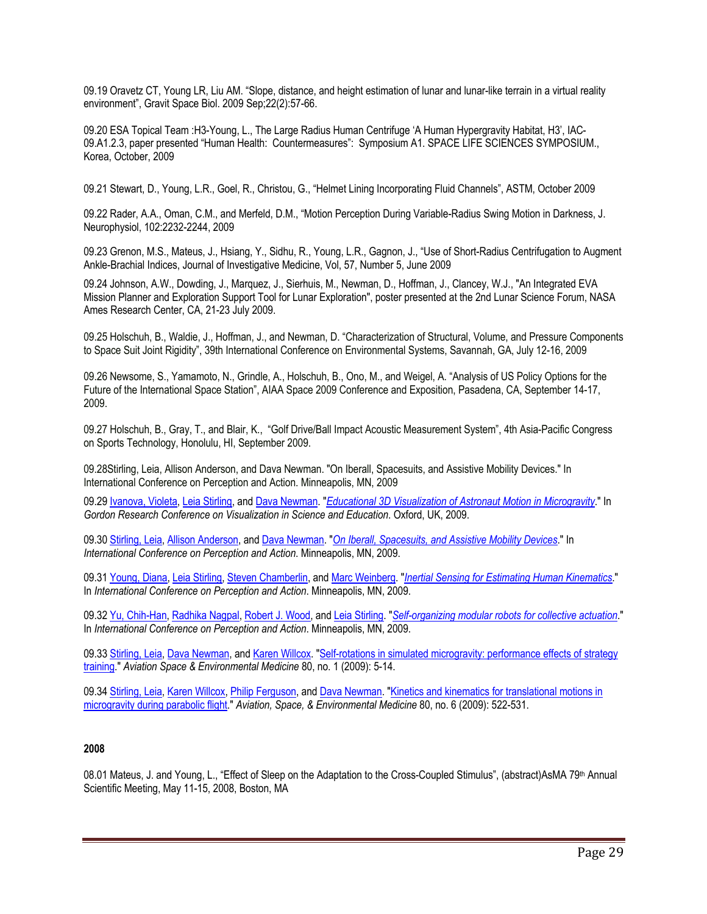09.19 Oravetz CT, Young LR, Liu AM. "Slope, distance, and height estimation of lunar and lunar-like terrain in a virtual reality environment", Gravit Space Biol. 2009 Sep;22(2):57-66.

09.20 ESA Topical Team :H3-Young, L., The Large Radius Human Centrifuge 'A Human Hypergravity Habitat, H3', IAC-09.A1.2.3, paper presented "Human Health: Countermeasures": Symposium A1. SPACE LIFE SCIENCES SYMPOSIUM., Korea, October, 2009

09.21 Stewart, D., Young, L.R., Goel, R., Christou, G., "Helmet Lining Incorporating Fluid Channels", ASTM, October 2009

09.22 Rader, A.A., Oman, C.M., and Merfeld, D.M., "Motion Perception During Variable-Radius Swing Motion in Darkness, J. Neurophysiol, 102:2232-2244, 2009

09.23 Grenon, M.S., Mateus, J., Hsiang, Y., Sidhu, R., Young, L.R., Gagnon, J., "Use of Short-Radius Centrifugation to Augment Ankle-Brachial Indices, Journal of Investigative Medicine, Vol, 57, Number 5, June 2009

09.24 Johnson, A.W., Dowding, J., Marquez, J., Sierhuis, M., Newman, D., Hoffman, J., Clancey, W.J., "An Integrated EVA Mission Planner and Exploration Support Tool for Lunar Exploration", poster presented at the 2nd Lunar Science Forum, NASA Ames Research Center, CA, 21-23 July 2009.

09.25 Holschuh, B., Waldie, J., Hoffman, J., and Newman, D. "Characterization of Structural, Volume, and Pressure Components to Space Suit Joint Rigidity", 39th International Conference on Environmental Systems, Savannah, GA, July 12-16, 2009

09.26 Newsome, S., Yamamoto, N., Grindle, A., Holschuh, B., Ono, M., and Weigel, A. "Analysis of US Policy Options for the Future of the International Space Station", AIAA Space 2009 Conference and Exposition, Pasadena, CA, September 14-17, 2009.

09.27 Holschuh, B., Gray, T., and Blair, K., "Golf Drive/Ball Impact Acoustic Measurement System", 4th Asia-Pacific Congress on Sports Technology, Honolulu, HI, September 2009.

09.28Stirling, Leia, Allison Anderson, and Dava Newman. "On Iberall, Spacesuits, and Assistive Mobility Devices." In International Conference on Perception and Action. Minneapolis, MN, 2009

09.29 Ivanova, Violeta, Leia Stirling, and Dava Newman. "*Educational 3D Visualization of Astronaut Motion in Microgravity*." In *Gordon Research Conference on Visualization in Science and Education*. Oxford, UK, 2009.

09.30 Stirling, Leia, Allison Anderson, and Dava Newman. "*On Iberall, Spacesuits, and Assistive Mobility Devices*." In *International Conference on Perception and Action*. Minneapolis, MN, 2009.

09.31 Young, Diana, Leia Stirling, Steven Chamberlin, and Marc Weinberg. "*Inertial Sensing for Estimating Human Kinematics*." In *International Conference on Perception and Action*. Minneapolis, MN, 2009.

09.32 Yu, Chih-Han, Radhika Nagpal, Robert J. Wood, and Leia Stirling. "*Self-organizing modular robots for collective actuation*." In *International Conference on Perception and Action*. Minneapolis, MN, 2009.

09.33 Stirling, Leia, Dava Newman, and Karen Willcox. "Self-rotations in simulated microgravity: performance effects of strategy training." *Aviation Space & Environmental Medicine* 80, no. 1 (2009): 5-14.

09.34 Stirling, Leia, Karen Willcox, Philip Ferguson, and Dava Newman. "Kinetics and kinematics for translational motions in microgravity during parabolic flight." *Aviation, Space, & Environmental Medicine* 80, no. 6 (2009): 522-531.

**2008**

08.01 Mateus, J. and Young, L., "Effect of Sleep on the Adaptation to the Cross-Coupled Stimulus", (abstract)AsMA 79th Annual Scientific Meeting, May 11-15, 2008, Boston, MA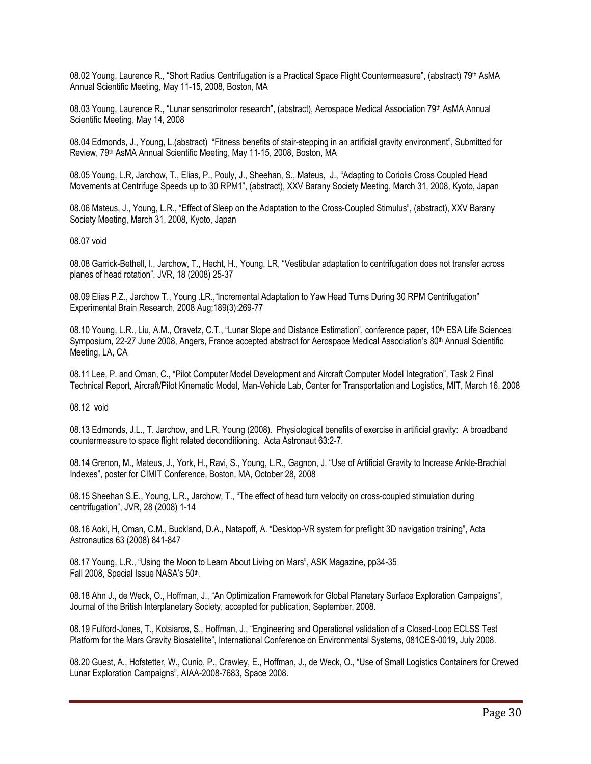08.02 Young, Laurence R., "Short Radius Centrifugation is a Practical Space Flight Countermeasure", (abstract) 79th AsMA Annual Scientific Meeting, May 11-15, 2008, Boston, MA

08.03 Young, Laurence R., "Lunar sensorimotor research", (abstract), Aerospace Medical Association 79th AsMA Annual Scientific Meeting, May 14, 2008

08.04 Edmonds, J., Young, L.(abstract) "Fitness benefits of stair-stepping in an artificial gravity environment", Submitted for Review, 79th AsMA Annual Scientific Meeting, May 11-15, 2008, Boston, MA

08.05 Young, L.R, Jarchow, T., Elias, P., Pouly, J., Sheehan, S., Mateus, J., "Adapting to Coriolis Cross Coupled Head Movements at Centrifuge Speeds up to 30 RPM1", (abstract), XXV Barany Society Meeting, March 31, 2008, Kyoto, Japan

08.06 Mateus, J., Young, L.R., "Effect of Sleep on the Adaptation to the Cross-Coupled Stimulus", (abstract), XXV Barany Society Meeting, March 31, 2008, Kyoto, Japan

08.07 void

08.08 Garrick-Bethell, I., Jarchow, T., Hecht, H., Young, LR, "Vestibular adaptation to centrifugation does not transfer across planes of head rotation", JVR, 18 (2008) 25-37

08.09 Elias P.Z., Jarchow T., Young .LR.,"Incremental Adaptation to Yaw Head Turns During 30 RPM Centrifugation" Experimental Brain Research, 2008 Aug;189(3):269-77

08.10 Young, L.R., Liu, A.M., Oravetz, C.T., "Lunar Slope and Distance Estimation", conference paper, 10th ESA Life Sciences Symposium, 22-27 June 2008, Angers, France accepted abstract for Aerospace Medical Association's 80th Annual Scientific Meeting, LA, CA

08.11 Lee, P. and Oman, C., "Pilot Computer Model Development and Aircraft Computer Model Integration", Task 2 Final Technical Report, Aircraft/Pilot Kinematic Model, Man-Vehicle Lab, Center for Transportation and Logistics, MIT, March 16, 2008

08.12 void

08.13 Edmonds, J.L., T. Jarchow, and L.R. Young (2008). Physiological benefits of exercise in artificial gravity: A broadband countermeasure to space flight related deconditioning. Acta Astronaut 63:2-7.

08.14 Grenon, M., Mateus, J., York, H., Ravi, S., Young, L.R., Gagnon, J. "Use of Artificial Gravity to Increase Ankle-Brachial Indexes", poster for CIMIT Conference, Boston, MA, October 28, 2008

08.15 Sheehan S.E., Young, L.R., Jarchow, T., "The effect of head turn velocity on cross-coupled stimulation during centrifugation", JVR, 28 (2008) 1-14

08.16 Aoki, H, Oman, C.M., Buckland, D.A., Natapoff, A. "Desktop-VR system for preflight 3D navigation training", Acta Astronautics 63 (2008) 841-847

08.17 Young, L.R., "Using the Moon to Learn About Living on Mars", ASK Magazine, pp34-35 Fall 2008, Special Issue NASA's 50th.

08.18 Ahn J., de Weck, O., Hoffman, J., "An Optimization Framework for Global Planetary Surface Exploration Campaigns", Journal of the British Interplanetary Society, accepted for publication, September, 2008.

08.19 Fulford-Jones, T., Kotsiaros, S., Hoffman, J., "Engineering and Operational validation of a Closed-Loop ECLSS Test Platform for the Mars Gravity Biosatellite", International Conference on Environmental Systems, 081CES-0019, July 2008.

08.20 Guest, A., Hofstetter, W., Cunio, P., Crawley, E., Hoffman, J., de Weck, O., "Use of Small Logistics Containers for Crewed Lunar Exploration Campaigns", AIAA-2008-7683, Space 2008.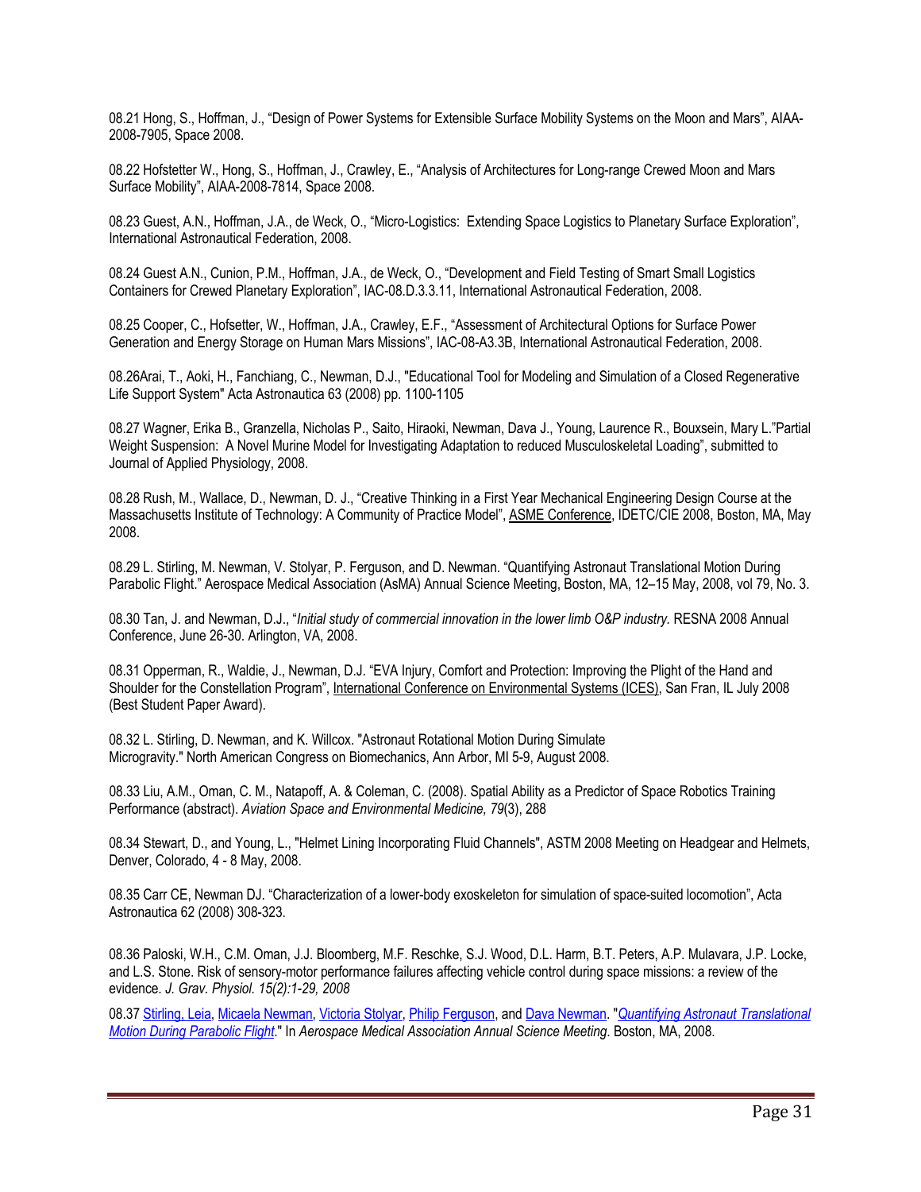08.21 Hong, S., Hoffman, J., "Design of Power Systems for Extensible Surface Mobility Systems on the Moon and Mars", AIAA-2008-7905, Space 2008.

08.22 Hofstetter W., Hong, S., Hoffman, J., Crawley, E., "Analysis of Architectures for Long-range Crewed Moon and Mars Surface Mobility", AIAA-2008-7814, Space 2008.

08.23 Guest, A.N., Hoffman, J.A., de Weck, O., "Micro-Logistics: Extending Space Logistics to Planetary Surface Exploration", International Astronautical Federation, 2008.

08.24 Guest A.N., Cunion, P.M., Hoffman, J.A., de Weck, O., "Development and Field Testing of Smart Small Logistics Containers for Crewed Planetary Exploration", IAC-08.D.3.3.11, International Astronautical Federation, 2008.

08.25 Cooper, C., Hofsetter, W., Hoffman, J.A., Crawley, E.F., "Assessment of Architectural Options for Surface Power Generation and Energy Storage on Human Mars Missions", IAC-08-A3.3B, International Astronautical Federation, 2008.

08.26Arai, T., Aoki, H., Fanchiang, C., Newman, D.J., "Educational Tool for Modeling and Simulation of a Closed Regenerative Life Support System" Acta Astronautica 63 (2008) pp. 1100-1105

08.27 Wagner, Erika B., Granzella, Nicholas P., Saito, Hiraoki, Newman, Dava J., Young, Laurence R., Bouxsein, Mary L."Partial Weight Suspension: A Novel Murine Model for Investigating Adaptation to reduced Musculoskeletal Loading", submitted to Journal of Applied Physiology, 2008.

08.28 Rush, M., Wallace, D., Newman, D. J., "Creative Thinking in a First Year Mechanical Engineering Design Course at the Massachusetts Institute of Technology: A Community of Practice Model", ASME Conference, IDETC/CIE 2008, Boston, MA, May 2008.

08.29 L. Stirling, M. Newman, V. Stolyar, P. Ferguson, and D. Newman. "Quantifying Astronaut Translational Motion During Parabolic Flight." Aerospace Medical Association (AsMA) Annual Science Meeting, Boston, MA, 12–15 May, 2008, vol 79, No. 3.

08.30 Tan, J. and Newman, D.J., "*Initial study of commercial innovation in the lower limb O&P industry.* RESNA 2008 Annual Conference, June 26-30. Arlington, VA, 2008.

08.31 Opperman, R., Waldie, J., Newman, D.J. "EVA Injury, Comfort and Protection: Improving the Plight of the Hand and Shoulder for the Constellation Program", International Conference on Environmental Systems (ICES), San Fran, IL July 2008 (Best Student Paper Award).

08.32 L. Stirling, D. Newman, and K. Willcox. "Astronaut Rotational Motion During Simulate Microgravity." North American Congress on Biomechanics, Ann Arbor, MI 5-9, August 2008.

08.33 Liu, A.M., Oman, C. M., Natapoff, A. & Coleman, C. (2008). Spatial Ability as a Predictor of Space Robotics Training Performance (abstract). *Aviation Space and Environmental Medicine, 79*(3), 288

08.34 Stewart, D., and Young, L., "Helmet Lining Incorporating Fluid Channels", ASTM 2008 Meeting on Headgear and Helmets, Denver, Colorado, 4 - 8 May, 2008.

08.35 Carr CE, Newman DJ. "Characterization of a lower-body exoskeleton for simulation of space-suited locomotion", Acta Astronautica 62 (2008) 308-323.

08.36 Paloski, W.H., C.M. Oman, J.J. Bloomberg, M.F. Reschke, S.J. Wood, D.L. Harm, B.T. Peters, A.P. Mulavara, J.P. Locke, and L.S. Stone. Risk of sensory-motor performance failures affecting vehicle control during space missions: a review of the evidence. *J. Grav. Physiol. 15(2):1-29, 2008*

08.37 Stirling, Leia, Micaela Newman, Victoria Stolyar, Philip Ferguson, and Dava Newman. "*Quantifying Astronaut Translational Motion During Parabolic Flight*." In *Aerospace Medical Association Annual Science Meeting*. Boston, MA, 2008.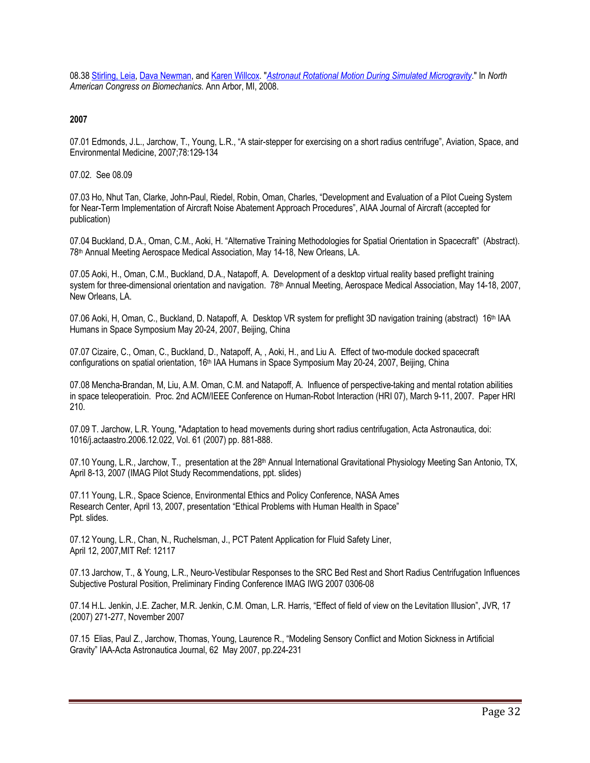08.38 Stirling, Leia, Dava Newman, and Karen Willcox. "*Astronaut Rotational Motion During Simulated Microgravity*." In *North American Congress on Biomechanics*. Ann Arbor, MI, 2008.

**2007**

07.01 Edmonds, J.L., Jarchow, T., Young, L.R., "A stair-stepper for exercising on a short radius centrifuge", Aviation, Space, and Environmental Medicine, 2007;78:129-134

07.02. See 08.09

07.03 Ho, Nhut Tan, Clarke, John-Paul, Riedel, Robin, Oman, Charles, "Development and Evaluation of a Pilot Cueing System for Near-Term Implementation of Aircraft Noise Abatement Approach Procedures", AIAA Journal of Aircraft (accepted for publication)

07.04 Buckland, D.A., Oman, C.M., Aoki, H. "Alternative Training Methodologies for Spatial Orientation in Spacecraft" (Abstract). 78th Annual Meeting Aerospace Medical Association, May 14-18, New Orleans, LA.

07.05 Aoki, H., Oman, C.M., Buckland, D.A., Natapoff, A. Development of a desktop virtual reality based preflight training system for three-dimensional orientation and navigation. 78th Annual Meeting, Aerospace Medical Association, May 14-18, 2007, New Orleans, LA.

07.06 Aoki, H, Oman, C., Buckland, D. Natapoff, A. Desktop VR system for preflight 3D navigation training (abstract) 16th IAA Humans in Space Symposium May 20-24, 2007, Beijing, China

07.07 Cizaire, C., Oman, C., Buckland, D., Natapoff, A, , Aoki, H., and Liu A. Effect of two-module docked spacecraft configurations on spatial orientation, 16th IAA Humans in Space Symposium May 20-24, 2007, Beijing, China

07.08 Mencha-Brandan, M, Liu, A.M. Oman, C.M. and Natapoff, A. Influence of perspective-taking and mental rotation abilities in space teleoperatioin. Proc. 2nd ACM/IEEE Conference on Human-Robot Interaction (HRI 07), March 9-11, 2007. Paper HRI 210.

07.09 T. Jarchow, L.R. Young, "Adaptation to head movements during short radius centrifugation, Acta Astronautica, doi: 1016/j.actaastro.2006.12.022, Vol. 61 (2007) pp. 881-888.

07.10 Young, L.R., Jarchow, T., presentation at the 28th Annual International Gravitational Physiology Meeting San Antonio, TX, April 8-13, 2007 (IMAG Pilot Study Recommendations, ppt. slides)

07.11 Young, L.R., Space Science, Environmental Ethics and Policy Conference, NASA Ames Research Center, April 13, 2007, presentation "Ethical Problems with Human Health in Space" Ppt. slides.

07.12 Young, L.R., Chan, N., Ruchelsman, J., PCT Patent Application for Fluid Safety Liner, April 12, 2007,MIT Ref: 12117

07.13 Jarchow, T., & Young, L.R., Neuro-Vestibular Responses to the SRC Bed Rest and Short Radius Centrifugation Influences Subjective Postural Position, Preliminary Finding Conference IMAG IWG 2007 0306-08

07.14 H.L. Jenkin, J.E. Zacher, M.R. Jenkin, C.M. Oman, L.R. Harris, "Effect of field of view on the Levitation Illusion", JVR, 17 (2007) 271-277, November 2007

07.15 Elias, Paul Z., Jarchow, Thomas, Young, Laurence R., "Modeling Sensory Conflict and Motion Sickness in Artificial Gravity" IAA-Acta Astronautica Journal, 62 May 2007, pp.224-231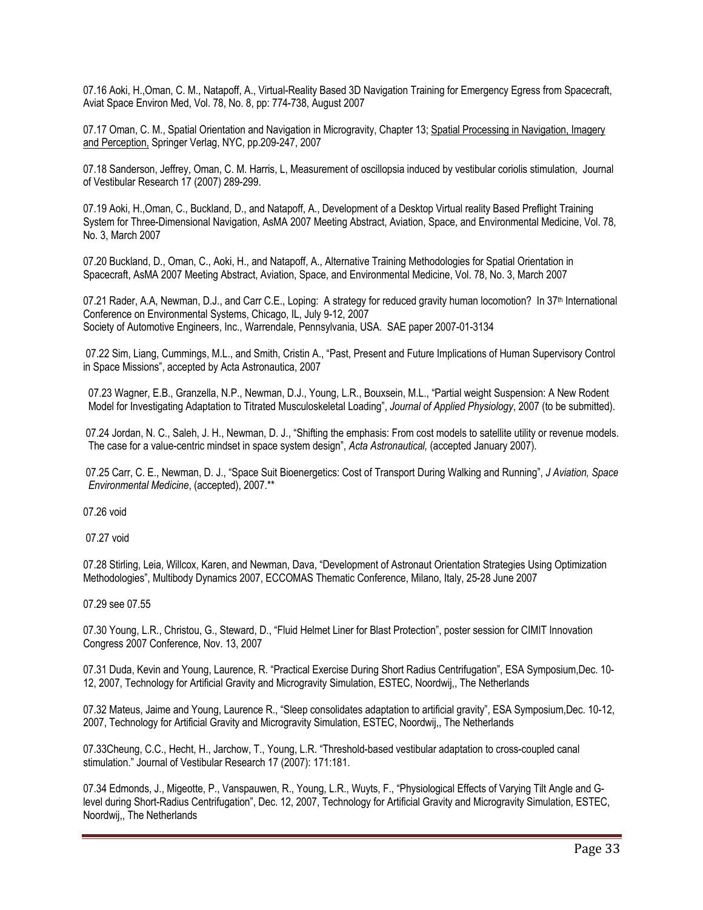07.16 Aoki, H.,Oman, C. M., Natapoff, A., Virtual-Reality Based 3D Navigation Training for Emergency Egress from Spacecraft, Aviat Space Environ Med, Vol. 78, No. 8, pp: 774-738, August 2007

07.17 Oman, C. M., Spatial Orientation and Navigation in Microgravity, Chapter 13; Spatial Processing in Navigation, Imagery and Perception, Springer Verlag, NYC, pp.209-247, 2007

07.18 Sanderson, Jeffrey, Oman, C. M. Harris, L, Measurement of oscillopsia induced by vestibular coriolis stimulation, Journal of Vestibular Research 17 (2007) 289-299.

07.19 Aoki, H.,Oman, C., Buckland, D., and Natapoff, A., Development of a Desktop Virtual reality Based Preflight Training System for Three-Dimensional Navigation, AsMA 2007 Meeting Abstract, Aviation, Space, and Environmental Medicine, Vol. 78, No. 3, March 2007

07.20 Buckland, D., Oman, C., Aoki, H., and Natapoff, A., Alternative Training Methodologies for Spatial Orientation in Spacecraft, AsMA 2007 Meeting Abstract, Aviation, Space, and Environmental Medicine, Vol. 78, No. 3, March 2007

07.21 Rader, A.A, Newman, D.J., and Carr C.E., Loping: A strategy for reduced gravity human locomotion? In 37th International Conference on Environmental Systems, Chicago, IL, July 9-12, 2007
Society of Automotive Engineers, Inc., Warrendale, Pennsylvania, USA. SAE paper 2007-01-3134

07.22 Sim, Liang, Cummings, M.L., and Smith, Cristin A., "Past, Present and Future Implications of Human Supervisory Control in Space Missions", accepted by Acta Astronautica, 2007

07.23 Wagner, E.B., Granzella, N.P., Newman, D.J., Young, L.R., Bouxsein, M.L., "Partial weight Suspension: A New Rodent Model for Investigating Adaptation to Titrated Musculoskeletal Loading", *Journal of Applied Physiology*, 2007 (to be submitted).

07.24 Jordan, N. C., Saleh, J. H., Newman, D. J., "Shifting the emphasis: From cost models to satellite utility or revenue models. The case for a value-centric mindset in space system design", *Acta Astronautical,* (accepted January 2007).

07.25 Carr, C. E., Newman, D. J., "Space Suit Bioenergetics: Cost of Transport During Walking and Running", *J Aviation, Space Environmental Medicine*, (accepted), 2007.**

07.26 void

07.27 void

07.28 Stirling, Leia, Willcox, Karen, and Newman, Dava, "Development of Astronaut Orientation Strategies Using Optimization Methodologies", Multibody Dynamics 2007, ECCOMAS Thematic Conference, Milano, Italy, 25-28 June 2007

07.29 see 07.55

07.30 Young, L.R., Christou, G., Steward, D., "Fluid Helmet Liner for Blast Protection", poster session for CIMIT Innovation Congress 2007 Conference, Nov. 13, 2007

07.31 Duda, Kevin and Young, Laurence, R. "Practical Exercise During Short Radius Centrifugation", ESA Symposium,Dec. 10-12, 2007, Technology for Artificial Gravity and Microgravity Simulation, ESTEC, Noordwij,, The Netherlands

07.32 Mateus, Jaime and Young, Laurence R., "Sleep consolidates adaptation to artificial gravity", ESA Symposium,Dec. 10-12, 2007, Technology for Artificial Gravity and Microgravity Simulation, ESTEC, Noordwij,, The Netherlands

07.33Cheung, C.C., Hecht, H., Jarchow, T., Young, L.R. "Threshold-based vestibular adaptation to cross-coupled canal stimulation." Journal of Vestibular Research 17 (2007): 171:181.

07.34 Edmonds, J., Migeotte, P., Vanspauwen, R., Young, L.R., Wuyts, F., "Physiological Effects of Varying Tilt Angle and G-level during Short-Radius Centrifugation", Dec. 12, 2007, Technology for Artificial Gravity and Microgravity Simulation, ESTEC, Noordwij,, The Netherlands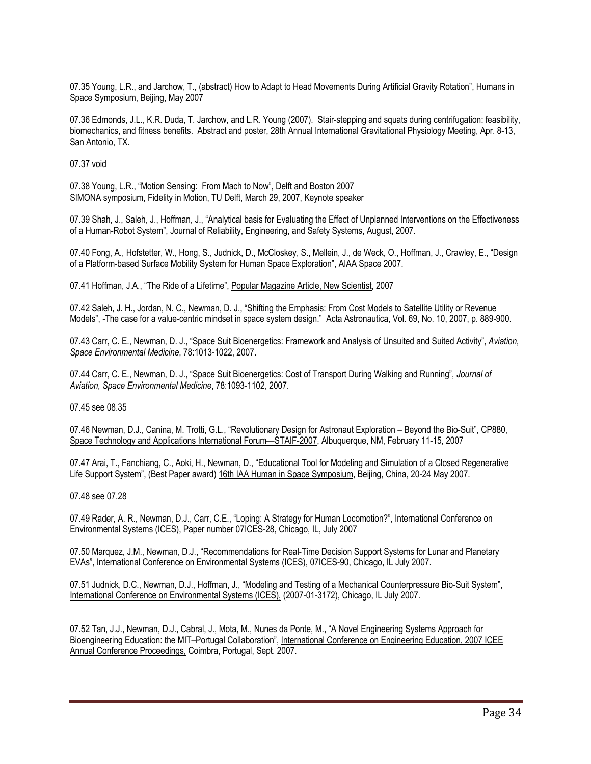07.35 Young, L.R., and Jarchow, T., (abstract) How to Adapt to Head Movements During Artificial Gravity Rotation", Humans in Space Symposium, Beijing, May 2007

07.36 Edmonds, J.L., K.R. Duda, T. Jarchow, and L.R. Young (2007). Stair-stepping and squats during centrifugation: feasibility, biomechanics, and fitness benefits. Abstract and poster, 28th Annual International Gravitational Physiology Meeting, Apr. 8-13, San Antonio, TX.

07.37 void

07.38 Young, L.R., "Motion Sensing: From Mach to Now", Delft and Boston 2007
SIMONA symposium, Fidelity in Motion, TU Delft, March 29, 2007, Keynote speaker

07.39 Shah, J., Saleh, J., Hoffman, J., "Analytical basis for Evaluating the Effect of Unplanned Interventions on the Effectiveness of a Human-Robot System", Journal of Reliability, Engineering, and Safety Systems, August, 2007.

07.40 Fong, A., Hofstetter, W., Hong, S., Judnick, D., McCloskey, S., Mellein, J., de Weck, O., Hoffman, J., Crawley, E., "Design of a Platform-based Surface Mobility System for Human Space Exploration", AIAA Space 2007.

07.41 Hoffman, J.A., "The Ride of a Lifetime", Popular Magazine Article, New Scientist, 2007

07.42 Saleh, J. H., Jordan, N. C., Newman, D. J., "Shifting the Emphasis: From Cost Models to Satellite Utility or Revenue Models", -The case for a value-centric mindset in space system design." Acta Astronautica, Vol. 69, No. 10, 2007, p. 889-900.

07.43 Carr, C. E., Newman, D. J., "Space Suit Bioenergetics: Framework and Analysis of Unsuited and Suited Activity", *Aviation, Space Environmental Medicine*, 78:1013-1022, 2007.

07.44 Carr, C. E., Newman, D. J., "Space Suit Bioenergetics: Cost of Transport During Walking and Running", *Journal of Aviation, Space Environmental Medicine*, 78:1093-1102, 2007.

07.45 see 08.35

07.46 Newman, D.J., Canina, M. Trotti, G.L., "Revolutionary Design for Astronaut Exploration – Beyond the Bio-Suit", CP880, Space Technology and Applications International Forum—STAIF-2007, Albuquerque, NM, February 11-15, 2007

07.47 Arai, T., Fanchiang, C., Aoki, H., Newman, D., "Educational Tool for Modeling and Simulation of a Closed Regenerative Life Support System", (Best Paper award) 16th IAA Human in Space Symposium, Beijing, China, 20-24 May 2007.

07.48 see 07.28

07.49 Rader, A. R., Newman, D.J., Carr, C.E., "Loping: A Strategy for Human Locomotion?", International Conference on Environmental Systems (ICES), Paper number 07ICES-28, Chicago, IL, July 2007

07.50 Marquez, J.M., Newman, D.J., "Recommendations for Real-Time Decision Support Systems for Lunar and Planetary EVAs", International Conference on Environmental Systems (ICES), 07ICES-90, Chicago, IL July 2007.

07.51 Judnick, D.C., Newman, D.J., Hoffman, J., "Modeling and Testing of a Mechanical Counterpressure Bio-Suit System", International Conference on Environmental Systems (ICES), (2007-01-3172), Chicago, IL July 2007.

07.52 Tan, J.J., Newman, D.J., Cabral, J., Mota, M., Nunes da Ponte, M., "A Novel Engineering Systems Approach for Bioengineering Education: the MIT–Portugal Collaboration", International Conference on Engineering Education, 2007 ICEE Annual Conference Proceedings, Coimbra, Portugal, Sept. 2007.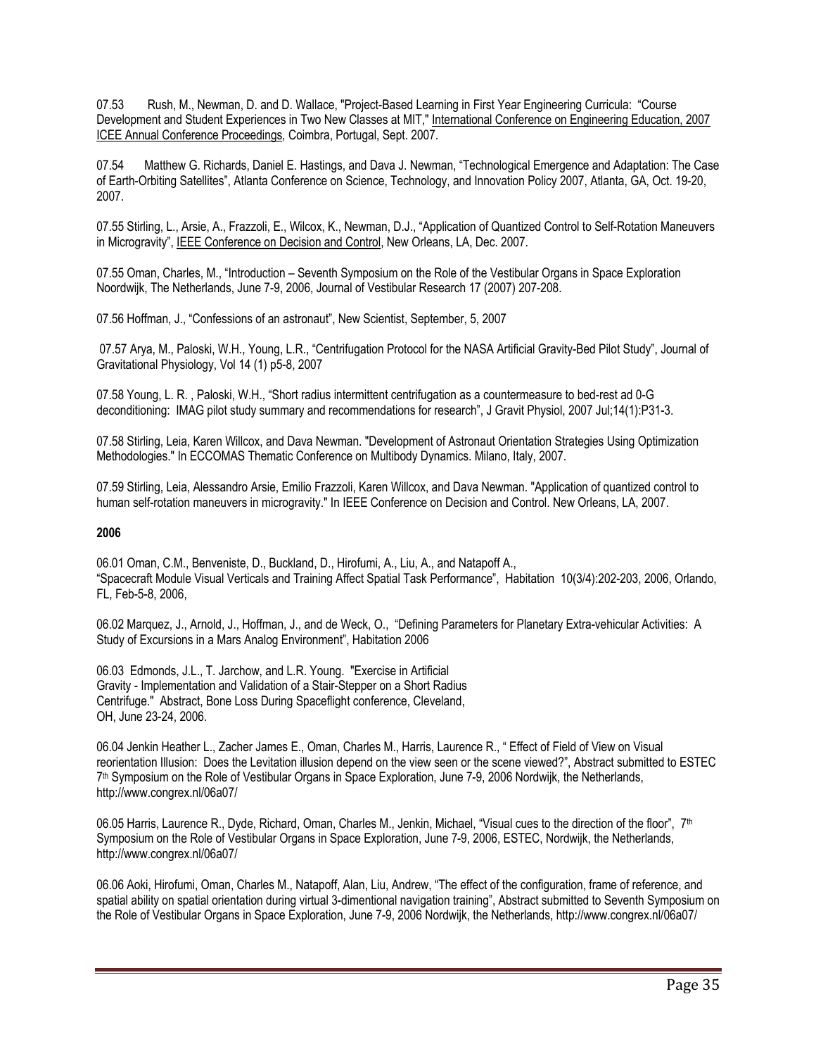07.53 Rush, M., Newman, D. and D. Wallace, "Project-Based Learning in First Year Engineering Curricula: "Course Development and Student Experiences in Two New Classes at MIT," International Conference on Engineering Education, 2007 ICEE Annual Conference Proceedings, Coimbra, Portugal, Sept. 2007.

07.54 Matthew G. Richards, Daniel E. Hastings, and Dava J. Newman, "Technological Emergence and Adaptation: The Case of Earth-Orbiting Satellites", Atlanta Conference on Science, Technology, and Innovation Policy 2007, Atlanta, GA, Oct. 19-20, 2007.

07.55 Stirling, L., Arsie, A., Frazzoli, E., Wilcox, K., Newman, D.J., "Application of Quantized Control to Self-Rotation Maneuvers in Microgravity", IEEE Conference on Decision and Control, New Orleans, LA, Dec. 2007.

07.55 Oman, Charles, M., "Introduction – Seventh Symposium on the Role of the Vestibular Organs in Space Exploration Noordwijk, The Netherlands, June 7-9, 2006, Journal of Vestibular Research 17 (2007) 207-208.

07.56 Hoffman, J., "Confessions of an astronaut", New Scientist, September, 5, 2007

07.57 Arya, M., Paloski, W.H., Young, L.R., "Centrifugation Protocol for the NASA Artificial Gravity-Bed Pilot Study", Journal of Gravitational Physiology, Vol 14 (1) p5-8, 2007

07.58 Young, L. R. , Paloski, W.H., "Short radius intermittent centrifugation as a countermeasure to bed-rest ad 0-G deconditioning: IMAG pilot study summary and recommendations for research", J Gravit Physiol, 2007 Jul;14(1):P31-3.

07.58 Stirling, Leia, Karen Willcox, and Dava Newman. "Development of Astronaut Orientation Strategies Using Optimization Methodologies." In ECCOMAS Thematic Conference on Multibody Dynamics. Milano, Italy, 2007.

07.59 Stirling, Leia, Alessandro Arsie, Emilio Frazzoli, Karen Willcox, and Dava Newman. "Application of quantized control to human self-rotation maneuvers in microgravity." In IEEE Conference on Decision and Control. New Orleans, LA, 2007.

**2006**

06.01 Oman, C.M., Benveniste, D., Buckland, D., Hirofumi, A., Liu, A., and Natapoff A., "Spacecraft Module Visual Verticals and Training Affect Spatial Task Performance", Habitation 10(3/4):202-203, 2006, Orlando, FL, Feb-5-8, 2006,

06.02 Marquez, J., Arnold, J., Hoffman, J., and de Weck, O., "Defining Parameters for Planetary Extra-vehicular Activities: A Study of Excursions in a Mars Analog Environment", Habitation 2006

06.03 Edmonds, J.L., T. Jarchow, and L.R. Young. "Exercise in Artificial Gravity - Implementation and Validation of a Stair-Stepper on a Short Radius Centrifuge." Abstract, Bone Loss During Spaceflight conference, Cleveland, OH, June 23-24, 2006.

06.04 Jenkin Heather L., Zacher James E., Oman, Charles M., Harris, Laurence R., " Effect of Field of View on Visual reorientation Illusion: Does the Levitation illusion depend on the view seen or the scene viewed?", Abstract submitted to ESTEC 7th Symposium on the Role of Vestibular Organs in Space Exploration, June 7-9, 2006 Nordwijk, the Netherlands, http://www.congrex.nl/06a07/

06.05 Harris, Laurence R., Dyde, Richard, Oman, Charles M., Jenkin, Michael, "Visual cues to the direction of the floor", 7th Symposium on the Role of Vestibular Organs in Space Exploration, June 7-9, 2006, ESTEC, Nordwijk, the Netherlands, http://www.congrex.nl/06a07/

06.06 Aoki, Hirofumi, Oman, Charles M., Natapoff, Alan, Liu, Andrew, "The effect of the configuration, frame of reference, and spatial ability on spatial orientation during virtual 3-dimentional navigation training", Abstract submitted to Seventh Symposium on the Role of Vestibular Organs in Space Exploration, June 7-9, 2006 Nordwijk, the Netherlands, http://www.congrex.nl/06a07/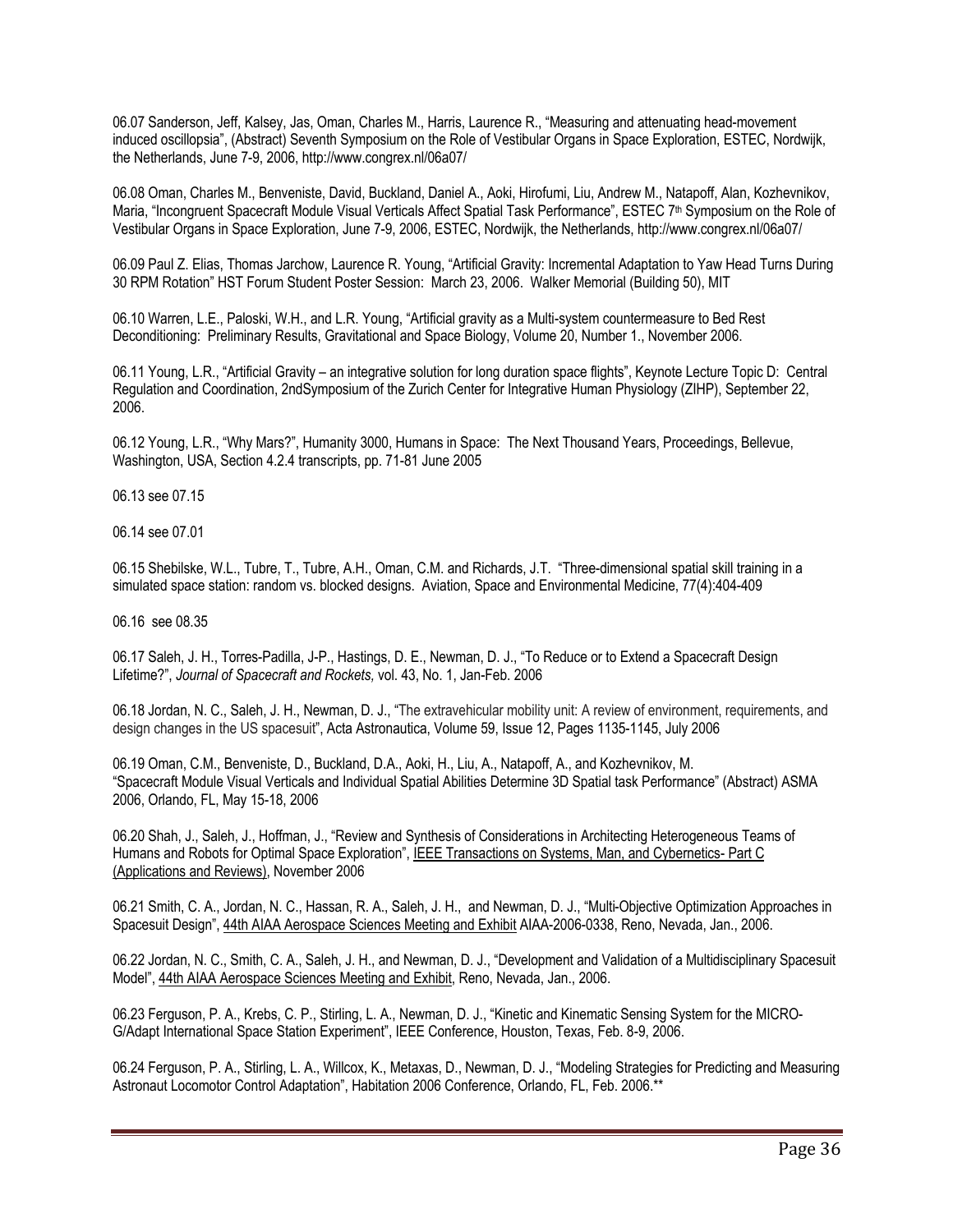06.07 Sanderson, Jeff, Kalsey, Jas, Oman, Charles M., Harris, Laurence R., "Measuring and attenuating head-movement induced oscillopsia", (Abstract) Seventh Symposium on the Role of Vestibular Organs in Space Exploration, ESTEC, Nordwijk, the Netherlands, June 7-9, 2006, http://www.congrex.nl/06a07/

06.08 Oman, Charles M., Benveniste, David, Buckland, Daniel A., Aoki, Hirofumi, Liu, Andrew M., Natapoff, Alan, Kozhevnikov, Maria, "Incongruent Spacecraft Module Visual Verticals Affect Spatial Task Performance", ESTEC 7th Symposium on the Role of Vestibular Organs in Space Exploration, June 7-9, 2006, ESTEC, Nordwijk, the Netherlands, http://www.congrex.nl/06a07/

06.09 Paul Z. Elias, Thomas Jarchow, Laurence R. Young, "Artificial Gravity: Incremental Adaptation to Yaw Head Turns During 30 RPM Rotation" HST Forum Student Poster Session: March 23, 2006. Walker Memorial (Building 50), MIT

06.10 Warren, L.E., Paloski, W.H., and L.R. Young, "Artificial gravity as a Multi-system countermeasure to Bed Rest Deconditioning: Preliminary Results, Gravitational and Space Biology, Volume 20, Number 1., November 2006.

06.11 Young, L.R., "Artificial Gravity – an integrative solution for long duration space flights", Keynote Lecture Topic D: Central Regulation and Coordination, 2ndSymposium of the Zurich Center for Integrative Human Physiology (ZIHP), September 22, 2006.

06.12 Young, L.R., "Why Mars?", Humanity 3000, Humans in Space: The Next Thousand Years, Proceedings, Bellevue, Washington, USA, Section 4.2.4 transcripts, pp. 71-81 June 2005

06.13 see 07.15

06.14 see 07.01

06.15 Shebilske, W.L., Tubre, T., Tubre, A.H., Oman, C.M. and Richards, J.T. "Three-dimensional spatial skill training in a simulated space station: random vs. blocked designs. Aviation, Space and Environmental Medicine, 77(4):404-409

06.16 see 08.35

06.17 Saleh, J. H., Torres-Padilla, J-P., Hastings, D. E., Newman, D. J., "To Reduce or to Extend a Spacecraft Design Lifetime?", *Journal of Spacecraft and Rockets,* vol. 43, No. 1, Jan-Feb. 2006

06.18 Jordan, N. C., Saleh, J. H., Newman, D. J., "The extravehicular mobility unit: A review of environment, requirements, and design changes in the US spacesuit", Acta Astronautica, Volume 59, Issue 12, Pages 1135-1145, July 2006

06.19 Oman, C.M., Benveniste, D., Buckland, D.A., Aoki, H., Liu, A., Natapoff, A., and Kozhevnikov, M. "Spacecraft Module Visual Verticals and Individual Spatial Abilities Determine 3D Spatial task Performance" (Abstract) ASMA 2006, Orlando, FL, May 15-18, 2006

06.20 Shah, J., Saleh, J., Hoffman, J., "Review and Synthesis of Considerations in Architecting Heterogeneous Teams of Humans and Robots for Optimal Space Exploration", IEEE Transactions on Systems, Man, and Cybernetics- Part C (Applications and Reviews), November 2006

06.21 Smith, C. A., Jordan, N. C., Hassan, R. A., Saleh, J. H., and Newman, D. J., "Multi-Objective Optimization Approaches in Spacesuit Design", 44th AIAA Aerospace Sciences Meeting and Exhibit AIAA-2006-0338, Reno, Nevada, Jan., 2006.

06.22 Jordan, N. C., Smith, C. A., Saleh, J. H., and Newman, D. J., "Development and Validation of a Multidisciplinary Spacesuit Model", 44th AIAA Aerospace Sciences Meeting and Exhibit, Reno, Nevada, Jan., 2006.

06.23 Ferguson, P. A., Krebs, C. P., Stirling, L. A., Newman, D. J., "Kinetic and Kinematic Sensing System for the MICRO-G/Adapt International Space Station Experiment", IEEE Conference, Houston, Texas, Feb. 8-9, 2006.

06.24 Ferguson, P. A., Stirling, L. A., Willcox, K., Metaxas, D., Newman, D. J., "Modeling Strategies for Predicting and Measuring Astronaut Locomotor Control Adaptation", Habitation 2006 Conference, Orlando, FL, Feb. 2006.**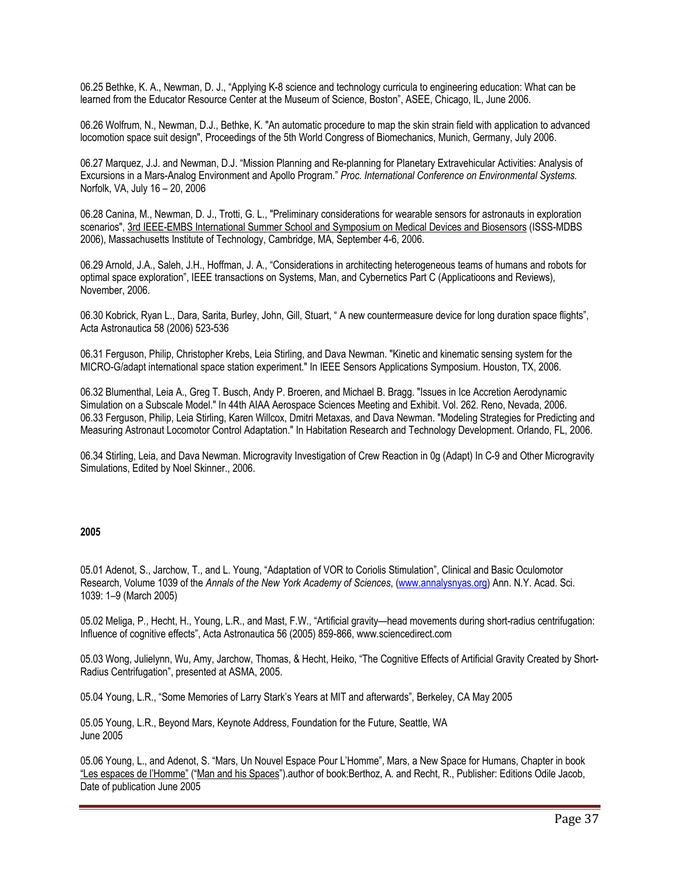06.25 Bethke, K. A., Newman, D. J., "Applying K-8 science and technology curricula to engineering education: What can be learned from the Educator Resource Center at the Museum of Science, Boston", ASEE, Chicago, IL, June 2006.

06.26 Wolfrum, N., Newman, D.J., Bethke, K. "An automatic procedure to map the skin strain field with application to advanced locomotion space suit design", Proceedings of the 5th World Congress of Biomechanics, Munich, Germany, July 2006.

06.27 Marquez, J.J. and Newman, D.J. "Mission Planning and Re-planning for Planetary Extravehicular Activities: Analysis of Excursions in a Mars-Analog Environment and Apollo Program." *Proc. International Conference on Environmental Systems.* Norfolk, VA, July 16 – 20, 2006

06.28 Canina, M., Newman, D. J., Trotti, G. L., "Preliminary considerations for wearable sensors for astronauts in exploration scenarios", 3rd IEEE-EMBS International Summer School and Symposium on Medical Devices and Biosensors (ISSS-MDBS 2006), Massachusetts Institute of Technology, Cambridge, MA, September 4-6, 2006.

06.29 Arnold, J.A., Saleh, J.H., Hoffman, J. A., "Considerations in architecting heterogeneous teams of humans and robots for optimal space exploration", IEEE transactions on Systems, Man, and Cybernetics Part C (Applicatioons and Reviews), November, 2006.

06.30 Kobrick, Ryan L., Dara, Sarita, Burley, John, Gill, Stuart, " A new countermeasure device for long duration space flights", Acta Astronautica 58 (2006) 523-536

06.31 Ferguson, Philip, Christopher Krebs, Leia Stirling, and Dava Newman. "Kinetic and kinematic sensing system for the MICRO-G/adapt international space station experiment." In IEEE Sensors Applications Symposium. Houston, TX, 2006.

06.32 Blumenthal, Leia A., Greg T. Busch, Andy P. Broeren, and Michael B. Bragg. "Issues in Ice Accretion Aerodynamic Simulation on a Subscale Model." In 44th AIAA Aerospace Sciences Meeting and Exhibit. Vol. 262. Reno, Nevada, 2006.

06.33 Ferguson, Philip, Leia Stirling, Karen Willcox, Dmitri Metaxas, and Dava Newman. "Modeling Strategies for Predicting and Measuring Astronaut Locomotor Control Adaptation." In Habitation Research and Technology Development. Orlando, FL, 2006.

06.34 Stirling, Leia, and Dava Newman. Microgravity Investigation of Crew Reaction in 0g (Adapt) In C-9 and Other Microgravity Simulations, Edited by Noel Skinner., 2006.

**2005**

05.01 Adenot, S., Jarchow, T., and L. Young, "Adaptation of VOR to Coriolis Stimulation", Clinical and Basic Oculomotor Research, Volume 1039 of the *Annals of the New York Academy of Sciences*, (www.annalysnyas.org) Ann. N.Y. Acad. Sci. 1039: 1–9 (March 2005)

05.02 Meliga, P., Hecht, H., Young, L.R., and Mast, F.W., "Artificial gravity—head movements during short-radius centrifugation: Influence of cognitive effects", Acta Astronautica 56 (2005) 859-866, www.sciencedirect.com

05.03 Wong, Julielynn, Wu, Amy, Jarchow, Thomas, & Hecht, Heiko, "The Cognitive Effects of Artificial Gravity Created by Short-Radius Centrifugation", presented at ASMA, 2005.

05.04 Young, L.R., "Some Memories of Larry Stark's Years at MIT and afterwards", Berkeley, CA May 2005

05.05 Young, L.R., Beyond Mars, Keynote Address, Foundation for the Future, Seattle, WA June 2005

05.06 Young, L., and Adenot, S. "Mars, Un Nouvel Espace Pour L'Homme", Mars, a New Space for Humans, Chapter in book "Les espaces de l'Homme" ("Man and his Spaces").author of book:Berthoz, A. and Recht, R., Publisher: Editions Odile Jacob, Date of publication June 2005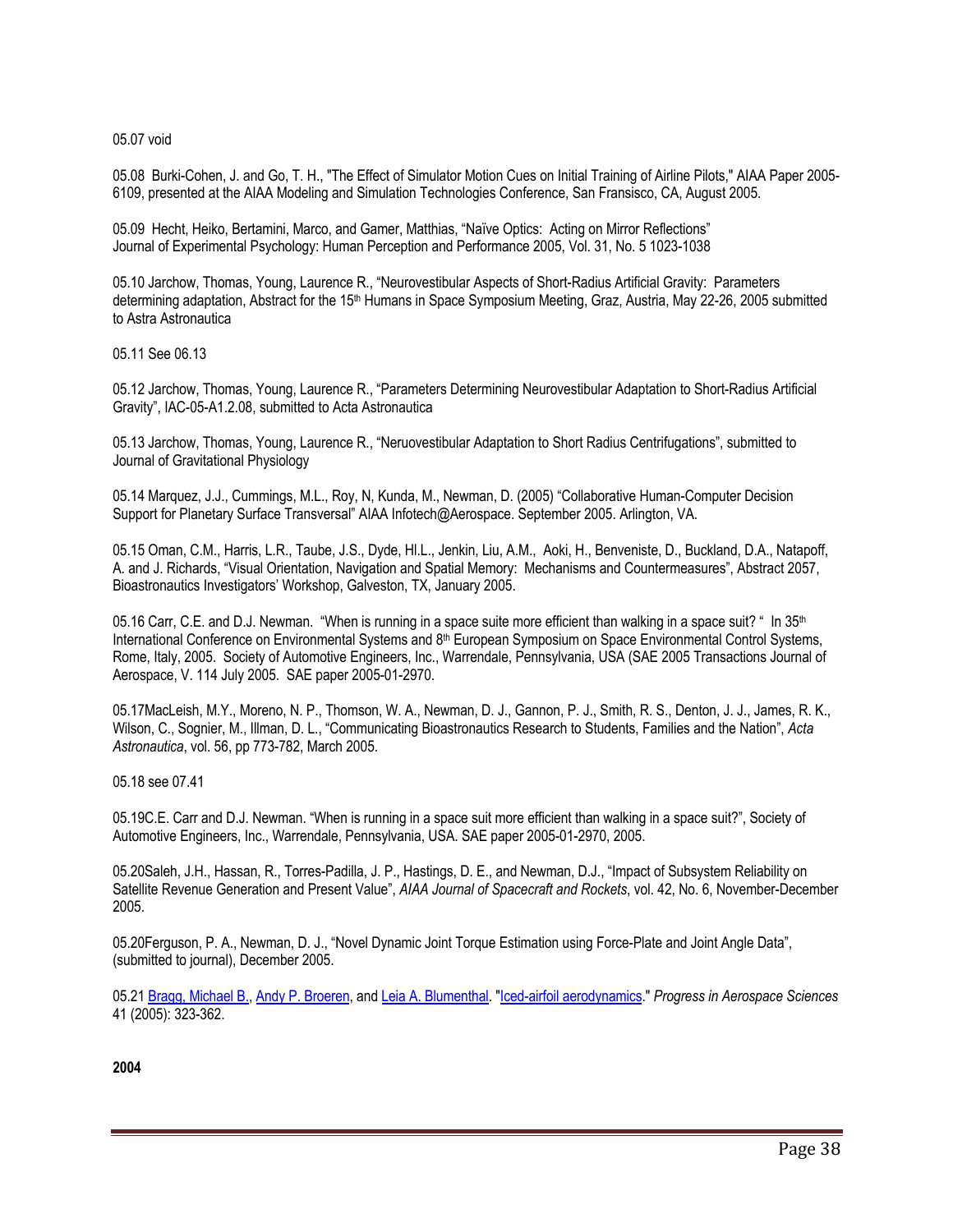05.07 void

05.08 Burki-Cohen, J. and Go, T. H., "The Effect of Simulator Motion Cues on Initial Training of Airline Pilots," AIAA Paper 2005-6109, presented at the AIAA Modeling and Simulation Technologies Conference, San Fransisco, CA, August 2005.

05.09 Hecht, Heiko, Bertamini, Marco, and Gamer, Matthias, "Naïve Optics: Acting on Mirror Reflections" Journal of Experimental Psychology: Human Perception and Performance 2005, Vol. 31, No. 5 1023-1038

05.10 Jarchow, Thomas, Young, Laurence R., "Neurovestibular Aspects of Short-Radius Artificial Gravity: Parameters determining adaptation, Abstract for the 15th Humans in Space Symposium Meeting, Graz, Austria, May 22-26, 2005 submitted to Astra Astronautica

05.11 See 06.13

05.12 Jarchow, Thomas, Young, Laurence R., "Parameters Determining Neurovestibular Adaptation to Short-Radius Artificial Gravity", IAC-05-A1.2.08, submitted to Acta Astronautica

05.13 Jarchow, Thomas, Young, Laurence R., "Neruovestibular Adaptation to Short Radius Centrifugations", submitted to Journal of Gravitational Physiology

05.14 Marquez, J.J., Cummings, M.L., Roy, N, Kunda, M., Newman, D. (2005) "Collaborative Human-Computer Decision Support for Planetary Surface Transversal" AIAA Infotech@Aerospace. September 2005. Arlington, VA.

05.15 Oman, C.M., Harris, L.R., Taube, J.S., Dyde, Hl.L., Jenkin, Liu, A.M., Aoki, H., Benveniste, D., Buckland, D.A., Natapoff, A. and J. Richards, "Visual Orientation, Navigation and Spatial Memory: Mechanisms and Countermeasures", Abstract 2057, Bioastronautics Investigators' Workshop, Galveston, TX, January 2005.

05.16 Carr, C.E. and D.J. Newman. "When is running in a space suite more efficient than walking in a space suit? " In 35th International Conference on Environmental Systems and 8th European Symposium on Space Environmental Control Systems, Rome, Italy, 2005. Society of Automotive Engineers, Inc., Warrendale, Pennsylvania, USA (SAE 2005 Transactions Journal of Aerospace, V. 114 July 2005. SAE paper 2005-01-2970.

05.17MacLeish, M.Y., Moreno, N. P., Thomson, W. A., Newman, D. J., Gannon, P. J., Smith, R. S., Denton, J. J., James, R. K., Wilson, C., Sognier, M., Illman, D. L., "Communicating Bioastronautics Research to Students, Families and the Nation", *Acta Astronautica*, vol. 56, pp 773-782, March 2005.

05.18 see 07.41

05.19C.E. Carr and D.J. Newman. "When is running in a space suit more efficient than walking in a space suit?", Society of Automotive Engineers, Inc., Warrendale, Pennsylvania, USA. SAE paper 2005-01-2970, 2005.

05.20Saleh, J.H., Hassan, R., Torres-Padilla, J. P., Hastings, D. E., and Newman, D.J., "Impact of Subsystem Reliability on Satellite Revenue Generation and Present Value", *AIAA Journal of Spacecraft and Rockets*, vol. 42, No. 6, November-December 2005.

05.20Ferguson, P. A., Newman, D. J., "Novel Dynamic Joint Torque Estimation using Force-Plate and Joint Angle Data", (submitted to journal), December 2005.

05.21 Bragg, Michael B., Andy P. Broeren, and Leia A. Blumenthal. "Iced-airfoil aerodynamics." *Progress in Aerospace Sciences* 41 (2005): 323-362.

**2004**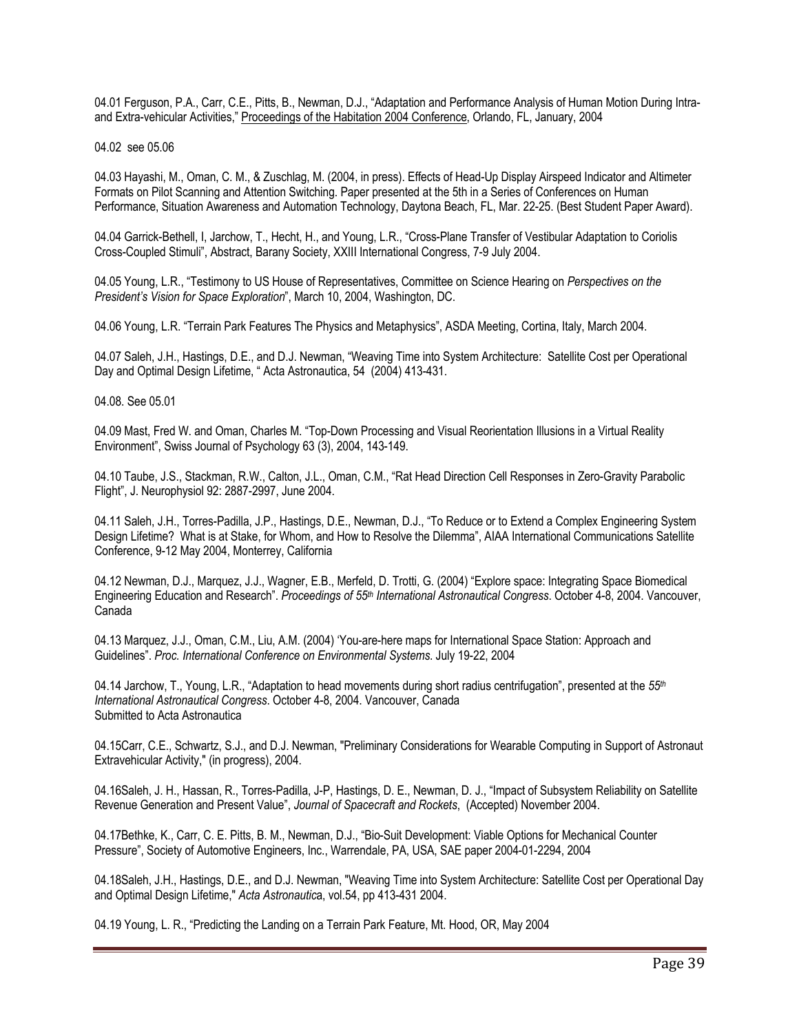04.01 Ferguson, P.A., Carr, C.E., Pitts, B., Newman, D.J., "Adaptation and Performance Analysis of Human Motion During Intra- and Extra-vehicular Activities," Proceedings of the Habitation 2004 Conference, Orlando, FL, January, 2004

04.02 see 05.06

04.03 Hayashi, M., Oman, C. M., & Zuschlag, M. (2004, in press). Effects of Head-Up Display Airspeed Indicator and Altimeter Formats on Pilot Scanning and Attention Switching. Paper presented at the 5th in a Series of Conferences on Human Performance, Situation Awareness and Automation Technology, Daytona Beach, FL, Mar. 22-25. (Best Student Paper Award).

04.04 Garrick-Bethell, I, Jarchow, T., Hecht, H., and Young, L.R., "Cross-Plane Transfer of Vestibular Adaptation to Coriolis Cross-Coupled Stimuli", Abstract, Barany Society, XXIII International Congress, 7-9 July 2004.

04.05 Young, L.R., "Testimony to US House of Representatives, Committee on Science Hearing on *Perspectives on the President's Vision for Space Exploration*", March 10, 2004, Washington, DC.

04.06 Young, L.R. "Terrain Park Features The Physics and Metaphysics", ASDA Meeting, Cortina, Italy, March 2004.

04.07 Saleh, J.H., Hastings, D.E., and D.J. Newman, "Weaving Time into System Architecture: Satellite Cost per Operational Day and Optimal Design Lifetime, " Acta Astronautica, 54 (2004) 413-431.

04.08. See 05.01

04.09 Mast, Fred W. and Oman, Charles M. "Top-Down Processing and Visual Reorientation Illusions in a Virtual Reality Environment", Swiss Journal of Psychology 63 (3), 2004, 143-149.

04.10 Taube, J.S., Stackman, R.W., Calton, J.L., Oman, C.M., "Rat Head Direction Cell Responses in Zero-Gravity Parabolic Flight", J. Neurophysiol 92: 2887-2997, June 2004.

04.11 Saleh, J.H., Torres-Padilla, J.P., Hastings, D.E., Newman, D.J., "To Reduce or to Extend a Complex Engineering System Design Lifetime? What is at Stake, for Whom, and How to Resolve the Dilemma", AIAA International Communications Satellite Conference, 9-12 May 2004, Monterrey, California

04.12 Newman, D.J., Marquez, J.J., Wagner, E.B., Merfeld, D. Trotti, G. (2004) "Explore space: Integrating Space Biomedical Engineering Education and Research". *Proceedings of 55th International Astronautical Congress*. October 4-8, 2004. Vancouver, Canada

04.13 Marquez, J.J., Oman, C.M., Liu, A.M. (2004) 'You-are-here maps for International Space Station: Approach and Guidelines". *Proc. International Conference on Environmental Systems*. July 19-22, 2004

04.14 Jarchow, T., Young, L.R., "Adaptation to head movements during short radius centrifugation", presented at the *55th International Astronautical Congress*. October 4-8, 2004. Vancouver, Canada
Submitted to Acta Astronautica

04.15Carr, C.E., Schwartz, S.J., and D.J. Newman, "Preliminary Considerations for Wearable Computing in Support of Astronaut Extravehicular Activity," (in progress), 2004.

04.16Saleh, J. H., Hassan, R., Torres-Padilla, J-P, Hastings, D. E., Newman, D. J., "Impact of Subsystem Reliability on Satellite Revenue Generation and Present Value", *Journal of Spacecraft and Rockets*, (Accepted) November 2004.

04.17Bethke, K., Carr, C. E. Pitts, B. M., Newman, D.J., "Bio-Suit Development: Viable Options for Mechanical Counter Pressure", Society of Automotive Engineers, Inc., Warrendale, PA, USA, SAE paper 2004-01-2294, 2004

04.18Saleh, J.H., Hastings, D.E., and D.J. Newman, "Weaving Time into System Architecture: Satellite Cost per Operational Day and Optimal Design Lifetime," *Acta Astronautica*, vol.54, pp 413-431 2004.

04.19 Young, L. R., "Predicting the Landing on a Terrain Park Feature, Mt. Hood, OR, May 2004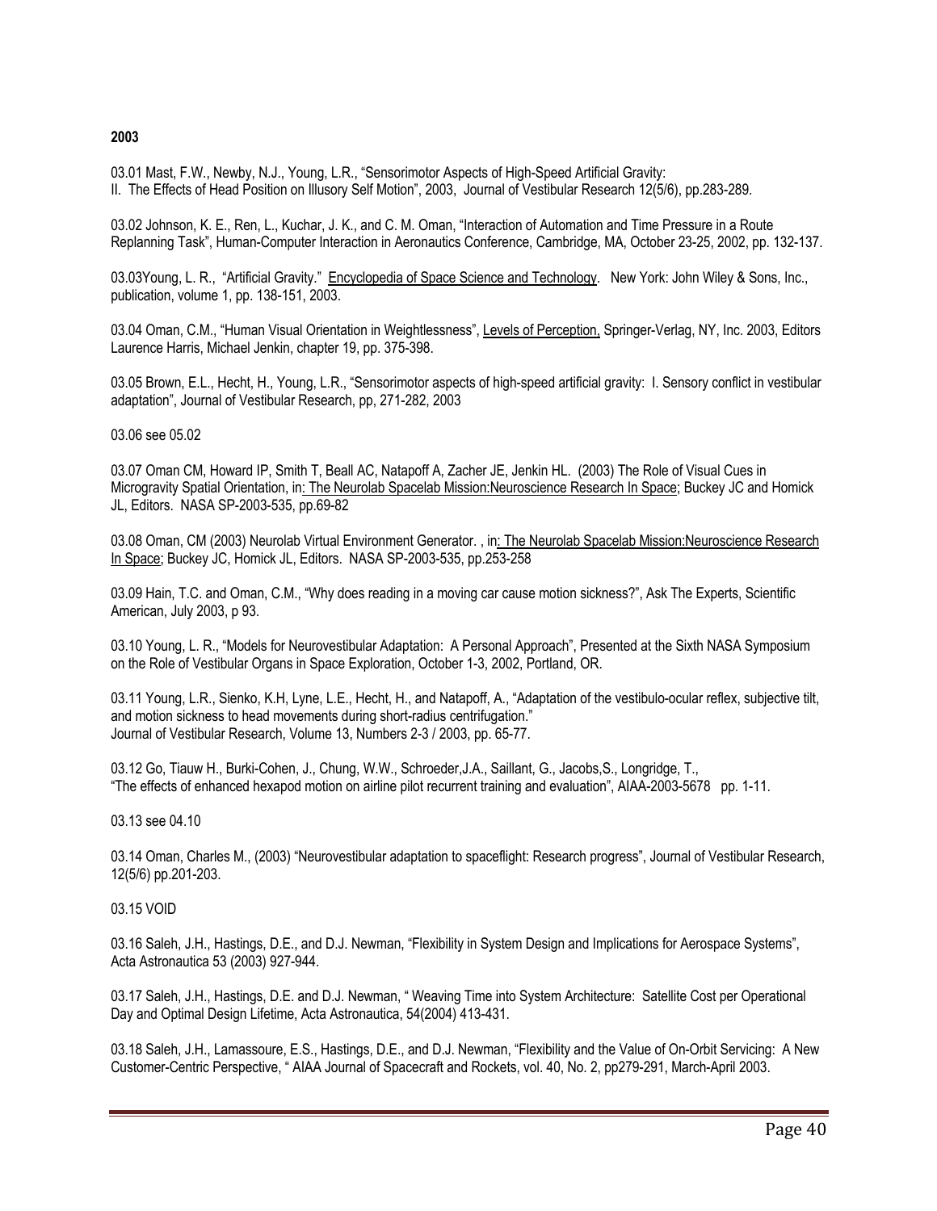**2003**

03.01 Mast, F.W., Newby, N.J., Young, L.R., "Sensorimotor Aspects of High-Speed Artificial Gravity: II. The Effects of Head Position on Illusory Self Motion", 2003, Journal of Vestibular Research 12(5/6), pp.283-289.

03.02 Johnson, K. E., Ren, L., Kuchar, J. K., and C. M. Oman, "Interaction of Automation and Time Pressure in a Route Replanning Task", Human-Computer Interaction in Aeronautics Conference, Cambridge, MA, October 23-25, 2002, pp. 132-137.

03.03Young, L. R., "Artificial Gravity." Encyclopedia of Space Science and Technology. New York: John Wiley & Sons, Inc., publication, volume 1, pp. 138-151, 2003.

03.04 Oman, C.M., "Human Visual Orientation in Weightlessness", Levels of Perception, Springer-Verlag, NY, Inc. 2003, Editors Laurence Harris, Michael Jenkin, chapter 19, pp. 375-398.

03.05 Brown, E.L., Hecht, H., Young, L.R., "Sensorimotor aspects of high-speed artificial gravity: I. Sensory conflict in vestibular adaptation", Journal of Vestibular Research, pp, 271-282, 2003

03.06 see 05.02

03.07 Oman CM, Howard IP, Smith T, Beall AC, Natapoff A, Zacher JE, Jenkin HL. (2003) The Role of Visual Cues in Microgravity Spatial Orientation, in: The Neurolab Spacelab Mission:Neuroscience Research In Space; Buckey JC and Homick JL, Editors. NASA SP-2003-535, pp.69-82

03.08 Oman, CM (2003) Neurolab Virtual Environment Generator. , in: The Neurolab Spacelab Mission:Neuroscience Research In Space; Buckey JC, Homick JL, Editors. NASA SP-2003-535, pp.253-258

03.09 Hain, T.C. and Oman, C.M., "Why does reading in a moving car cause motion sickness?", Ask The Experts, Scientific American, July 2003, p 93.

03.10 Young, L. R., "Models for Neurovestibular Adaptation: A Personal Approach", Presented at the Sixth NASA Symposium on the Role of Vestibular Organs in Space Exploration, October 1-3, 2002, Portland, OR.

03.11 Young, L.R., Sienko, K.H, Lyne, L.E., Hecht, H., and Natapoff, A., "Adaptation of the vestibulo-ocular reflex, subjective tilt, and motion sickness to head movements during short-radius centrifugation." Journal of Vestibular Research, Volume 13, Numbers 2-3 / 2003, pp. 65-77.

03.12 Go, Tiauw H., Burki-Cohen, J., Chung, W.W., Schroeder,J.A., Saillant, G., Jacobs,S., Longridge, T., "The effects of enhanced hexapod motion on airline pilot recurrent training and evaluation", AIAA-2003-5678 pp. 1-11.

03.13 see 04.10

03.14 Oman, Charles M., (2003) "Neurovestibular adaptation to spaceflight: Research progress", Journal of Vestibular Research, 12(5/6) pp.201-203.

03.15 VOID

03.16 Saleh, J.H., Hastings, D.E., and D.J. Newman, "Flexibility in System Design and Implications for Aerospace Systems", Acta Astronautica 53 (2003) 927-944.

03.17 Saleh, J.H., Hastings, D.E. and D.J. Newman, " Weaving Time into System Architecture: Satellite Cost per Operational Day and Optimal Design Lifetime, Acta Astronautica, 54(2004) 413-431.

03.18 Saleh, J.H., Lamassoure, E.S., Hastings, D.E., and D.J. Newman, "Flexibility and the Value of On-Orbit Servicing: A New Customer-Centric Perspective, " AIAA Journal of Spacecraft and Rockets, vol. 40, No. 2, pp279-291, March-April 2003.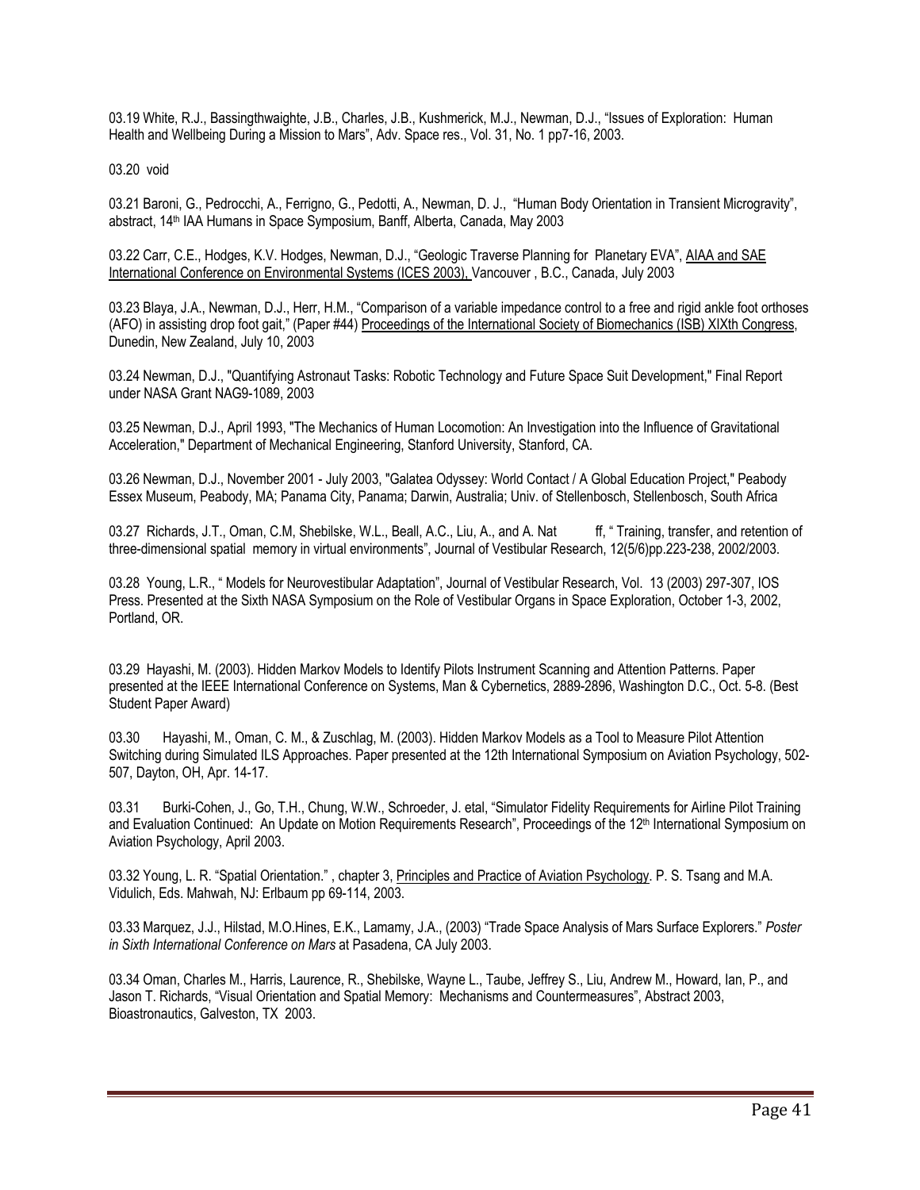03.19 White, R.J., Bassingthwaighte, J.B., Charles, J.B., Kushmerick, M.J., Newman, D.J., "Issues of Exploration: Human Health and Wellbeing During a Mission to Mars", Adv. Space res., Vol. 31, No. 1 pp7-16, 2003.

03.20 void

03.21 Baroni, G., Pedrocchi, A., Ferrigno, G., Pedotti, A., Newman, D. J., "Human Body Orientation in Transient Microgravity", abstract, 14th IAA Humans in Space Symposium, Banff, Alberta, Canada, May 2003

03.22 Carr, C.E., Hodges, K.V. Hodges, Newman, D.J., "Geologic Traverse Planning for Planetary EVA", AIAA and SAE International Conference on Environmental Systems (ICES 2003), Vancouver , B.C., Canada, July 2003

03.23 Blaya, J.A., Newman, D.J., Herr, H.M., "Comparison of a variable impedance control to a free and rigid ankle foot orthoses (AFO) in assisting drop foot gait," (Paper #44) Proceedings of the International Society of Biomechanics (ISB) XIXth Congress, Dunedin, New Zealand, July 10, 2003

03.24 Newman, D.J., "Quantifying Astronaut Tasks: Robotic Technology and Future Space Suit Development," Final Report under NASA Grant NAG9-1089, 2003

03.25 Newman, D.J., April 1993, "The Mechanics of Human Locomotion: An Investigation into the Influence of Gravitational Acceleration," Department of Mechanical Engineering, Stanford University, Stanford, CA.

03.26 Newman, D.J., November 2001 - July 2003, "Galatea Odyssey: World Contact / A Global Education Project," Peabody Essex Museum, Peabody, MA; Panama City, Panama; Darwin, Australia; Univ. of Stellenbosch, Stellenbosch, South Africa

03.27 Richards, J.T., Oman, C.M, Shebilske, W.L., Beall, A.C., Liu, A., and A. Nat ff, " Training, transfer, and retention of three-dimensional spatial memory in virtual environments", Journal of Vestibular Research, 12(5/6)pp.223-238, 2002/2003.

03.28 Young, L.R., " Models for Neurovestibular Adaptation", Journal of Vestibular Research, Vol. 13 (2003) 297-307, IOS Press. Presented at the Sixth NASA Symposium on the Role of Vestibular Organs in Space Exploration, October 1-3, 2002, Portland, OR.

03.29 Hayashi, M. (2003). Hidden Markov Models to Identify Pilots Instrument Scanning and Attention Patterns. Paper presented at the IEEE International Conference on Systems, Man & Cybernetics, 2889-2896, Washington D.C., Oct. 5-8. (Best Student Paper Award)

03.30 Hayashi, M., Oman, C. M., & Zuschlag, M. (2003). Hidden Markov Models as a Tool to Measure Pilot Attention Switching during Simulated ILS Approaches. Paper presented at the 12th International Symposium on Aviation Psychology, 502-507, Dayton, OH, Apr. 14-17.

03.31 Burki-Cohen, J., Go, T.H., Chung, W.W., Schroeder, J. etal, "Simulator Fidelity Requirements for Airline Pilot Training and Evaluation Continued: An Update on Motion Requirements Research", Proceedings of the 12th International Symposium on Aviation Psychology, April 2003.

03.32 Young, L. R. "Spatial Orientation." , chapter 3, Principles and Practice of Aviation Psychology. P. S. Tsang and M.A. Vidulich, Eds. Mahwah, NJ: Erlbaum pp 69-114, 2003.

03.33 Marquez, J.J., Hilstad, M.O.Hines, E.K., Lamamy, J.A., (2003) "Trade Space Analysis of Mars Surface Explorers." *Poster in Sixth International Conference on Mars* at Pasadena, CA July 2003.

03.34 Oman, Charles M., Harris, Laurence, R., Shebilske, Wayne L., Taube, Jeffrey S., Liu, Andrew M., Howard, Ian, P., and Jason T. Richards, "Visual Orientation and Spatial Memory: Mechanisms and Countermeasures", Abstract 2003, Bioastronautics, Galveston, TX 2003.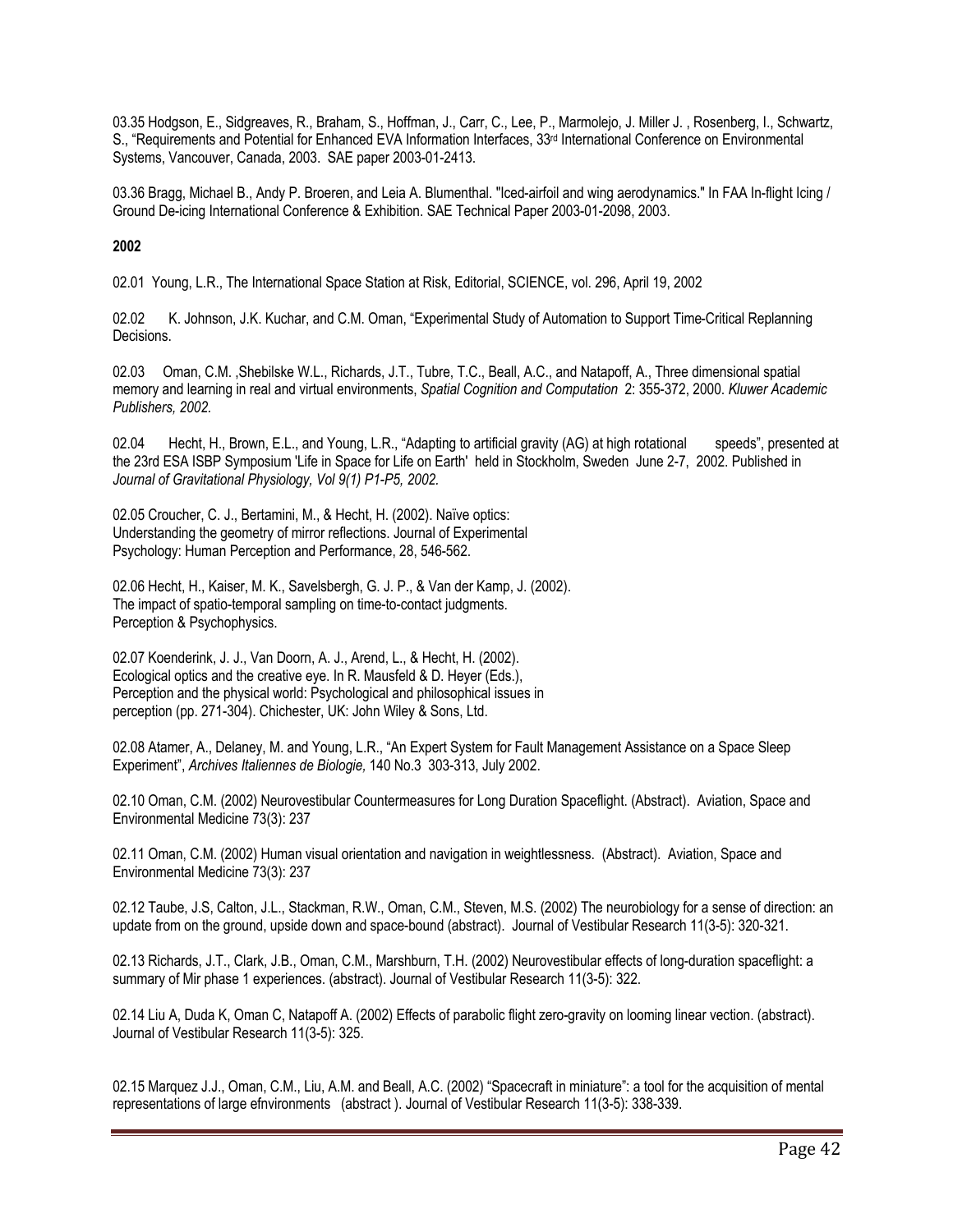03.35 Hodgson, E., Sidgreaves, R., Braham, S., Hoffman, J., Carr, C., Lee, P., Marmolejo, J. Miller J. , Rosenberg, I., Schwartz, S., "Requirements and Potential for Enhanced EVA Information Interfaces, 33rd International Conference on Environmental Systems, Vancouver, Canada, 2003. SAE paper 2003-01-2413.

03.36 Bragg, Michael B., Andy P. Broeren, and Leia A. Blumenthal. "Iced-airfoil and wing aerodynamics." In FAA In-flight Icing / Ground De-icing International Conference & Exhibition. SAE Technical Paper 2003-01-2098, 2003.

**2002**

02.01 Young, L.R., The International Space Station at Risk, Editorial, SCIENCE, vol. 296, April 19, 2002

02.02 K. Johnson, J.K. Kuchar, and C.M. Oman, "Experimental Study of Automation to Support Time-Critical Replanning Decisions.

02.03 Oman, C.M. ,Shebilske W.L., Richards, J.T., Tubre, T.C., Beall, A.C., and Natapoff, A., Three dimensional spatial memory and learning in real and virtual environments, *Spatial Cognition and Computation* 2: 355-372, 2000. *Kluwer Academic Publishers, 2002.*

02.04 Hecht, H., Brown, E.L., and Young, L.R., "Adapting to artificial gravity (AG) at high rotational speeds", presented at the 23rd ESA ISBP Symposium 'Life in Space for Life on Earth' held in Stockholm, Sweden June 2-7, 2002. Published in *Journal of Gravitational Physiology, Vol 9(1) P1-P5, 2002.*

02.05 Croucher, C. J., Bertamini, M., & Hecht, H. (2002). Naïve optics: Understanding the geometry of mirror reflections. Journal of Experimental Psychology: Human Perception and Performance, 28, 546-562.

02.06 Hecht, H., Kaiser, M. K., Savelsbergh, G. J. P., & Van der Kamp, J. (2002). The impact of spatio-temporal sampling on time-to-contact judgments. Perception & Psychophysics.

02.07 Koenderink, J. J., Van Doorn, A. J., Arend, L., & Hecht, H. (2002). Ecological optics and the creative eye. In R. Mausfeld & D. Heyer (Eds.), Perception and the physical world: Psychological and philosophical issues in perception (pp. 271-304). Chichester, UK: John Wiley & Sons, Ltd.

02.08 Atamer, A., Delaney, M. and Young, L.R., "An Expert System for Fault Management Assistance on a Space Sleep Experiment", *Archives Italiennes de Biologie,* 140 No.3 303-313, July 2002.

02.10 Oman, C.M. (2002) Neurovestibular Countermeasures for Long Duration Spaceflight. (Abstract). Aviation, Space and Environmental Medicine 73(3): 237

02.11 Oman, C.M. (2002) Human visual orientation and navigation in weightlessness. (Abstract). Aviation, Space and Environmental Medicine 73(3): 237

02.12 Taube, J.S, Calton, J.L., Stackman, R.W., Oman, C.M., Steven, M.S. (2002) The neurobiology for a sense of direction: an update from on the ground, upside down and space-bound (abstract). Journal of Vestibular Research 11(3-5): 320-321.

02.13 Richards, J.T., Clark, J.B., Oman, C.M., Marshburn, T.H. (2002) Neurovestibular effects of long-duration spaceflight: a summary of Mir phase 1 experiences. (abstract). Journal of Vestibular Research 11(3-5): 322.

02.14 Liu A, Duda K, Oman C, Natapoff A. (2002) Effects of parabolic flight zero-gravity on looming linear vection. (abstract). Journal of Vestibular Research 11(3-5): 325.

02.15 Marquez J.J., Oman, C.M., Liu, A.M. and Beall, A.C. (2002) "Spacecraft in miniature": a tool for the acquisition of mental representations of large efnvironments (abstract ). Journal of Vestibular Research 11(3-5): 338-339.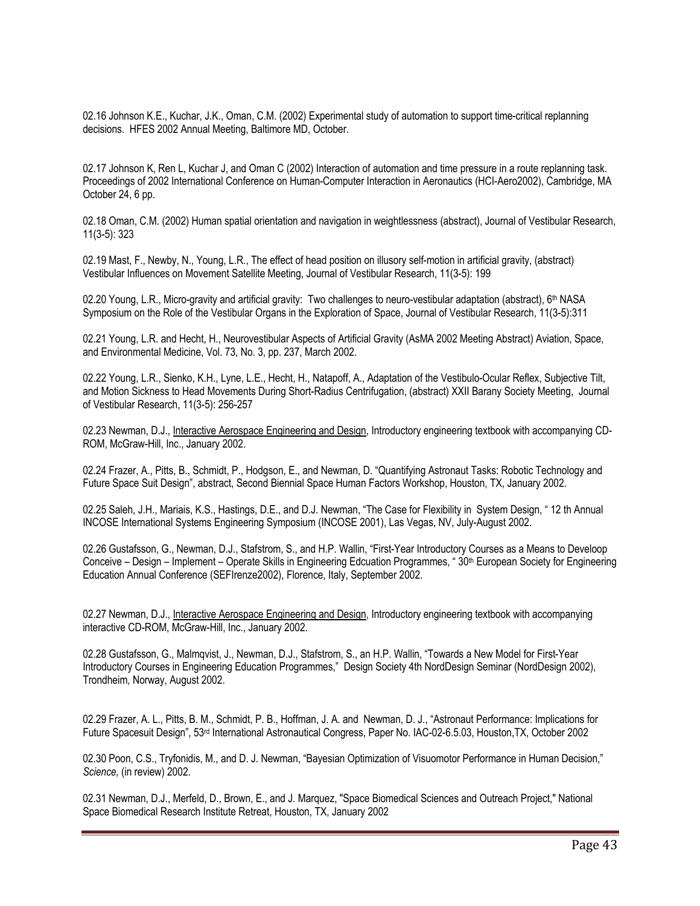02.16 Johnson K.E., Kuchar, J.K., Oman, C.M. (2002) Experimental study of automation to support time-critical replanning decisions. HFES 2002 Annual Meeting, Baltimore MD, October.

02.17 Johnson K, Ren L, Kuchar J, and Oman C (2002) Interaction of automation and time pressure in a route replanning task. Proceedings of 2002 International Conference on Human-Computer Interaction in Aeronautics (HCI-Aero2002), Cambridge, MA October 24, 6 pp.

02.18 Oman, C.M. (2002) Human spatial orientation and navigation in weightlessness (abstract), Journal of Vestibular Research, 11(3-5): 323

02.19 Mast, F., Newby, N., Young, L.R., The effect of head position on illusory self-motion in artificial gravity, (abstract) Vestibular Influences on Movement Satellite Meeting, Journal of Vestibular Research, 11(3-5): 199

02.20 Young, L.R., Micro-gravity and artificial gravity: Two challenges to neuro-vestibular adaptation (abstract), 6th NASA Symposium on the Role of the Vestibular Organs in the Exploration of Space, Journal of Vestibular Research, 11(3-5):311

02.21 Young, L.R. and Hecht, H., Neurovestibular Aspects of Artificial Gravity (AsMA 2002 Meeting Abstract) Aviation, Space, and Environmental Medicine, Vol. 73, No. 3, pp. 237, March 2002.

02.22 Young, L.R., Sienko, K.H., Lyne, L.E., Hecht, H., Natapoff, A., Adaptation of the Vestibulo-Ocular Reflex, Subjective Tilt, and Motion Sickness to Head Movements During Short-Radius Centrifugation, (abstract) XXII Barany Society Meeting, Journal of Vestibular Research, 11(3-5): 256-257

02.23 Newman, D.J., Interactive Aerospace Engineering and Design, Introductory engineering textbook with accompanying CD-ROM, McGraw-Hill, Inc., January 2002.

02.24 Frazer, A., Pitts, B., Schmidt, P., Hodgson, E., and Newman, D. "Quantifying Astronaut Tasks: Robotic Technology and Future Space Suit Design", abstract, Second Biennial Space Human Factors Workshop, Houston, TX, January 2002.

02.25 Saleh, J.H., Mariais, K.S., Hastings, D.E., and D.J. Newman, "The Case for Flexibility in System Design, " 12 th Annual INCOSE International Systems Engineering Symposium (INCOSE 2001), Las Vegas, NV, July-August 2002.

02.26 Gustafsson, G., Newman, D.J., Stafstrom, S., and H.P. Wallin, "First-Year Introductory Courses as a Means to Develoop Conceive – Design – Implement – Operate Skills in Engineering Edcuation Programmes, " 30th European Society for Engineering Education Annual Conference (SEFIrenze2002), Florence, Italy, September 2002.

02.27 Newman, D.J., Interactive Aerospace Engineering and Design, Introductory engineering textbook with accompanying interactive CD-ROM, McGraw-Hill, Inc., January 2002.

02.28 Gustafsson, G., Malmqvist, J., Newman, D.J., Stafstrom, S., an H.P. Wallin, "Towards a New Model for First-Year Introductory Courses in Engineering Education Programmes," Design Society 4th NordDesign Seminar (NordDesign 2002), Trondheim, Norway, August 2002.

02.29 Frazer, A. L., Pitts, B. M., Schmidt, P. B., Hoffman, J. A. and Newman, D. J., "Astronaut Performance: Implications for Future Spacesuit Design", 53rd International Astronautical Congress, Paper No. IAC-02-6.5.03, Houston,TX, October 2002

02.30 Poon, C.S., Tryfonidis, M., and D. J. Newman, "Bayesian Optimization of Visuomotor Performance in Human Decision," *Science,* (in review) 2002.

02.31 Newman, D.J., Merfeld, D., Brown, E., and J. Marquez, "Space Biomedical Sciences and Outreach Project," National Space Biomedical Research Institute Retreat, Houston, TX, January 2002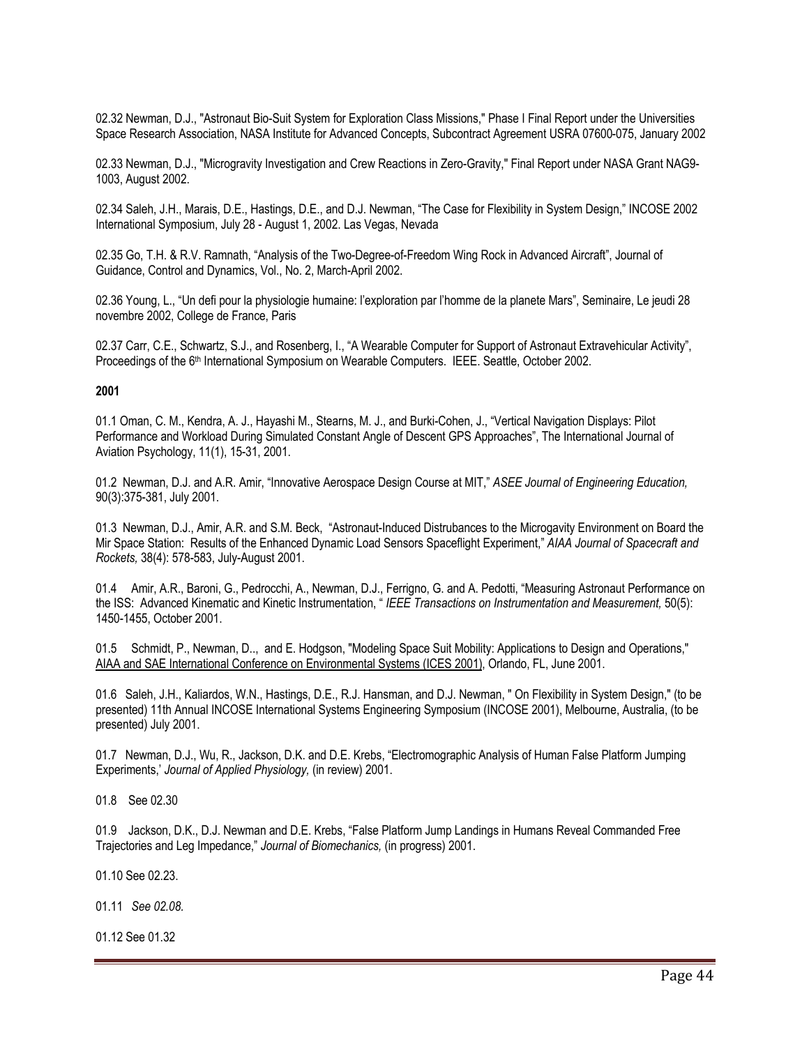02.32 Newman, D.J., "Astronaut Bio-Suit System for Exploration Class Missions," Phase I Final Report under the Universities Space Research Association, NASA Institute for Advanced Concepts, Subcontract Agreement USRA 07600-075, January 2002

02.33 Newman, D.J., "Microgravity Investigation and Crew Reactions in Zero-Gravity," Final Report under NASA Grant NAG9-1003, August 2002.

02.34 Saleh, J.H., Marais, D.E., Hastings, D.E., and D.J. Newman, "The Case for Flexibility in System Design," INCOSE 2002 International Symposium, July 28 - August 1, 2002. Las Vegas, Nevada

02.35 Go, T.H. & R.V. Ramnath, "Analysis of the Two-Degree-of-Freedom Wing Rock in Advanced Aircraft", Journal of Guidance, Control and Dynamics, Vol., No. 2, March-April 2002.

02.36 Young, L., "Un defi pour la physiologie humaine: l'exploration par l'homme de la planete Mars", Seminaire, Le jeudi 28 novembre 2002, College de France, Paris

02.37 Carr, C.E., Schwartz, S.J., and Rosenberg, I., "A Wearable Computer for Support of Astronaut Extravehicular Activity", Proceedings of the 6th International Symposium on Wearable Computers. IEEE. Seattle, October 2002.

**2001**

01.1 Oman, C. M., Kendra, A. J., Hayashi M., Stearns, M. J., and Burki-Cohen, J., "Vertical Navigation Displays: Pilot Performance and Workload During Simulated Constant Angle of Descent GPS Approaches", The International Journal of Aviation Psychology, 11(1), 15-31, 2001.

01.2 Newman, D.J. and A.R. Amir, "Innovative Aerospace Design Course at MIT," *ASEE Journal of Engineering Education,* 90(3):375-381, July 2001.

01.3 Newman, D.J., Amir, A.R. and S.M. Beck, "Astronaut-Induced Distrubances to the Microgravity Environment on Board the Mir Space Station: Results of the Enhanced Dynamic Load Sensors Spaceflight Experiment," *AIAA Journal of Spacecraft and Rockets,* 38(4): 578-583, July-August 2001.

01.4 Amir, A.R., Baroni, G., Pedrocchi, A., Newman, D.J., Ferrigno, G. and A. Pedotti, "Measuring Astronaut Performance on the ISS: Advanced Kinematic and Kinetic Instrumentation, " *IEEE Transactions on Instrumentation and Measurement,* 50(5): 1450-1455, October 2001.

01.5 Schmidt, P., Newman, D.., and E. Hodgson, "Modeling Space Suit Mobility: Applications to Design and Operations," AIAA and SAE International Conference on Environmental Systems (ICES 2001), Orlando, FL, June 2001.

01.6 Saleh, J.H., Kaliardos, W.N., Hastings, D.E., R.J. Hansman, and D.J. Newman, " On Flexibility in System Design," (to be presented) 11th Annual INCOSE International Systems Engineering Symposium (INCOSE 2001), Melbourne, Australia, (to be presented) July 2001.

01.7 Newman, D.J., Wu, R., Jackson, D.K. and D.E. Krebs, "Electromographic Analysis of Human False Platform Jumping Experiments,' *Journal of Applied Physiology,* (in review) 2001.

01.8 See 02.30

01.9 Jackson, D.K., D.J. Newman and D.E. Krebs, "False Platform Jump Landings in Humans Reveal Commanded Free Trajectories and Leg Impedance," *Journal of Biomechanics,* (in progress) 2001.

01.10 See 02.23.

01.11 *See 02.08.*

01.12 See 01.32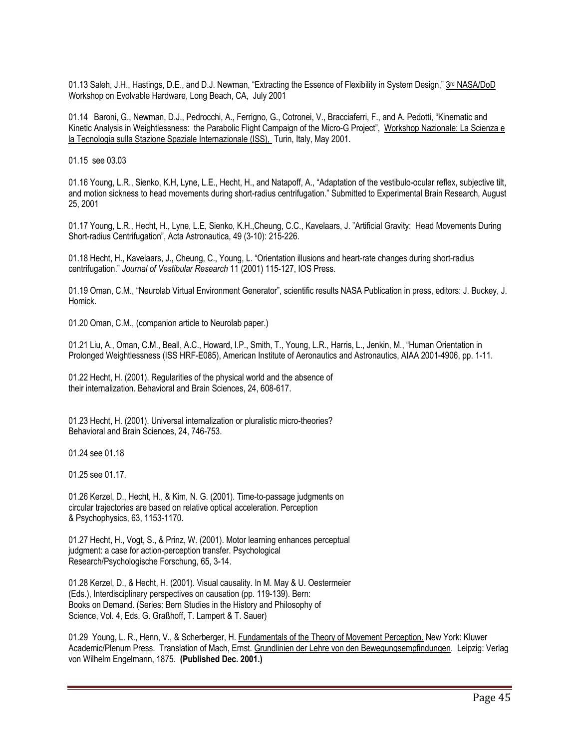01.13 Saleh, J.H., Hastings, D.E., and D.J. Newman, "Extracting the Essence of Flexibility in System Design," 3rd NASA/DoD Workshop on Evolvable Hardware, Long Beach, CA, July 2001

01.14 Baroni, G., Newman, D.J., Pedrocchi, A., Ferrigno, G., Cotronei, V., Bracciaferri, F., and A. Pedotti, "Kinematic and Kinetic Analysis in Weightlessness: the Parabolic Flight Campaign of the Micro-G Project", Workshop Nazionale: La Scienza e la Tecnologia sulla Stazione Spaziale Internazionale (ISS), Turin, Italy, May 2001.

01.15 see 03.03

01.16 Young, L.R., Sienko, K.H, Lyne, L.E., Hecht, H., and Natapoff, A., "Adaptation of the vestibulo-ocular reflex, subjective tilt, and motion sickness to head movements during short-radius centrifugation." Submitted to Experimental Brain Research, August 25, 2001

01.17 Young, L.R., Hecht, H., Lyne, L.E, Sienko, K.H.,Cheung, C.C., Kavelaars, J. "Artificial Gravity: Head Movements During Short-radius Centrifugation", Acta Astronautica, 49 (3-10): 215-226.

01.18 Hecht, H., Kavelaars, J., Cheung, C., Young, L. "Orientation illusions and heart-rate changes during short-radius centrifugation." *Journal of Vestibular Research* 11 (2001) 115-127, IOS Press.

01.19 Oman, C.M., "Neurolab Virtual Environment Generator", scientific results NASA Publication in press, editors: J. Buckey, J. Homick.

01.20 Oman, C.M., (companion article to Neurolab paper.)

01.21 Liu, A., Oman, C.M., Beall, A.C., Howard, I.P., Smith, T., Young, L.R., Harris, L., Jenkin, M., "Human Orientation in Prolonged Weightlessness (ISS HRF-E085), American Institute of Aeronautics and Astronautics, AIAA 2001-4906, pp. 1-11.

01.22 Hecht, H. (2001). Regularities of the physical world and the absence of their internalization. Behavioral and Brain Sciences, 24, 608-617.

01.23 Hecht, H. (2001). Universal internalization or pluralistic micro-theories? Behavioral and Brain Sciences, 24, 746-753.

01.24 see 01.18

01.25 see 01.17.

01.26 Kerzel, D., Hecht, H., & Kim, N. G. (2001). Time-to-passage judgments on circular trajectories are based on relative optical acceleration. Perception & Psychophysics, 63, 1153-1170.

01.27 Hecht, H., Vogt, S., & Prinz, W. (2001). Motor learning enhances perceptual judgment: a case for action-perception transfer. Psychological Research/Psychologische Forschung, 65, 3-14.

01.28 Kerzel, D., & Hecht, H. (2001). Visual causality. In M. May & U. Oestermeier (Eds.), Interdisciplinary perspectives on causation (pp. 119-139). Bern: Books on Demand. (Series: Bern Studies in the History and Philosophy of Science, Vol. 4, Eds. G. Graßhoff, T. Lampert & T. Sauer)

01.29 Young, L. R., Henn, V., & Scherberger, H. Fundamentals of the Theory of Movement Perception. New York: Kluwer Academic/Plenum Press. Translation of Mach, Ernst. Grundlinien der Lehre von den Bewegungsempfindungen. Leipzig: Verlag von Wilhelm Engelmann, 1875. **(Published Dec. 2001.)**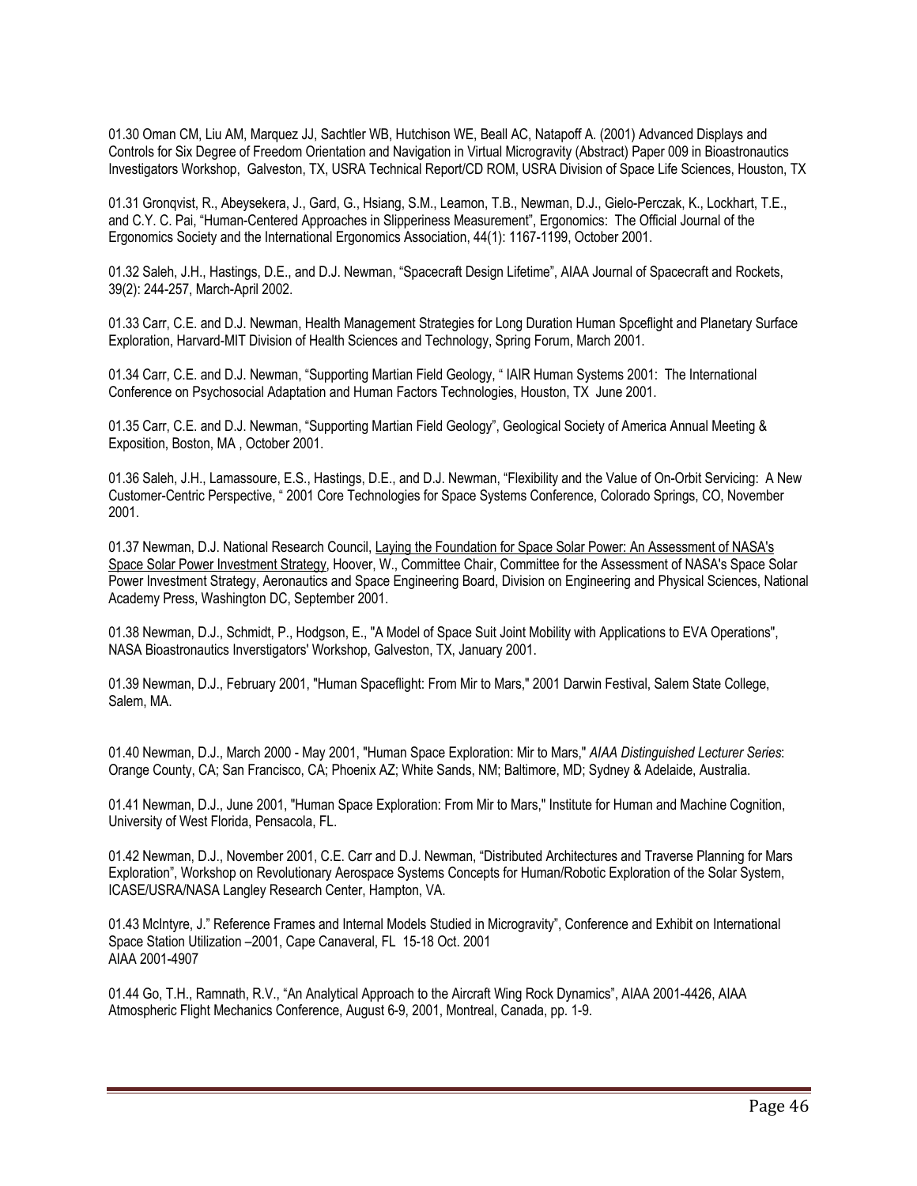01.30 Oman CM, Liu AM, Marquez JJ, Sachtler WB, Hutchison WE, Beall AC, Natapoff A. (2001) Advanced Displays and Controls for Six Degree of Freedom Orientation and Navigation in Virtual Microgravity (Abstract) Paper 009 in Bioastronautics Investigators Workshop, Galveston, TX, USRA Technical Report/CD ROM, USRA Division of Space Life Sciences, Houston, TX

01.31 Gronqvist, R., Abeysekera, J., Gard, G., Hsiang, S.M., Leamon, T.B., Newman, D.J., Gielo-Perczak, K., Lockhart, T.E., and C.Y. C. Pai, "Human-Centered Approaches in Slipperiness Measurement", Ergonomics: The Official Journal of the Ergonomics Society and the International Ergonomics Association, 44(1): 1167-1199, October 2001.

01.32 Saleh, J.H., Hastings, D.E., and D.J. Newman, "Spacecraft Design Lifetime", AIAA Journal of Spacecraft and Rockets, 39(2): 244-257, March-April 2002.

01.33 Carr, C.E. and D.J. Newman, Health Management Strategies for Long Duration Human Spceflight and Planetary Surface Exploration, Harvard-MIT Division of Health Sciences and Technology, Spring Forum, March 2001.

01.34 Carr, C.E. and D.J. Newman, "Supporting Martian Field Geology, " IAIR Human Systems 2001: The International Conference on Psychosocial Adaptation and Human Factors Technologies, Houston, TX June 2001.

01.35 Carr, C.E. and D.J. Newman, "Supporting Martian Field Geology", Geological Society of America Annual Meeting & Exposition, Boston, MA , October 2001.

01.36 Saleh, J.H., Lamassoure, E.S., Hastings, D.E., and D.J. Newman, "Flexibility and the Value of On-Orbit Servicing: A New Customer-Centric Perspective, " 2001 Core Technologies for Space Systems Conference, Colorado Springs, CO, November 2001.

01.37 Newman, D.J. National Research Council, Laying the Foundation for Space Solar Power: An Assessment of NASA's Space Solar Power Investment Strategy, Hoover, W., Committee Chair, Committee for the Assessment of NASA's Space Solar Power Investment Strategy, Aeronautics and Space Engineering Board, Division on Engineering and Physical Sciences, National Academy Press, Washington DC, September 2001.

01.38 Newman, D.J., Schmidt, P., Hodgson, E., "A Model of Space Suit Joint Mobility with Applications to EVA Operations", NASA Bioastronautics Inverstigators' Workshop, Galveston, TX, January 2001.

01.39 Newman, D.J., February 2001, "Human Spaceflight: From Mir to Mars," 2001 Darwin Festival, Salem State College, Salem, MA.

01.40 Newman, D.J., March 2000 - May 2001, "Human Space Exploration: Mir to Mars," *AIAA Distinguished Lecturer Series*: Orange County, CA; San Francisco, CA; Phoenix AZ; White Sands, NM; Baltimore, MD; Sydney & Adelaide, Australia.

01.41 Newman, D.J., June 2001, "Human Space Exploration: From Mir to Mars," Institute for Human and Machine Cognition, University of West Florida, Pensacola, FL.

01.42 Newman, D.J., November 2001, C.E. Carr and D.J. Newman, "Distributed Architectures and Traverse Planning for Mars Exploration", Workshop on Revolutionary Aerospace Systems Concepts for Human/Robotic Exploration of the Solar System, ICASE/USRA/NASA Langley Research Center, Hampton, VA.

01.43 McIntyre, J." Reference Frames and Internal Models Studied in Microgravity", Conference and Exhibit on International Space Station Utilization –2001, Cape Canaveral, FL 15-18 Oct. 2001
AIAA 2001-4907

01.44 Go, T.H., Ramnath, R.V., "An Analytical Approach to the Aircraft Wing Rock Dynamics", AIAA 2001-4426, AIAA Atmospheric Flight Mechanics Conference, August 6-9, 2001, Montreal, Canada, pp. 1-9.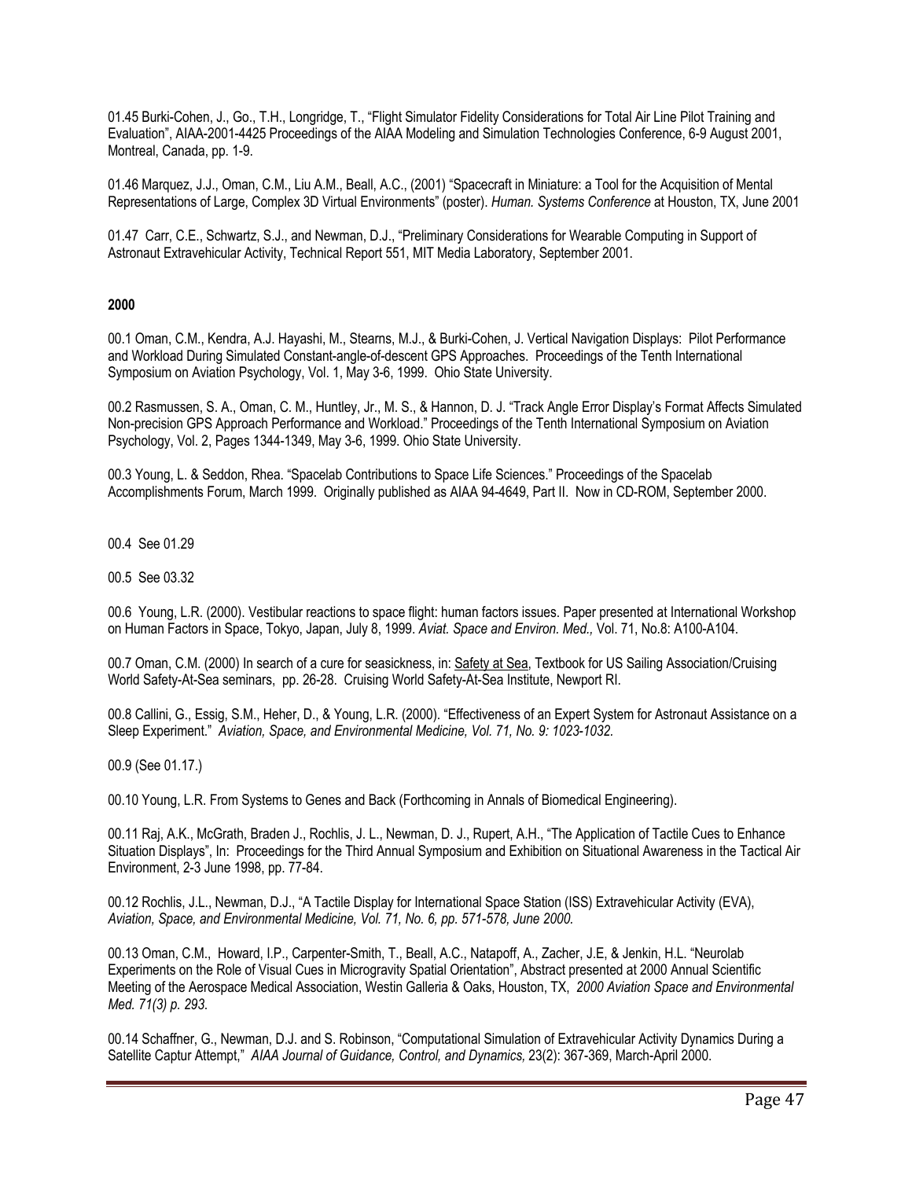01.45 Burki-Cohen, J., Go., T.H., Longridge, T., "Flight Simulator Fidelity Considerations for Total Air Line Pilot Training and Evaluation", AIAA-2001-4425 Proceedings of the AIAA Modeling and Simulation Technologies Conference, 6-9 August 2001, Montreal, Canada, pp. 1-9.

01.46 Marquez, J.J., Oman, C.M., Liu A.M., Beall, A.C., (2001) "Spacecraft in Miniature: a Tool for the Acquisition of Mental Representations of Large, Complex 3D Virtual Environments" (poster). *Human. Systems Conference* at Houston, TX, June 2001

01.47 Carr, C.E., Schwartz, S.J., and Newman, D.J., "Preliminary Considerations for Wearable Computing in Support of Astronaut Extravehicular Activity, Technical Report 551, MIT Media Laboratory, September 2001.

**2000**

00.1 Oman, C.M., Kendra, A.J. Hayashi, M., Stearns, M.J., & Burki-Cohen, J. Vertical Navigation Displays: Pilot Performance and Workload During Simulated Constant-angle-of-descent GPS Approaches. Proceedings of the Tenth International Symposium on Aviation Psychology, Vol. 1, May 3-6, 1999. Ohio State University.

00.2 Rasmussen, S. A., Oman, C. M., Huntley, Jr., M. S., & Hannon, D. J. "Track Angle Error Display's Format Affects Simulated Non-precision GPS Approach Performance and Workload." Proceedings of the Tenth International Symposium on Aviation Psychology, Vol. 2, Pages 1344-1349, May 3-6, 1999. Ohio State University.

00.3 Young, L. & Seddon, Rhea. "Spacelab Contributions to Space Life Sciences." Proceedings of the Spacelab Accomplishments Forum, March 1999. Originally published as AIAA 94-4649, Part II. Now in CD-ROM, September 2000.

00.4 See 01.29

00.5 See 03.32

00.6 Young, L.R. (2000). Vestibular reactions to space flight: human factors issues. Paper presented at International Workshop on Human Factors in Space, Tokyo, Japan, July 8, 1999. *Aviat. Space and Environ. Med.,* Vol. 71, No.8: A100-A104.

00.7 Oman, C.M. (2000) In search of a cure for seasickness, in: Safety at Sea, Textbook for US Sailing Association/Cruising World Safety-At-Sea seminars, pp. 26-28. Cruising World Safety-At-Sea Institute, Newport RI.

00.8 Callini, G., Essig, S.M., Heher, D., & Young, L.R. (2000). "Effectiveness of an Expert System for Astronaut Assistance on a Sleep Experiment." *Aviation, Space, and Environmental Medicine, Vol. 71, No. 9: 1023-1032.*

00.9 (See 01.17.)

00.10 Young, L.R. From Systems to Genes and Back (Forthcoming in Annals of Biomedical Engineering).

00.11 Raj, A.K., McGrath, Braden J., Rochlis, J. L., Newman, D. J., Rupert, A.H., "The Application of Tactile Cues to Enhance Situation Displays", In: Proceedings for the Third Annual Symposium and Exhibition on Situational Awareness in the Tactical Air Environment, 2-3 June 1998, pp. 77-84.

00.12 Rochlis, J.L., Newman, D.J., "A Tactile Display for International Space Station (ISS) Extravehicular Activity (EVA), *Aviation, Space, and Environmental Medicine, Vol. 71, No. 6, pp. 571-578, June 2000.*

00.13 Oman, C.M., Howard, I.P., Carpenter-Smith, T., Beall, A.C., Natapoff, A., Zacher, J.E, & Jenkin, H.L. "Neurolab Experiments on the Role of Visual Cues in Microgravity Spatial Orientation", Abstract presented at 2000 Annual Scientific Meeting of the Aerospace Medical Association, Westin Galleria & Oaks, Houston, TX, *2000 Aviation Space and Environmental Med. 71(3) p. 293.*

00.14 Schaffner, G., Newman, D.J. and S. Robinson, "Computational Simulation of Extravehicular Activity Dynamics During a Satellite Captur Attempt," *AIAA Journal of Guidance, Control, and Dynamics,* 23(2): 367-369, March-April 2000.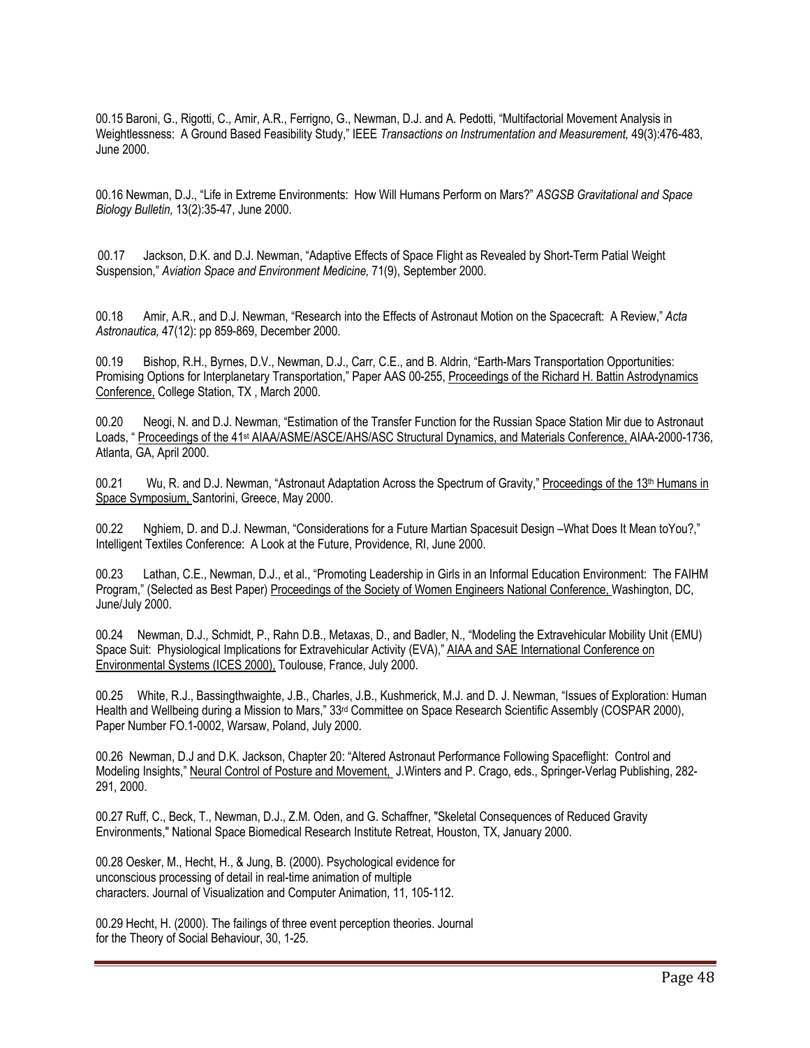00.15 Baroni, G., Rigotti, C., Amir, A.R., Ferrigno, G., Newman, D.J. and A. Pedotti, “Multifactorial Movement Analysis in Weightlessness: A Ground Based Feasibility Study,” IEEE *Transactions on Instrumentation and Measurement,* 49(3):476-483, June 2000.

00.16 Newman, D.J., “Life in Extreme Environments: How Will Humans Perform on Mars?” *ASGSB Gravitational and Space Biology Bulletin,* 13(2):35-47, June 2000.

00.17 Jackson, D.K. and D.J. Newman, “Adaptive Effects of Space Flight as Revealed by Short-Term Patial Weight Suspension,” *Aviation Space and Environment Medicine,* 71(9), September 2000.

00.18 Amir, A.R., and D.J. Newman, “Research into the Effects of Astronaut Motion on the Spacecraft: A Review,” *Acta Astronautica,* 47(12): pp 859-869, December 2000.

00.19 Bishop, R.H., Byrnes, D.V., Newman, D.J., Carr, C.E., and B. Aldrin, “Earth-Mars Transportation Opportunities: Promising Options for Interplanetary Transportation,” Paper AAS 00-255, Proceedings of the Richard H. Battin Astrodynamics Conference, College Station, TX , March 2000.

00.20 Neogi, N. and D.J. Newman, “Estimation of the Transfer Function for the Russian Space Station Mir due to Astronaut Loads, “ Proceedings of the 41st AIAA/ASME/ASCE/AHS/ASC Structural Dynamics, and Materials Conference, AIAA-2000-1736, Atlanta, GA, April 2000.

00.21 Wu, R. and D.J. Newman, “Astronaut Adaptation Across the Spectrum of Gravity,” Proceedings of the 13th Humans in Space Symposium, Santorini, Greece, May 2000.

00.22 Nghiem, D. and D.J. Newman, “Considerations for a Future Martian Spacesuit Design –What Does It Mean toYou?,” Intelligent Textiles Conference: A Look at the Future, Providence, RI, June 2000.

00.23 Lathan, C.E., Newman, D.J., et al., “Promoting Leadership in Girls in an Informal Education Environment: The FAIHM Program,” (Selected as Best Paper) Proceedings of the Society of Women Engineers National Conference, Washington, DC, June/July 2000.

00.24 Newman, D.J., Schmidt, P., Rahn D.B., Metaxas, D., and Badler, N., “Modeling the Extravehicular Mobility Unit (EMU) Space Suit: Physiological Implications for Extravehicular Activity (EVA),” AIAA and SAE International Conference on Environmental Systems (ICES 2000), Toulouse, France, July 2000.

00.25 White, R.J., Bassingthwaighte, J.B., Charles, J.B., Kushmerick, M.J. and D. J. Newman, “Issues of Exploration: Human Health and Wellbeing during a Mission to Mars,” 33rd Committee on Space Research Scientific Assembly (COSPAR 2000), Paper Number FO.1-0002, Warsaw, Poland, July 2000.

00.26 Newman, D.J and D.K. Jackson, Chapter 20: “Altered Astronaut Performance Following Spaceflight: Control and Modeling Insights,” Neural Control of Posture and Movement, J.Winters and P. Crago, eds., Springer-Verlag Publishing, 282-291, 2000.

00.27 Ruff, C., Beck, T., Newman, D.J., Z.M. Oden, and G. Schaffner, "Skeletal Consequences of Reduced Gravity Environments," National Space Biomedical Research Institute Retreat, Houston, TX, January 2000.

00.28 Oesker, M., Hecht, H., & Jung, B. (2000). Psychological evidence for unconscious processing of detail in real-time animation of multiple characters. Journal of Visualization and Computer Animation, 11, 105-112.

00.29 Hecht, H. (2000). The failings of three event perception theories. Journal for the Theory of Social Behaviour, 30, 1-25.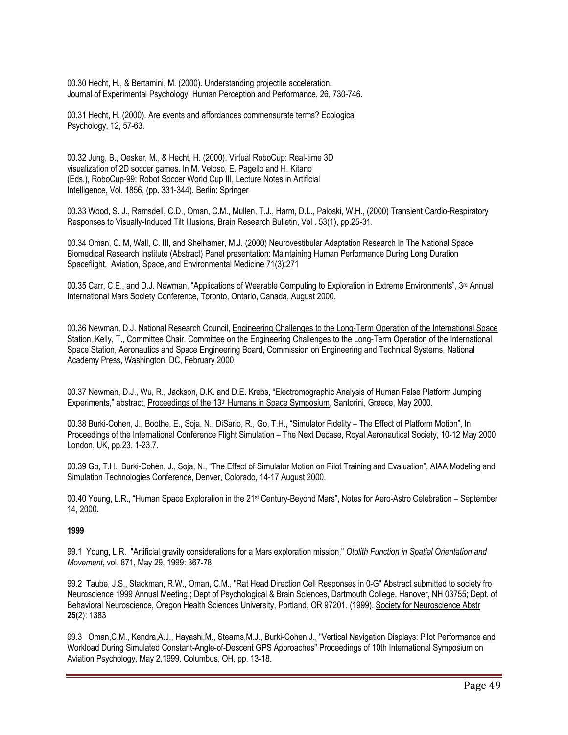00.30 Hecht, H., & Bertamini, M. (2000). Understanding projectile acceleration. Journal of Experimental Psychology: Human Perception and Performance, 26, 730-746.

00.31 Hecht, H. (2000). Are events and affordances commensurate terms? Ecological Psychology, 12, 57-63.

00.32 Jung, B., Oesker, M., & Hecht, H. (2000). Virtual RoboCup: Real-time 3D visualization of 2D soccer games. In M. Veloso, E. Pagello and H. Kitano (Eds.), RoboCup-99: Robot Soccer World Cup III, Lecture Notes in Artificial Intelligence, Vol. 1856, (pp. 331-344). Berlin: Springer

00.33 Wood, S. J., Ramsdell, C.D., Oman, C.M., Mullen, T.J., Harm, D.L., Paloski, W.H., (2000) Transient Cardio-Respiratory Responses to Visually-Induced Tilt Illusions, Brain Research Bulletin, Vol . 53(1), pp.25-31.

00.34 Oman, C. M, Wall, C. III, and Shelhamer, M.J. (2000) Neurovestibular Adaptation Research In The National Space Biomedical Research Institute (Abstract) Panel presentation: Maintaining Human Performance During Long Duration Spaceflight. Aviation, Space, and Environmental Medicine 71(3):271

00.35 Carr, C.E., and D.J. Newman, "Applications of Wearable Computing to Exploration in Extreme Environments", 3rd Annual International Mars Society Conference, Toronto, Ontario, Canada, August 2000.

00.36 Newman, D.J. National Research Council, Engineering Challenges to the Long-Term Operation of the International Space Station, Kelly, T., Committee Chair, Committee on the Engineering Challenges to the Long-Term Operation of the International Space Station, Aeronautics and Space Engineering Board, Commission on Engineering and Technical Systems, National Academy Press, Washington, DC, February 2000

00.37 Newman, D.J., Wu, R., Jackson, D.K. and D.E. Krebs, "Electromographic Analysis of Human False Platform Jumping Experiments," abstract, Proceedings of the 13th Humans in Space Symposium, Santorini, Greece, May 2000.

00.38 Burki-Cohen, J., Boothe, E., Soja, N., DiSario, R., Go, T.H., "Simulator Fidelity – The Effect of Platform Motion", In Proceedings of the International Conference Flight Simulation – The Next Decase, Royal Aeronautical Society, 10-12 May 2000, London, UK, pp.23. 1-23.7.

00.39 Go, T.H., Burki-Cohen, J., Soja, N., "The Effect of Simulator Motion on Pilot Training and Evaluation", AIAA Modeling and Simulation Technologies Conference, Denver, Colorado, 14-17 August 2000.

00.40 Young, L.R., "Human Space Exploration in the 21st Century-Beyond Mars", Notes for Aero-Astro Celebration – September 14, 2000.

**1999**

99.1 Young, L.R. "Artificial gravity considerations for a Mars exploration mission." *Otolith Function in Spatial Orientation and Movement*, vol. 871, May 29, 1999: 367-78.

99.2 Taube, J.S., Stackman, R.W., Oman, C.M., "Rat Head Direction Cell Responses in 0-G" Abstract submitted to society fro Neuroscience 1999 Annual Meeting.; Dept of Psychological & Brain Sciences, Dartmouth College, Hanover, NH 03755; Dept. of Behavioral Neuroscience, Oregon Health Sciences University, Portland, OR 97201. (1999). Society for Neuroscience Abstr **25**(2): 1383

99.3 Oman,C.M., Kendra,A.J., Hayashi,M., Stearns,M.J., Burki-Cohen,J., "Vertical Navigation Displays: Pilot Performance and Workload During Simulated Constant-Angle-of-Descent GPS Approaches" Proceedings of 10th International Symposium on Aviation Psychology, May 2,1999, Columbus, OH, pp. 13-18.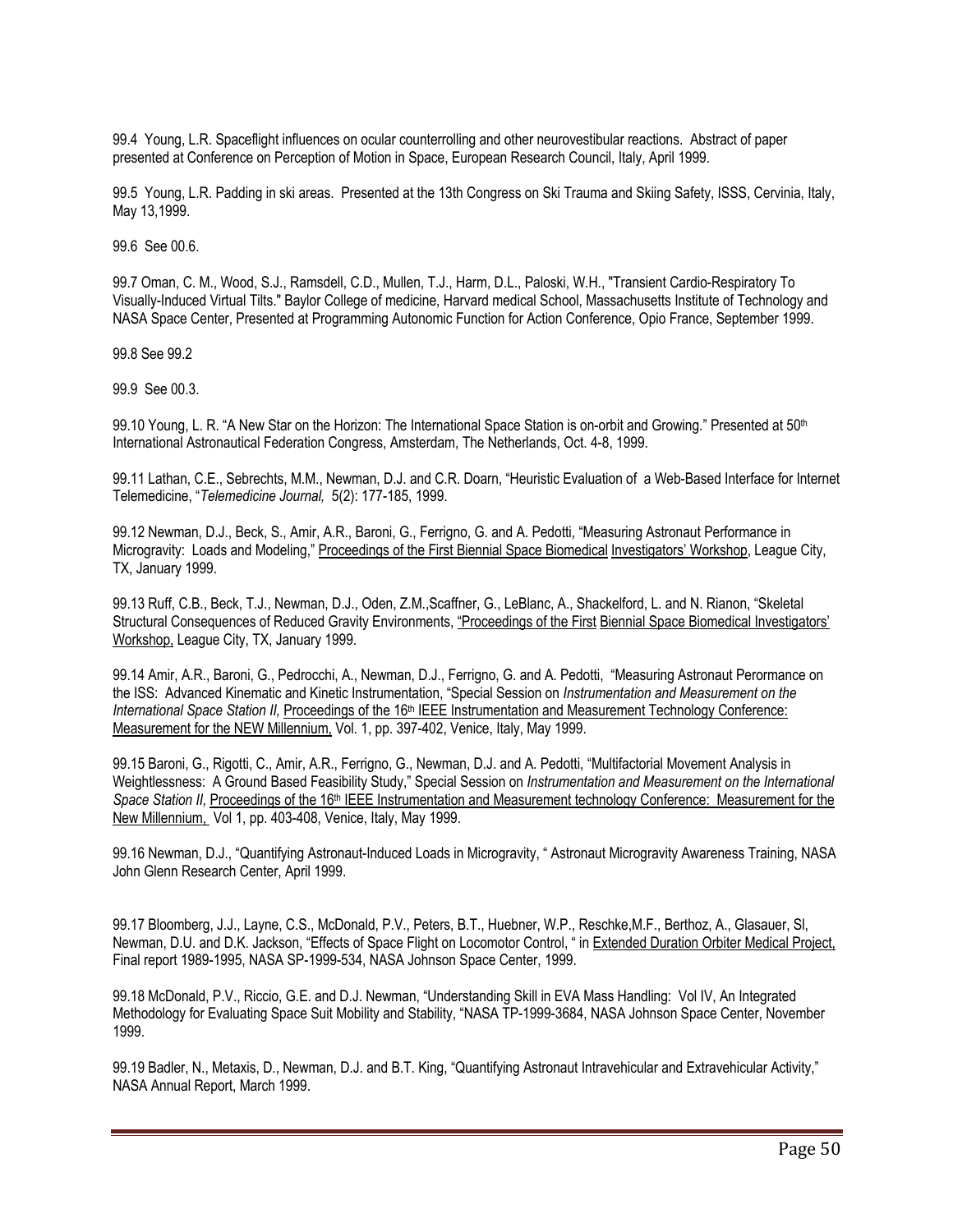99.4 Young, L.R. Spaceflight influences on ocular counterrolling and other neurovestibular reactions. Abstract of paper presented at Conference on Perception of Motion in Space, European Research Council, Italy, April 1999.

99.5 Young, L.R. Padding in ski areas. Presented at the 13th Congress on Ski Trauma and Skiing Safety, ISSS, Cervinia, Italy, May 13,1999.

99.6 See 00.6.

99.7 Oman, C. M., Wood, S.J., Ramsdell, C.D., Mullen, T.J., Harm, D.L., Paloski, W.H., "Transient Cardio-Respiratory To Visually-Induced Virtual Tilts." Baylor College of medicine, Harvard medical School, Massachusetts Institute of Technology and NASA Space Center, Presented at Programming Autonomic Function for Action Conference, Opio France, September 1999.

99.8 See 99.2

99.9 See 00.3.

99.10 Young, L. R. "A New Star on the Horizon: The International Space Station is on-orbit and Growing." Presented at 50th International Astronautical Federation Congress, Amsterdam, The Netherlands, Oct. 4-8, 1999.

99.11 Lathan, C.E., Sebrechts, M.M., Newman, D.J. and C.R. Doarn, "Heuristic Evaluation of a Web-Based Interface for Internet Telemedicine, "*Telemedicine Journal,* 5(2): 177-185, 1999.

99.12 Newman, D.J., Beck, S., Amir, A.R., Baroni, G., Ferrigno, G. and A. Pedotti, "Measuring Astronaut Performance in Microgravity: Loads and Modeling," Proceedings of the First Biennial Space Biomedical Investigators' Workshop, League City, TX, January 1999.

99.13 Ruff, C.B., Beck, T.J., Newman, D.J., Oden, Z.M.,Scaffner, G., LeBlanc, A., Shackelford, L. and N. Rianon, "Skeletal Structural Consequences of Reduced Gravity Environments, "Proceedings of the First Biennial Space Biomedical Investigators' Workshop, League City, TX, January 1999.

99.14 Amir, A.R., Baroni, G., Pedrocchi, A., Newman, D.J., Ferrigno, G. and A. Pedotti, "Measuring Astronaut Perormance on the ISS: Advanced Kinematic and Kinetic Instrumentation, "Special Session on *Instrumentation and Measurement on the International Space Station II,* Proceedings of the 16th IEEE Instrumentation and Measurement Technology Conference: Measurement for the NEW Millennium, Vol. 1, pp. 397-402, Venice, Italy, May 1999.

99.15 Baroni, G., Rigotti, C., Amir, A.R., Ferrigno, G., Newman, D.J. and A. Pedotti, "Multifactorial Movement Analysis in Weightlessness: A Ground Based Feasibility Study," Special Session on *Instrumentation and Measurement on the International Space Station II,* Proceedings of the 16th IEEE Instrumentation and Measurement technology Conference: Measurement for the New Millennium, Vol 1, pp. 403-408, Venice, Italy, May 1999.

99.16 Newman, D.J., "Quantifying Astronaut-Induced Loads in Microgravity, " Astronaut Microgravity Awareness Training, NASA John Glenn Research Center, April 1999.

99.17 Bloomberg, J.J., Layne, C.S., McDonald, P.V., Peters, B.T., Huebner, W.P., Reschke,M.F., Berthoz, A., Glasauer, Sl, Newman, D.U. and D.K. Jackson, "Effects of Space Flight on Locomotor Control, " in Extended Duration Orbiter Medical Project, Final report 1989-1995, NASA SP-1999-534, NASA Johnson Space Center, 1999.

99.18 McDonald, P.V., Riccio, G.E. and D.J. Newman, "Understanding Skill in EVA Mass Handling: Vol IV, An Integrated Methodology for Evaluating Space Suit Mobility and Stability, "NASA TP-1999-3684, NASA Johnson Space Center, November 1999.

99.19 Badler, N., Metaxis, D., Newman, D.J. and B.T. King, "Quantifying Astronaut Intravehicular and Extravehicular Activity," NASA Annual Report, March 1999.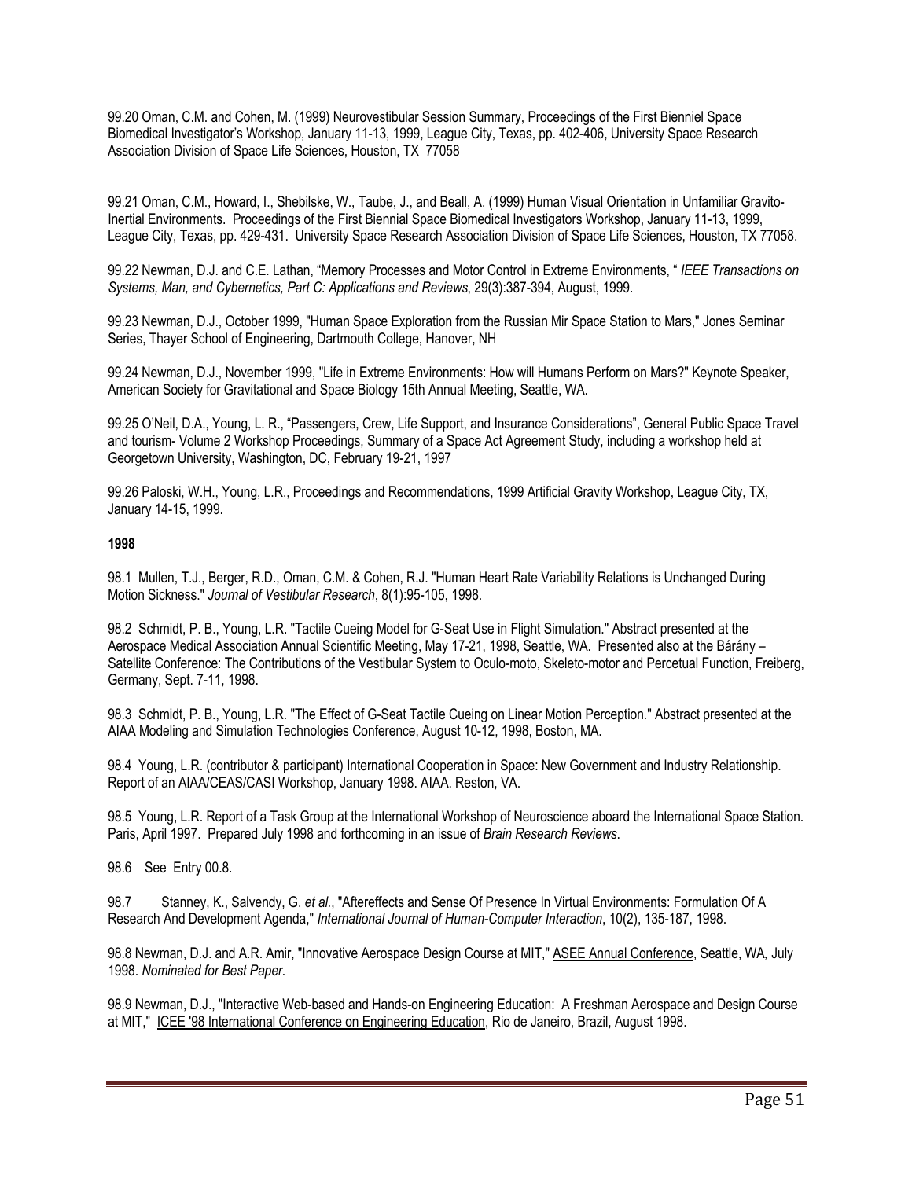99.20 Oman, C.M. and Cohen, M. (1999) Neurovestibular Session Summary, Proceedings of the First Bienniel Space Biomedical Investigator's Workshop, January 11-13, 1999, League City, Texas, pp. 402-406, University Space Research Association Division of Space Life Sciences, Houston, TX 77058

99.21 Oman, C.M., Howard, I., Shebilske, W., Taube, J., and Beall, A. (1999) Human Visual Orientation in Unfamiliar Gravito-Inertial Environments. Proceedings of the First Biennial Space Biomedical Investigators Workshop, January 11-13, 1999, League City, Texas, pp. 429-431. University Space Research Association Division of Space Life Sciences, Houston, TX 77058.

99.22 Newman, D.J. and C.E. Lathan, "Memory Processes and Motor Control in Extreme Environments, " *IEEE Transactions on Systems, Man, and Cybernetics, Part C: Applications and Reviews*, 29(3):387-394, August, 1999.

99.23 Newman, D.J., October 1999, "Human Space Exploration from the Russian Mir Space Station to Mars," Jones Seminar Series, Thayer School of Engineering, Dartmouth College, Hanover, NH

99.24 Newman, D.J., November 1999, "Life in Extreme Environments: How will Humans Perform on Mars?" Keynote Speaker, American Society for Gravitational and Space Biology 15th Annual Meeting, Seattle, WA.

99.25 O'Neil, D.A., Young, L. R., "Passengers, Crew, Life Support, and Insurance Considerations", General Public Space Travel and tourism- Volume 2 Workshop Proceedings, Summary of a Space Act Agreement Study, including a workshop held at Georgetown University, Washington, DC, February 19-21, 1997

99.26 Paloski, W.H., Young, L.R., Proceedings and Recommendations, 1999 Artificial Gravity Workshop, League City, TX, January 14-15, 1999.

**1998**

98.1 Mullen, T.J., Berger, R.D., Oman, C.M. & Cohen, R.J. "Human Heart Rate Variability Relations is Unchanged During Motion Sickness." *Journal of Vestibular Research*, 8(1):95-105, 1998.

98.2 Schmidt, P. B., Young, L.R. "Tactile Cueing Model for G-Seat Use in Flight Simulation." Abstract presented at the Aerospace Medical Association Annual Scientific Meeting, May 17-21, 1998, Seattle, WA. Presented also at the Bárány – Satellite Conference: The Contributions of the Vestibular System to Oculo-moto, Skeleto-motor and Percetual Function, Freiberg, Germany, Sept. 7-11, 1998.

98.3 Schmidt, P. B., Young, L.R. "The Effect of G-Seat Tactile Cueing on Linear Motion Perception." Abstract presented at the AIAA Modeling and Simulation Technologies Conference, August 10-12, 1998, Boston, MA.

98.4 Young, L.R. (contributor & participant) International Cooperation in Space: New Government and Industry Relationship. Report of an AIAA/CEAS/CASI Workshop, January 1998. AIAA. Reston, VA.

98.5 Young, L.R. Report of a Task Group at the International Workshop of Neuroscience aboard the International Space Station. Paris, April 1997. Prepared July 1998 and forthcoming in an issue of *Brain Research Reviews*.

98.6 See Entry 00.8.

98.7 Stanney, K., Salvendy, G. *et al.*, "Aftereffects and Sense Of Presence In Virtual Environments: Formulation Of A Research And Development Agenda," *International Journal of Human-Computer Interaction*, 10(2), 135-187, 1998.

98.8 Newman, D.J. and A.R. Amir, "Innovative Aerospace Design Course at MIT," ASEE Annual Conference, Seattle, WA, July 1998. *Nominated for Best Paper.*

98.9 Newman, D.J., "Interactive Web-based and Hands-on Engineering Education: A Freshman Aerospace and Design Course at MIT," ICEE '98 International Conference on Engineering Education, Rio de Janeiro, Brazil, August 1998.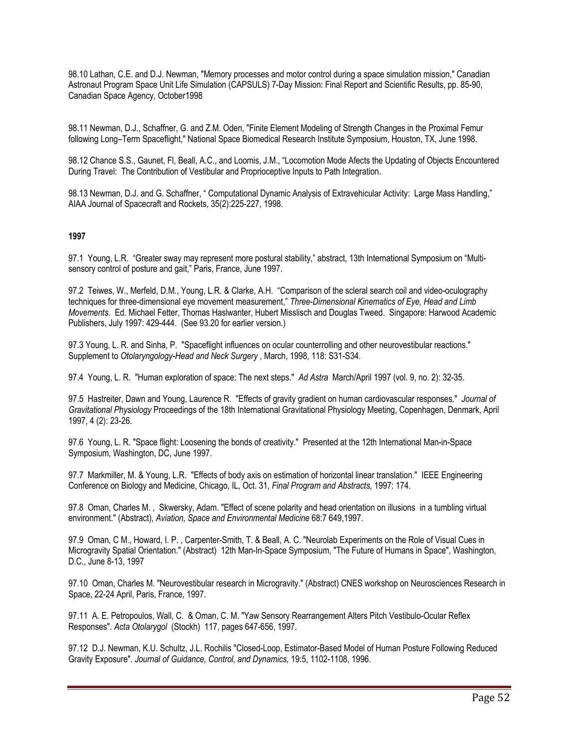98.10 Lathan, C.E. and D.J. Newman, "Memory processes and motor control during a space simulation mission," Canadian Astronaut Program Space Unit Life Simulation (CAPSULS) 7-Day Mission: Final Report and Scientific Results, pp. 85-90, Canadian Space Agency, October1998

98.11 Newman, D.J., Schaffner, G. and Z.M. Oden, "Finite Element Modeling of Strength Changes in the Proximal Femur following Long–Term Spaceflight," National Space Biomedical Research Institute Symposium, Houston, TX, June 1998.

98.12 Chance S.S., Gaunet, Fl, Beall, A.C., and Loomis, J.M., "Locomotion Mode Afects the Updating of Objects Encountered During Travel: The Contribution of Vestibular and Proprioceptive Inputs to Path Integration.

98.13 Newman, D.J. and G. Schaffner, " Computational Dynamic Analysis of Extravehicular Activity: Large Mass Handling," AIAA Journal of Spacecraft and Rockets, 35(2):225-227, 1998.

**1997**

97.1 Young, L.R. "Greater sway may represent more postural stability," abstract, 13th International Symposium on "Multi-sensory control of posture and gait," Paris, France, June 1997.

97.2 Teiwes, W., Merfeld, D.M., Young, L.R. & Clarke, A.H. "Comparison of the scleral search coil and video-oculography techniques for three-dimensional eye movement measurement," *Three-Dimensional Kinematics of Eye, Head and Limb Movements*. Ed. Michael Fetter, Thomas Haslwanter, Hubert Misslisch and Douglas Tweed. Singapore: Harwood Academic Publishers, July 1997: 429-444. (See 93.20 for earlier version.)

97.3 Young, L. R. and Sinha, P. "Spaceflight influences on ocular counterrolling and other neurovestibular reactions." Supplement to *Otolaryngology-Head and Neck Surgery* , March, 1998, 118: S31-S34.

97.4 Young, L. R. "Human exploration of space: The next steps." *Ad Astra* March/April 1997 (vol. 9, no. 2): 32-35.

97.5 Hastreiter, Dawn and Young, Laurence R. "Effects of gravity gradient on human cardiovascular responses." *Journal of Gravitational Physiology* Proceedings of the 18th International Gravitational Physiology Meeting, Copenhagen, Denmark, April 1997, 4 (2): 23-26.

97.6 Young, L. R. "Space flight: Loosening the bonds of creativity." Presented at the 12th International Man-in-Space Symposium, Washington, DC, June 1997.

97.7 Markmiller, M. & Young, L.R. "Effects of body axis on estimation of horizontal linear translation." IEEE Engineering Conference on Biology and Medicine, Chicago, IL, Oct. 31, *Final Program and Abstracts,* 1997: 174.

97.8 Oman, Charles M. , Skwersky, Adam. "Effect of scene polarity and head orientation on illusions in a tumbling virtual environment." (Abstract), *Aviation, Space and Environmental Medicine* 68:7 649,1997.

97.9 Oman, C M., Howard, I. P. , Carpenter-Smith, T. & Beall, A. C. "Neurolab Experiments on the Role of Visual Cues in Microgravity Spatial Orientation." (Abstract) 12th Man-In-Space Symposium, "The Future of Humans in Space", Washington, D.C., June 8-13, 1997

97.10 Oman, Charles M. "Neurovestibular research in Microgravity." (Abstract) CNES workshop on Neurosciences Research in Space, 22-24 April, Paris, France, 1997.

97.11 A. E. Petropoulos, Wall, C. & Oman, C. M. "Yaw Sensory Rearrangement Alters Pitch Vestibulo-Ocular Reflex Responses". *Acta Otolarygol* (Stockh) 117, pages 647-656, 1997.

97.12 D.J. Newman, K.U. Schultz, J.L. Rochilis "Closed-Loop, Estimator-Based Model of Human Posture Following Reduced Gravity Exposure". *Journal of Guidance, Control, and Dynamics,* 19:5, 1102-1108, 1996.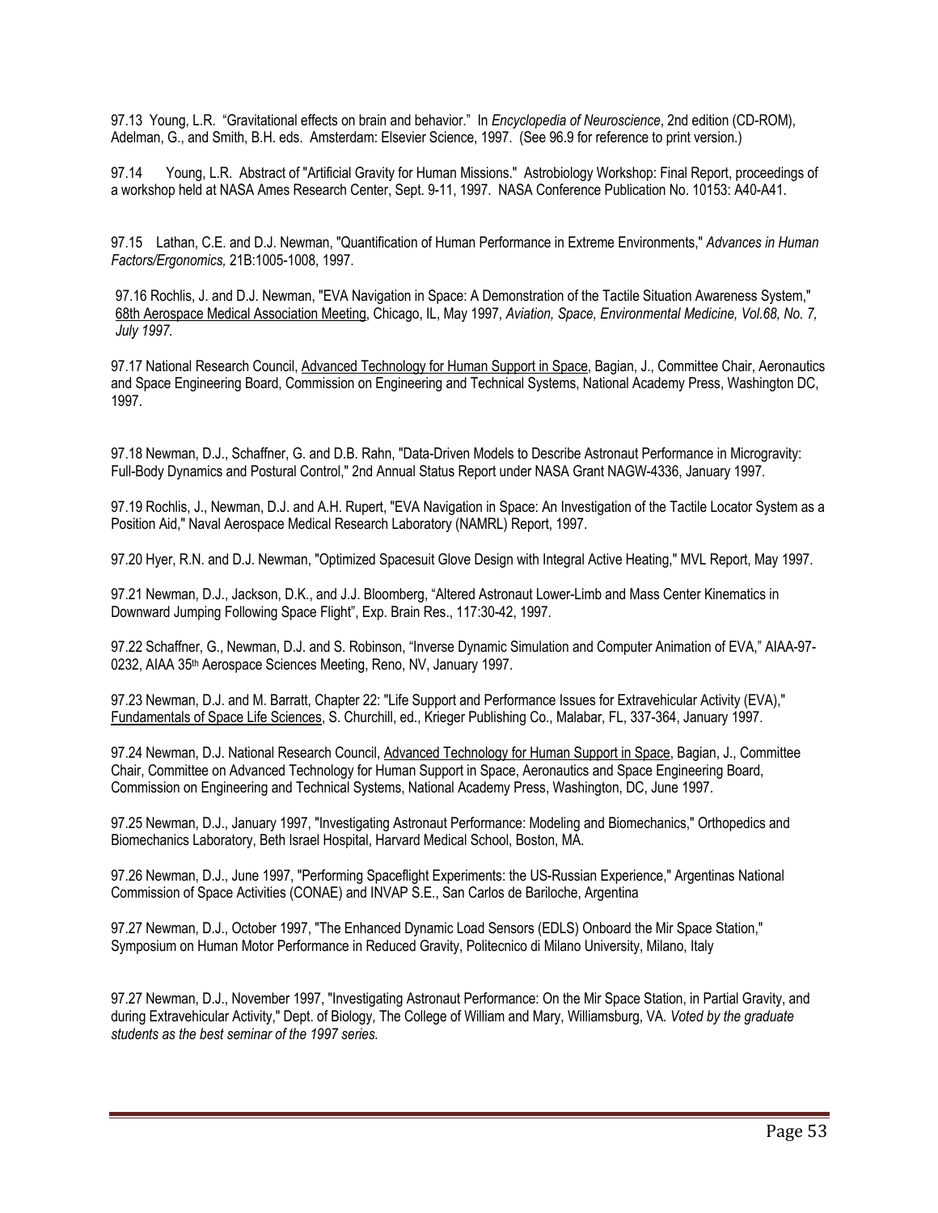97.13 Young, L.R. "Gravitational effects on brain and behavior." In *Encyclopedia of Neuroscience*, 2nd edition (CD-ROM), Adelman, G., and Smith, B.H. eds. Amsterdam: Elsevier Science, 1997. (See 96.9 for reference to print version.)

97.14 Young, L.R. Abstract of "Artificial Gravity for Human Missions." Astrobiology Workshop: Final Report, proceedings of a workshop held at NASA Ames Research Center, Sept. 9-11, 1997. NASA Conference Publication No. 10153: A40-A41.

97.15 Lathan, C.E. and D.J. Newman, "Quantification of Human Performance in Extreme Environments," *Advances in Human Factors/Ergonomics,* 21B:1005-1008, 1997.

97.16 Rochlis, J. and D.J. Newman, "EVA Navigation in Space: A Demonstration of the Tactile Situation Awareness System," 68th Aerospace Medical Association Meeting, Chicago, IL, May 1997, *Aviation, Space, Environmental Medicine, Vol.68, No. 7, July 1997.*

97.17 National Research Council, Advanced Technology for Human Support in Space, Bagian, J., Committee Chair, Aeronautics and Space Engineering Board, Commission on Engineering and Technical Systems, National Academy Press, Washington DC, 1997.

97.18 Newman, D.J., Schaffner, G. and D.B. Rahn, "Data-Driven Models to Describe Astronaut Performance in Microgravity: Full-Body Dynamics and Postural Control," 2nd Annual Status Report under NASA Grant NAGW-4336, January 1997.

97.19 Rochlis, J., Newman, D.J. and A.H. Rupert, "EVA Navigation in Space: An Investigation of the Tactile Locator System as a Position Aid," Naval Aerospace Medical Research Laboratory (NAMRL) Report, 1997.

97.20 Hyer, R.N. and D.J. Newman, "Optimized Spacesuit Glove Design with Integral Active Heating," MVL Report, May 1997.

97.21 Newman, D.J., Jackson, D.K., and J.J. Bloomberg, "Altered Astronaut Lower-Limb and Mass Center Kinematics in Downward Jumping Following Space Flight", Exp. Brain Res., 117:30-42, 1997.

97.22 Schaffner, G., Newman, D.J. and S. Robinson, "Inverse Dynamic Simulation and Computer Animation of EVA," AIAA-97-0232, AIAA 35th Aerospace Sciences Meeting, Reno, NV, January 1997.

97.23 Newman, D.J. and M. Barratt, Chapter 22: "Life Support and Performance Issues for Extravehicular Activity (EVA)," Fundamentals of Space Life Sciences, S. Churchill, ed., Krieger Publishing Co., Malabar, FL, 337-364, January 1997.

97.24 Newman, D.J. National Research Council, Advanced Technology for Human Support in Space, Bagian, J., Committee Chair, Committee on Advanced Technology for Human Support in Space, Aeronautics and Space Engineering Board, Commission on Engineering and Technical Systems, National Academy Press, Washington, DC, June 1997.

97.25 Newman, D.J., January 1997, "Investigating Astronaut Performance: Modeling and Biomechanics," Orthopedics and Biomechanics Laboratory, Beth Israel Hospital, Harvard Medical School, Boston, MA.

97.26 Newman, D.J., June 1997, "Performing Spaceflight Experiments: the US-Russian Experience," Argentinas National Commission of Space Activities (CONAE) and INVAP S.E., San Carlos de Bariloche, Argentina

97.27 Newman, D.J., October 1997, "The Enhanced Dynamic Load Sensors (EDLS) Onboard the Mir Space Station," Symposium on Human Motor Performance in Reduced Gravity, Politecnico di Milano University, Milano, Italy

97.27 Newman, D.J., November 1997, "Investigating Astronaut Performance: On the Mir Space Station, in Partial Gravity, and during Extravehicular Activity," Dept. of Biology, The College of William and Mary, Williamsburg, VA. *Voted by the graduate students as the best seminar of the 1997 series.*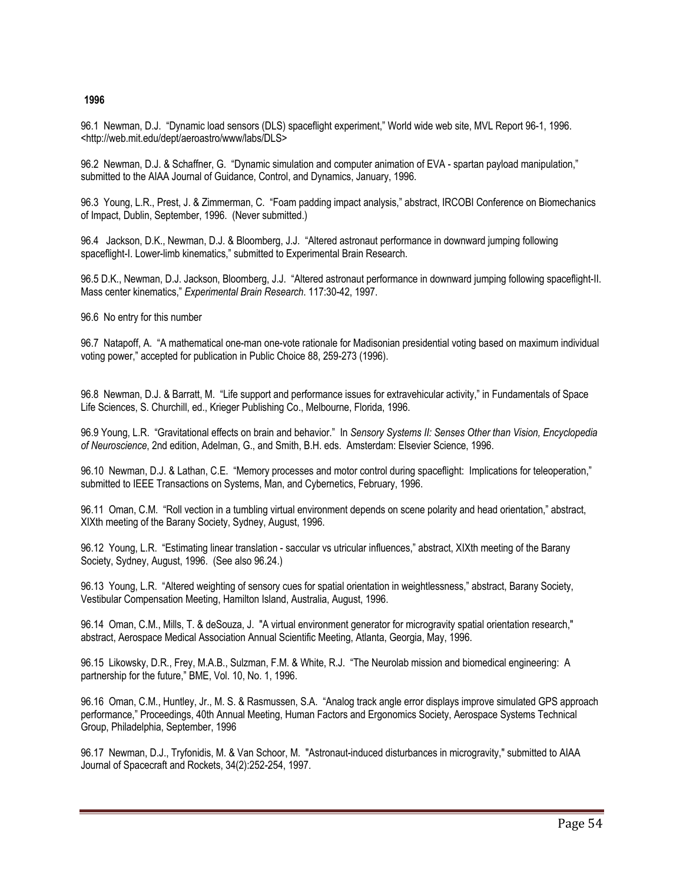**1996**

96.1 Newman, D.J. "Dynamic load sensors (DLS) spaceflight experiment," World wide web site, MVL Report 96-1, 1996. <http://web.mit.edu/dept/aeroastro/www/labs/DLS>

96.2 Newman, D.J. & Schaffner, G. "Dynamic simulation and computer animation of EVA - spartan payload manipulation," submitted to the AIAA Journal of Guidance, Control, and Dynamics, January, 1996.

96.3 Young, L.R., Prest, J. & Zimmerman, C. "Foam padding impact analysis," abstract, IRCOBI Conference on Biomechanics of Impact, Dublin, September, 1996. (Never submitted.)

96.4 Jackson, D.K., Newman, D.J. & Bloomberg, J.J. "Altered astronaut performance in downward jumping following spaceflight-I. Lower-limb kinematics," submitted to Experimental Brain Research.

96.5 D.K., Newman, D.J. Jackson, Bloomberg, J.J. "Altered astronaut performance in downward jumping following spaceflight-II. Mass center kinematics," *Experimental Brain Research*. 117:30-42, 1997.

96.6 No entry for this number

96.7 Natapoff, A. "A mathematical one-man one-vote rationale for Madisonian presidential voting based on maximum individual voting power," accepted for publication in Public Choice 88, 259-273 (1996).

96.8 Newman, D.J. & Barratt, M. "Life support and performance issues for extravehicular activity," in Fundamentals of Space Life Sciences, S. Churchill, ed., Krieger Publishing Co., Melbourne, Florida, 1996.

96.9 Young, L.R. "Gravitational effects on brain and behavior." In *Sensory Systems II: Senses Other than Vision, Encyclopedia of Neuroscience*, 2nd edition, Adelman, G., and Smith, B.H. eds. Amsterdam: Elsevier Science, 1996.

96.10 Newman, D.J. & Lathan, C.E. "Memory processes and motor control during spaceflight: Implications for teleoperation," submitted to IEEE Transactions on Systems, Man, and Cybernetics, February, 1996.

96.11 Oman, C.M. "Roll vection in a tumbling virtual environment depends on scene polarity and head orientation," abstract, XIXth meeting of the Barany Society, Sydney, August, 1996.

96.12 Young, L.R. "Estimating linear translation - saccular vs utricular influences," abstract, XIXth meeting of the Barany Society, Sydney, August, 1996. (See also 96.24.)

96.13 Young, L.R. "Altered weighting of sensory cues for spatial orientation in weightlessness," abstract, Barany Society, Vestibular Compensation Meeting, Hamilton Island, Australia, August, 1996.

96.14 Oman, C.M., Mills, T. & deSouza, J. "A virtual environment generator for microgravity spatial orientation research," abstract, Aerospace Medical Association Annual Scientific Meeting, Atlanta, Georgia, May, 1996.

96.15 Likowsky, D.R., Frey, M.A.B., Sulzman, F.M. & White, R.J. "The Neurolab mission and biomedical engineering: A partnership for the future," BME, Vol. 10, No. 1, 1996.

96.16 Oman, C.M., Huntley, Jr., M. S. & Rasmussen, S.A. "Analog track angle error displays improve simulated GPS approach performance," Proceedings, 40th Annual Meeting, Human Factors and Ergonomics Society, Aerospace Systems Technical Group, Philadelphia, September, 1996

96.17 Newman, D.J., Tryfonidis, M. & Van Schoor, M. "Astronaut-induced disturbances in microgravity," submitted to AIAA Journal of Spacecraft and Rockets, 34(2):252-254, 1997.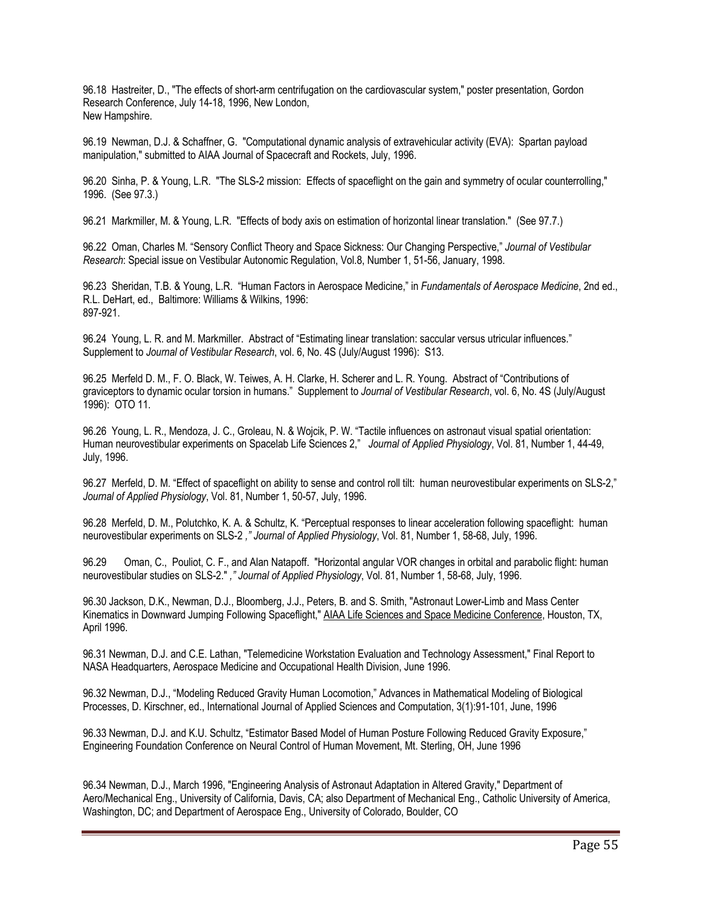96.18 Hastreiter, D., "The effects of short-arm centrifugation on the cardiovascular system," poster presentation, Gordon Research Conference, July 14-18, 1996, New London, New Hampshire.

96.19 Newman, D.J. & Schaffner, G. "Computational dynamic analysis of extravehicular activity (EVA): Spartan payload manipulation," submitted to AIAA Journal of Spacecraft and Rockets, July, 1996.

96.20 Sinha, P. & Young, L.R. "The SLS-2 mission: Effects of spaceflight on the gain and symmetry of ocular counterrolling," 1996. (See 97.3.)

96.21 Markmiller, M. & Young, L.R. "Effects of body axis on estimation of horizontal linear translation." (See 97.7.)

96.22 Oman, Charles M. "Sensory Conflict Theory and Space Sickness: Our Changing Perspective," *Journal of Vestibular Research*: Special issue on Vestibular Autonomic Regulation, Vol.8, Number 1, 51-56, January, 1998.

96.23 Sheridan, T.B. & Young, L.R. "Human Factors in Aerospace Medicine," in *Fundamentals of Aerospace Medicine*, 2nd ed., R.L. DeHart, ed., Baltimore: Williams & Wilkins, 1996: 897-921.

96.24 Young, L. R. and M. Markmiller. Abstract of "Estimating linear translation: saccular versus utricular influences." Supplement to *Journal of Vestibular Research*, vol. 6, No. 4S (July/August 1996): S13.

96.25 Merfeld D. M., F. O. Black, W. Teiwes, A. H. Clarke, H. Scherer and L. R. Young. Abstract of "Contributions of graviceptors to dynamic ocular torsion in humans." Supplement to *Journal of Vestibular Research*, vol. 6, No. 4S (July/August 1996): OTO 11.

96.26 Young, L. R., Mendoza, J. C., Groleau, N. & Wojcik, P. W. "Tactile influences on astronaut visual spatial orientation: Human neurovestibular experiments on Spacelab Life Sciences 2," *Journal of Applied Physiology*, Vol. 81, Number 1, 44-49, July, 1996.

96.27 Merfeld, D. M. "Effect of spaceflight on ability to sense and control roll tilt: human neurovestibular experiments on SLS-2," *Journal of Applied Physiology*, Vol. 81, Number 1, 50-57, July, 1996.

96.28 Merfeld, D. M., Polutchko, K. A. & Schultz, K. "Perceptual responses to linear acceleration following spaceflight: human neurovestibular experiments on SLS-2 *," Journal of Applied Physiology*, Vol. 81, Number 1, 58-68, July, 1996.

96.29 Oman, C., Pouliot, C. F., and Alan Natapoff. "Horizontal angular VOR changes in orbital and parabolic flight: human neurovestibular studies on SLS-2." *," Journal of Applied Physiology*, Vol. 81, Number 1, 58-68, July, 1996.

96.30 Jackson, D.K., Newman, D.J., Bloomberg, J.J., Peters, B. and S. Smith, "Astronaut Lower-Limb and Mass Center Kinematics in Downward Jumping Following Spaceflight," AIAA Life Sciences and Space Medicine Conference, Houston, TX, April 1996.

96.31 Newman, D.J. and C.E. Lathan, "Telemedicine Workstation Evaluation and Technology Assessment," Final Report to NASA Headquarters, Aerospace Medicine and Occupational Health Division, June 1996.

96.32 Newman, D.J., "Modeling Reduced Gravity Human Locomotion," Advances in Mathematical Modeling of Biological Processes, D. Kirschner, ed., International Journal of Applied Sciences and Computation, 3(1):91-101, June, 1996

96.33 Newman, D.J. and K.U. Schultz, "Estimator Based Model of Human Posture Following Reduced Gravity Exposure," Engineering Foundation Conference on Neural Control of Human Movement, Mt. Sterling, OH, June 1996

96.34 Newman, D.J., March 1996, "Engineering Analysis of Astronaut Adaptation in Altered Gravity," Department of Aero/Mechanical Eng., University of California, Davis, CA; also Department of Mechanical Eng., Catholic University of America, Washington, DC; and Department of Aerospace Eng., University of Colorado, Boulder, CO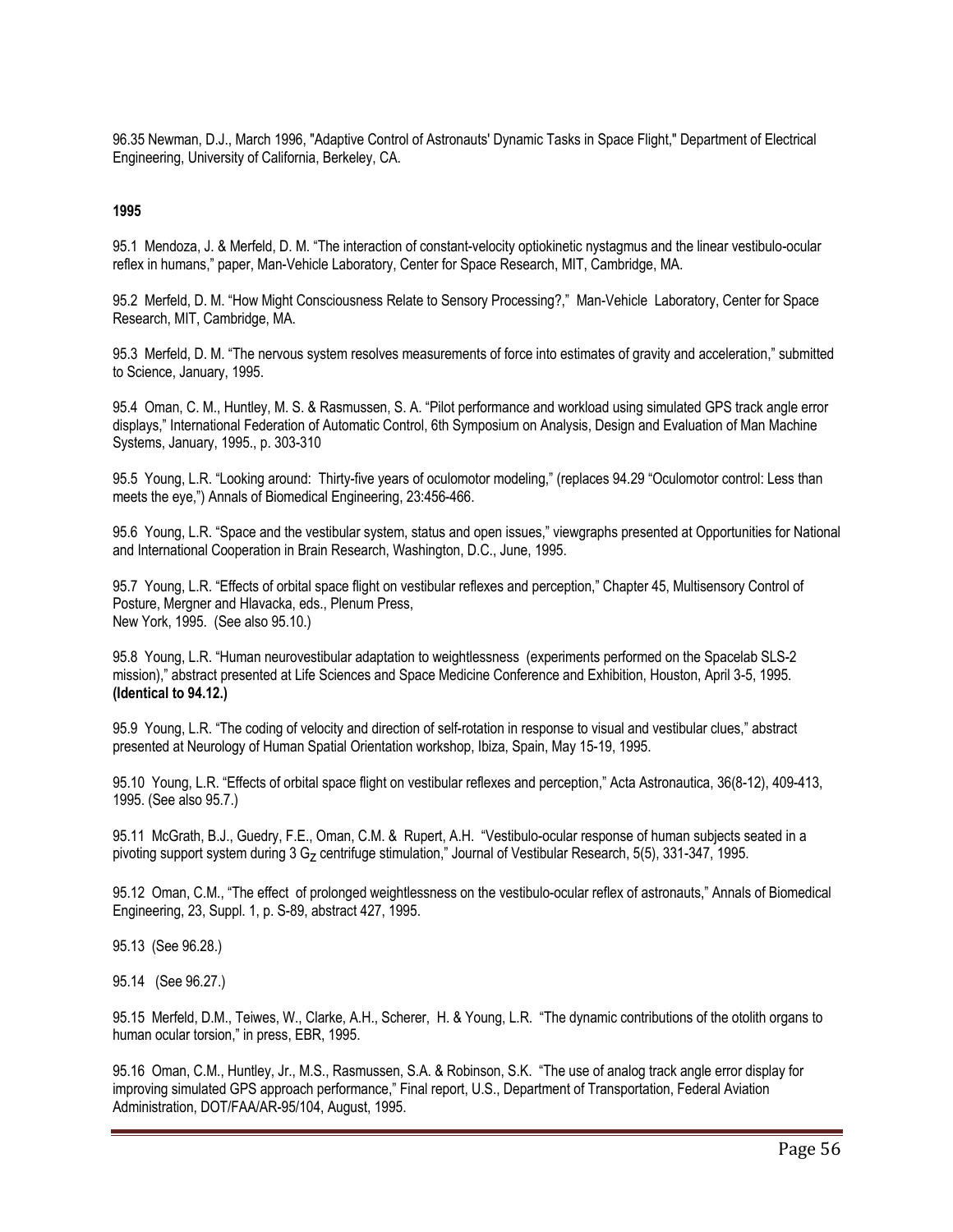96.35 Newman, D.J., March 1996, "Adaptive Control of Astronauts' Dynamic Tasks in Space Flight," Department of Electrical Engineering, University of California, Berkeley, CA.

**1995**

95.1 Mendoza, J. & Merfeld, D. M. "The interaction of constant-velocity optiokinetic nystagmus and the linear vestibulo-ocular reflex in humans," paper, Man-Vehicle Laboratory, Center for Space Research, MIT, Cambridge, MA.

95.2 Merfeld, D. M. "How Might Consciousness Relate to Sensory Processing?," Man-Vehicle Laboratory, Center for Space Research, MIT, Cambridge, MA.

95.3 Merfeld, D. M. "The nervous system resolves measurements of force into estimates of gravity and acceleration," submitted to Science, January, 1995.

95.4 Oman, C. M., Huntley, M. S. & Rasmussen, S. A. "Pilot performance and workload using simulated GPS track angle error displays," International Federation of Automatic Control, 6th Symposium on Analysis, Design and Evaluation of Man Machine Systems, January, 1995., p. 303-310

95.5 Young, L.R. "Looking around: Thirty-five years of oculomotor modeling," (replaces 94.29 "Oculomotor control: Less than meets the eye,") Annals of Biomedical Engineering, 23:456-466.

95.6 Young, L.R. "Space and the vestibular system, status and open issues," viewgraphs presented at Opportunities for National and International Cooperation in Brain Research, Washington, D.C., June, 1995.

95.7 Young, L.R. "Effects of orbital space flight on vestibular reflexes and perception," Chapter 45, Multisensory Control of Posture, Mergner and Hlavacka, eds., Plenum Press, New York, 1995. (See also 95.10.)

95.8 Young, L.R. "Human neurovestibular adaptation to weightlessness (experiments performed on the Spacelab SLS-2 mission)," abstract presented at Life Sciences and Space Medicine Conference and Exhibition, Houston, April 3-5, 1995. **(Identical to 94.12.)**

95.9 Young, L.R. "The coding of velocity and direction of self-rotation in response to visual and vestibular clues," abstract presented at Neurology of Human Spatial Orientation workshop, Ibiza, Spain, May 15-19, 1995.

95.10 Young, L.R. "Effects of orbital space flight on vestibular reflexes and perception," Acta Astronautica, 36(8-12), 409-413, 1995. (See also 95.7.)

95.11 McGrath, B.J., Guedry, F.E., Oman, C.M. & Rupert, A.H. "Vestibulo-ocular response of human subjects seated in a pivoting support system during 3 $G_Z$ centrifuge stimulation," Journal of Vestibular Research, 5(5), 331-347, 1995.

95.12 Oman, C.M., "The effect of prolonged weightlessness on the vestibulo-ocular reflex of astronauts," Annals of Biomedical Engineering, 23, Suppl. 1, p. S-89, abstract 427, 1995.

95.13 (See 96.28.)

95.14 (See 96.27.)

95.15 Merfeld, D.M., Teiwes, W., Clarke, A.H., Scherer, H. & Young, L.R. "The dynamic contributions of the otolith organs to human ocular torsion," in press, EBR, 1995.

95.16 Oman, C.M., Huntley, Jr., M.S., Rasmussen, S.A. & Robinson, S.K. "The use of analog track angle error display for improving simulated GPS approach performance," Final report, U.S., Department of Transportation, Federal Aviation Administration, DOT/FAA/AR-95/104, August, 1995.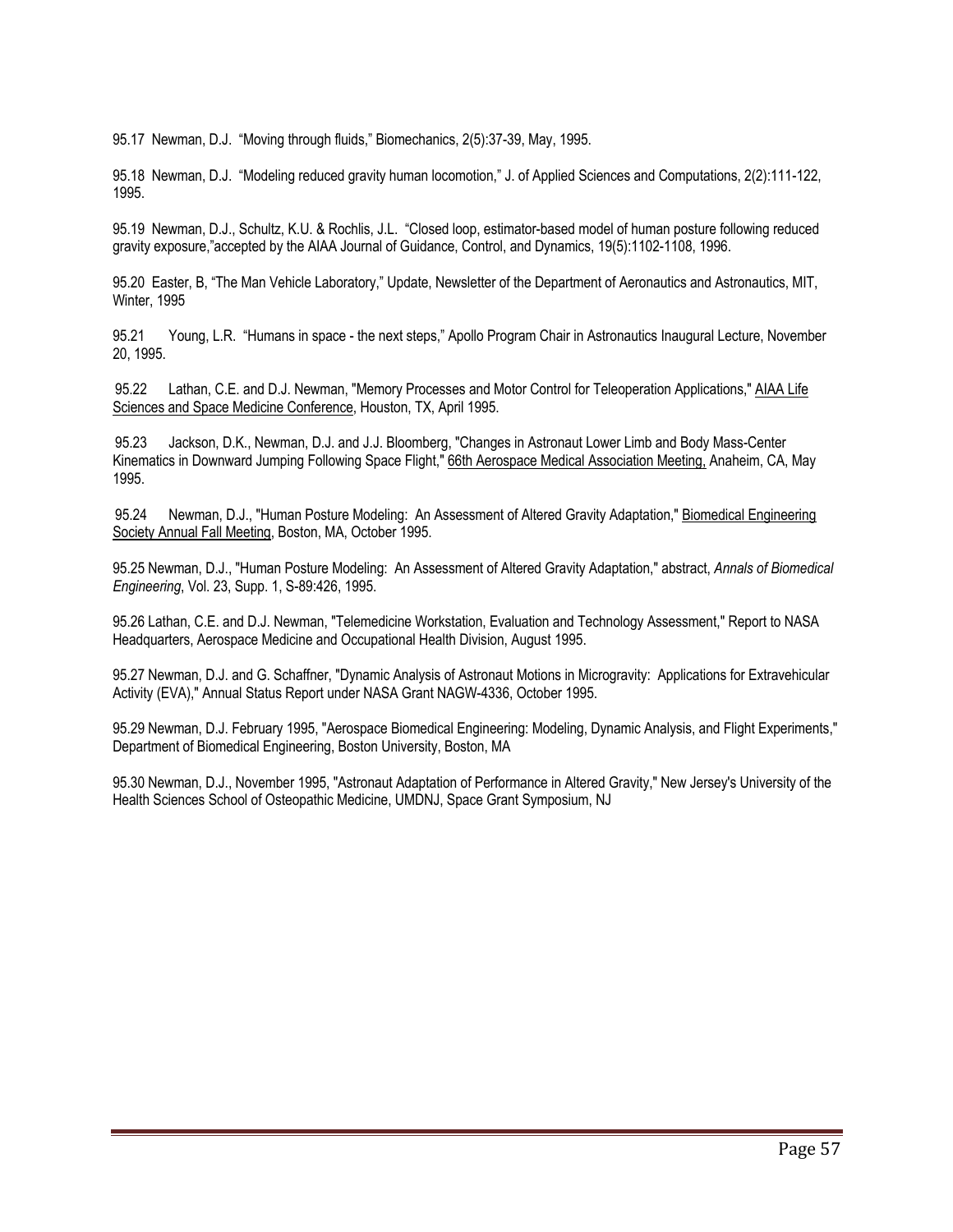95.17 Newman, D.J. "Moving through fluids," Biomechanics, 2(5):37-39, May, 1995.

95.18 Newman, D.J. "Modeling reduced gravity human locomotion," J. of Applied Sciences and Computations, 2(2):111-122, 1995.

95.19 Newman, D.J., Schultz, K.U. & Rochlis, J.L. "Closed loop, estimator-based model of human posture following reduced gravity exposure,"accepted by the AIAA Journal of Guidance, Control, and Dynamics, 19(5):1102-1108, 1996.

95.20 Easter, B, "The Man Vehicle Laboratory," Update, Newsletter of the Department of Aeronautics and Astronautics, MIT, Winter, 1995

95.21 Young, L.R. "Humans in space - the next steps," Apollo Program Chair in Astronautics Inaugural Lecture, November 20, 1995.

95.22 Lathan, C.E. and D.J. Newman, "Memory Processes and Motor Control for Teleoperation Applications," AIAA Life Sciences and Space Medicine Conference, Houston, TX, April 1995.

95.23 Jackson, D.K., Newman, D.J. and J.J. Bloomberg, "Changes in Astronaut Lower Limb and Body Mass-Center Kinematics in Downward Jumping Following Space Flight," 66th Aerospace Medical Association Meeting, Anaheim, CA, May 1995.

95.24 Newman, D.J., "Human Posture Modeling: An Assessment of Altered Gravity Adaptation," Biomedical Engineering Society Annual Fall Meeting, Boston, MA, October 1995.

95.25 Newman, D.J., "Human Posture Modeling: An Assessment of Altered Gravity Adaptation," abstract, *Annals of Biomedical Engineering*, Vol. 23, Supp. 1, S-89:426, 1995.

95.26 Lathan, C.E. and D.J. Newman, "Telemedicine Workstation, Evaluation and Technology Assessment," Report to NASA Headquarters, Aerospace Medicine and Occupational Health Division, August 1995.

95.27 Newman, D.J. and G. Schaffner, "Dynamic Analysis of Astronaut Motions in Microgravity: Applications for Extravehicular Activity (EVA)," Annual Status Report under NASA Grant NAGW-4336, October 1995.

95.29 Newman, D.J. February 1995, "Aerospace Biomedical Engineering: Modeling, Dynamic Analysis, and Flight Experiments," Department of Biomedical Engineering, Boston University, Boston, MA

95.30 Newman, D.J., November 1995, "Astronaut Adaptation of Performance in Altered Gravity," New Jersey's University of the Health Sciences School of Osteopathic Medicine, UMDNJ, Space Grant Symposium, NJ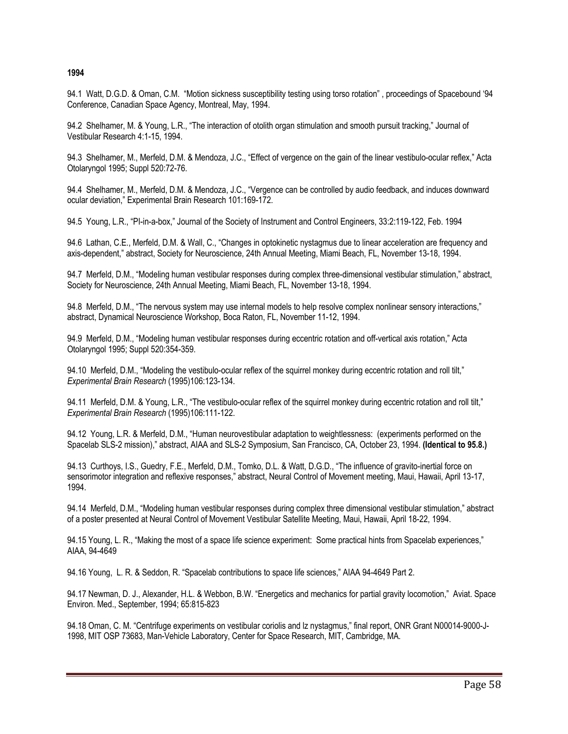**1994**

94.1 Watt, D.G.D. & Oman, C.M. "Motion sickness susceptibility testing using torso rotation" , proceedings of Spacebound '94 Conference, Canadian Space Agency, Montreal, May, 1994.

94.2 Shelhamer, M. & Young, L.R., "The interaction of otolith organ stimulation and smooth pursuit tracking," Journal of Vestibular Research 4:1-15, 1994.

94.3 Shelhamer, M., Merfeld, D.M. & Mendoza, J.C., "Effect of vergence on the gain of the linear vestibulo-ocular reflex," Acta Otolaryngol 1995; Suppl 520:72-76.

94.4 Shelhamer, M., Merfeld, D.M. & Mendoza, J.C., "Vergence can be controlled by audio feedback, and induces downward ocular deviation," Experimental Brain Research 101:169-172.

94.5 Young, L.R., "PI-in-a-box," Journal of the Society of Instrument and Control Engineers, 33:2:119-122, Feb. 1994

94.6 Lathan, C.E., Merfeld, D.M. & Wall, C., "Changes in optokinetic nystagmus due to linear acceleration are frequency and axis-dependent," abstract, Society for Neuroscience, 24th Annual Meeting, Miami Beach, FL, November 13-18, 1994.

94.7 Merfeld, D.M., "Modeling human vestibular responses during complex three-dimensional vestibular stimulation," abstract, Society for Neuroscience, 24th Annual Meeting, Miami Beach, FL, November 13-18, 1994.

94.8 Merfeld, D.M., "The nervous system may use internal models to help resolve complex nonlinear sensory interactions," abstract, Dynamical Neuroscience Workshop, Boca Raton, FL, November 11-12, 1994.

94.9 Merfeld, D.M., "Modeling human vestibular responses during eccentric rotation and off-vertical axis rotation," Acta Otolaryngol 1995; Suppl 520:354-359.

94.10 Merfeld, D.M., "Modeling the vestibulo-ocular reflex of the squirrel monkey during eccentric rotation and roll tilt," *Experimental Brain Research* (1995)106:123-134.

94.11 Merfeld, D.M. & Young, L.R., "The vestibulo-ocular reflex of the squirrel monkey during eccentric rotation and roll tilt," *Experimental Brain Research* (1995)106:111-122.

94.12 Young, L.R. & Merfeld, D.M., "Human neurovestibular adaptation to weightlessness: (experiments performed on the Spacelab SLS-2 mission)," abstract, AIAA and SLS-2 Symposium, San Francisco, CA, October 23, 1994. **(Identical to 95.8.)**

94.13 Curthoys, I.S., Guedry, F.E., Merfeld, D.M., Tomko, D.L. & Watt, D.G.D., "The influence of gravito-inertial force on sensorimotor integration and reflexive responses," abstract, Neural Control of Movement meeting, Maui, Hawaii, April 13-17, 1994.

94.14 Merfeld, D.M., "Modeling human vestibular responses during complex three dimensional vestibular stimulation," abstract of a poster presented at Neural Control of Movement Vestibular Satellite Meeting, Maui, Hawaii, April 18-22, 1994.

94.15 Young, L. R., "Making the most of a space life science experiment: Some practical hints from Spacelab experiences," AIAA, 94-4649

94.16 Young, L. R. & Seddon, R. "Spacelab contributions to space life sciences," AIAA 94-4649 Part 2.

94.17 Newman, D. J., Alexander, H.L. & Webbon, B.W. "Energetics and mechanics for partial gravity locomotion," Aviat. Space Environ. Med., September, 1994; 65:815-823

94.18 Oman, C. M. "Centrifuge experiments on vestibular coriolis and lz nystagmus," final report, ONR Grant N00014-9000-J-1998, MIT OSP 73683, Man-Vehicle Laboratory, Center for Space Research, MIT, Cambridge, MA.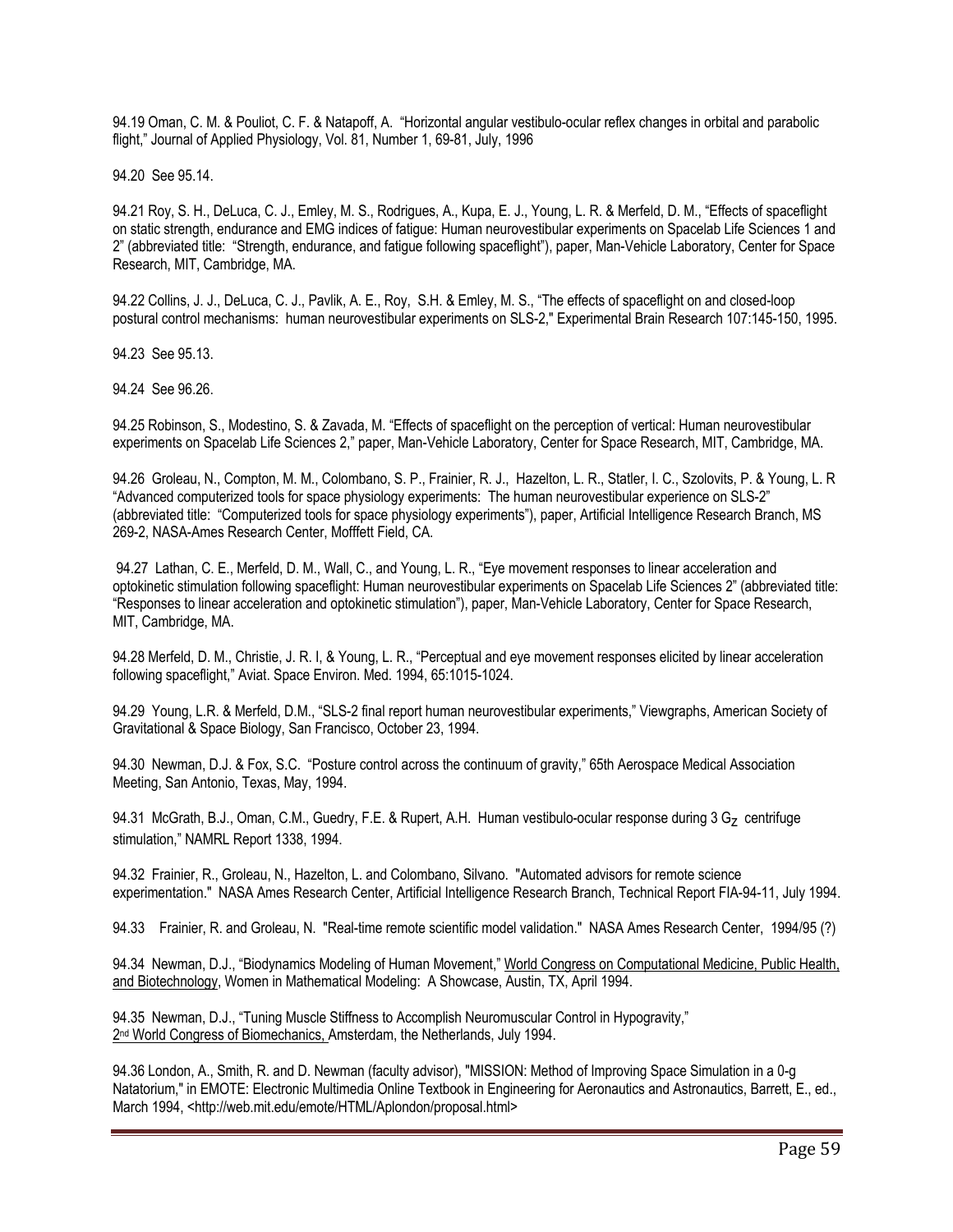94.19 Oman, C. M. & Pouliot, C. F. & Natapoff, A. "Horizontal angular vestibulo-ocular reflex changes in orbital and parabolic flight," Journal of Applied Physiology, Vol. 81, Number 1, 69-81, July, 1996

94.20 See 95.14.

94.21 Roy, S. H., DeLuca, C. J., Emley, M. S., Rodrigues, A., Kupa, E. J., Young, L. R. & Merfeld, D. M., "Effects of spaceflight on static strength, endurance and EMG indices of fatigue: Human neurovestibular experiments on Spacelab Life Sciences 1 and 2" (abbreviated title: "Strength, endurance, and fatigue following spaceflight"), paper, Man-Vehicle Laboratory, Center for Space Research, MIT, Cambridge, MA.

94.22 Collins, J. J., DeLuca, C. J., Pavlik, A. E., Roy, S.H. & Emley, M. S., "The effects of spaceflight on and closed-loop postural control mechanisms: human neurovestibular experiments on SLS-2," Experimental Brain Research 107:145-150, 1995.

94.23 See 95.13.

94.24 See 96.26.

94.25 Robinson, S., Modestino, S. & Zavada, M. "Effects of spaceflight on the perception of vertical: Human neurovestibular experiments on Spacelab Life Sciences 2," paper, Man-Vehicle Laboratory, Center for Space Research, MIT, Cambridge, MA.

94.26 Groleau, N., Compton, M. M., Colombano, S. P., Frainier, R. J., Hazelton, L. R., Statler, I. C., Szolovits, P. & Young, L. R "Advanced computerized tools for space physiology experiments: The human neurovestibular experience on SLS-2" (abbreviated title: "Computerized tools for space physiology experiments"), paper, Artificial Intelligence Research Branch, MS 269-2, NASA-Ames Research Center, Mofffett Field, CA.

94.27 Lathan, C. E., Merfeld, D. M., Wall, C., and Young, L. R., "Eye movement responses to linear acceleration and optokinetic stimulation following spaceflight: Human neurovestibular experiments on Spacelab Life Sciences 2" (abbreviated title: "Responses to linear acceleration and optokinetic stimulation"), paper, Man-Vehicle Laboratory, Center for Space Research, MIT, Cambridge, MA.

94.28 Merfeld, D. M., Christie, J. R. I, & Young, L. R., "Perceptual and eye movement responses elicited by linear acceleration following spaceflight," Aviat. Space Environ. Med. 1994, 65:1015-1024.

94.29 Young, L.R. & Merfeld, D.M., "SLS-2 final report human neurovestibular experiments," Viewgraphs, American Society of Gravitational & Space Biology, San Francisco, October 23, 1994.

94.30 Newman, D.J. & Fox, S.C. "Posture control across the continuum of gravity," 65th Aerospace Medical Association Meeting, San Antonio, Texas, May, 1994.

94.31 McGrath, B.J., Oman, C.M., Guedry, F.E. & Rupert, A.H. Human vestibulo-ocular response during 3 $G_Z$ centrifuge stimulation," NAMRL Report 1338, 1994.

94.32 Frainier, R., Groleau, N., Hazelton, L. and Colombano, Silvano. "Automated advisors for remote science experimentation." NASA Ames Research Center, Artificial Intelligence Research Branch, Technical Report FIA-94-11, July 1994.

94.33 Frainier, R. and Groleau, N. "Real-time remote scientific model validation." NASA Ames Research Center, 1994/95 (?)

94.34 Newman, D.J., "Biodynamics Modeling of Human Movement," World Congress on Computational Medicine, Public Health, and Biotechnology, Women in Mathematical Modeling: A Showcase, Austin, TX, April 1994.

94.35 Newman, D.J., "Tuning Muscle Stiffness to Accomplish Neuromuscular Control in Hypogravity," 2nd World Congress of Biomechanics, Amsterdam, the Netherlands, July 1994.

94.36 London, A., Smith, R. and D. Newman (faculty advisor), "MISSION: Method of Improving Space Simulation in a 0-g Natatorium," in EMOTE: Electronic Multimedia Online Textbook in Engineering for Aeronautics and Astronautics, Barrett, E., ed., March 1994, <http://web.mit.edu/emote/HTML/Aplondon/proposal.html>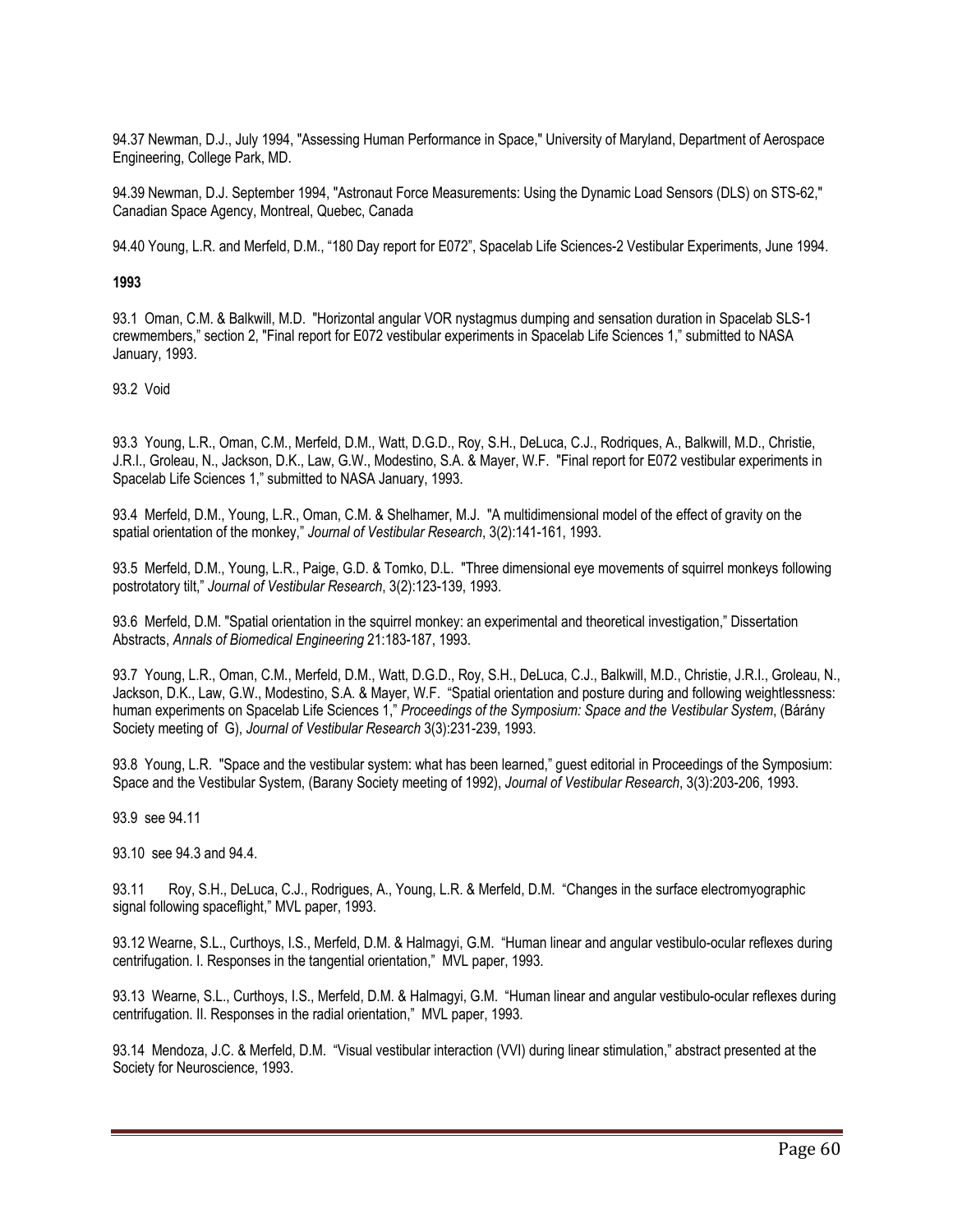94.37 Newman, D.J., July 1994, "Assessing Human Performance in Space," University of Maryland, Department of Aerospace Engineering, College Park, MD.

94.39 Newman, D.J. September 1994, "Astronaut Force Measurements: Using the Dynamic Load Sensors (DLS) on STS-62," Canadian Space Agency, Montreal, Quebec, Canada

94.40 Young, L.R. and Merfeld, D.M., "180 Day report for E072", Spacelab Life Sciences-2 Vestibular Experiments, June 1994.

**1993**

93.1 Oman, C.M. & Balkwill, M.D. "Horizontal angular VOR nystagmus dumping and sensation duration in Spacelab SLS-1 crewmembers," section 2, "Final report for E072 vestibular experiments in Spacelab Life Sciences 1," submitted to NASA January, 1993.

93.2 Void

93.3 Young, L.R., Oman, C.M., Merfeld, D.M., Watt, D.G.D., Roy, S.H., DeLuca, C.J., Rodriques, A., Balkwill, M.D., Christie, J.R.I., Groleau, N., Jackson, D.K., Law, G.W., Modestino, S.A. & Mayer, W.F. "Final report for E072 vestibular experiments in Spacelab Life Sciences 1," submitted to NASA January, 1993.

93.4 Merfeld, D.M., Young, L.R., Oman, C.M. & Shelhamer, M.J. "A multidimensional model of the effect of gravity on the spatial orientation of the monkey," *Journal of Vestibular Research*, 3(2):141-161, 1993.

93.5 Merfeld, D.M., Young, L.R., Paige, G.D. & Tomko, D.L. "Three dimensional eye movements of squirrel monkeys following postrotatory tilt," *Journal of Vestibular Research*, 3(2):123-139, 1993.

93.6 Merfeld, D.M. "Spatial orientation in the squirrel monkey: an experimental and theoretical investigation," Dissertation Abstracts, *Annals of Biomedical Engineering* 21:183-187, 1993.

93.7 Young, L.R., Oman, C.M., Merfeld, D.M., Watt, D.G.D., Roy, S.H., DeLuca, C.J., Balkwill, M.D., Christie, J.R.I., Groleau, N., Jackson, D.K., Law, G.W., Modestino, S.A. & Mayer, W.F. "Spatial orientation and posture during and following weightlessness: human experiments on Spacelab Life Sciences 1," *Proceedings of the Symposium: Space and the Vestibular System*, (Bárány Society meeting of G), *Journal of Vestibular Research* 3(3):231-239, 1993.

93.8 Young, L.R. "Space and the vestibular system: what has been learned," guest editorial in Proceedings of the Symposium: Space and the Vestibular System, (Barany Society meeting of 1992), *Journal of Vestibular Research*, 3(3):203-206, 1993.

93.9 see 94.11

93.10 see 94.3 and 94.4.

93.11 Roy, S.H., DeLuca, C.J., Rodrigues, A., Young, L.R. & Merfeld, D.M. "Changes in the surface electromyographic signal following spaceflight," MVL paper, 1993.

93.12 Wearne, S.L., Curthoys, I.S., Merfeld, D.M. & Halmagyi, G.M. "Human linear and angular vestibulo-ocular reflexes during centrifugation. I. Responses in the tangential orientation," MVL paper, 1993.

93.13 Wearne, S.L., Curthoys, I.S., Merfeld, D.M. & Halmagyi, G.M. "Human linear and angular vestibulo-ocular reflexes during centrifugation. II. Responses in the radial orientation," MVL paper, 1993.

93.14 Mendoza, J.C. & Merfeld, D.M. "Visual vestibular interaction (VVI) during linear stimulation," abstract presented at the Society for Neuroscience, 1993.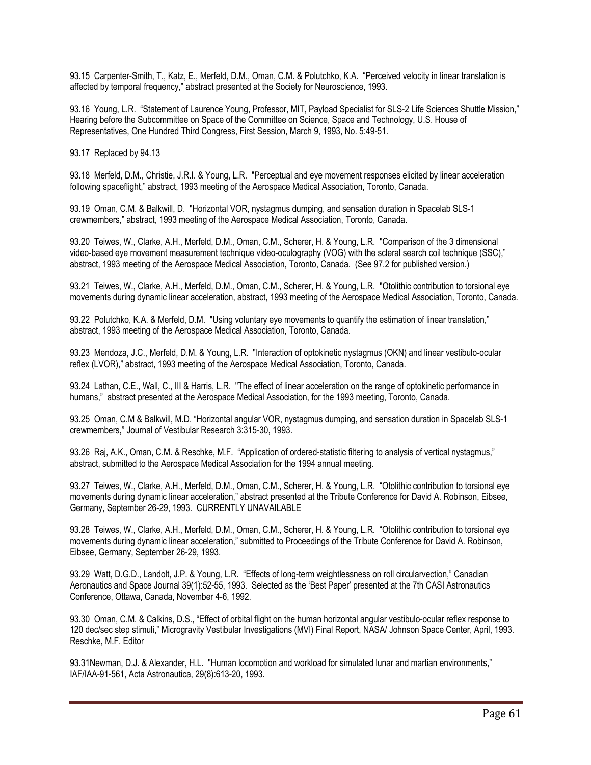93.15 Carpenter-Smith, T., Katz, E., Merfeld, D.M., Oman, C.M. & Polutchko, K.A. "Perceived velocity in linear translation is affected by temporal frequency," abstract presented at the Society for Neuroscience, 1993.

93.16 Young, L.R. "Statement of Laurence Young, Professor, MIT, Payload Specialist for SLS-2 Life Sciences Shuttle Mission," Hearing before the Subcommittee on Space of the Committee on Science, Space and Technology, U.S. House of Representatives, One Hundred Third Congress, First Session, March 9, 1993, No. 5:49-51.

93.17 Replaced by 94.13

93.18 Merfeld, D.M., Christie, J.R.I. & Young, L.R. "Perceptual and eye movement responses elicited by linear acceleration following spaceflight," abstract, 1993 meeting of the Aerospace Medical Association, Toronto, Canada.

93.19 Oman, C.M. & Balkwill, D. "Horizontal VOR, nystagmus dumping, and sensation duration in Spacelab SLS-1 crewmembers," abstract, 1993 meeting of the Aerospace Medical Association, Toronto, Canada.

93.20 Teiwes, W., Clarke, A.H., Merfeld, D.M., Oman, C.M., Scherer, H. & Young, L.R. "Comparison of the 3 dimensional video-based eye movement measurement technique video-oculography (VOG) with the scleral search coil technique (SSC)," abstract, 1993 meeting of the Aerospace Medical Association, Toronto, Canada. (See 97.2 for published version.)

93.21 Teiwes, W., Clarke, A.H., Merfeld, D.M., Oman, C.M., Scherer, H. & Young, L.R. "Otolithic contribution to torsional eye movements during dynamic linear acceleration, abstract, 1993 meeting of the Aerospace Medical Association, Toronto, Canada.

93.22 Polutchko, K.A. & Merfeld, D.M. "Using voluntary eye movements to quantify the estimation of linear translation," abstract, 1993 meeting of the Aerospace Medical Association, Toronto, Canada.

93.23 Mendoza, J.C., Merfeld, D.M. & Young, L.R. "Interaction of optokinetic nystagmus (OKN) and linear vestibulo-ocular reflex (LVOR)," abstract, 1993 meeting of the Aerospace Medical Association, Toronto, Canada.

93.24 Lathan, C.E., Wall, C., III & Harris, L.R. "The effect of linear acceleration on the range of optokinetic performance in humans," abstract presented at the Aerospace Medical Association, for the 1993 meeting, Toronto, Canada.

93.25 Oman, C.M & Balkwill, M.D. "Horizontal angular VOR, nystagmus dumping, and sensation duration in Spacelab SLS-1 crewmembers," Journal of Vestibular Research 3:315-30, 1993.

93.26 Raj, A.K., Oman, C.M. & Reschke, M.F. "Application of ordered-statistic filtering to analysis of vertical nystagmus," abstract, submitted to the Aerospace Medical Association for the 1994 annual meeting.

93.27 Teiwes, W., Clarke, A.H., Merfeld, D.M., Oman, C.M., Scherer, H. & Young, L.R. "Otolithic contribution to torsional eye movements during dynamic linear acceleration," abstract presented at the Tribute Conference for David A. Robinson, Eibsee, Germany, September 26-29, 1993. CURRENTLY UNAVAILABLE

93.28 Teiwes, W., Clarke, A.H., Merfeld, D.M., Oman, C.M., Scherer, H. & Young, L.R. "Otolithic contribution to torsional eye movements during dynamic linear acceleration," submitted to Proceedings of the Tribute Conference for David A. Robinson, Eibsee, Germany, September 26-29, 1993.

93.29 Watt, D.G.D., Landolt, J.P. & Young, L.R. "Effects of long-term weightlessness on roll circularvection," Canadian Aeronautics and Space Journal 39(1):52-55, 1993. Selected as the 'Best Paper' presented at the 7th CASI Astronautics Conference, Ottawa, Canada, November 4-6, 1992.

93.30 Oman, C.M. & Calkins, D.S., "Effect of orbital flight on the human horizontal angular vestibulo-ocular reflex response to 120 dec/sec step stimuli," Microgravity Vestibular Investigations (MVI) Final Report, NASA/ Johnson Space Center, April, 1993. Reschke, M.F. Editor

93.31Newman, D.J. & Alexander, H.L. "Human locomotion and workload for simulated lunar and martian environments," IAF/IAA-91-561, Acta Astronautica, 29(8):613-20, 1993.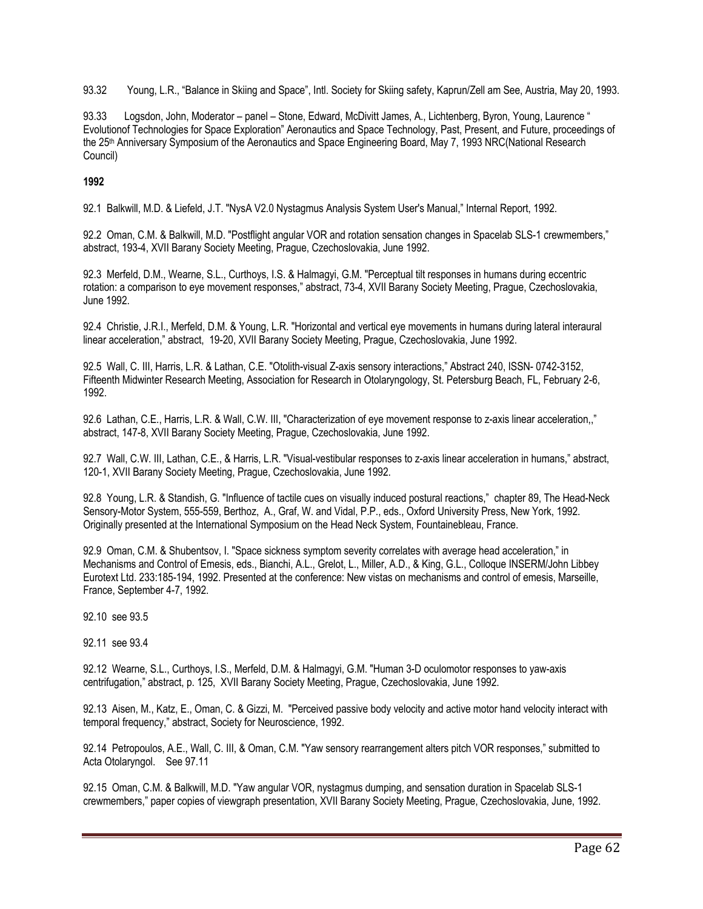93.32 Young, L.R., "Balance in Skiing and Space", Intl. Society for Skiing safety, Kaprun/Zell am See, Austria, May 20, 1993.

93.33 Logsdon, John, Moderator – panel – Stone, Edward, McDivitt James, A., Lichtenberg, Byron, Young, Laurence " Evolutionof Technologies for Space Exploration" Aeronautics and Space Technology, Past, Present, and Future, proceedings of the 25th Anniversary Symposium of the Aeronautics and Space Engineering Board, May 7, 1993 NRC(National Research Council)

**1992**

92.1 Balkwill, M.D. & Liefeld, J.T. "NysA V2.0 Nystagmus Analysis System User's Manual," Internal Report, 1992.

92.2 Oman, C.M. & Balkwill, M.D. "Postflight angular VOR and rotation sensation changes in Spacelab SLS-1 crewmembers," abstract, 193-4, XVII Barany Society Meeting, Prague, Czechoslovakia, June 1992.

92.3 Merfeld, D.M., Wearne, S.L., Curthoys, I.S. & Halmagyi, G.M. "Perceptual tilt responses in humans during eccentric rotation: a comparison to eye movement responses," abstract, 73-4, XVII Barany Society Meeting, Prague, Czechoslovakia, June 1992.

92.4 Christie, J.R.I., Merfeld, D.M. & Young, L.R. "Horizontal and vertical eye movements in humans during lateral interaural linear acceleration," abstract, 19-20, XVII Barany Society Meeting, Prague, Czechoslovakia, June 1992.

92.5 Wall, C. III, Harris, L.R. & Lathan, C.E. "Otolith-visual Z-axis sensory interactions," Abstract 240, ISSN- 0742-3152, Fifteenth Midwinter Research Meeting, Association for Research in Otolaryngology, St. Petersburg Beach, FL, February 2-6, 1992.

92.6 Lathan, C.E., Harris, L.R. & Wall, C.W. III, "Characterization of eye movement response to z-axis linear acceleration,," abstract, 147-8, XVII Barany Society Meeting, Prague, Czechoslovakia, June 1992.

92.7 Wall, C.W. III, Lathan, C.E., & Harris, L.R. "Visual-vestibular responses to z-axis linear acceleration in humans," abstract, 120-1, XVII Barany Society Meeting, Prague, Czechoslovakia, June 1992.

92.8 Young, L.R. & Standish, G. "Influence of tactile cues on visually induced postural reactions," chapter 89, The Head-Neck Sensory-Motor System, 555-559, Berthoz, A., Graf, W. and Vidal, P.P., eds., Oxford University Press, New York, 1992. Originally presented at the International Symposium on the Head Neck System, Fountainebleau, France.

92.9 Oman, C.M. & Shubentsov, I. "Space sickness symptom severity correlates with average head acceleration," in Mechanisms and Control of Emesis, eds., Bianchi, A.L., Grelot, L., Miller, A.D., & King, G.L., Colloque INSERM/John Libbey Eurotext Ltd. 233:185-194, 1992. Presented at the conference: New vistas on mechanisms and control of emesis, Marseille, France, September 4-7, 1992.

92.10 see 93.5

92.11 see 93.4

92.12 Wearne, S.L., Curthoys, I.S., Merfeld, D.M. & Halmagyi, G.M. "Human 3-D oculomotor responses to yaw-axis centrifugation," abstract, p. 125, XVII Barany Society Meeting, Prague, Czechoslovakia, June 1992.

92.13 Aisen, M., Katz, E., Oman, C. & Gizzi, M. "Perceived passive body velocity and active motor hand velocity interact with temporal frequency," abstract, Society for Neuroscience, 1992.

92.14 Petropoulos, A.E., Wall, C. III, & Oman, C.M. "Yaw sensory rearrangement alters pitch VOR responses," submitted to Acta Otolaryngol. See 97.11

92.15 Oman, C.M. & Balkwill, M.D. "Yaw angular VOR, nystagmus dumping, and sensation duration in Spacelab SLS-1 crewmembers," paper copies of viewgraph presentation, XVII Barany Society Meeting, Prague, Czechoslovakia, June, 1992.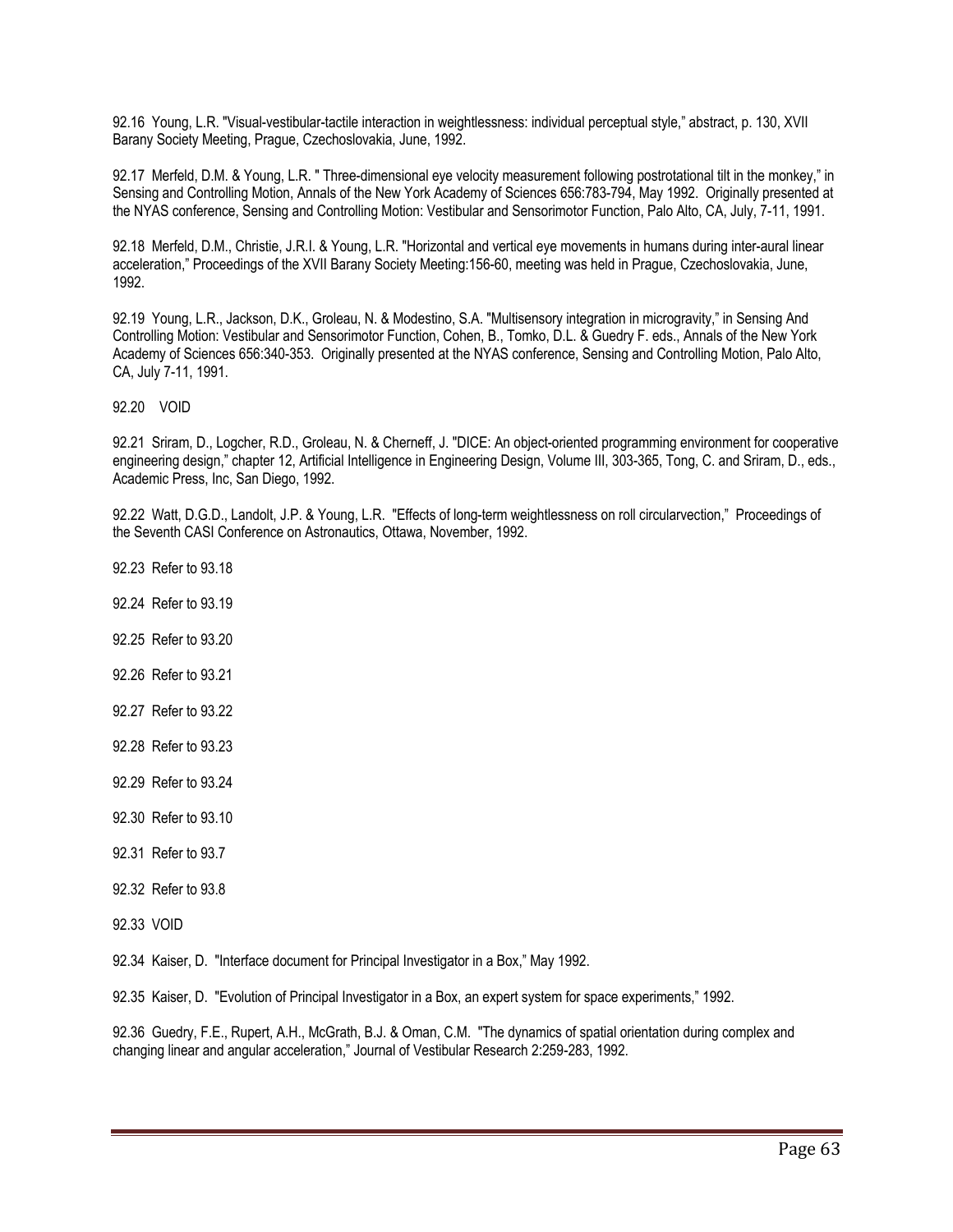92.16 Young, L.R. "Visual-vestibular-tactile interaction in weightlessness: individual perceptual style," abstract, p. 130, XVII Barany Society Meeting, Prague, Czechoslovakia, June, 1992.

92.17 Merfeld, D.M. & Young, L.R. " Three-dimensional eye velocity measurement following postrotational tilt in the monkey," in Sensing and Controlling Motion, Annals of the New York Academy of Sciences 656:783-794, May 1992. Originally presented at the NYAS conference, Sensing and Controlling Motion: Vestibular and Sensorimotor Function, Palo Alto, CA, July, 7-11, 1991.

92.18 Merfeld, D.M., Christie, J.R.I. & Young, L.R. "Horizontal and vertical eye movements in humans during inter-aural linear acceleration," Proceedings of the XVII Barany Society Meeting:156-60, meeting was held in Prague, Czechoslovakia, June, 1992.

92.19 Young, L.R., Jackson, D.K., Groleau, N. & Modestino, S.A. "Multisensory integration in microgravity," in Sensing And Controlling Motion: Vestibular and Sensorimotor Function, Cohen, B., Tomko, D.L. & Guedry F. eds., Annals of the New York Academy of Sciences 656:340-353. Originally presented at the NYAS conference, Sensing and Controlling Motion, Palo Alto, CA, July 7-11, 1991.

92.20 VOID

92.21 Sriram, D., Logcher, R.D., Groleau, N. & Cherneff, J. "DICE: An object-oriented programming environment for cooperative engineering design," chapter 12, Artificial Intelligence in Engineering Design, Volume III, 303-365, Tong, C. and Sriram, D., eds., Academic Press, Inc, San Diego, 1992.

92.22 Watt, D.G.D., Landolt, J.P. & Young, L.R. "Effects of long-term weightlessness on roll circularvection," Proceedings of the Seventh CASI Conference on Astronautics, Ottawa, November, 1992.

92.23 Refer to 93.18

92.24 Refer to 93.19

92.25 Refer to 93.20

92.26 Refer to 93.21

92.27 Refer to 93.22

92.28 Refer to 93.23

92.29 Refer to 93.24

92.30 Refer to 93.10

92.31 Refer to 93.7

92.32 Refer to 93.8

92.33 VOID

92.34 Kaiser, D. "Interface document for Principal Investigator in a Box," May 1992.

92.35 Kaiser, D. "Evolution of Principal Investigator in a Box, an expert system for space experiments," 1992.

92.36 Guedry, F.E., Rupert, A.H., McGrath, B.J. & Oman, C.M. "The dynamics of spatial orientation during complex and changing linear and angular acceleration," Journal of Vestibular Research 2:259-283, 1992.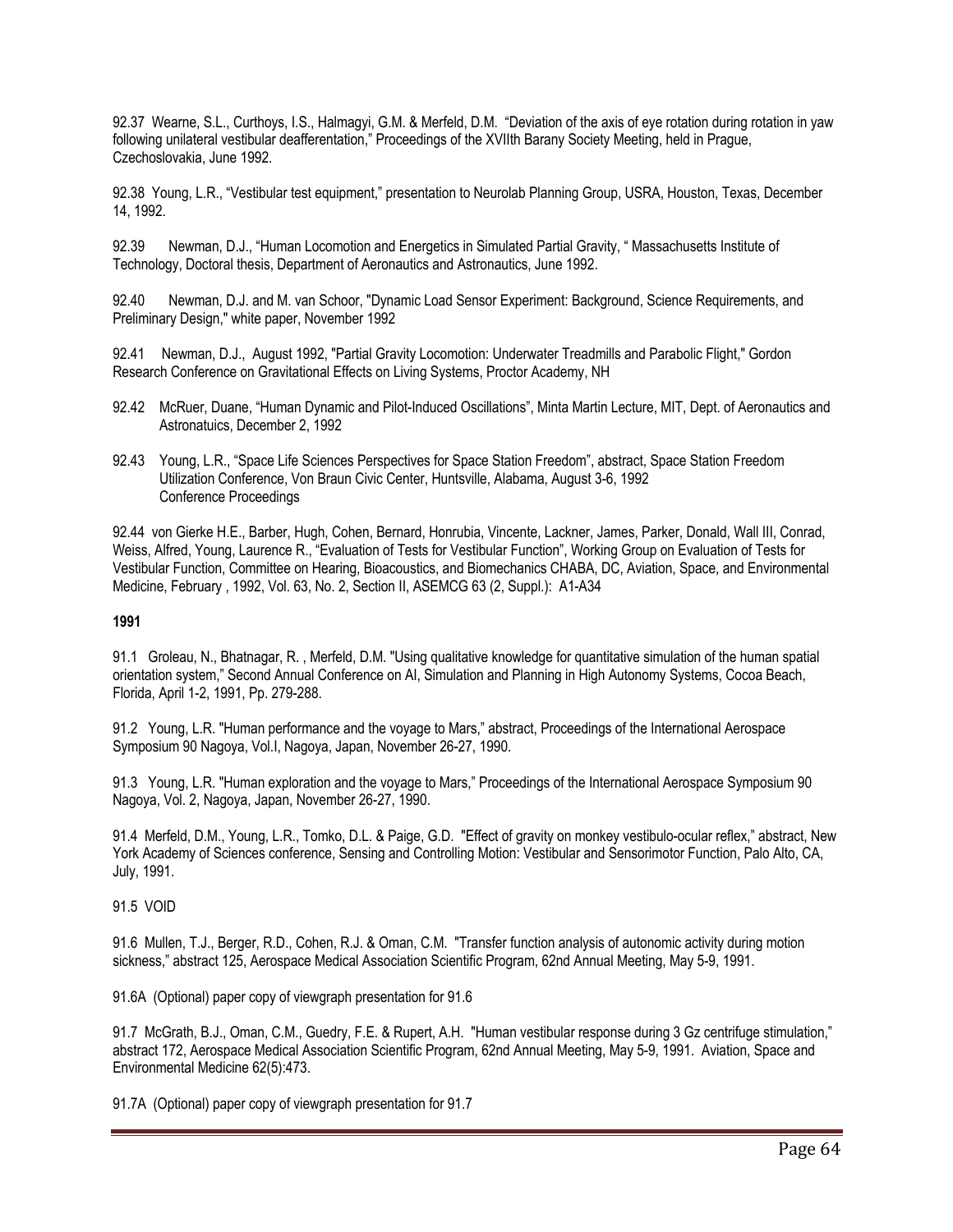92.37 Wearne, S.L., Curthoys, I.S., Halmagyi, G.M. & Merfeld, D.M. "Deviation of the axis of eye rotation during rotation in yaw following unilateral vestibular deafferentation," Proceedings of the XVIIth Barany Society Meeting, held in Prague, Czechoslovakia, June 1992.

92.38 Young, L.R., "Vestibular test equipment," presentation to Neurolab Planning Group, USRA, Houston, Texas, December 14, 1992.

92.39 Newman, D.J., "Human Locomotion and Energetics in Simulated Partial Gravity, " Massachusetts Institute of Technology, Doctoral thesis, Department of Aeronautics and Astronautics, June 1992.

92.40 Newman, D.J. and M. van Schoor, "Dynamic Load Sensor Experiment: Background, Science Requirements, and Preliminary Design," white paper, November 1992

92.41 Newman, D.J., August 1992, "Partial Gravity Locomotion: Underwater Treadmills and Parabolic Flight," Gordon Research Conference on Gravitational Effects on Living Systems, Proctor Academy, NH

92.42 McRuer, Duane, "Human Dynamic and Pilot-Induced Oscillations", Minta Martin Lecture, MIT, Dept. of Aeronautics and Astronatuics, December 2, 1992

92.43 Young, L.R., "Space Life Sciences Perspectives for Space Station Freedom", abstract, Space Station Freedom Utilization Conference, Von Braun Civic Center, Huntsville, Alabama, August 3-6, 1992 Conference Proceedings

92.44 von Gierke H.E., Barber, Hugh, Cohen, Bernard, Honrubia, Vincente, Lackner, James, Parker, Donald, Wall III, Conrad, Weiss, Alfred, Young, Laurence R., "Evaluation of Tests for Vestibular Function", Working Group on Evaluation of Tests for Vestibular Function, Committee on Hearing, Bioacoustics, and Biomechanics CHABA, DC, Aviation, Space, and Environmental Medicine, February , 1992, Vol. 63, No. 2, Section II, ASEMCG 63 (2, Suppl.): A1-A34

**1991**

91.1 Groleau, N., Bhatnagar, R. , Merfeld, D.M. "Using qualitative knowledge for quantitative simulation of the human spatial orientation system," Second Annual Conference on AI, Simulation and Planning in High Autonomy Systems, Cocoa Beach, Florida, April 1-2, 1991, Pp. 279-288.

91.2 Young, L.R. "Human performance and the voyage to Mars," abstract, Proceedings of the International Aerospace Symposium 90 Nagoya, Vol.I, Nagoya, Japan, November 26-27, 1990.

91.3 Young, L.R. "Human exploration and the voyage to Mars," Proceedings of the International Aerospace Symposium 90 Nagoya, Vol. 2, Nagoya, Japan, November 26-27, 1990.

91.4 Merfeld, D.M., Young, L.R., Tomko, D.L. & Paige, G.D. "Effect of gravity on monkey vestibulo-ocular reflex," abstract, New York Academy of Sciences conference, Sensing and Controlling Motion: Vestibular and Sensorimotor Function, Palo Alto, CA, July, 1991.

91.5 VOID

91.6 Mullen, T.J., Berger, R.D., Cohen, R.J. & Oman, C.M. "Transfer function analysis of autonomic activity during motion sickness," abstract 125, Aerospace Medical Association Scientific Program, 62nd Annual Meeting, May 5-9, 1991.

91.6A (Optional) paper copy of viewgraph presentation for 91.6

91.7 McGrath, B.J., Oman, C.M., Guedry, F.E. & Rupert, A.H. "Human vestibular response during 3 Gz centrifuge stimulation," abstract 172, Aerospace Medical Association Scientific Program, 62nd Annual Meeting, May 5-9, 1991. Aviation, Space and Environmental Medicine 62(5):473.

91.7A (Optional) paper copy of viewgraph presentation for 91.7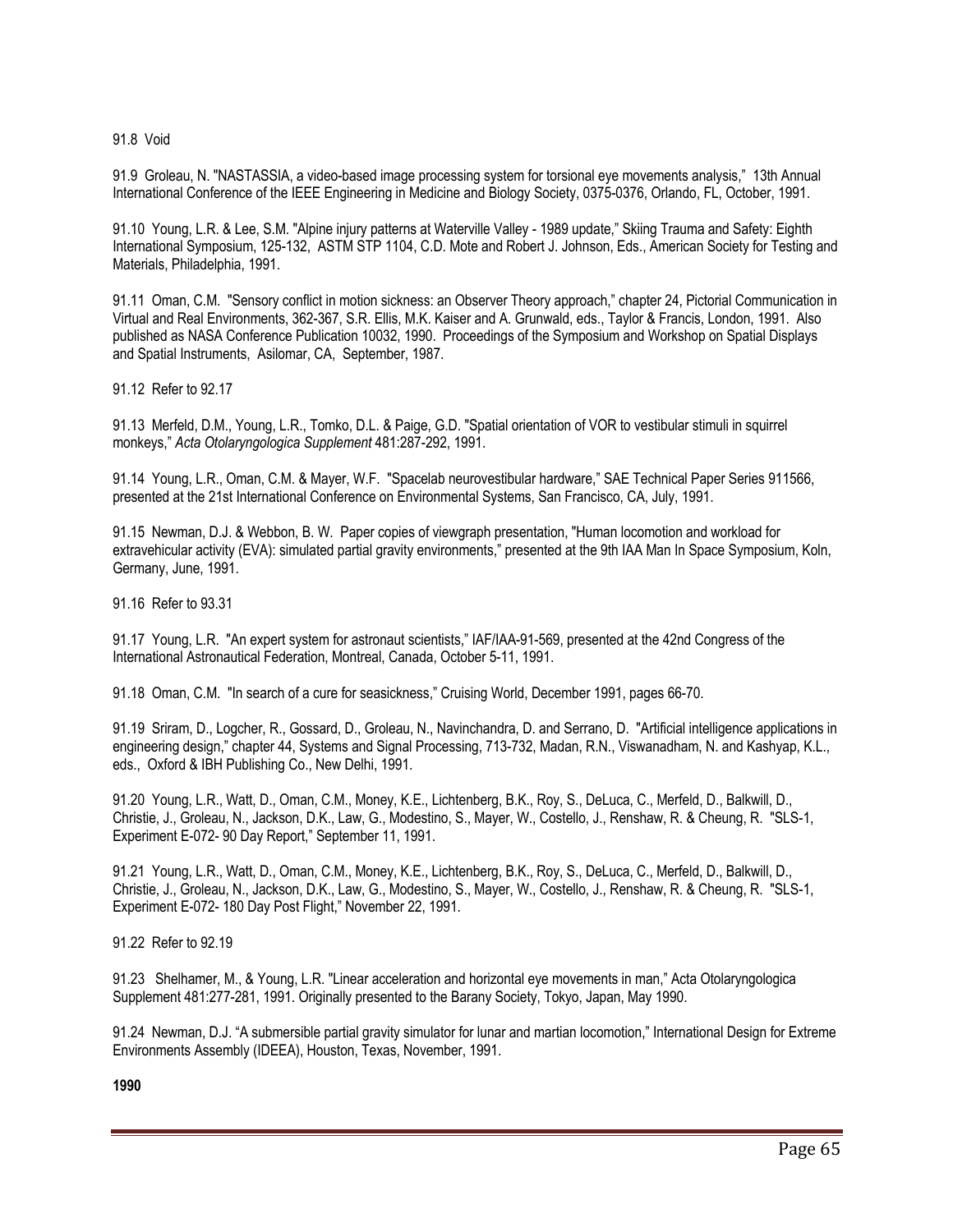91.8 Void

91.9 Groleau, N. "NASTASSIA, a video-based image processing system for torsional eye movements analysis," 13th Annual International Conference of the IEEE Engineering in Medicine and Biology Society, 0375-0376, Orlando, FL, October, 1991.

91.10 Young, L.R. & Lee, S.M. "Alpine injury patterns at Waterville Valley - 1989 update," Skiing Trauma and Safety: Eighth International Symposium, 125-132, ASTM STP 1104, C.D. Mote and Robert J. Johnson, Eds., American Society for Testing and Materials, Philadelphia, 1991.

91.11 Oman, C.M. "Sensory conflict in motion sickness: an Observer Theory approach," chapter 24, Pictorial Communication in Virtual and Real Environments, 362-367, S.R. Ellis, M.K. Kaiser and A. Grunwald, eds., Taylor & Francis, London, 1991. Also published as NASA Conference Publication 10032, 1990. Proceedings of the Symposium and Workshop on Spatial Displays and Spatial Instruments, Asilomar, CA, September, 1987.

91.12 Refer to 92.17

91.13 Merfeld, D.M., Young, L.R., Tomko, D.L. & Paige, G.D. "Spatial orientation of VOR to vestibular stimuli in squirrel monkeys," *Acta Otolaryngologica Supplement* 481:287-292, 1991.

91.14 Young, L.R., Oman, C.M. & Mayer, W.F. "Spacelab neurovestibular hardware," SAE Technical Paper Series 911566, presented at the 21st International Conference on Environmental Systems, San Francisco, CA, July, 1991.

91.15 Newman, D.J. & Webbon, B. W. Paper copies of viewgraph presentation, "Human locomotion and workload for extravehicular activity (EVA): simulated partial gravity environments," presented at the 9th IAA Man In Space Symposium, Koln, Germany, June, 1991.

91.16 Refer to 93.31

91.17 Young, L.R. "An expert system for astronaut scientists," IAF/IAA-91-569, presented at the 42nd Congress of the International Astronautical Federation, Montreal, Canada, October 5-11, 1991.

91.18 Oman, C.M. "In search of a cure for seasickness," Cruising World, December 1991, pages 66-70.

91.19 Sriram, D., Logcher, R., Gossard, D., Groleau, N., Navinchandra, D. and Serrano, D. "Artificial intelligence applications in engineering design," chapter 44, Systems and Signal Processing, 713-732, Madan, R.N., Viswanadham, N. and Kashyap, K.L., eds., Oxford & IBH Publishing Co., New Delhi, 1991.

91.20 Young, L.R., Watt, D., Oman, C.M., Money, K.E., Lichtenberg, B.K., Roy, S., DeLuca, C., Merfeld, D., Balkwill, D., Christie, J., Groleau, N., Jackson, D.K., Law, G., Modestino, S., Mayer, W., Costello, J., Renshaw, R. & Cheung, R. "SLS-1, Experiment E-072- 90 Day Report," September 11, 1991.

91.21 Young, L.R., Watt, D., Oman, C.M., Money, K.E., Lichtenberg, B.K., Roy, S., DeLuca, C., Merfeld, D., Balkwill, D., Christie, J., Groleau, N., Jackson, D.K., Law, G., Modestino, S., Mayer, W., Costello, J., Renshaw, R. & Cheung, R. "SLS-1, Experiment E-072- 180 Day Post Flight," November 22, 1991.

91.22 Refer to 92.19

91.23 Shelhamer, M., & Young, L.R. "Linear acceleration and horizontal eye movements in man," Acta Otolaryngologica Supplement 481:277-281, 1991. Originally presented to the Barany Society, Tokyo, Japan, May 1990.

91.24 Newman, D.J. "A submersible partial gravity simulator for lunar and martian locomotion," International Design for Extreme Environments Assembly (IDEEA), Houston, Texas, November, 1991.

**1990**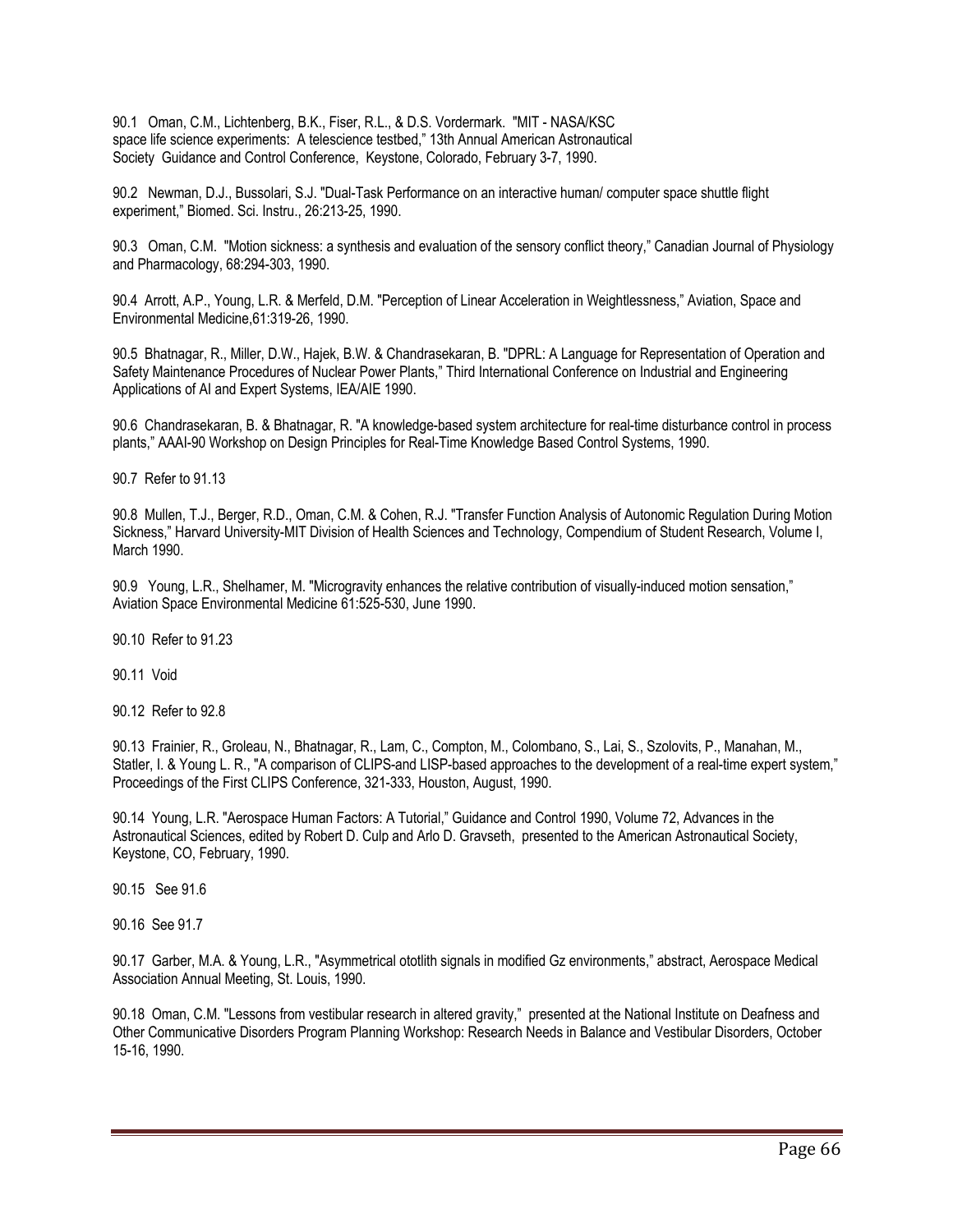90.1 Oman, C.M., Lichtenberg, B.K., Fiser, R.L., & D.S. Vordermark. "MIT - NASA/KSC space life science experiments: A telescience testbed," 13th Annual American Astronautical Society Guidance and Control Conference, Keystone, Colorado, February 3-7, 1990.

90.2 Newman, D.J., Bussolari, S.J. "Dual-Task Performance on an interactive human/ computer space shuttle flight experiment," Biomed. Sci. Instru., 26:213-25, 1990.

90.3 Oman, C.M. "Motion sickness: a synthesis and evaluation of the sensory conflict theory," Canadian Journal of Physiology and Pharmacology, 68:294-303, 1990.

90.4 Arrott, A.P., Young, L.R. & Merfeld, D.M. "Perception of Linear Acceleration in Weightlessness," Aviation, Space and Environmental Medicine,61:319-26, 1990.

90.5 Bhatnagar, R., Miller, D.W., Hajek, B.W. & Chandrasekaran, B. "DPRL: A Language for Representation of Operation and Safety Maintenance Procedures of Nuclear Power Plants," Third International Conference on Industrial and Engineering Applications of AI and Expert Systems, IEA/AIE 1990.

90.6 Chandrasekaran, B. & Bhatnagar, R. "A knowledge-based system architecture for real-time disturbance control in process plants," AAAI-90 Workshop on Design Principles for Real-Time Knowledge Based Control Systems, 1990.

90.7 Refer to 91.13

90.8 Mullen, T.J., Berger, R.D., Oman, C.M. & Cohen, R.J. "Transfer Function Analysis of Autonomic Regulation During Motion Sickness," Harvard University-MIT Division of Health Sciences and Technology, Compendium of Student Research, Volume I, March 1990.

90.9 Young, L.R., Shelhamer, M. "Microgravity enhances the relative contribution of visually-induced motion sensation," Aviation Space Environmental Medicine 61:525-530, June 1990.

90.10 Refer to 91.23

90.11 Void

90.12 Refer to 92.8

90.13 Frainier, R., Groleau, N., Bhatnagar, R., Lam, C., Compton, M., Colombano, S., Lai, S., Szolovits, P., Manahan, M., Statler, I. & Young L. R., "A comparison of CLIPS-and LISP-based approaches to the development of a real-time expert system," Proceedings of the First CLIPS Conference, 321-333, Houston, August, 1990.

90.14 Young, L.R. "Aerospace Human Factors: A Tutorial," Guidance and Control 1990, Volume 72, Advances in the Astronautical Sciences, edited by Robert D. Culp and Arlo D. Gravseth, presented to the American Astronautical Society, Keystone, CO, February, 1990.

90.15 See 91.6

90.16 See 91.7

90.17 Garber, M.A. & Young, L.R., "Asymmetrical ototlith signals in modified Gz environments," abstract, Aerospace Medical Association Annual Meeting, St. Louis, 1990.

90.18 Oman, C.M. "Lessons from vestibular research in altered gravity," presented at the National Institute on Deafness and Other Communicative Disorders Program Planning Workshop: Research Needs in Balance and Vestibular Disorders, October 15-16, 1990.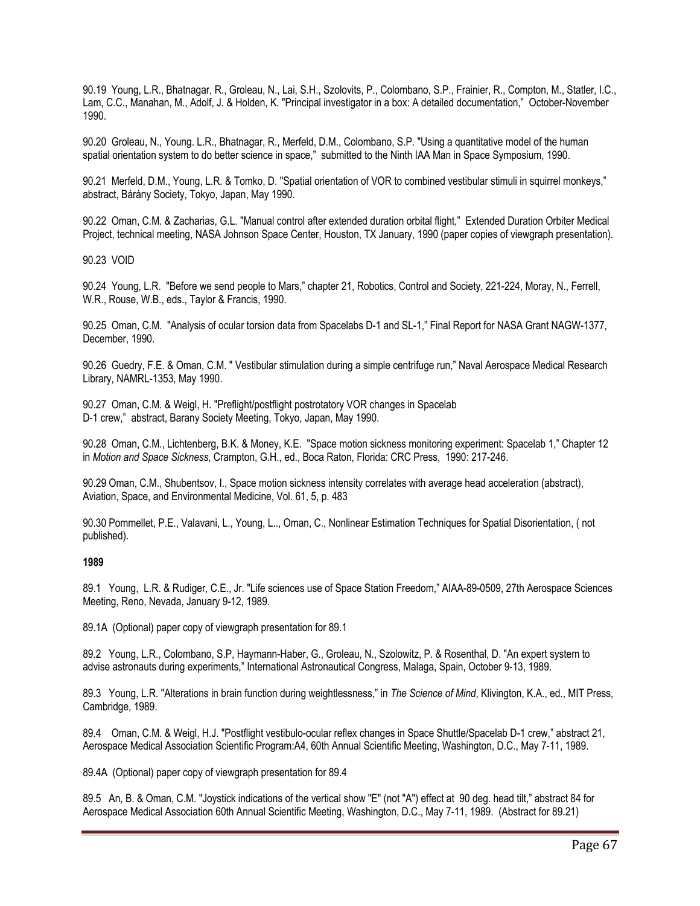90.19 Young, L.R., Bhatnagar, R., Groleau, N., Lai, S.H., Szolovits, P., Colombano, S.P., Frainier, R., Compton, M., Statler, I.C., Lam, C.C., Manahan, M., Adolf, J. & Holden, K. "Principal investigator in a box: A detailed documentation," October-November 1990.

90.20 Groleau, N., Young. L.R., Bhatnagar, R., Merfeld, D.M., Colombano, S.P. "Using a quantitative model of the human spatial orientation system to do better science in space," submitted to the Ninth IAA Man in Space Symposium, 1990.

90.21 Merfeld, D.M., Young, L.R. & Tomko, D. "Spatial orientation of VOR to combined vestibular stimuli in squirrel monkeys," abstract, Bárány Society, Tokyo, Japan, May 1990.

90.22 Oman, C.M. & Zacharias, G.L. "Manual control after extended duration orbital flight," Extended Duration Orbiter Medical Project, technical meeting, NASA Johnson Space Center, Houston, TX January, 1990 (paper copies of viewgraph presentation).

90.23 VOID

90.24 Young, L.R. "Before we send people to Mars," chapter 21, Robotics, Control and Society, 221-224, Moray, N., Ferrell, W.R., Rouse, W.B., eds., Taylor & Francis, 1990.

90.25 Oman, C.M. "Analysis of ocular torsion data from Spacelabs D-1 and SL-1," Final Report for NASA Grant NAGW-1377, December, 1990.

90.26 Guedry, F.E. & Oman, C.M. " Vestibular stimulation during a simple centrifuge run," Naval Aerospace Medical Research Library, NAMRL-1353, May 1990.

90.27 Oman, C.M. & Weigl, H. "Preflight/postflight postrotatory VOR changes in Spacelab D-1 crew," abstract, Barany Society Meeting, Tokyo, Japan, May 1990.

90.28 Oman, C.M., Lichtenberg, B.K. & Money, K.E. "Space motion sickness monitoring experiment: Spacelab 1," Chapter 12 in *Motion and Space Sickness*, Crampton, G.H., ed., Boca Raton, Florida: CRC Press, 1990: 217-246.

90.29 Oman, C.M., Shubentsov, I., Space motion sickness intensity correlates with average head acceleration (abstract), Aviation, Space, and Environmental Medicine, Vol. 61, 5, p. 483

90.30 Pommellet, P.E., Valavani, L., Young, L.., Oman, C., Nonlinear Estimation Techniques for Spatial Disorientation, ( not published).

**1989**

89.1 Young, L.R. & Rudiger, C.E., Jr. "Life sciences use of Space Station Freedom," AIAA-89-0509, 27th Aerospace Sciences Meeting, Reno, Nevada, January 9-12, 1989.

89.1A (Optional) paper copy of viewgraph presentation for 89.1

89.2 Young, L.R., Colombano, S.P, Haymann-Haber, G., Groleau, N., Szolowitz, P. & Rosenthal, D. "An expert system to advise astronauts during experiments," International Astronautical Congress, Malaga, Spain, October 9-13, 1989.

89.3 Young, L.R. "Alterations in brain function during weightlessness," in *The Science of Mind*, Klivington, K.A., ed., MIT Press, Cambridge, 1989.

89.4 Oman, C.M. & Weigl, H.J. "Postflight vestibulo-ocular reflex changes in Space Shuttle/Spacelab D-1 crew," abstract 21, Aerospace Medical Association Scientific Program:A4, 60th Annual Scientific Meeting, Washington, D.C., May 7-11, 1989.

89.4A (Optional) paper copy of viewgraph presentation for 89.4

89.5 An, B. & Oman, C.M. "Joystick indications of the vertical show "E" (not "A") effect at 90 deg. head tilt," abstract 84 for Aerospace Medical Association 60th Annual Scientific Meeting, Washington, D.C., May 7-11, 1989. (Abstract for 89.21)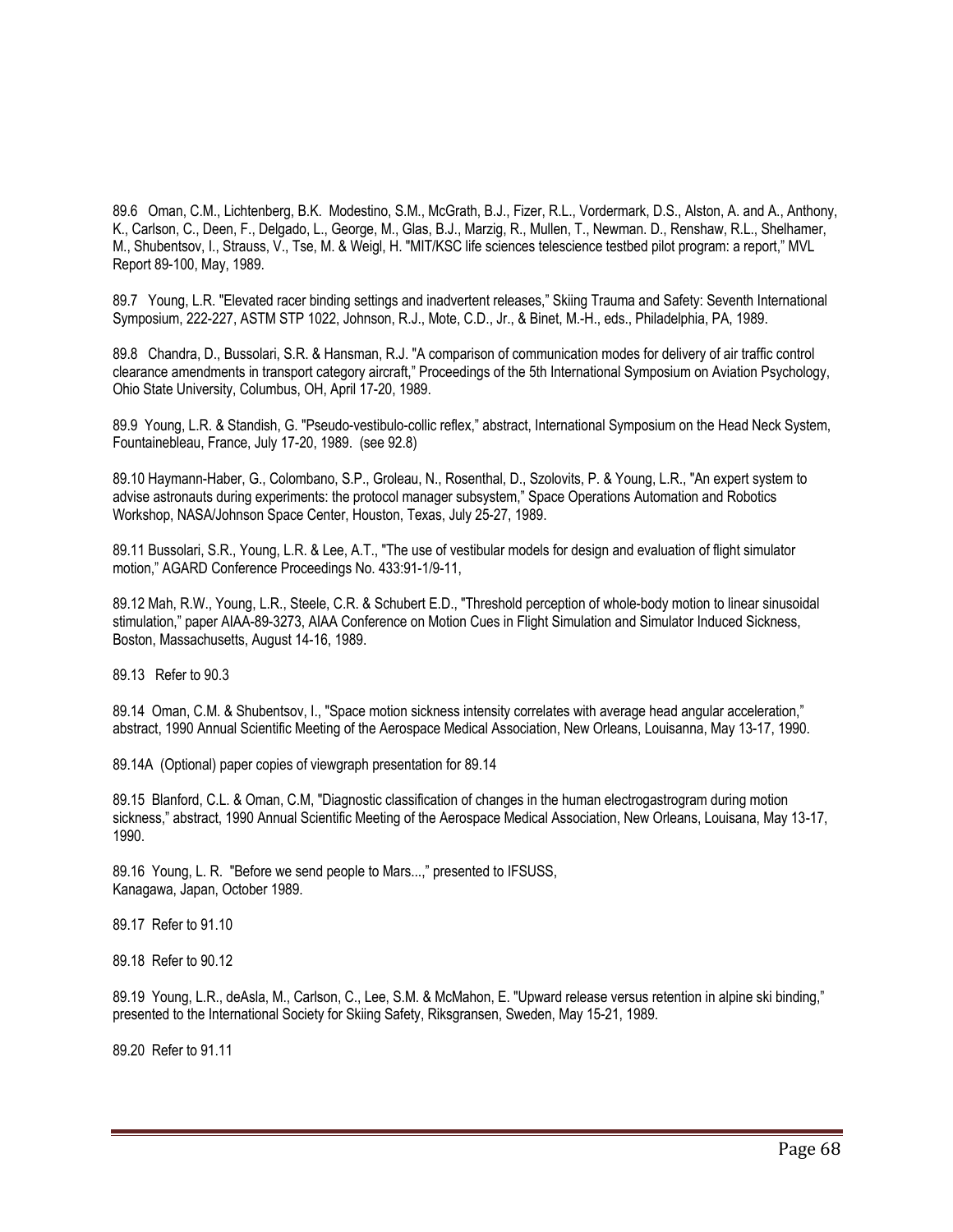89.6 Oman, C.M., Lichtenberg, B.K. Modestino, S.M., McGrath, B.J., Fizer, R.L., Vordermark, D.S., Alston, A. and A., Anthony, K., Carlson, C., Deen, F., Delgado, L., George, M., Glas, B.J., Marzig, R., Mullen, T., Newman. D., Renshaw, R.L., Shelhamer, M., Shubentsov, I., Strauss, V., Tse, M. & Weigl, H. "MIT/KSC life sciences telescience testbed pilot program: a report," MVL Report 89-100, May, 1989.

89.7 Young, L.R. "Elevated racer binding settings and inadvertent releases," Skiing Trauma and Safety: Seventh International Symposium, 222-227, ASTM STP 1022, Johnson, R.J., Mote, C.D., Jr., & Binet, M.-H., eds., Philadelphia, PA, 1989.

89.8 Chandra, D., Bussolari, S.R. & Hansman, R.J. "A comparison of communication modes for delivery of air traffic control clearance amendments in transport category aircraft," Proceedings of the 5th International Symposium on Aviation Psychology, Ohio State University, Columbus, OH, April 17-20, 1989.

89.9 Young, L.R. & Standish, G. "Pseudo-vestibulo-collic reflex," abstract, International Symposium on the Head Neck System, Fountainebleau, France, July 17-20, 1989. (see 92.8)

89.10 Haymann-Haber, G., Colombano, S.P., Groleau, N., Rosenthal, D., Szolovits, P. & Young, L.R., "An expert system to advise astronauts during experiments: the protocol manager subsystem," Space Operations Automation and Robotics Workshop, NASA/Johnson Space Center, Houston, Texas, July 25-27, 1989.

89.11 Bussolari, S.R., Young, L.R. & Lee, A.T., "The use of vestibular models for design and evaluation of flight simulator motion," AGARD Conference Proceedings No. 433:91-1/9-11,

89.12 Mah, R.W., Young, L.R., Steele, C.R. & Schubert E.D., "Threshold perception of whole-body motion to linear sinusoidal stimulation," paper AIAA-89-3273, AIAA Conference on Motion Cues in Flight Simulation and Simulator Induced Sickness, Boston, Massachusetts, August 14-16, 1989.

89.13 Refer to 90.3

89.14 Oman, C.M. & Shubentsov, I., "Space motion sickness intensity correlates with average head angular acceleration," abstract, 1990 Annual Scientific Meeting of the Aerospace Medical Association, New Orleans, Louisanna, May 13-17, 1990.

89.14A (Optional) paper copies of viewgraph presentation for 89.14

89.15 Blanford, C.L. & Oman, C.M, "Diagnostic classification of changes in the human electrogastrogram during motion sickness," abstract, 1990 Annual Scientific Meeting of the Aerospace Medical Association, New Orleans, Louisana, May 13-17, 1990.

89.16 Young, L. R. "Before we send people to Mars...," presented to IFSUSS, Kanagawa, Japan, October 1989.

89.17 Refer to 91.10

89.18 Refer to 90.12

89.19 Young, L.R., deAsla, M., Carlson, C., Lee, S.M. & McMahon, E. "Upward release versus retention in alpine ski binding," presented to the International Society for Skiing Safety, Riksgransen, Sweden, May 15-21, 1989.

89.20 Refer to 91.11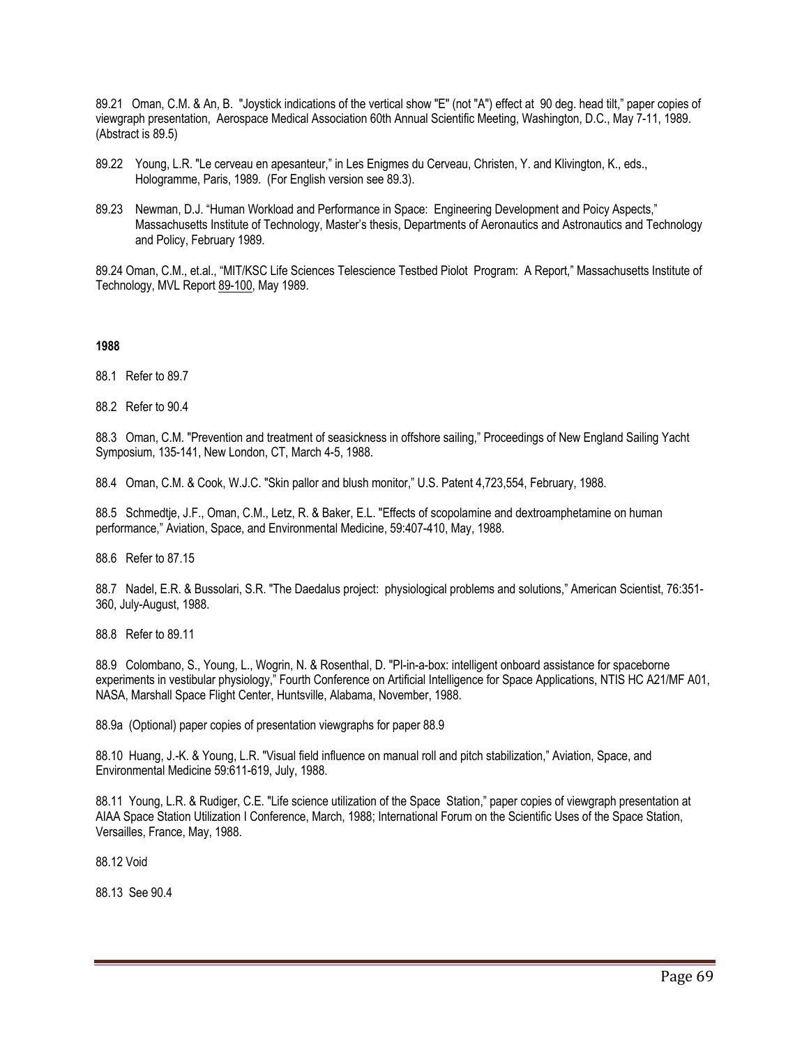89.21 Oman, C.M. & An, B. "Joystick indications of the vertical show "E" (not "A") effect at 90 deg. head tilt," paper copies of viewgraph presentation, Aerospace Medical Association 60th Annual Scientific Meeting, Washington, D.C., May 7-11, 1989. (Abstract is 89.5)

89.22 Young, L.R. "Le cerveau en apesanteur," in Les Enigmes du Cerveau, Christen, Y. and Klivington, K., eds., Hologramme, Paris, 1989. (For English version see 89.3).

89.23 Newman, D.J. "Human Workload and Performance in Space: Engineering Development and Poicy Aspects," Massachusetts Institute of Technology, Master's thesis, Departments of Aeronautics and Astronautics and Technology and Policy, February 1989.

89.24 Oman, C.M., et.al., "MIT/KSC Life Sciences Telescience Testbed Piolot Program: A Report," Massachusetts Institute of Technology, MVL Report 89-100, May 1989.

**1988**

88.1 Refer to 89.7

88.2 Refer to 90.4

88.3 Oman, C.M. "Prevention and treatment of seasickness in offshore sailing," Proceedings of New England Sailing Yacht Symposium, 135-141, New London, CT, March 4-5, 1988.

88.4 Oman, C.M. & Cook, W.J.C. "Skin pallor and blush monitor," U.S. Patent 4,723,554, February, 1988.

88.5 Schmedtje, J.F., Oman, C.M., Letz, R. & Baker, E.L. "Effects of scopolamine and dextroamphetamine on human performance," Aviation, Space, and Environmental Medicine, 59:407-410, May, 1988.

88.6 Refer to 87.15

88.7 Nadel, E.R. & Bussolari, S.R. "The Daedalus project: physiological problems and solutions," American Scientist, 76:351-360, July-August, 1988.

88.8 Refer to 89.11

88.9 Colombano, S., Young, L., Wogrin, N. & Rosenthal, D. "PI-in-a-box: intelligent onboard assistance for spaceborne experiments in vestibular physiology," Fourth Conference on Artificial Intelligence for Space Applications, NTIS HC A21/MF A01, NASA, Marshall Space Flight Center, Huntsville, Alabama, November, 1988.

88.9a (Optional) paper copies of presentation viewgraphs for paper 88.9

88.10 Huang, J.-K. & Young, L.R. "Visual field influence on manual roll and pitch stabilization," Aviation, Space, and Environmental Medicine 59:611-619, July, 1988.

88.11 Young, L.R. & Rudiger, C.E. "Life science utilization of the Space Station," paper copies of viewgraph presentation at AIAA Space Station Utilization I Conference, March, 1988; International Forum on the Scientific Uses of the Space Station, Versailles, France, May, 1988.

88.12 Void

88.13 See 90.4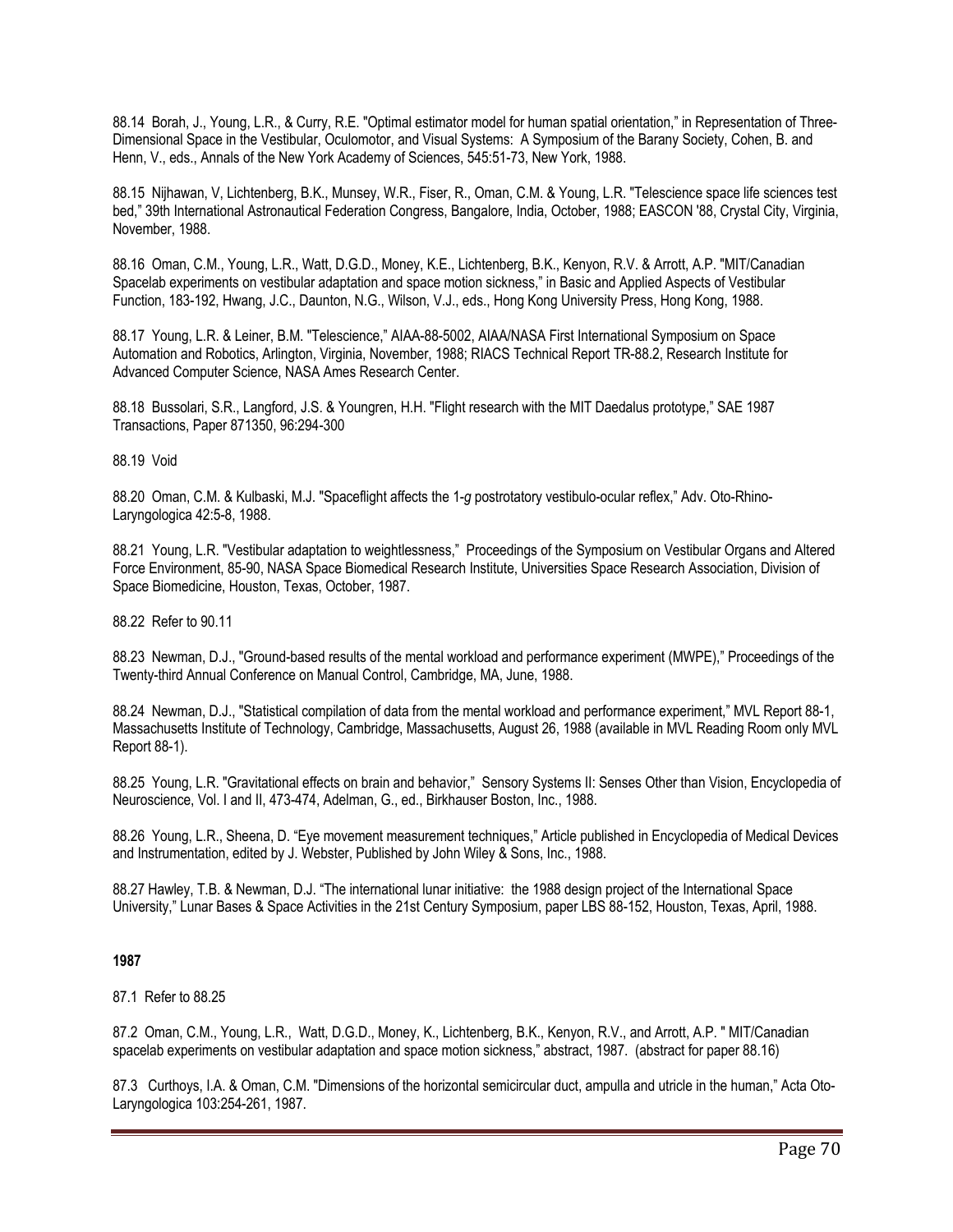88.14 Borah, J., Young, L.R., & Curry, R.E. "Optimal estimator model for human spatial orientation," in Representation of Three-Dimensional Space in the Vestibular, Oculomotor, and Visual Systems: A Symposium of the Barany Society, Cohen, B. and Henn, V., eds., Annals of the New York Academy of Sciences, 545:51-73, New York, 1988.

88.15 Nijhawan, V, Lichtenberg, B.K., Munsey, W.R., Fiser, R., Oman, C.M. & Young, L.R. "Telescience space life sciences test bed," 39th International Astronautical Federation Congress, Bangalore, India, October, 1988; EASCON '88, Crystal City, Virginia, November, 1988.

88.16 Oman, C.M., Young, L.R., Watt, D.G.D., Money, K.E., Lichtenberg, B.K., Kenyon, R.V. & Arrott, A.P. "MIT/Canadian Spacelab experiments on vestibular adaptation and space motion sickness," in Basic and Applied Aspects of Vestibular Function, 183-192, Hwang, J.C., Daunton, N.G., Wilson, V.J., eds., Hong Kong University Press, Hong Kong, 1988.

88.17 Young, L.R. & Leiner, B.M. "Telescience," AIAA-88-5002, AIAA/NASA First International Symposium on Space Automation and Robotics, Arlington, Virginia, November, 1988; RIACS Technical Report TR-88.2, Research Institute for Advanced Computer Science, NASA Ames Research Center.

88.18 Bussolari, S.R., Langford, J.S. & Youngren, H.H. "Flight research with the MIT Daedalus prototype," SAE 1987 Transactions, Paper 871350, 96:294-300

88.19 Void

88.20 Oman, C.M. & Kulbaski, M.J. "Spaceflight affects the 1-*g* postrotatory vestibulo-ocular reflex," Adv. Oto-Rhino-Laryngologica 42:5-8, 1988.

88.21 Young, L.R. "Vestibular adaptation to weightlessness," Proceedings of the Symposium on Vestibular Organs and Altered Force Environment, 85-90, NASA Space Biomedical Research Institute, Universities Space Research Association, Division of Space Biomedicine, Houston, Texas, October, 1987.

88.22 Refer to 90.11

88.23 Newman, D.J., "Ground-based results of the mental workload and performance experiment (MWPE)," Proceedings of the Twenty-third Annual Conference on Manual Control, Cambridge, MA, June, 1988.

88.24 Newman, D.J., "Statistical compilation of data from the mental workload and performance experiment," MVL Report 88-1, Massachusetts Institute of Technology, Cambridge, Massachusetts, August 26, 1988 (available in MVL Reading Room only MVL Report 88-1).

88.25 Young, L.R. "Gravitational effects on brain and behavior," Sensory Systems II: Senses Other than Vision, Encyclopedia of Neuroscience, Vol. I and II, 473-474, Adelman, G., ed., Birkhauser Boston, Inc., 1988.

88.26 Young, L.R., Sheena, D. "Eye movement measurement techniques," Article published in Encyclopedia of Medical Devices and Instrumentation, edited by J. Webster, Published by John Wiley & Sons, Inc., 1988.

88.27 Hawley, T.B. & Newman, D.J. "The international lunar initiative: the 1988 design project of the International Space University," Lunar Bases & Space Activities in the 21st Century Symposium, paper LBS 88-152, Houston, Texas, April, 1988.

**1987**

87.1 Refer to 88.25

87.2 Oman, C.M., Young, L.R., Watt, D.G.D., Money, K., Lichtenberg, B.K., Kenyon, R.V., and Arrott, A.P. " MIT/Canadian spacelab experiments on vestibular adaptation and space motion sickness," abstract, 1987. (abstract for paper 88.16)

87.3 Curthoys, I.A. & Oman, C.M. "Dimensions of the horizontal semicircular duct, ampulla and utricle in the human," Acta Oto-Laryngologica 103:254-261, 1987.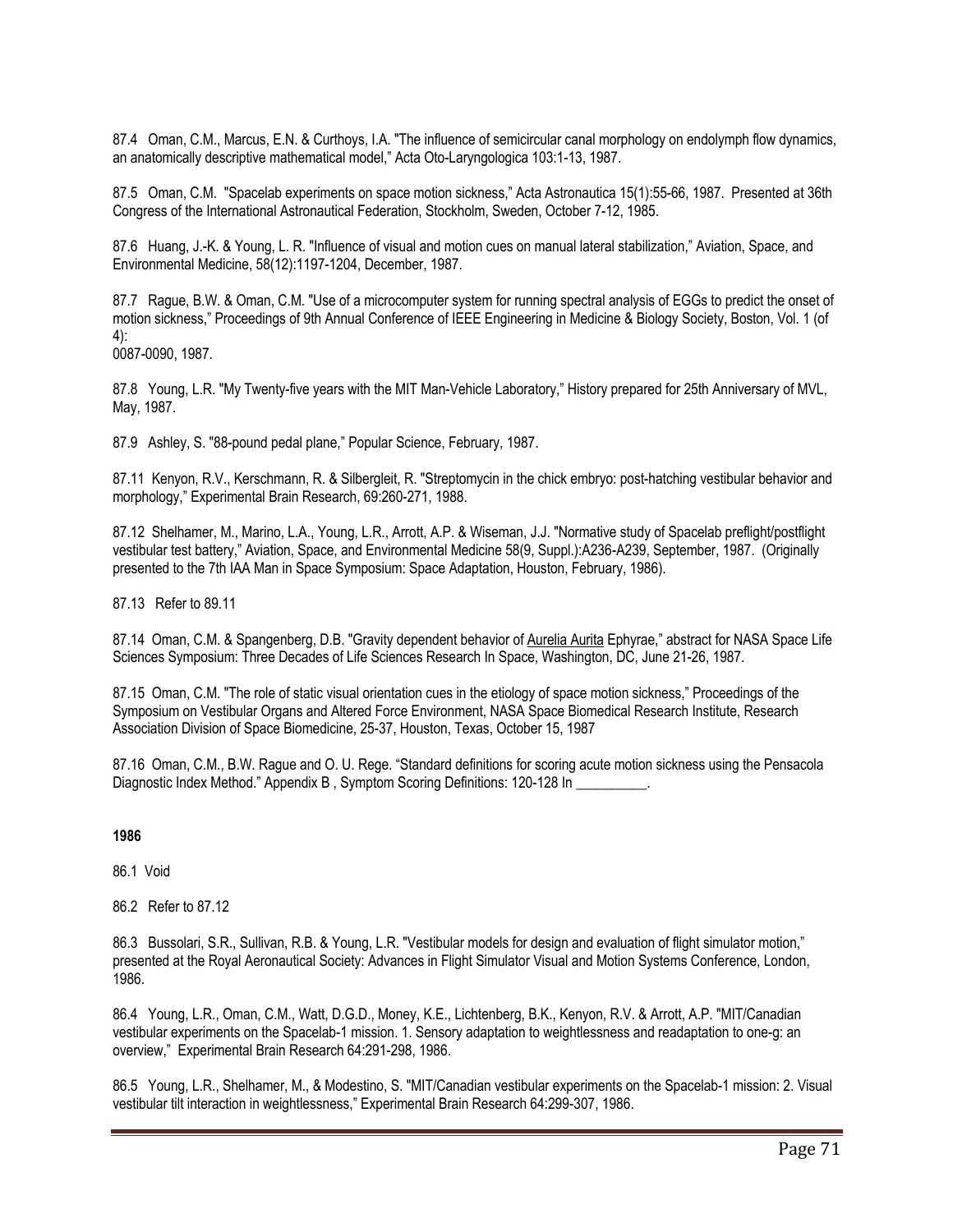87.4 Oman, C.M., Marcus, E.N. & Curthoys, I.A. "The influence of semicircular canal morphology on endolymph flow dynamics, an anatomically descriptive mathematical model," Acta Oto-Laryngologica 103:1-13, 1987.

87.5 Oman, C.M. "Spacelab experiments on space motion sickness," Acta Astronautica 15(1):55-66, 1987. Presented at 36th Congress of the International Astronautical Federation, Stockholm, Sweden, October 7-12, 1985.

87.6 Huang, J.-K. & Young, L. R. "Influence of visual and motion cues on manual lateral stabilization," Aviation, Space, and Environmental Medicine, 58(12):1197-1204, December, 1987.

87.7 Rague, B.W. & Oman, C.M. "Use of a microcomputer system for running spectral analysis of EGGs to predict the onset of motion sickness," Proceedings of 9th Annual Conference of IEEE Engineering in Medicine & Biology Society, Boston, Vol. 1 (of 4):
0087-0090, 1987.

87.8 Young, L.R. "My Twenty-five years with the MIT Man-Vehicle Laboratory," History prepared for 25th Anniversary of MVL, May, 1987.

87.9 Ashley, S. "88-pound pedal plane," Popular Science, February, 1987.

87.11 Kenyon, R.V., Kerschmann, R. & Silbergleit, R. "Streptomycin in the chick embryo: post-hatching vestibular behavior and morphology," Experimental Brain Research, 69:260-271, 1988.

87.12 Shelhamer, M., Marino, L.A., Young, L.R., Arrott, A.P. & Wiseman, J.J. "Normative study of Spacelab preflight/postflight vestibular test battery," Aviation, Space, and Environmental Medicine 58(9, Suppl.):A236-A239, September, 1987. (Originally presented to the 7th IAA Man in Space Symposium: Space Adaptation, Houston, February, 1986).

87.13 Refer to 89.11

87.14 Oman, C.M. & Spangenberg, D.B. "Gravity dependent behavior of Aurelia Aurita Ephyrae," abstract for NASA Space Life Sciences Symposium: Three Decades of Life Sciences Research In Space, Washington, DC, June 21-26, 1987.

87.15 Oman, C.M. "The role of static visual orientation cues in the etiology of space motion sickness," Proceedings of the Symposium on Vestibular Organs and Altered Force Environment, NASA Space Biomedical Research Institute, Research Association Division of Space Biomedicine, 25-37, Houston, Texas, October 15, 1987

87.16 Oman, C.M., B.W. Rague and O. U. Rege. "Standard definitions for scoring acute motion sickness using the Pensacola Diagnostic Index Method." Appendix B , Symptom Scoring Definitions: 120-128 In __________.

**1986**

86.1 Void

86.2 Refer to 87.12

86.3 Bussolari, S.R., Sullivan, R.B. & Young, L.R. "Vestibular models for design and evaluation of flight simulator motion," presented at the Royal Aeronautical Society: Advances in Flight Simulator Visual and Motion Systems Conference, London, 1986.

86.4 Young, L.R., Oman, C.M., Watt, D.G.D., Money, K.E., Lichtenberg, B.K., Kenyon, R.V. & Arrott, A.P. "MIT/Canadian vestibular experiments on the Spacelab-1 mission. 1. Sensory adaptation to weightlessness and readaptation to one-g: an overview," Experimental Brain Research 64:291-298, 1986.

86.5 Young, L.R., Shelhamer, M., & Modestino, S. "MIT/Canadian vestibular experiments on the Spacelab-1 mission: 2. Visual vestibular tilt interaction in weightlessness," Experimental Brain Research 64:299-307, 1986.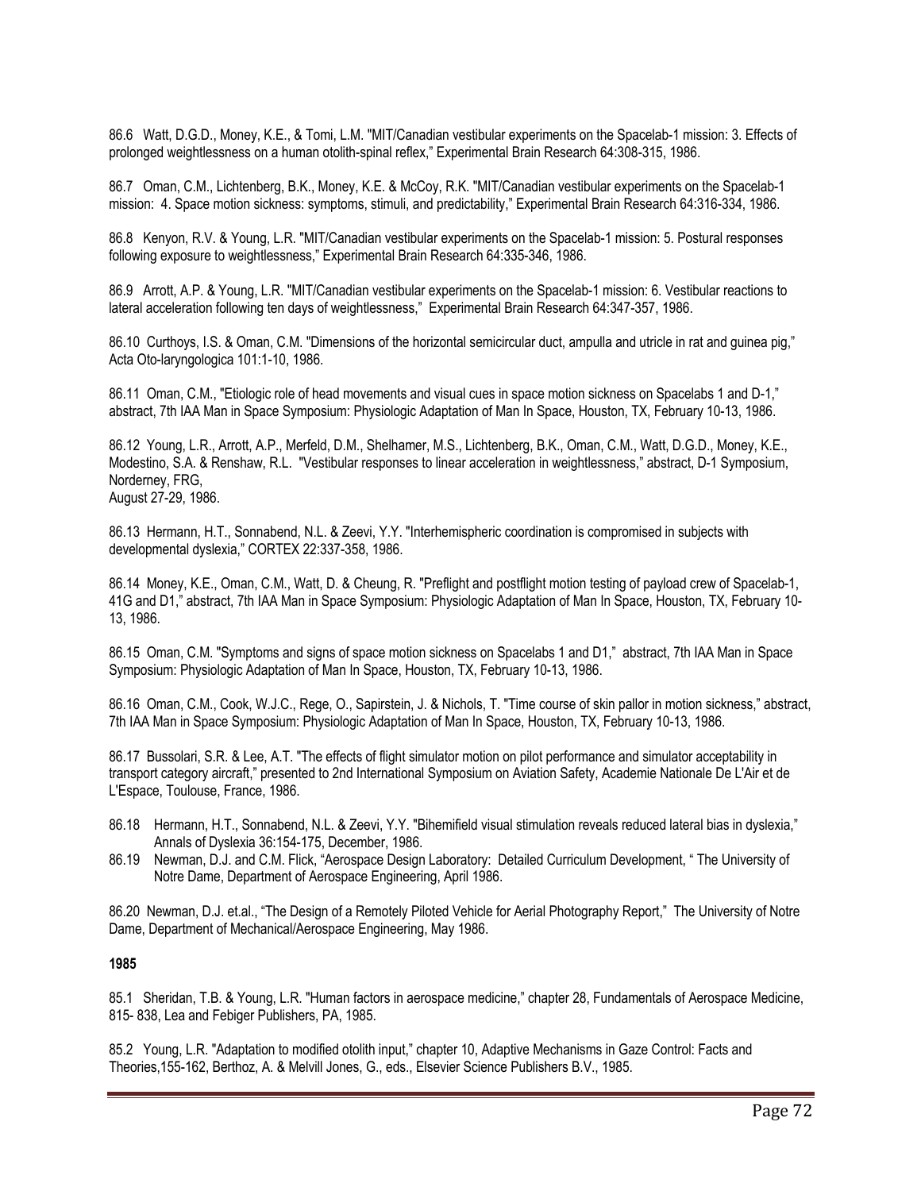86.6 Watt, D.G.D., Money, K.E., & Tomi, L.M. "MIT/Canadian vestibular experiments on the Spacelab-1 mission: 3. Effects of prolonged weightlessness on a human otolith-spinal reflex," Experimental Brain Research 64:308-315, 1986.

86.7 Oman, C.M., Lichtenberg, B.K., Money, K.E. & McCoy, R.K. "MIT/Canadian vestibular experiments on the Spacelab-1 mission: 4. Space motion sickness: symptoms, stimuli, and predictability," Experimental Brain Research 64:316-334, 1986.

86.8 Kenyon, R.V. & Young, L.R. "MIT/Canadian vestibular experiments on the Spacelab-1 mission: 5. Postural responses following exposure to weightlessness," Experimental Brain Research 64:335-346, 1986.

86.9 Arrott, A.P. & Young, L.R. "MIT/Canadian vestibular experiments on the Spacelab-1 mission: 6. Vestibular reactions to lateral acceleration following ten days of weightlessness," Experimental Brain Research 64:347-357, 1986.

86.10 Curthoys, I.S. & Oman, C.M. "Dimensions of the horizontal semicircular duct, ampulla and utricle in rat and guinea pig," Acta Oto-laryngologica 101:1-10, 1986.

86.11 Oman, C.M., "Etiologic role of head movements and visual cues in space motion sickness on Spacelabs 1 and D-1," abstract, 7th IAA Man in Space Symposium: Physiologic Adaptation of Man In Space, Houston, TX, February 10-13, 1986.

86.12 Young, L.R., Arrott, A.P., Merfeld, D.M., Shelhamer, M.S., Lichtenberg, B.K., Oman, C.M., Watt, D.G.D., Money, K.E., Modestino, S.A. & Renshaw, R.L. "Vestibular responses to linear acceleration in weightlessness," abstract, D-1 Symposium, Norderney, FRG,
August 27-29, 1986.

86.13 Hermann, H.T., Sonnabend, N.L. & Zeevi, Y.Y. "Interhemispheric coordination is compromised in subjects with developmental dyslexia," CORTEX 22:337-358, 1986.

86.14 Money, K.E., Oman, C.M., Watt, D. & Cheung, R. "Preflight and postflight motion testing of payload crew of Spacelab-1, 41G and D1," abstract, 7th IAA Man in Space Symposium: Physiologic Adaptation of Man In Space, Houston, TX, February 10-13, 1986.

86.15 Oman, C.M. "Symptoms and signs of space motion sickness on Spacelabs 1 and D1," abstract, 7th IAA Man in Space Symposium: Physiologic Adaptation of Man In Space, Houston, TX, February 10-13, 1986.

86.16 Oman, C.M., Cook, W.J.C., Rege, O., Sapirstein, J. & Nichols, T. "Time course of skin pallor in motion sickness," abstract, 7th IAA Man in Space Symposium: Physiologic Adaptation of Man In Space, Houston, TX, February 10-13, 1986.

86.17 Bussolari, S.R. & Lee, A.T. "The effects of flight simulator motion on pilot performance and simulator acceptability in transport category aircraft," presented to 2nd International Symposium on Aviation Safety, Academie Nationale De L'Air et de L'Espace, Toulouse, France, 1986.

86.18 Hermann, H.T., Sonnabend, N.L. & Zeevi, Y.Y. "Bihemifield visual stimulation reveals reduced lateral bias in dyslexia," Annals of Dyslexia 36:154-175, December, 1986.

86.19 Newman, D.J. and C.M. Flick, "Aerospace Design Laboratory: Detailed Curriculum Development, " The University of Notre Dame, Department of Aerospace Engineering, April 1986.

86.20 Newman, D.J. et.al., "The Design of a Remotely Piloted Vehicle for Aerial Photography Report," The University of Notre Dame, Department of Mechanical/Aerospace Engineering, May 1986.

**1985**

85.1 Sheridan, T.B. & Young, L.R. "Human factors in aerospace medicine," chapter 28, Fundamentals of Aerospace Medicine, 815- 838, Lea and Febiger Publishers, PA, 1985.

85.2 Young, L.R. "Adaptation to modified otolith input," chapter 10, Adaptive Mechanisms in Gaze Control: Facts and Theories,155-162, Berthoz, A. & Melvill Jones, G., eds., Elsevier Science Publishers B.V., 1985.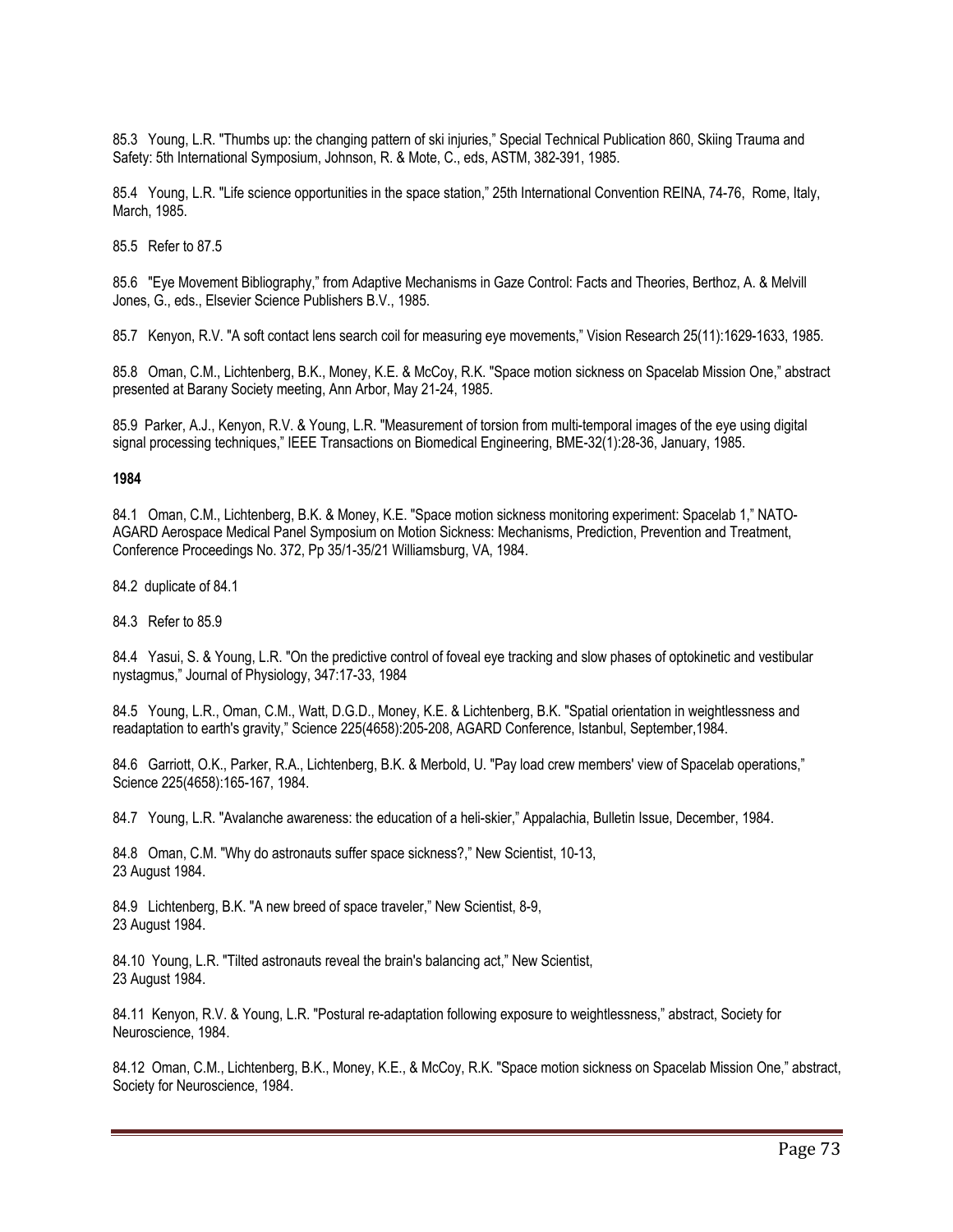85.3 Young, L.R. "Thumbs up: the changing pattern of ski injuries," Special Technical Publication 860, Skiing Trauma and Safety: 5th International Symposium, Johnson, R. & Mote, C., eds, ASTM, 382-391, 1985.

85.4 Young, L.R. "Life science opportunities in the space station," 25th International Convention REINA, 74-76, Rome, Italy, March, 1985.

85.5 Refer to 87.5

85.6 "Eye Movement Bibliography," from Adaptive Mechanisms in Gaze Control: Facts and Theories, Berthoz, A. & Melvill Jones, G., eds., Elsevier Science Publishers B.V., 1985.

85.7 Kenyon, R.V. "A soft contact lens search coil for measuring eye movements," Vision Research 25(11):1629-1633, 1985.

85.8 Oman, C.M., Lichtenberg, B.K., Money, K.E. & McCoy, R.K. "Space motion sickness on Spacelab Mission One," abstract presented at Barany Society meeting, Ann Arbor, May 21-24, 1985.

85.9 Parker, A.J., Kenyon, R.V. & Young, L.R. "Measurement of torsion from multi-temporal images of the eye using digital signal processing techniques," IEEE Transactions on Biomedical Engineering, BME-32(1):28-36, January, 1985.

**1984**

84.1 Oman, C.M., Lichtenberg, B.K. & Money, K.E. "Space motion sickness monitoring experiment: Spacelab 1," NATO-AGARD Aerospace Medical Panel Symposium on Motion Sickness: Mechanisms, Prediction, Prevention and Treatment, Conference Proceedings No. 372, Pp 35/1-35/21 Williamsburg, VA, 1984.

84.2 duplicate of 84.1

84.3 Refer to 85.9

84.4 Yasui, S. & Young, L.R. "On the predictive control of foveal eye tracking and slow phases of optokinetic and vestibular nystagmus," Journal of Physiology, 347:17-33, 1984

84.5 Young, L.R., Oman, C.M., Watt, D.G.D., Money, K.E. & Lichtenberg, B.K. "Spatial orientation in weightlessness and readaptation to earth's gravity," Science 225(4658):205-208, AGARD Conference, Istanbul, September,1984.

84.6 Garriott, O.K., Parker, R.A., Lichtenberg, B.K. & Merbold, U. "Pay load crew members' view of Spacelab operations," Science 225(4658):165-167, 1984.

84.7 Young, L.R. "Avalanche awareness: the education of a heli-skier," Appalachia, Bulletin Issue, December, 1984.

84.8 Oman, C.M. "Why do astronauts suffer space sickness?," New Scientist, 10-13, 23 August 1984.

84.9 Lichtenberg, B.K. "A new breed of space traveler," New Scientist, 8-9, 23 August 1984.

84.10 Young, L.R. "Tilted astronauts reveal the brain's balancing act," New Scientist, 23 August 1984.

84.11 Kenyon, R.V. & Young, L.R. "Postural re-adaptation following exposure to weightlessness," abstract, Society for Neuroscience, 1984.

84.12 Oman, C.M., Lichtenberg, B.K., Money, K.E., & McCoy, R.K. "Space motion sickness on Spacelab Mission One," abstract, Society for Neuroscience, 1984.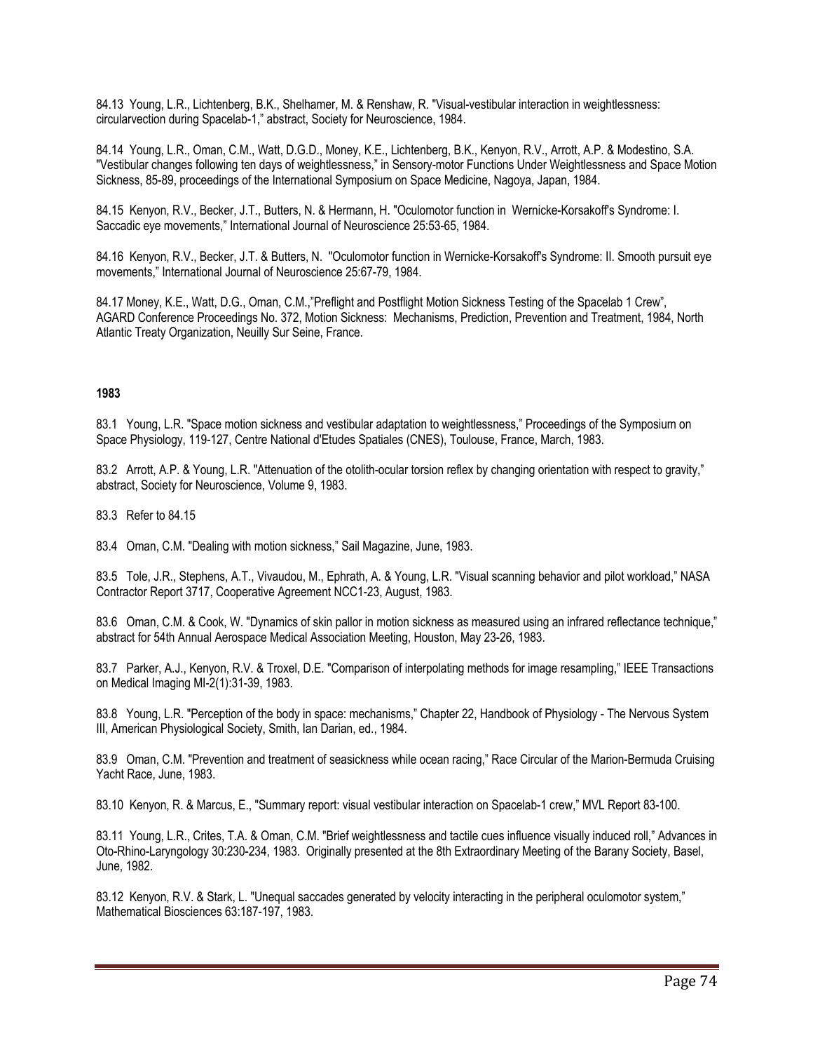84.13 Young, L.R., Lichtenberg, B.K., Shelhamer, M. & Renshaw, R. "Visual-vestibular interaction in weightlessness: circularvection during Spacelab-1," abstract, Society for Neuroscience, 1984.

84.14 Young, L.R., Oman, C.M., Watt, D.G.D., Money, K.E., Lichtenberg, B.K., Kenyon, R.V., Arrott, A.P. & Modestino, S.A. "Vestibular changes following ten days of weightlessness," in Sensory-motor Functions Under Weightlessness and Space Motion Sickness, 85-89, proceedings of the International Symposium on Space Medicine, Nagoya, Japan, 1984.

84.15 Kenyon, R.V., Becker, J.T., Butters, N. & Hermann, H. "Oculomotor function in Wernicke-Korsakoff's Syndrome: I. Saccadic eye movements," International Journal of Neuroscience 25:53-65, 1984.

84.16 Kenyon, R.V., Becker, J.T. & Butters, N. "Oculomotor function in Wernicke-Korsakoff's Syndrome: II. Smooth pursuit eye movements," International Journal of Neuroscience 25:67-79, 1984.

84.17 Money, K.E., Watt, D.G., Oman, C.M.,"Preflight and Postflight Motion Sickness Testing of the Spacelab 1 Crew", AGARD Conference Proceedings No. 372, Motion Sickness: Mechanisms, Prediction, Prevention and Treatment, 1984, North Atlantic Treaty Organization, Neuilly Sur Seine, France.

**1983**

83.1 Young, L.R. "Space motion sickness and vestibular adaptation to weightlessness," Proceedings of the Symposium on Space Physiology, 119-127, Centre National d'Etudes Spatiales (CNES), Toulouse, France, March, 1983.

83.2 Arrott, A.P. & Young, L.R. "Attenuation of the otolith-ocular torsion reflex by changing orientation with respect to gravity," abstract, Society for Neuroscience, Volume 9, 1983.

83.3 Refer to 84.15

83.4 Oman, C.M. "Dealing with motion sickness," Sail Magazine, June, 1983.

83.5 Tole, J.R., Stephens, A.T., Vivaudou, M., Ephrath, A. & Young, L.R. "Visual scanning behavior and pilot workload," NASA Contractor Report 3717, Cooperative Agreement NCC1-23, August, 1983.

83.6 Oman, C.M. & Cook, W. "Dynamics of skin pallor in motion sickness as measured using an infrared reflectance technique," abstract for 54th Annual Aerospace Medical Association Meeting, Houston, May 23-26, 1983.

83.7 Parker, A.J., Kenyon, R.V. & Troxel, D.E. "Comparison of interpolating methods for image resampling," IEEE Transactions on Medical Imaging MI-2(1):31-39, 1983.

83.8 Young, L.R. "Perception of the body in space: mechanisms," Chapter 22, Handbook of Physiology - The Nervous System III, American Physiological Society, Smith, Ian Darian, ed., 1984.

83.9 Oman, C.M. "Prevention and treatment of seasickness while ocean racing," Race Circular of the Marion-Bermuda Cruising Yacht Race, June, 1983.

83.10 Kenyon, R. & Marcus, E., "Summary report: visual vestibular interaction on Spacelab-1 crew," MVL Report 83-100.

83.11 Young, L.R., Crites, T.A. & Oman, C.M. "Brief weightlessness and tactile cues influence visually induced roll," Advances in Oto-Rhino-Laryngology 30:230-234, 1983. Originally presented at the 8th Extraordinary Meeting of the Barany Society, Basel, June, 1982.

83.12 Kenyon, R.V. & Stark, L. "Unequal saccades generated by velocity interacting in the peripheral oculomotor system," Mathematical Biosciences 63:187-197, 1983.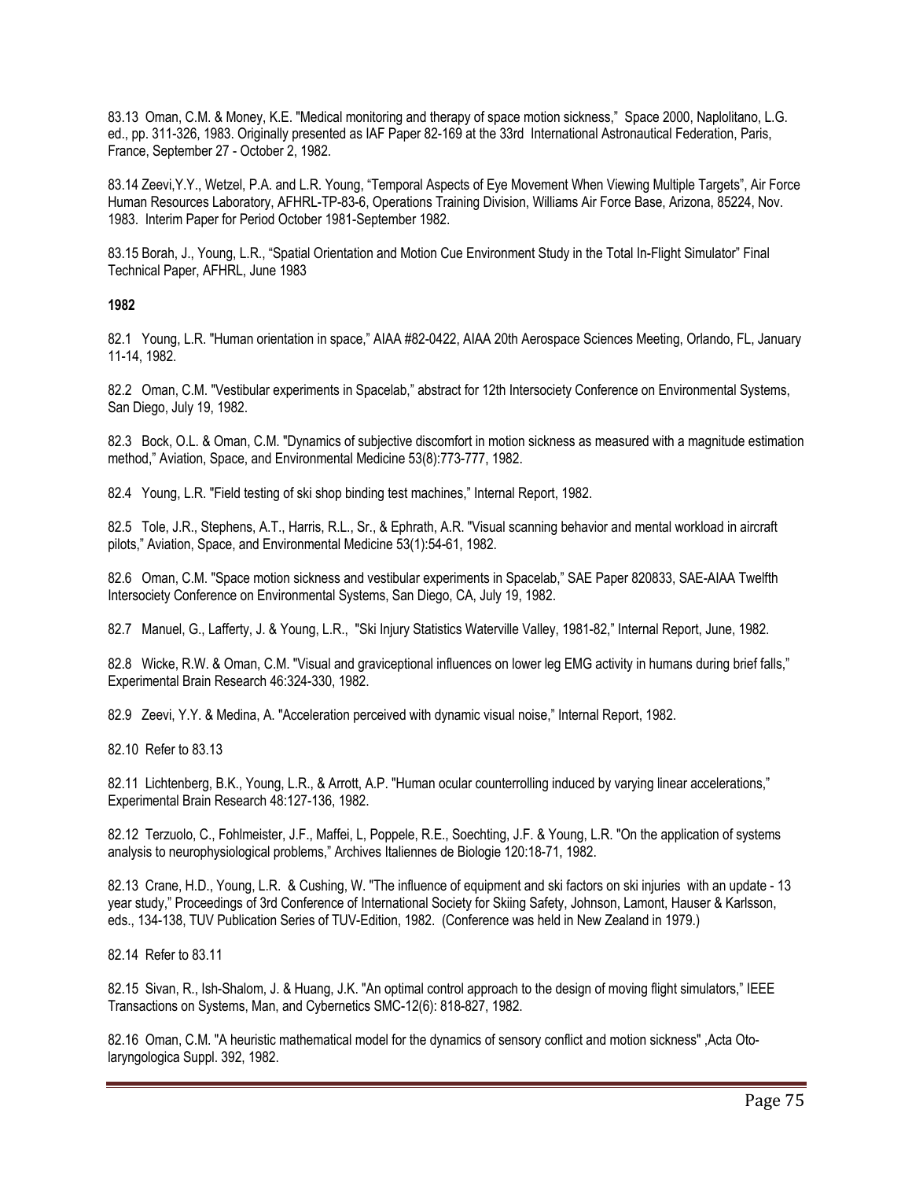83.13 Oman, C.M. & Money, K.E. "Medical monitoring and therapy of space motion sickness," Space 2000, Naplolitano, L.G. ed., pp. 311-326, 1983. Originally presented as IAF Paper 82-169 at the 33rd International Astronautical Federation, Paris, France, September 27 - October 2, 1982.

83.14 Zeevi,Y.Y., Wetzel, P.A. and L.R. Young, "Temporal Aspects of Eye Movement When Viewing Multiple Targets", Air Force Human Resources Laboratory, AFHRL-TP-83-6, Operations Training Division, Williams Air Force Base, Arizona, 85224, Nov. 1983. Interim Paper for Period October 1981-September 1982.

83.15 Borah, J., Young, L.R., "Spatial Orientation and Motion Cue Environment Study in the Total In-Flight Simulator" Final Technical Paper, AFHRL, June 1983

**1982**

82.1 Young, L.R. "Human orientation in space," AIAA #82-0422, AIAA 20th Aerospace Sciences Meeting, Orlando, FL, January 11-14, 1982.

82.2 Oman, C.M. "Vestibular experiments in Spacelab," abstract for 12th Intersociety Conference on Environmental Systems, San Diego, July 19, 1982.

82.3 Bock, O.L. & Oman, C.M. "Dynamics of subjective discomfort in motion sickness as measured with a magnitude estimation method," Aviation, Space, and Environmental Medicine 53(8):773-777, 1982.

82.4 Young, L.R. "Field testing of ski shop binding test machines," Internal Report, 1982.

82.5 Tole, J.R., Stephens, A.T., Harris, R.L., Sr., & Ephrath, A.R. "Visual scanning behavior and mental workload in aircraft pilots," Aviation, Space, and Environmental Medicine 53(1):54-61, 1982.

82.6 Oman, C.M. "Space motion sickness and vestibular experiments in Spacelab," SAE Paper 820833, SAE-AIAA Twelfth Intersociety Conference on Environmental Systems, San Diego, CA, July 19, 1982.

82.7 Manuel, G., Lafferty, J. & Young, L.R., "Ski Injury Statistics Waterville Valley, 1981-82," Internal Report, June, 1982.

82.8 Wicke, R.W. & Oman, C.M. "Visual and graviceptional influences on lower leg EMG activity in humans during brief falls," Experimental Brain Research 46:324-330, 1982.

82.9 Zeevi, Y.Y. & Medina, A. "Acceleration perceived with dynamic visual noise," Internal Report, 1982.

82.10 Refer to 83.13

82.11 Lichtenberg, B.K., Young, L.R., & Arrott, A.P. "Human ocular counterrolling induced by varying linear accelerations," Experimental Brain Research 48:127-136, 1982.

82.12 Terzuolo, C., Fohlmeister, J.F., Maffei, L, Poppele, R.E., Soechting, J.F. & Young, L.R. "On the application of systems analysis to neurophysiological problems," Archives Italiennes de Biologie 120:18-71, 1982.

82.13 Crane, H.D., Young, L.R. & Cushing, W. "The influence of equipment and ski factors on ski injuries with an update - 13 year study," Proceedings of 3rd Conference of International Society for Skiing Safety, Johnson, Lamont, Hauser & Karlsson, eds., 134-138, TUV Publication Series of TUV-Edition, 1982. (Conference was held in New Zealand in 1979.)

82.14 Refer to 83.11

82.15 Sivan, R., Ish-Shalom, J. & Huang, J.K. "An optimal control approach to the design of moving flight simulators," IEEE Transactions on Systems, Man, and Cybernetics SMC-12(6): 818-827, 1982.

82.16 Oman, C.M. "A heuristic mathematical model for the dynamics of sensory conflict and motion sickness" ,Acta Oto-laryngologica Suppl. 392, 1982.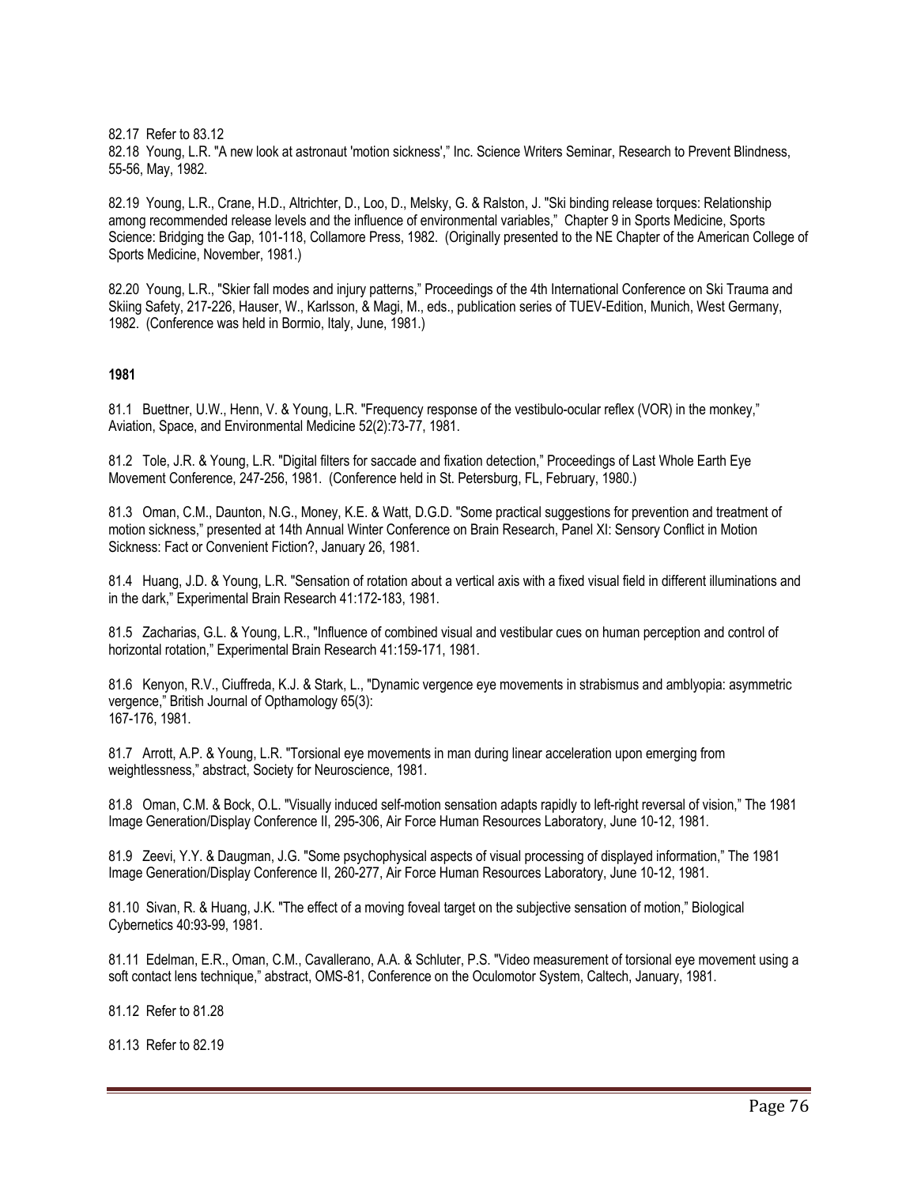82.17 Refer to 83.12

82.18 Young, L.R. "A new look at astronaut 'motion sickness'," Inc. Science Writers Seminar, Research to Prevent Blindness, 55-56, May, 1982.

82.19 Young, L.R., Crane, H.D., Altrichter, D., Loo, D., Melsky, G. & Ralston, J. "Ski binding release torques: Relationship among recommended release levels and the influence of environmental variables," Chapter 9 in Sports Medicine, Sports Science: Bridging the Gap, 101-118, Collamore Press, 1982. (Originally presented to the NE Chapter of the American College of Sports Medicine, November, 1981.)

82.20 Young, L.R., "Skier fall modes and injury patterns," Proceedings of the 4th International Conference on Ski Trauma and Skiing Safety, 217-226, Hauser, W., Karlsson, & Magi, M., eds., publication series of TUEV-Edition, Munich, West Germany, 1982. (Conference was held in Bormio, Italy, June, 1981.)

**1981**

81.1 Buettner, U.W., Henn, V. & Young, L.R. "Frequency response of the vestibulo-ocular reflex (VOR) in the monkey," Aviation, Space, and Environmental Medicine 52(2):73-77, 1981.

81.2 Tole, J.R. & Young, L.R. "Digital filters for saccade and fixation detection," Proceedings of Last Whole Earth Eye Movement Conference, 247-256, 1981. (Conference held in St. Petersburg, FL, February, 1980.)

81.3 Oman, C.M., Daunton, N.G., Money, K.E. & Watt, D.G.D. "Some practical suggestions for prevention and treatment of motion sickness," presented at 14th Annual Winter Conference on Brain Research, Panel XI: Sensory Conflict in Motion Sickness: Fact or Convenient Fiction?, January 26, 1981.

81.4 Huang, J.D. & Young, L.R. "Sensation of rotation about a vertical axis with a fixed visual field in different illuminations and in the dark," Experimental Brain Research 41:172-183, 1981.

81.5 Zacharias, G.L. & Young, L.R., "Influence of combined visual and vestibular cues on human perception and control of horizontal rotation," Experimental Brain Research 41:159-171, 1981.

81.6 Kenyon, R.V., Ciuffreda, K.J. & Stark, L., "Dynamic vergence eye movements in strabismus and amblyopia: asymmetric vergence," British Journal of Opthamology 65(3): 167-176, 1981.

81.7 Arrott, A.P. & Young, L.R. "Torsional eye movements in man during linear acceleration upon emerging from weightlessness," abstract, Society for Neuroscience, 1981.

81.8 Oman, C.M. & Bock, O.L. "Visually induced self-motion sensation adapts rapidly to left-right reversal of vision," The 1981 Image Generation/Display Conference II, 295-306, Air Force Human Resources Laboratory, June 10-12, 1981.

81.9 Zeevi, Y.Y. & Daugman, J.G. "Some psychophysical aspects of visual processing of displayed information," The 1981 Image Generation/Display Conference II, 260-277, Air Force Human Resources Laboratory, June 10-12, 1981.

81.10 Sivan, R. & Huang, J.K. "The effect of a moving foveal target on the subjective sensation of motion," Biological Cybernetics 40:93-99, 1981.

81.11 Edelman, E.R., Oman, C.M., Cavallerano, A.A. & Schluter, P.S. "Video measurement of torsional eye movement using a soft contact lens technique," abstract, OMS-81, Conference on the Oculomotor System, Caltech, January, 1981.

81.12 Refer to 81.28

81.13 Refer to 82.19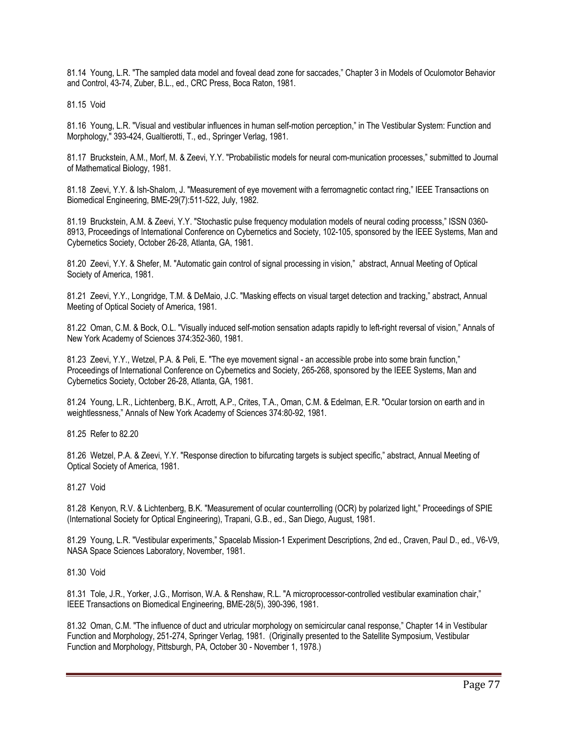81.14 Young, L.R. "The sampled data model and foveal dead zone for saccades," Chapter 3 in Models of Oculomotor Behavior and Control, 43-74, Zuber, B.L., ed., CRC Press, Boca Raton, 1981.

81.15 Void

81.16 Young, L.R. "Visual and vestibular influences in human self-motion perception," in The Vestibular System: Function and Morphology," 393-424, Gualtierotti, T., ed., Springer Verlag, 1981.

81.17 Bruckstein, A.M., Morf, M. & Zeevi, Y.Y. "Probabilistic models for neural com-munication processes," submitted to Journal of Mathematical Biology, 1981.

81.18 Zeevi, Y.Y. & Ish-Shalom, J. "Measurement of eye movement with a ferromagnetic contact ring," IEEE Transactions on Biomedical Engineering, BME-29(7):511-522, July, 1982.

81.19 Bruckstein, A.M. & Zeevi, Y.Y. "Stochastic pulse frequency modulation models of neural coding processs," ISSN 0360-8913, Proceedings of International Conference on Cybernetics and Society, 102-105, sponsored by the IEEE Systems, Man and Cybernetics Society, October 26-28, Atlanta, GA, 1981.

81.20 Zeevi, Y.Y. & Shefer, M. "Automatic gain control of signal processing in vision," abstract, Annual Meeting of Optical Society of America, 1981.

81.21 Zeevi, Y.Y., Longridge, T.M. & DeMaio, J.C. "Masking effects on visual target detection and tracking," abstract, Annual Meeting of Optical Society of America, 1981.

81.22 Oman, C.M. & Bock, O.L. "Visually induced self-motion sensation adapts rapidly to left-right reversal of vision," Annals of New York Academy of Sciences 374:352-360, 1981.

81.23 Zeevi, Y.Y., Wetzel, P.A. & Peli, E. "The eye movement signal - an accessible probe into some brain function," Proceedings of International Conference on Cybernetics and Society, 265-268, sponsored by the IEEE Systems, Man and Cybernetics Society, October 26-28, Atlanta, GA, 1981.

81.24 Young, L.R., Lichtenberg, B.K., Arrott, A.P., Crites, T.A., Oman, C.M. & Edelman, E.R. "Ocular torsion on earth and in weightlessness," Annals of New York Academy of Sciences 374:80-92, 1981.

81.25 Refer to 82.20

81.26 Wetzel, P.A. & Zeevi, Y.Y. "Response direction to bifurcating targets is subject specific," abstract, Annual Meeting of Optical Society of America, 1981.

81.27 Void

81.28 Kenyon, R.V. & Lichtenberg, B.K. "Measurement of ocular counterrolling (OCR) by polarized light," Proceedings of SPIE (International Society for Optical Engineering), Trapani, G.B., ed., San Diego, August, 1981.

81.29 Young, L.R. "Vestibular experiments," Spacelab Mission-1 Experiment Descriptions, 2nd ed., Craven, Paul D., ed., V6-V9, NASA Space Sciences Laboratory, November, 1981.

81.30 Void

81.31 Tole, J.R., Yorker, J.G., Morrison, W.A. & Renshaw, R.L. "A microprocessor-controlled vestibular examination chair," IEEE Transactions on Biomedical Engineering, BME-28(5), 390-396, 1981.

81.32 Oman, C.M. "The influence of duct and utricular morphology on semicircular canal response," Chapter 14 in Vestibular Function and Morphology, 251-274, Springer Verlag, 1981. (Originally presented to the Satellite Symposium, Vestibular Function and Morphology, Pittsburgh, PA, October 30 - November 1, 1978.)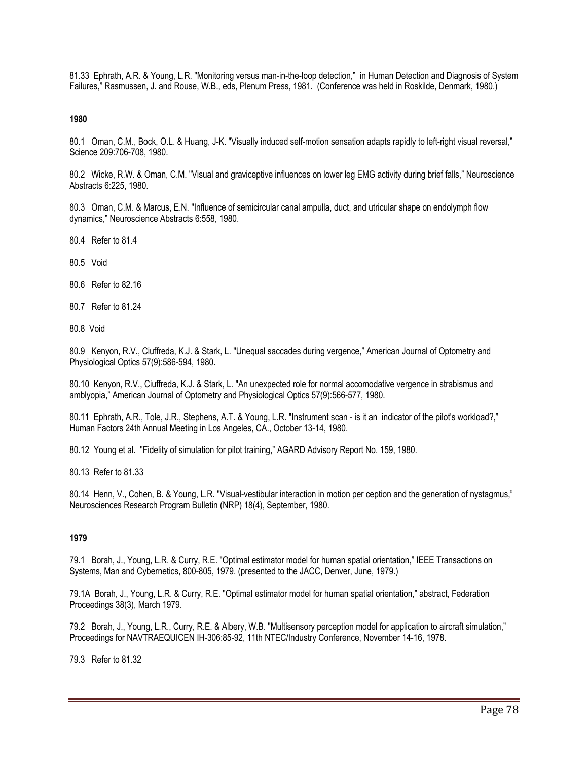81.33 Ephrath, A.R. & Young, L.R. "Monitoring versus man-in-the-loop detection," in Human Detection and Diagnosis of System Failures," Rasmussen, J. and Rouse, W.B., eds, Plenum Press, 1981. (Conference was held in Roskilde, Denmark, 1980.)

**1980**

80.1 Oman, C.M., Bock, O.L. & Huang, J-K. "Visually induced self-motion sensation adapts rapidly to left-right visual reversal," Science 209:706-708, 1980.

80.2 Wicke, R.W. & Oman, C.M. "Visual and graviceptive influences on lower leg EMG activity during brief falls," Neuroscience Abstracts 6:225, 1980.

80.3 Oman, C.M. & Marcus, E.N. "Influence of semicircular canal ampulla, duct, and utricular shape on endolymph flow dynamics," Neuroscience Abstracts 6:558, 1980.

80.4 Refer to 81.4

80.5 Void

80.6 Refer to 82.16

80.7 Refer to 81.24

80.8 Void

80.9 Kenyon, R.V., Ciuffreda, K.J. & Stark, L. "Unequal saccades during vergence," American Journal of Optometry and Physiological Optics 57(9):586-594, 1980.

80.10 Kenyon, R.V., Ciuffreda, K.J. & Stark, L. "An unexpected role for normal accomodative vergence in strabismus and amblyopia," American Journal of Optometry and Physiological Optics 57(9):566-577, 1980.

80.11 Ephrath, A.R., Tole, J.R., Stephens, A.T. & Young, L.R. "Instrument scan - is it an indicator of the pilot's workload?," Human Factors 24th Annual Meeting in Los Angeles, CA., October 13-14, 1980.

80.12 Young et al. "Fidelity of simulation for pilot training," AGARD Advisory Report No. 159, 1980.

80.13 Refer to 81.33

80.14 Henn, V., Cohen, B. & Young, L.R. "Visual-vestibular interaction in motion per ception and the generation of nystagmus," Neurosciences Research Program Bulletin (NRP) 18(4), September, 1980.

**1979**

79.1 Borah, J., Young, L.R. & Curry, R.E. "Optimal estimator model for human spatial orientation," IEEE Transactions on Systems, Man and Cybernetics, 800-805, 1979. (presented to the JACC, Denver, June, 1979.)

79.1A Borah, J., Young, L.R. & Curry, R.E. "Optimal estimator model for human spatial orientation," abstract, Federation Proceedings 38(3), March 1979.

79.2 Borah, J., Young, L.R., Curry, R.E. & Albery, W.B. "Multisensory perception model for application to aircraft simulation," Proceedings for NAVTRAEQUICEN IH-306:85-92, 11th NTEC/Industry Conference, November 14-16, 1978.

79.3 Refer to 81.32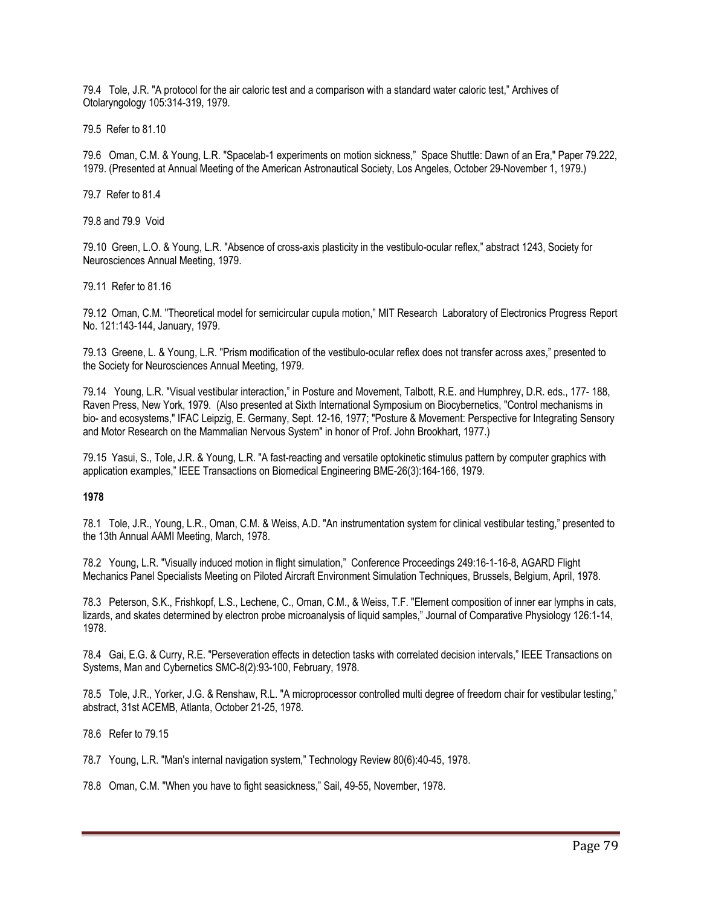79.4 Tole, J.R. "A protocol for the air caloric test and a comparison with a standard water caloric test," Archives of Otolaryngology 105:314-319, 1979.

79.5 Refer to 81.10

79.6 Oman, C.M. & Young, L.R. "Spacelab-1 experiments on motion sickness," Space Shuttle: Dawn of an Era," Paper 79.222, 1979. (Presented at Annual Meeting of the American Astronautical Society, Los Angeles, October 29-November 1, 1979.)

79.7 Refer to 81.4

79.8 and 79.9 Void

79.10 Green, L.O. & Young, L.R. "Absence of cross-axis plasticity in the vestibulo-ocular reflex," abstract 1243, Society for Neurosciences Annual Meeting, 1979.

79.11 Refer to 81.16

79.12 Oman, C.M. "Theoretical model for semicircular cupula motion," MIT Research Laboratory of Electronics Progress Report No. 121:143-144, January, 1979.

79.13 Greene, L. & Young, L.R. "Prism modification of the vestibulo-ocular reflex does not transfer across axes," presented to the Society for Neurosciences Annual Meeting, 1979.

79.14 Young, L.R. "Visual vestibular interaction," in Posture and Movement, Talbott, R.E. and Humphrey, D.R. eds., 177- 188, Raven Press, New York, 1979. (Also presented at Sixth International Symposium on Biocybernetics, "Control mechanisms in bio- and ecosystems," IFAC Leipzig, E. Germany, Sept. 12-16, 1977; "Posture & Movement: Perspective for Integrating Sensory and Motor Research on the Mammalian Nervous System" in honor of Prof. John Brookhart, 1977.)

79.15 Yasui, S., Tole, J.R. & Young, L.R. "A fast-reacting and versatile optokinetic stimulus pattern by computer graphics with application examples," IEEE Transactions on Biomedical Engineering BME-26(3):164-166, 1979.

**1978**

78.1 Tole, J.R., Young, L.R., Oman, C.M. & Weiss, A.D. "An instrumentation system for clinical vestibular testing," presented to the 13th Annual AAMI Meeting, March, 1978.

78.2 Young, L.R. "Visually induced motion in flight simulation," Conference Proceedings 249:16-1-16-8, AGARD Flight Mechanics Panel Specialists Meeting on Piloted Aircraft Environment Simulation Techniques, Brussels, Belgium, April, 1978.

78.3 Peterson, S.K., Frishkopf, L.S., Lechene, C., Oman, C.M., & Weiss, T.F. "Element composition of inner ear lymphs in cats, lizards, and skates determined by electron probe microanalysis of liquid samples," Journal of Comparative Physiology 126:1-14, 1978.

78.4 Gai, E.G. & Curry, R.E. "Perseveration effects in detection tasks with correlated decision intervals," IEEE Transactions on Systems, Man and Cybernetics SMC-8(2):93-100, February, 1978.

78.5 Tole, J.R., Yorker, J.G. & Renshaw, R.L. "A microprocessor controlled multi degree of freedom chair for vestibular testing," abstract, 31st ACEMB, Atlanta, October 21-25, 1978.

78.6 Refer to 79.15

78.7 Young, L.R. "Man's internal navigation system," Technology Review 80(6):40-45, 1978.

78.8 Oman, C.M. "When you have to fight seasickness," Sail, 49-55, November, 1978.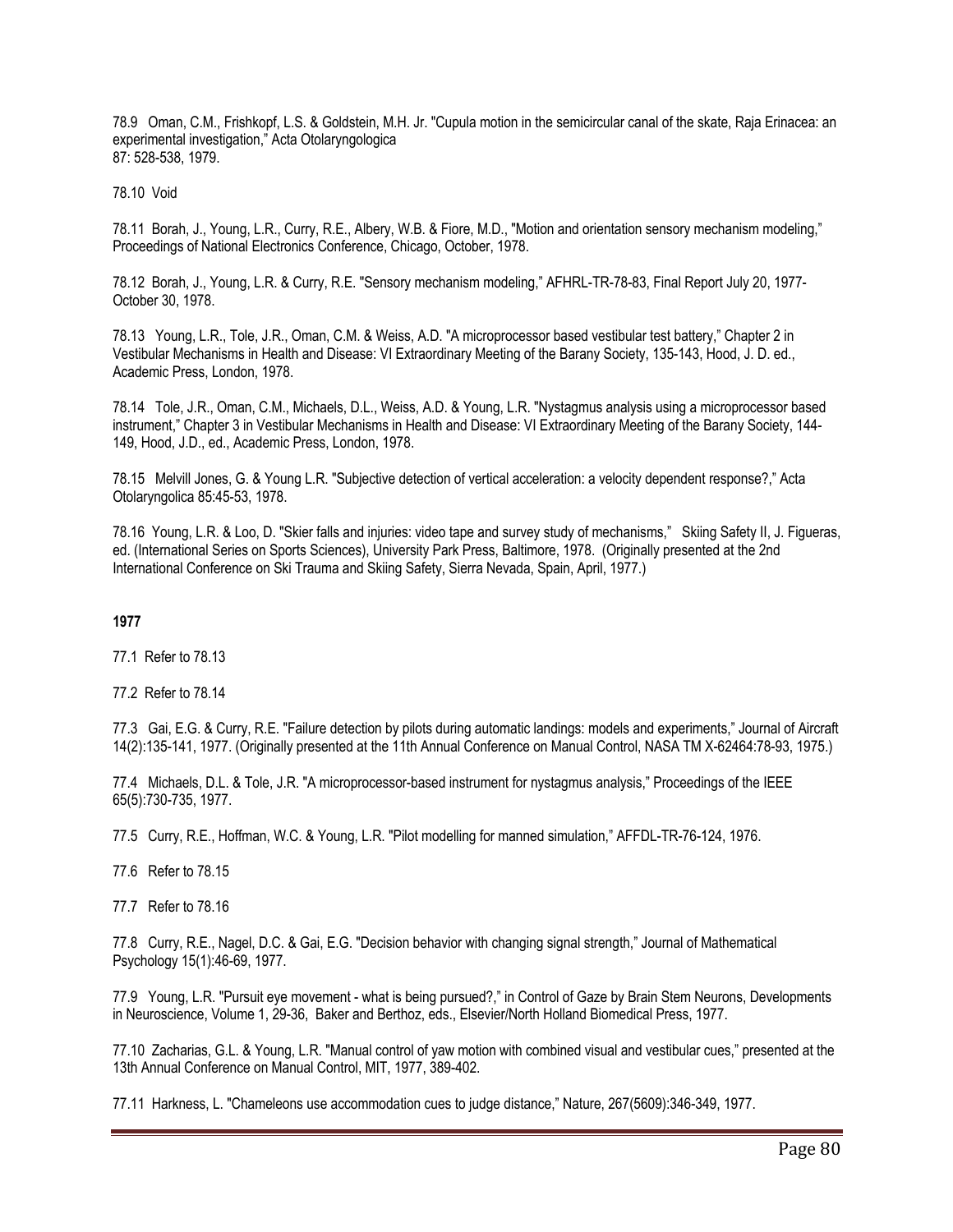78.9 Oman, C.M., Frishkopf, L.S. & Goldstein, M.H. Jr. "Cupula motion in the semicircular canal of the skate, Raja Erinacea: an experimental investigation," Acta Otolaryngologica
87: 528-538, 1979.

78.10 Void

78.11 Borah, J., Young, L.R., Curry, R.E., Albery, W.B. & Fiore, M.D., "Motion and orientation sensory mechanism modeling," Proceedings of National Electronics Conference, Chicago, October, 1978.

78.12 Borah, J., Young, L.R. & Curry, R.E. "Sensory mechanism modeling," AFHRL-TR-78-83, Final Report July 20, 1977-October 30, 1978.

78.13 Young, L.R., Tole, J.R., Oman, C.M. & Weiss, A.D. "A microprocessor based vestibular test battery," Chapter 2 in Vestibular Mechanisms in Health and Disease: VI Extraordinary Meeting of the Barany Society, 135-143, Hood, J. D. ed., Academic Press, London, 1978.

78.14 Tole, J.R., Oman, C.M., Michaels, D.L., Weiss, A.D. & Young, L.R. "Nystagmus analysis using a microprocessor based instrument," Chapter 3 in Vestibular Mechanisms in Health and Disease: VI Extraordinary Meeting of the Barany Society, 144-149, Hood, J.D., ed., Academic Press, London, 1978.

78.15 Melvill Jones, G. & Young L.R. "Subjective detection of vertical acceleration: a velocity dependent response?," Acta Otolaryngolica 85:45-53, 1978.

78.16 Young, L.R. & Loo, D. "Skier falls and injuries: video tape and survey study of mechanisms," Skiing Safety II, J. Figueras, ed. (International Series on Sports Sciences), University Park Press, Baltimore, 1978. (Originally presented at the 2nd International Conference on Ski Trauma and Skiing Safety, Sierra Nevada, Spain, April, 1977.)

**1977**

77.1 Refer to 78.13

77.2 Refer to 78.14

77.3 Gai, E.G. & Curry, R.E. "Failure detection by pilots during automatic landings: models and experiments," Journal of Aircraft 14(2):135-141, 1977. (Originally presented at the 11th Annual Conference on Manual Control, NASA TM X-62464:78-93, 1975.)

77.4 Michaels, D.L. & Tole, J.R. "A microprocessor-based instrument for nystagmus analysis," Proceedings of the IEEE 65(5):730-735, 1977.

77.5 Curry, R.E., Hoffman, W.C. & Young, L.R. "Pilot modelling for manned simulation," AFFDL-TR-76-124, 1976.

77.6 Refer to 78.15

77.7 Refer to 78.16

77.8 Curry, R.E., Nagel, D.C. & Gai, E.G. "Decision behavior with changing signal strength," Journal of Mathematical Psychology 15(1):46-69, 1977.

77.9 Young, L.R. "Pursuit eye movement - what is being pursued?," in Control of Gaze by Brain Stem Neurons, Developments in Neuroscience, Volume 1, 29-36, Baker and Berthoz, eds., Elsevier/North Holland Biomedical Press, 1977.

77.10 Zacharias, G.L. & Young, L.R. "Manual control of yaw motion with combined visual and vestibular cues," presented at the 13th Annual Conference on Manual Control, MIT, 1977, 389-402.

77.11 Harkness, L. "Chameleons use accommodation cues to judge distance," Nature, 267(5609):346-349, 1977.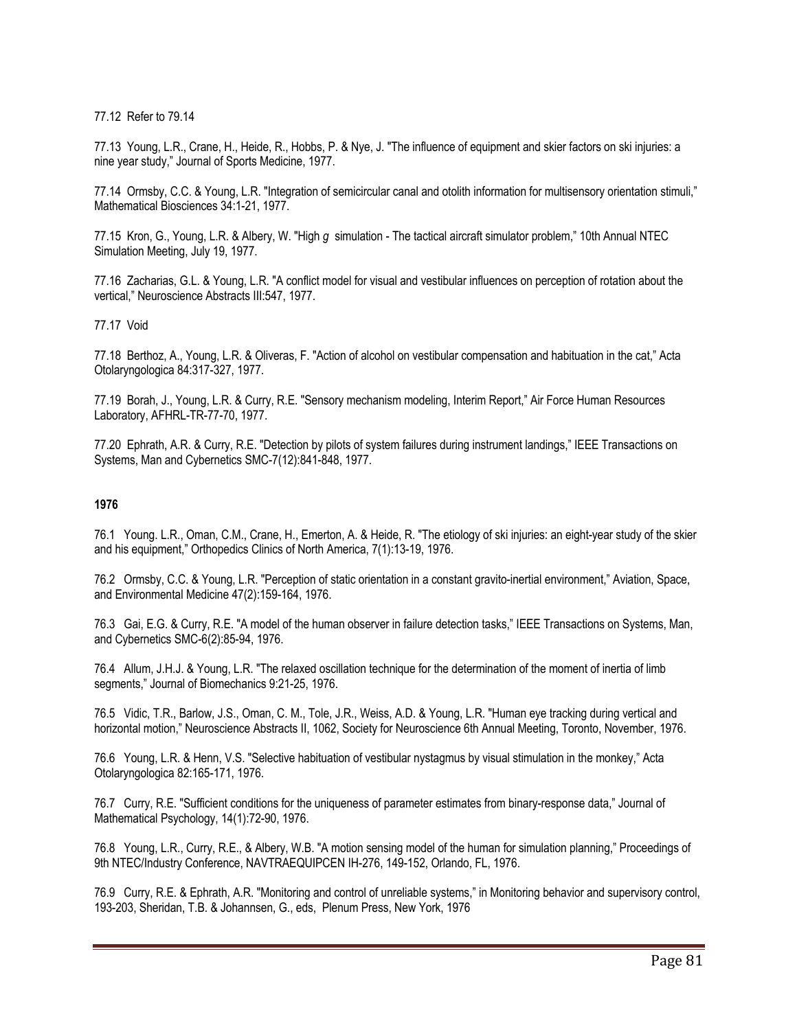77.12 Refer to 79.14

77.13 Young, L.R., Crane, H., Heide, R., Hobbs, P. & Nye, J. "The influence of equipment and skier factors on ski injuries: a nine year study," Journal of Sports Medicine, 1977.

77.14 Ormsby, C.C. & Young, L.R. "Integration of semicircular canal and otolith information for multisensory orientation stimuli," Mathematical Biosciences 34:1-21, 1977.

77.15 Kron, G., Young, L.R. & Albery, W. "High *g* simulation - The tactical aircraft simulator problem," 10th Annual NTEC Simulation Meeting, July 19, 1977.

77.16 Zacharias, G.L. & Young, L.R. "A conflict model for visual and vestibular influences on perception of rotation about the vertical," Neuroscience Abstracts III:547, 1977.

77.17 Void

77.18 Berthoz, A., Young, L.R. & Oliveras, F. "Action of alcohol on vestibular compensation and habituation in the cat," Acta Otolaryngologica 84:317-327, 1977.

77.19 Borah, J., Young, L.R. & Curry, R.E. "Sensory mechanism modeling, Interim Report," Air Force Human Resources Laboratory, AFHRL-TR-77-70, 1977.

77.20 Ephrath, A.R. & Curry, R.E. "Detection by pilots of system failures during instrument landings," IEEE Transactions on Systems, Man and Cybernetics SMC-7(12):841-848, 1977.

**1976**

76.1 Young. L.R., Oman, C.M., Crane, H., Emerton, A. & Heide, R. "The etiology of ski injuries: an eight-year study of the skier and his equipment," Orthopedics Clinics of North America, 7(1):13-19, 1976.

76.2 Ormsby, C.C. & Young, L.R. "Perception of static orientation in a constant gravito-inertial environment," Aviation, Space, and Environmental Medicine 47(2):159-164, 1976.

76.3 Gai, E.G. & Curry, R.E. "A model of the human observer in failure detection tasks," IEEE Transactions on Systems, Man, and Cybernetics SMC-6(2):85-94, 1976.

76.4 Allum, J.H.J. & Young, L.R. "The relaxed oscillation technique for the determination of the moment of inertia of limb segments," Journal of Biomechanics 9:21-25, 1976.

76.5 Vidic, T.R., Barlow, J.S., Oman, C. M., Tole, J.R., Weiss, A.D. & Young, L.R. "Human eye tracking during vertical and horizontal motion," Neuroscience Abstracts II, 1062, Society for Neuroscience 6th Annual Meeting, Toronto, November, 1976.

76.6 Young, L.R. & Henn, V.S. "Selective habituation of vestibular nystagmus by visual stimulation in the monkey," Acta Otolaryngologica 82:165-171, 1976.

76.7 Curry, R.E. "Sufficient conditions for the uniqueness of parameter estimates from binary-response data," Journal of Mathematical Psychology, 14(1):72-90, 1976.

76.8 Young, L.R., Curry, R.E., & Albery, W.B. "A motion sensing model of the human for simulation planning," Proceedings of 9th NTEC/Industry Conference, NAVTRAEQUIPCEN IH-276, 149-152, Orlando, FL, 1976.

76.9 Curry, R.E. & Ephrath, A.R. "Monitoring and control of unreliable systems," in Monitoring behavior and supervisory control, 193-203, Sheridan, T.B. & Johannsen, G., eds, Plenum Press, New York, 1976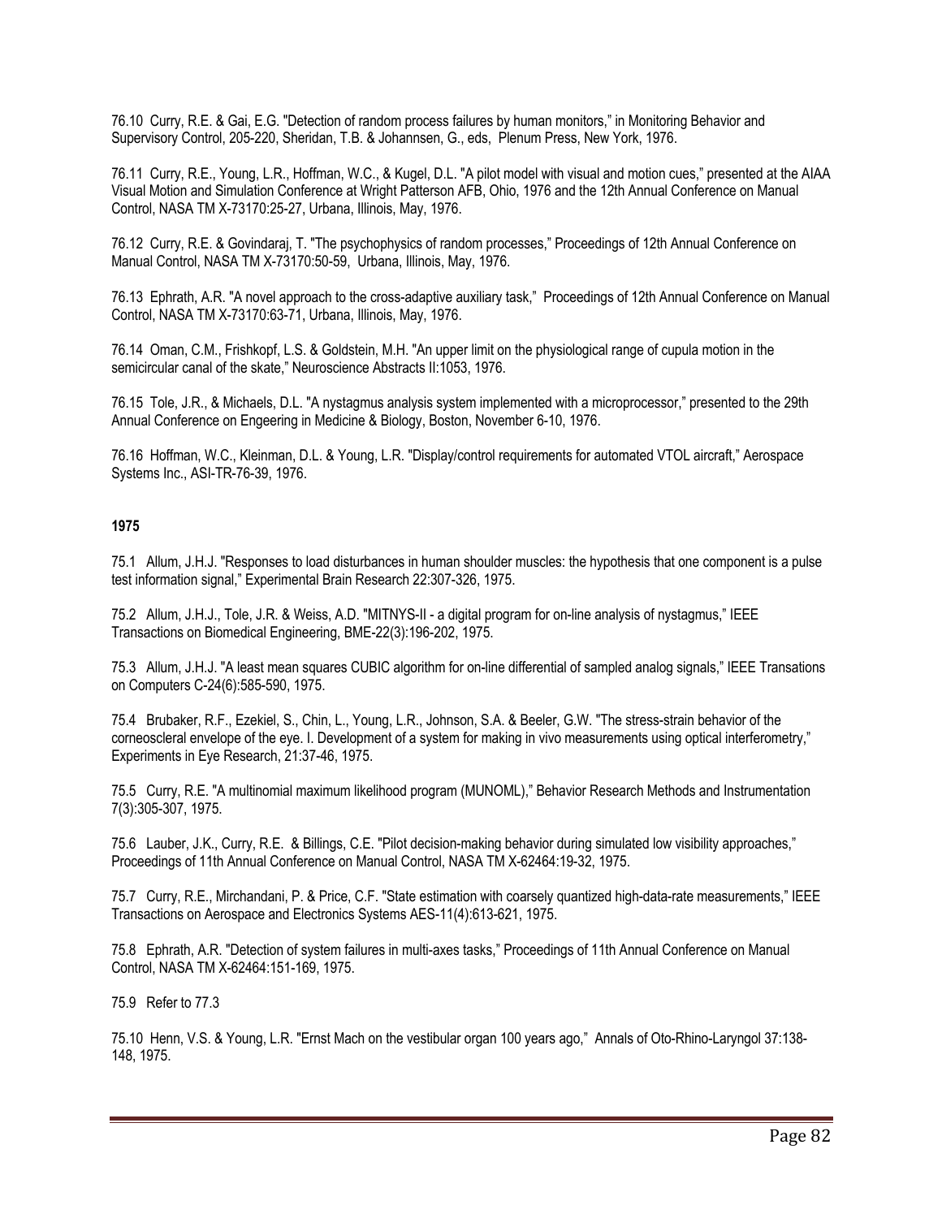76.10 Curry, R.E. & Gai, E.G. "Detection of random process failures by human monitors," in Monitoring Behavior and Supervisory Control, 205-220, Sheridan, T.B. & Johannsen, G., eds, Plenum Press, New York, 1976.

76.11 Curry, R.E., Young, L.R., Hoffman, W.C., & Kugel, D.L. "A pilot model with visual and motion cues," presented at the AIAA Visual Motion and Simulation Conference at Wright Patterson AFB, Ohio, 1976 and the 12th Annual Conference on Manual Control, NASA TM X-73170:25-27, Urbana, Illinois, May, 1976.

76.12 Curry, R.E. & Govindaraj, T. "The psychophysics of random processes," Proceedings of 12th Annual Conference on Manual Control, NASA TM X-73170:50-59, Urbana, Illinois, May, 1976.

76.13 Ephrath, A.R. "A novel approach to the cross-adaptive auxiliary task," Proceedings of 12th Annual Conference on Manual Control, NASA TM X-73170:63-71, Urbana, Illinois, May, 1976.

76.14 Oman, C.M., Frishkopf, L.S. & Goldstein, M.H. "An upper limit on the physiological range of cupula motion in the semicircular canal of the skate," Neuroscience Abstracts II:1053, 1976.

76.15 Tole, J.R., & Michaels, D.L. "A nystagmus analysis system implemented with a microprocessor," presented to the 29th Annual Conference on Engeering in Medicine & Biology, Boston, November 6-10, 1976.

76.16 Hoffman, W.C., Kleinman, D.L. & Young, L.R. "Display/control requirements for automated VTOL aircraft," Aerospace Systems Inc., ASI-TR-76-39, 1976.

**1975**

75.1 Allum, J.H.J. "Responses to load disturbances in human shoulder muscles: the hypothesis that one component is a pulse test information signal," Experimental Brain Research 22:307-326, 1975.

75.2 Allum, J.H.J., Tole, J.R. & Weiss, A.D. "MITNYS-II - a digital program for on-line analysis of nystagmus," IEEE Transactions on Biomedical Engineering, BME-22(3):196-202, 1975.

75.3 Allum, J.H.J. "A least mean squares CUBIC algorithm for on-line differential of sampled analog signals," IEEE Transations on Computers C-24(6):585-590, 1975.

75.4 Brubaker, R.F., Ezekiel, S., Chin, L., Young, L.R., Johnson, S.A. & Beeler, G.W. "The stress-strain behavior of the corneoscleral envelope of the eye. I. Development of a system for making in vivo measurements using optical interferometry," Experiments in Eye Research, 21:37-46, 1975.

75.5 Curry, R.E. "A multinomial maximum likelihood program (MUNOML)," Behavior Research Methods and Instrumentation 7(3):305-307, 1975.

75.6 Lauber, J.K., Curry, R.E. & Billings, C.E. "Pilot decision-making behavior during simulated low visibility approaches," Proceedings of 11th Annual Conference on Manual Control, NASA TM X-62464:19-32, 1975.

75.7 Curry, R.E., Mirchandani, P. & Price, C.F. "State estimation with coarsely quantized high-data-rate measurements," IEEE Transactions on Aerospace and Electronics Systems AES-11(4):613-621, 1975.

75.8 Ephrath, A.R. "Detection of system failures in multi-axes tasks," Proceedings of 11th Annual Conference on Manual Control, NASA TM X-62464:151-169, 1975.

75.9 Refer to 77.3

75.10 Henn, V.S. & Young, L.R. "Ernst Mach on the vestibular organ 100 years ago," Annals of Oto-Rhino-Laryngol 37:138-148, 1975.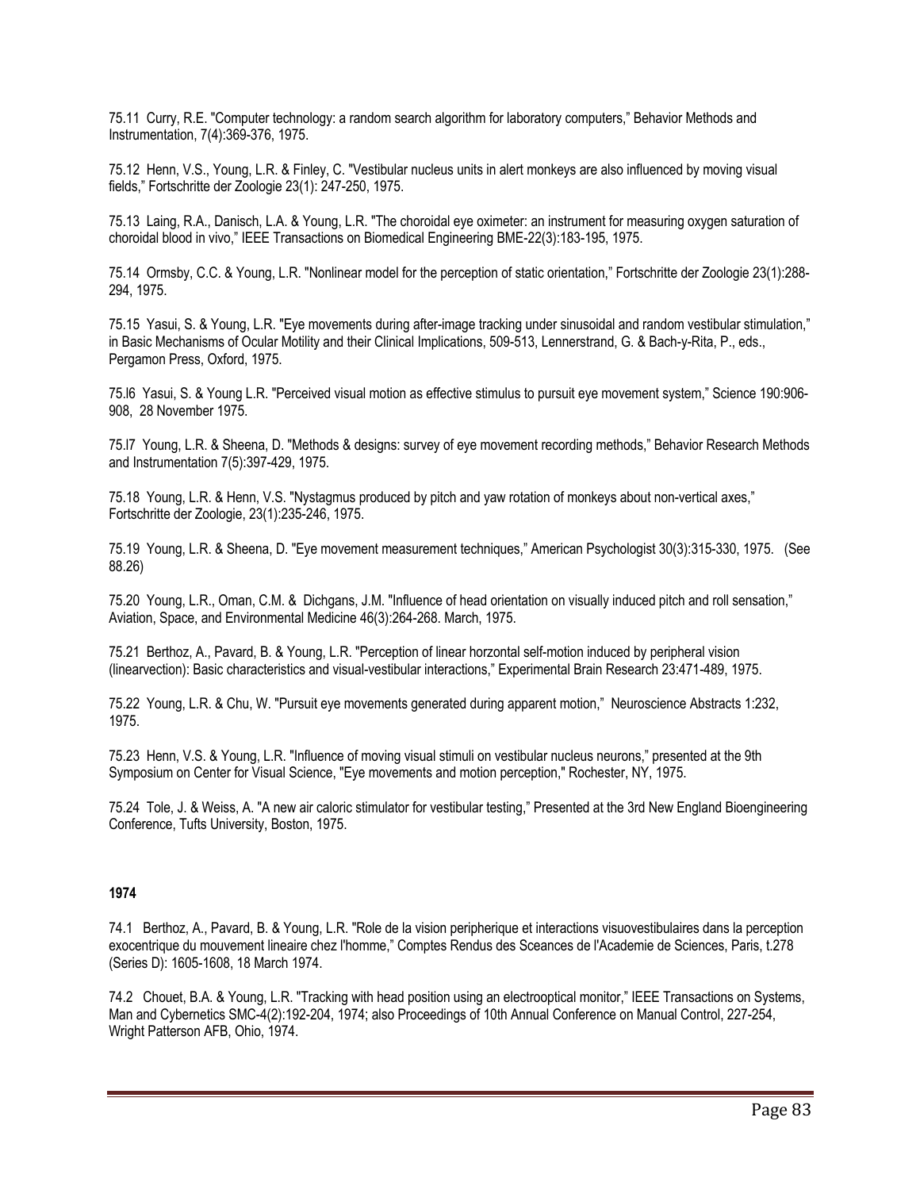75.11 Curry, R.E. "Computer technology: a random search algorithm for laboratory computers," Behavior Methods and Instrumentation, 7(4):369-376, 1975.

75.12 Henn, V.S., Young, L.R. & Finley, C. "Vestibular nucleus units in alert monkeys are also influenced by moving visual fields," Fortschritte der Zoologie 23(1): 247-250, 1975.

75.13 Laing, R.A., Danisch, L.A. & Young, L.R. "The choroidal eye oximeter: an instrument for measuring oxygen saturation of choroidal blood in vivo," IEEE Transactions on Biomedical Engineering BME-22(3):183-195, 1975.

75.14 Ormsby, C.C. & Young, L.R. "Nonlinear model for the perception of static orientation," Fortschritte der Zoologie 23(1):288-294, 1975.

75.15 Yasui, S. & Young, L.R. "Eye movements during after-image tracking under sinusoidal and random vestibular stimulation," in Basic Mechanisms of Ocular Motility and their Clinical Implications, 509-513, Lennerstrand, G. & Bach-y-Rita, P., eds., Pergamon Press, Oxford, 1975.

75.l6 Yasui, S. & Young L.R. "Perceived visual motion as effective stimulus to pursuit eye movement system," Science 190:906-908, 28 November 1975.

75.l7 Young, L.R. & Sheena, D. "Methods & designs: survey of eye movement recording methods," Behavior Research Methods and Instrumentation 7(5):397-429, 1975.

75.18 Young, L.R. & Henn, V.S. "Nystagmus produced by pitch and yaw rotation of monkeys about non-vertical axes," Fortschritte der Zoologie, 23(1):235-246, 1975.

75.19 Young, L.R. & Sheena, D. "Eye movement measurement techniques," American Psychologist 30(3):315-330, 1975. (See 88.26)

75.20 Young, L.R., Oman, C.M. & Dichgans, J.M. "Influence of head orientation on visually induced pitch and roll sensation," Aviation, Space, and Environmental Medicine 46(3):264-268. March, 1975.

75.21 Berthoz, A., Pavard, B. & Young, L.R. "Perception of linear horzontal self-motion induced by peripheral vision (linearvection): Basic characteristics and visual-vestibular interactions," Experimental Brain Research 23:471-489, 1975.

75.22 Young, L.R. & Chu, W. "Pursuit eye movements generated during apparent motion," Neuroscience Abstracts 1:232, 1975.

75.23 Henn, V.S. & Young, L.R. "Influence of moving visual stimuli on vestibular nucleus neurons," presented at the 9th Symposium on Center for Visual Science, "Eye movements and motion perception," Rochester, NY, 1975.

75.24 Tole, J. & Weiss, A. "A new air caloric stimulator for vestibular testing," Presented at the 3rd New England Bioengineering Conference, Tufts University, Boston, 1975.

**1974**

74.1 Berthoz, A., Pavard, B. & Young, L.R. "Role de la vision peripherique et interactions visuovestibulaires dans la perception exocentrique du mouvement lineaire chez l'homme," Comptes Rendus des Sceances de l'Academie de Sciences, Paris, t.278 (Series D): 1605-1608, 18 March 1974.

74.2 Chouet, B.A. & Young, L.R. "Tracking with head position using an electrooptical monitor," IEEE Transactions on Systems, Man and Cybernetics SMC-4(2):192-204, 1974; also Proceedings of 10th Annual Conference on Manual Control, 227-254, Wright Patterson AFB, Ohio, 1974.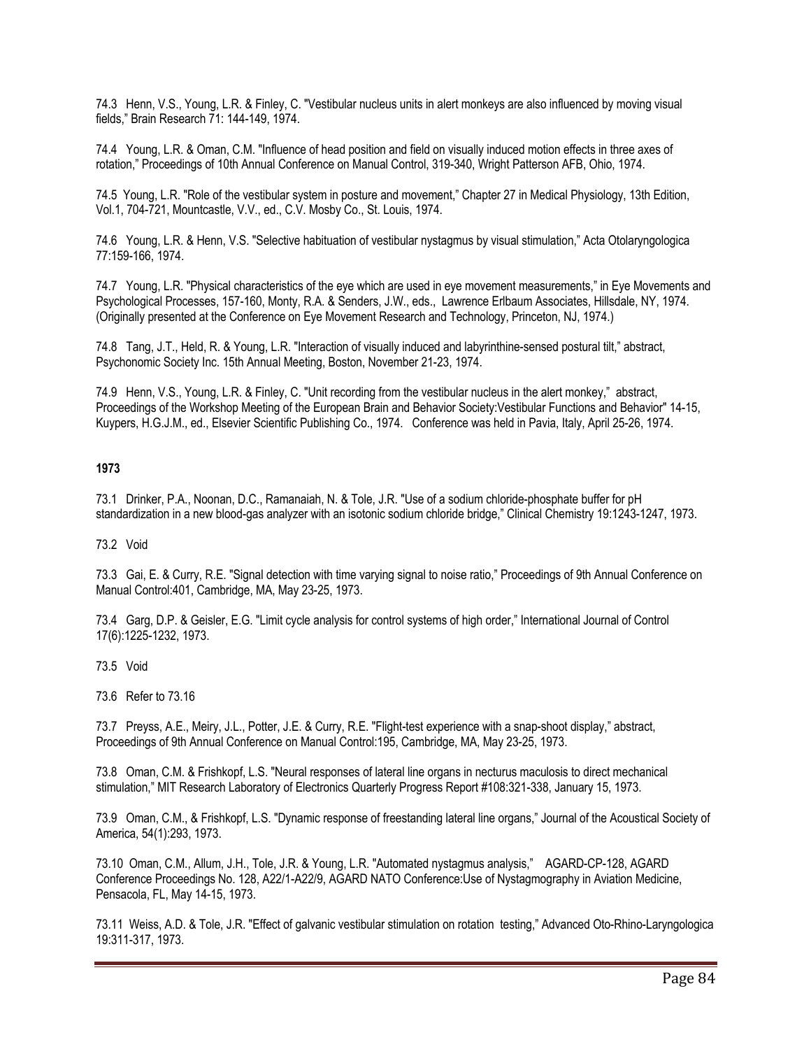74.3 Henn, V.S., Young, L.R. & Finley, C. "Vestibular nucleus units in alert monkeys are also influenced by moving visual fields," Brain Research 71: 144-149, 1974.

74.4 Young, L.R. & Oman, C.M. "Influence of head position and field on visually induced motion effects in three axes of rotation," Proceedings of 10th Annual Conference on Manual Control, 319-340, Wright Patterson AFB, Ohio, 1974.

74.5 Young, L.R. "Role of the vestibular system in posture and movement," Chapter 27 in Medical Physiology, 13th Edition, Vol.1, 704-721, Mountcastle, V.V., ed., C.V. Mosby Co., St. Louis, 1974.

74.6 Young, L.R. & Henn, V.S. "Selective habituation of vestibular nystagmus by visual stimulation," Acta Otolaryngologica 77:159-166, 1974.

74.7 Young, L.R. "Physical characteristics of the eye which are used in eye movement measurements," in Eye Movements and Psychological Processes, 157-160, Monty, R.A. & Senders, J.W., eds., Lawrence Erlbaum Associates, Hillsdale, NY, 1974. (Originally presented at the Conference on Eye Movement Research and Technology, Princeton, NJ, 1974.)

74.8 Tang, J.T., Held, R. & Young, L.R. "Interaction of visually induced and labyrinthine-sensed postural tilt," abstract, Psychonomic Society Inc. 15th Annual Meeting, Boston, November 21-23, 1974.

74.9 Henn, V.S., Young, L.R. & Finley, C. "Unit recording from the vestibular nucleus in the alert monkey," abstract, Proceedings of the Workshop Meeting of the European Brain and Behavior Society:Vestibular Functions and Behavior" 14-15, Kuypers, H.G.J.M., ed., Elsevier Scientific Publishing Co., 1974. Conference was held in Pavia, Italy, April 25-26, 1974.

**1973**

73.1 Drinker, P.A., Noonan, D.C., Ramanaiah, N. & Tole, J.R. "Use of a sodium chloride-phosphate buffer for pH standardization in a new blood-gas analyzer with an isotonic sodium chloride bridge," Clinical Chemistry 19:1243-1247, 1973.

73.2 Void

73.3 Gai, E. & Curry, R.E. "Signal detection with time varying signal to noise ratio," Proceedings of 9th Annual Conference on Manual Control:401, Cambridge, MA, May 23-25, 1973.

73.4 Garg, D.P. & Geisler, E.G. "Limit cycle analysis for control systems of high order," International Journal of Control 17(6):1225-1232, 1973.

73.5 Void

73.6 Refer to 73.16

73.7 Preyss, A.E., Meiry, J.L., Potter, J.E. & Curry, R.E. "Flight-test experience with a snap-shoot display," abstract, Proceedings of 9th Annual Conference on Manual Control:195, Cambridge, MA, May 23-25, 1973.

73.8 Oman, C.M. & Frishkopf, L.S. "Neural responses of lateral line organs in necturus maculosis to direct mechanical stimulation," MIT Research Laboratory of Electronics Quarterly Progress Report #108:321-338, January 15, 1973.

73.9 Oman, C.M., & Frishkopf, L.S. "Dynamic response of freestanding lateral line organs," Journal of the Acoustical Society of America, 54(1):293, 1973.

73.10 Oman, C.M., Allum, J.H., Tole, J.R. & Young, L.R. "Automated nystagmus analysis," AGARD-CP-128, AGARD Conference Proceedings No. 128, A22/1-A22/9, AGARD NATO Conference:Use of Nystagmography in Aviation Medicine, Pensacola, FL, May 14-15, 1973.

73.11 Weiss, A.D. & Tole, J.R. "Effect of galvanic vestibular stimulation on rotation testing," Advanced Oto-Rhino-Laryngologica 19:311-317, 1973.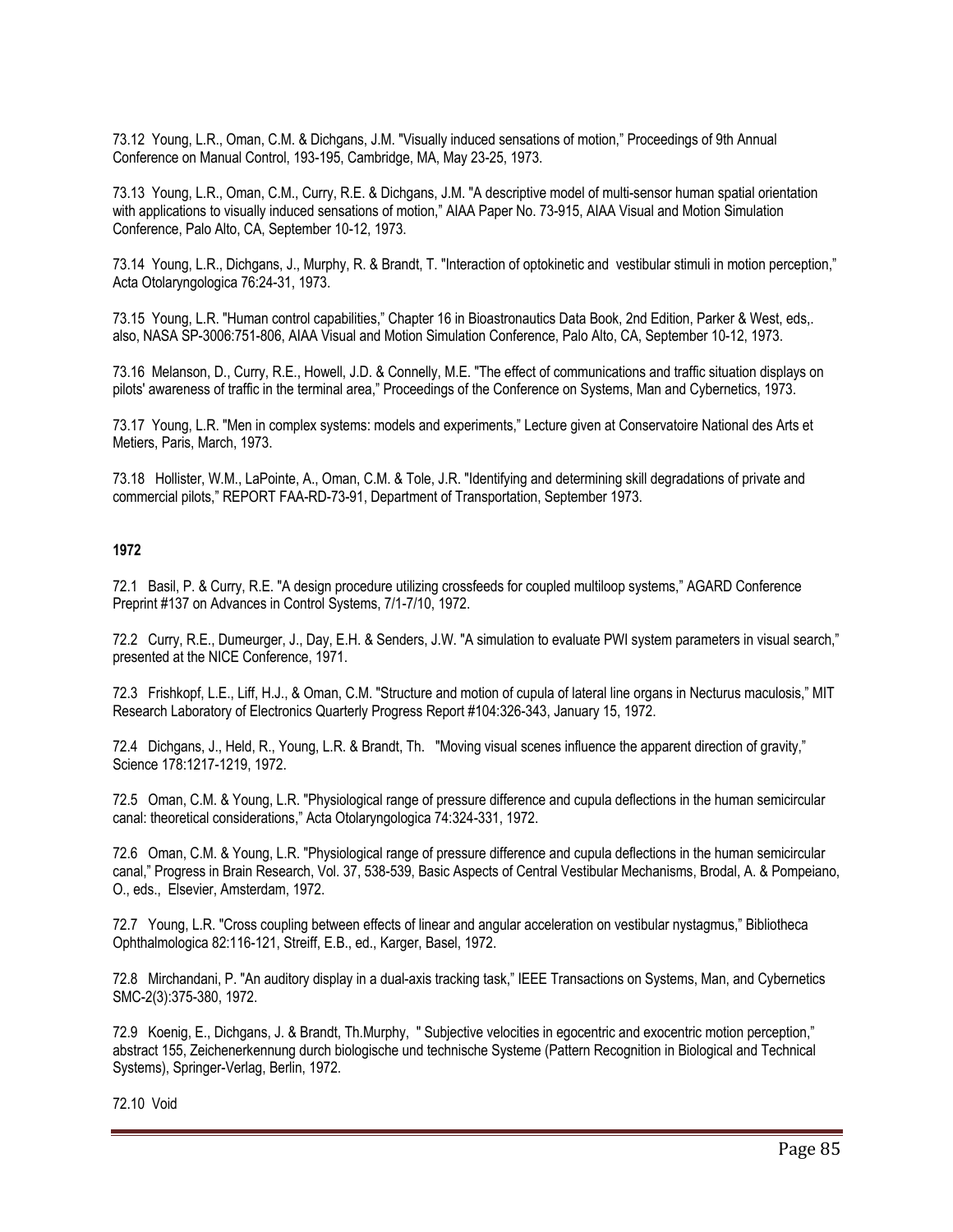73.12 Young, L.R., Oman, C.M. & Dichgans, J.M. "Visually induced sensations of motion," Proceedings of 9th Annual Conference on Manual Control, 193-195, Cambridge, MA, May 23-25, 1973.

73.13 Young, L.R., Oman, C.M., Curry, R.E. & Dichgans, J.M. "A descriptive model of multi-sensor human spatial orientation with applications to visually induced sensations of motion," AIAA Paper No. 73-915, AIAA Visual and Motion Simulation Conference, Palo Alto, CA, September 10-12, 1973.

73.14 Young, L.R., Dichgans, J., Murphy, R. & Brandt, T. "Interaction of optokinetic and vestibular stimuli in motion perception," Acta Otolaryngologica 76:24-31, 1973.

73.15 Young, L.R. "Human control capabilities," Chapter 16 in Bioastronautics Data Book, 2nd Edition, Parker & West, eds,. also, NASA SP-3006:751-806, AIAA Visual and Motion Simulation Conference, Palo Alto, CA, September 10-12, 1973.

73.16 Melanson, D., Curry, R.E., Howell, J.D. & Connelly, M.E. "The effect of communications and traffic situation displays on pilots' awareness of traffic in the terminal area," Proceedings of the Conference on Systems, Man and Cybernetics, 1973.

73.17 Young, L.R. "Men in complex systems: models and experiments," Lecture given at Conservatoire National des Arts et Metiers, Paris, March, 1973.

73.18 Hollister, W.M., LaPointe, A., Oman, C.M. & Tole, J.R. "Identifying and determining skill degradations of private and commercial pilots," REPORT FAA-RD-73-91, Department of Transportation, September 1973.

**1972**

72.1 Basil, P. & Curry, R.E. "A design procedure utilizing crossfeeds for coupled multiloop systems," AGARD Conference Preprint #137 on Advances in Control Systems, 7/1-7/10, 1972.

72.2 Curry, R.E., Dumeurger, J., Day, E.H. & Senders, J.W. "A simulation to evaluate PWI system parameters in visual search," presented at the NICE Conference, 1971.

72.3 Frishkopf, L.E., Liff, H.J., & Oman, C.M. "Structure and motion of cupula of lateral line organs in Necturus maculosis," MIT Research Laboratory of Electronics Quarterly Progress Report #104:326-343, January 15, 1972.

72.4 Dichgans, J., Held, R., Young, L.R. & Brandt, Th. "Moving visual scenes influence the apparent direction of gravity," Science 178:1217-1219, 1972.

72.5 Oman, C.M. & Young, L.R. "Physiological range of pressure difference and cupula deflections in the human semicircular canal: theoretical considerations," Acta Otolaryngologica 74:324-331, 1972.

72.6 Oman, C.M. & Young, L.R. "Physiological range of pressure difference and cupula deflections in the human semicircular canal," Progress in Brain Research, Vol. 37, 538-539, Basic Aspects of Central Vestibular Mechanisms, Brodal, A. & Pompeiano, O., eds., Elsevier, Amsterdam, 1972.

72.7 Young, L.R. "Cross coupling between effects of linear and angular acceleration on vestibular nystagmus," Bibliotheca Ophthalmologica 82:116-121, Streiff, E.B., ed., Karger, Basel, 1972.

72.8 Mirchandani, P. "An auditory display in a dual-axis tracking task," IEEE Transactions on Systems, Man, and Cybernetics SMC-2(3):375-380, 1972.

72.9 Koenig, E., Dichgans, J. & Brandt, Th.Murphy, " Subjective velocities in egocentric and exocentric motion perception," abstract 155, Zeichenerkennung durch biologische und technische Systeme (Pattern Recognition in Biological and Technical Systems), Springer-Verlag, Berlin, 1972.

72.10 Void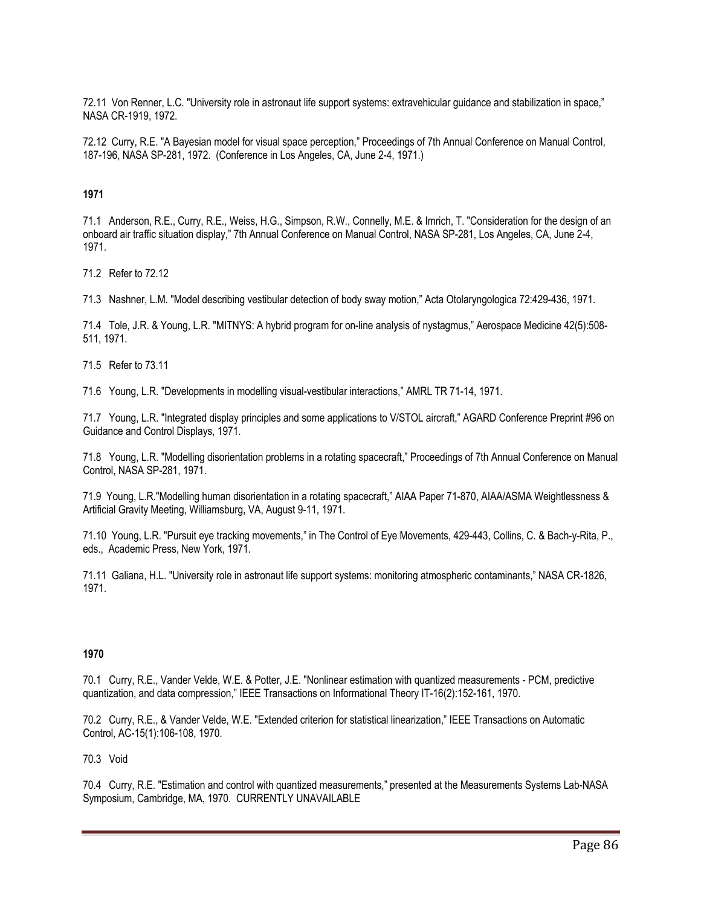72.11 Von Renner, L.C. "University role in astronaut life support systems: extravehicular guidance and stabilization in space," NASA CR-1919, 1972.

72.12 Curry, R.E. "A Bayesian model for visual space perception," Proceedings of 7th Annual Conference on Manual Control, 187-196, NASA SP-281, 1972. (Conference in Los Angeles, CA, June 2-4, 1971.)

**1971**

71.1 Anderson, R.E., Curry, R.E., Weiss, H.G., Simpson, R.W., Connelly, M.E. & Imrich, T. "Consideration for the design of an onboard air traffic situation display," 7th Annual Conference on Manual Control, NASA SP-281, Los Angeles, CA, June 2-4, 1971.

71.2 Refer to 72.12

71.3 Nashner, L.M. "Model describing vestibular detection of body sway motion," Acta Otolaryngologica 72:429-436, 1971.

71.4 Tole, J.R. & Young, L.R. "MITNYS: A hybrid program for on-line analysis of nystagmus," Aerospace Medicine 42(5):508-511, 1971.

71.5 Refer to 73.11

71.6 Young, L.R. "Developments in modelling visual-vestibular interactions," AMRL TR 71-14, 1971.

71.7 Young, L.R. "Integrated display principles and some applications to V/STOL aircraft," AGARD Conference Preprint #96 on Guidance and Control Displays, 1971.

71.8 Young, L.R. "Modelling disorientation problems in a rotating spacecraft," Proceedings of 7th Annual Conference on Manual Control, NASA SP-281, 1971.

71.9 Young, L.R."Modelling human disorientation in a rotating spacecraft," AIAA Paper 71-870, AIAA/ASMA Weightlessness & Artificial Gravity Meeting, Williamsburg, VA, August 9-11, 1971.

71.10 Young, L.R. "Pursuit eye tracking movements," in The Control of Eye Movements, 429-443, Collins, C. & Bach-y-Rita, P., eds., Academic Press, New York, 1971.

71.11 Galiana, H.L. "University role in astronaut life support systems: monitoring atmospheric contaminants," NASA CR-1826, 1971.

**1970**

70.1 Curry, R.E., Vander Velde, W.E. & Potter, J.E. "Nonlinear estimation with quantized measurements - PCM, predictive quantization, and data compression," IEEE Transactions on Informational Theory IT-16(2):152-161, 1970.

70.2 Curry, R.E., & Vander Velde, W.E. "Extended criterion for statistical linearization," IEEE Transactions on Automatic Control, AC-15(1):106-108, 1970.

70.3 Void

70.4 Curry, R.E. "Estimation and control with quantized measurements," presented at the Measurements Systems Lab-NASA Symposium, Cambridge, MA, 1970. CURRENTLY UNAVAILABLE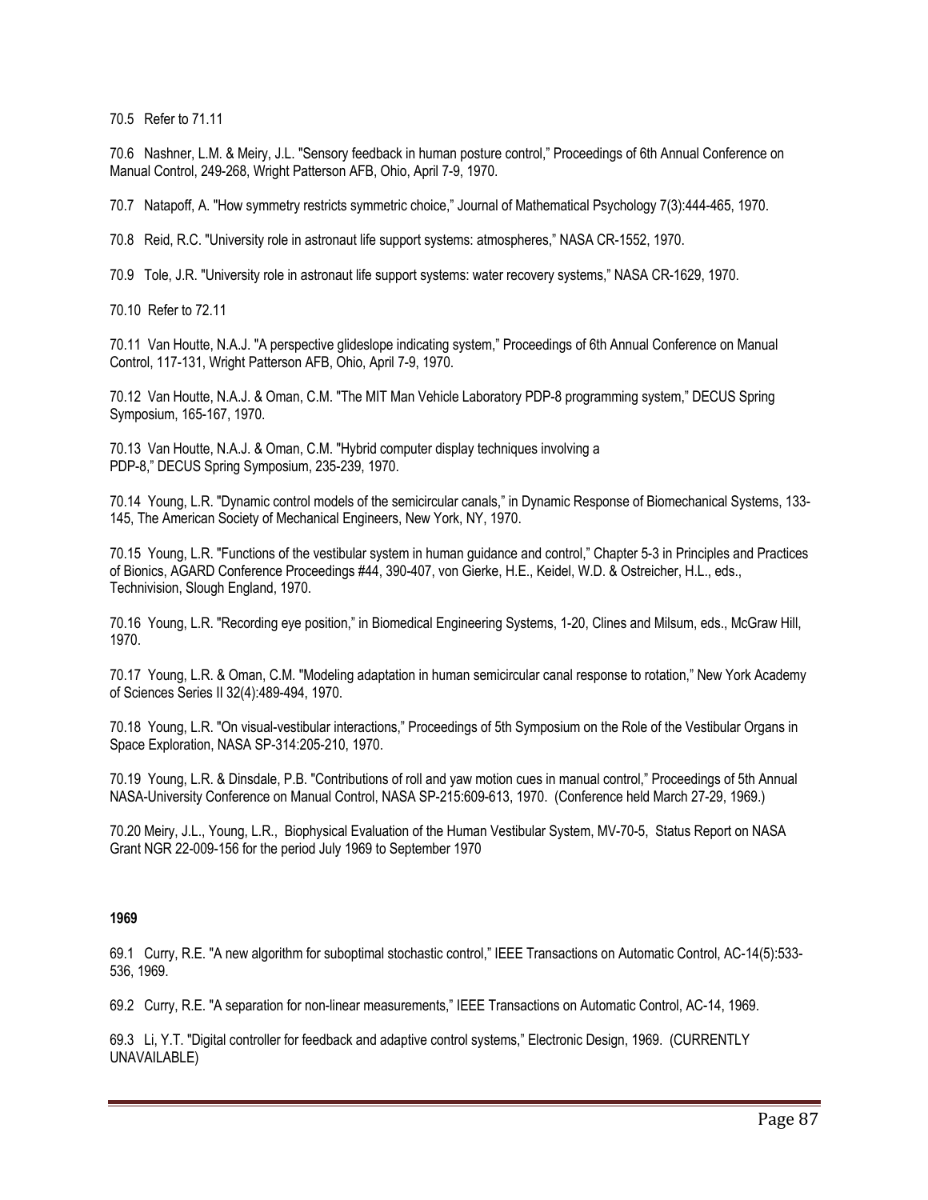70.5 Refer to 71.11

70.6 Nashner, L.M. & Meiry, J.L. "Sensory feedback in human posture control," Proceedings of 6th Annual Conference on Manual Control, 249-268, Wright Patterson AFB, Ohio, April 7-9, 1970.

70.7 Natapoff, A. "How symmetry restricts symmetric choice," Journal of Mathematical Psychology 7(3):444-465, 1970.

70.8 Reid, R.C. "University role in astronaut life support systems: atmospheres," NASA CR-1552, 1970.

70.9 Tole, J.R. "University role in astronaut life support systems: water recovery systems," NASA CR-1629, 1970.

70.10 Refer to 72.11

70.11 Van Houtte, N.A.J. "A perspective glideslope indicating system," Proceedings of 6th Annual Conference on Manual Control, 117-131, Wright Patterson AFB, Ohio, April 7-9, 1970.

70.12 Van Houtte, N.A.J. & Oman, C.M. "The MIT Man Vehicle Laboratory PDP-8 programming system," DECUS Spring Symposium, 165-167, 1970.

70.13 Van Houtte, N.A.J. & Oman, C.M. "Hybrid computer display techniques involving a PDP-8," DECUS Spring Symposium, 235-239, 1970.

70.14 Young, L.R. "Dynamic control models of the semicircular canals," in Dynamic Response of Biomechanical Systems, 133-145, The American Society of Mechanical Engineers, New York, NY, 1970.

70.15 Young, L.R. "Functions of the vestibular system in human guidance and control," Chapter 5-3 in Principles and Practices of Bionics, AGARD Conference Proceedings #44, 390-407, von Gierke, H.E., Keidel, W.D. & Ostreicher, H.L., eds., Technivision, Slough England, 1970.

70.16 Young, L.R. "Recording eye position," in Biomedical Engineering Systems, 1-20, Clines and Milsum, eds., McGraw Hill, 1970.

70.17 Young, L.R. & Oman, C.M. "Modeling adaptation in human semicircular canal response to rotation," New York Academy of Sciences Series II 32(4):489-494, 1970.

70.18 Young, L.R. "On visual-vestibular interactions," Proceedings of 5th Symposium on the Role of the Vestibular Organs in Space Exploration, NASA SP-314:205-210, 1970.

70.19 Young, L.R. & Dinsdale, P.B. "Contributions of roll and yaw motion cues in manual control," Proceedings of 5th Annual NASA-University Conference on Manual Control, NASA SP-215:609-613, 1970. (Conference held March 27-29, 1969.)

70.20 Meiry, J.L., Young, L.R., Biophysical Evaluation of the Human Vestibular System, MV-70-5, Status Report on NASA Grant NGR 22-009-156 for the period July 1969 to September 1970

**1969**

69.1 Curry, R.E. "A new algorithm for suboptimal stochastic control," IEEE Transactions on Automatic Control, AC-14(5):533-536, 1969.

69.2 Curry, R.E. "A separation for non-linear measurements," IEEE Transactions on Automatic Control, AC-14, 1969.

69.3 Li, Y.T. "Digital controller for feedback and adaptive control systems," Electronic Design, 1969. (CURRENTLY UNAVAILABLE)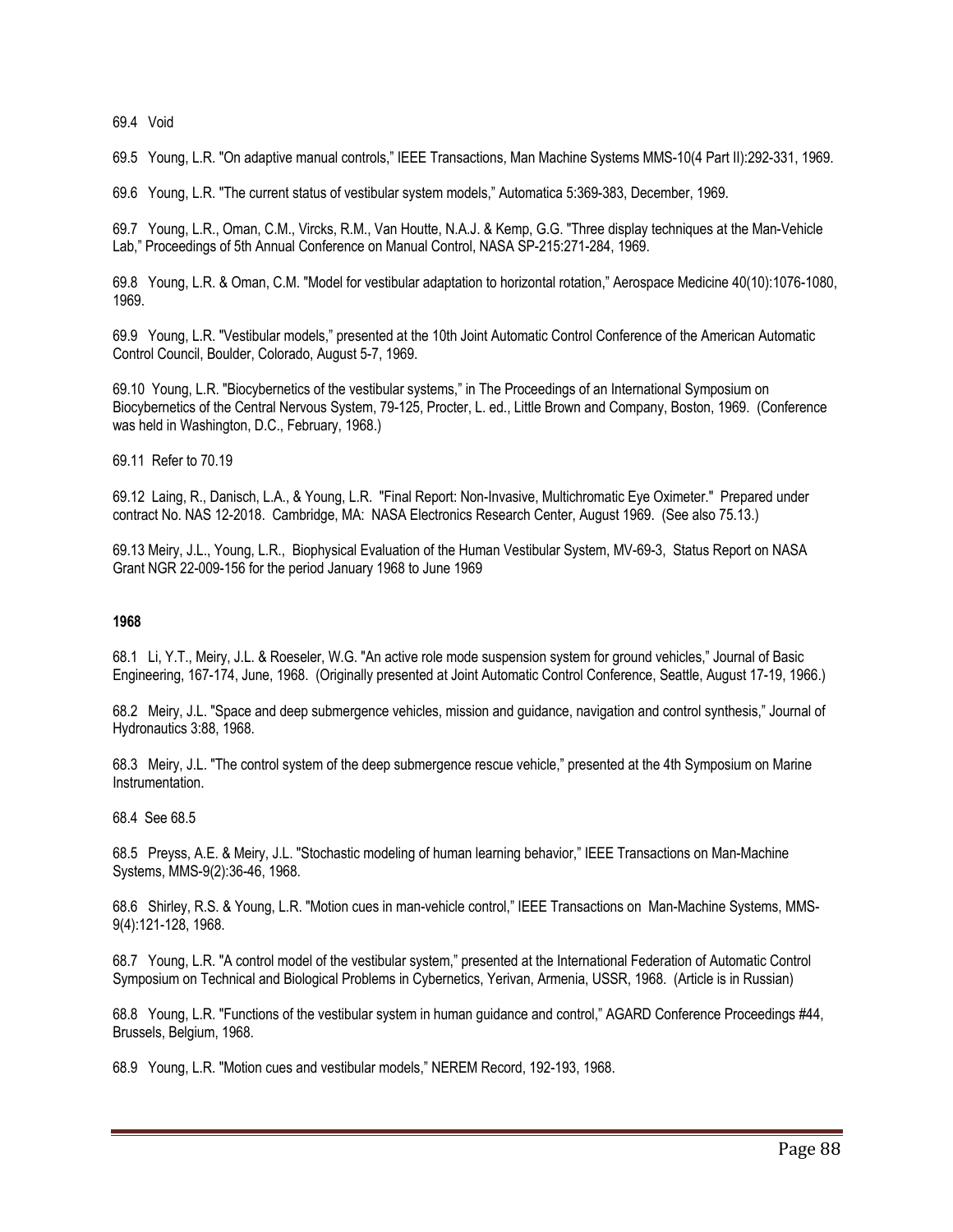69.4 Void

69.5 Young, L.R. "On adaptive manual controls," IEEE Transactions, Man Machine Systems MMS-10(4 Part II):292-331, 1969.

69.6 Young, L.R. "The current status of vestibular system models," Automatica 5:369-383, December, 1969.

69.7 Young, L.R., Oman, C.M., Vircks, R.M., Van Houtte, N.A.J. & Kemp, G.G. "Three display techniques at the Man-Vehicle Lab," Proceedings of 5th Annual Conference on Manual Control, NASA SP-215:271-284, 1969.

69.8 Young, L.R. & Oman, C.M. "Model for vestibular adaptation to horizontal rotation," Aerospace Medicine 40(10):1076-1080, 1969.

69.9 Young, L.R. "Vestibular models," presented at the 10th Joint Automatic Control Conference of the American Automatic Control Council, Boulder, Colorado, August 5-7, 1969.

69.10 Young, L.R. "Biocybernetics of the vestibular systems," in The Proceedings of an International Symposium on Biocybernetics of the Central Nervous System, 79-125, Procter, L. ed., Little Brown and Company, Boston, 1969. (Conference was held in Washington, D.C., February, 1968.)

69.11 Refer to 70.19

69.12 Laing, R., Danisch, L.A., & Young, L.R. "Final Report: Non-Invasive, Multichromatic Eye Oximeter." Prepared under contract No. NAS 12-2018. Cambridge, MA: NASA Electronics Research Center, August 1969. (See also 75.13.)

69.13 Meiry, J.L., Young, L.R., Biophysical Evaluation of the Human Vestibular System, MV-69-3, Status Report on NASA Grant NGR 22-009-156 for the period January 1968 to June 1969

**1968**

68.1 Li, Y.T., Meiry, J.L. & Roeseler, W.G. "An active role mode suspension system for ground vehicles," Journal of Basic Engineering, 167-174, June, 1968. (Originally presented at Joint Automatic Control Conference, Seattle, August 17-19, 1966.)

68.2 Meiry, J.L. "Space and deep submergence vehicles, mission and guidance, navigation and control synthesis," Journal of Hydronautics 3:88, 1968.

68.3 Meiry, J.L. "The control system of the deep submergence rescue vehicle," presented at the 4th Symposium on Marine Instrumentation.

68.4 See 68.5

68.5 Preyss, A.E. & Meiry, J.L. "Stochastic modeling of human learning behavior," IEEE Transactions on Man-Machine Systems, MMS-9(2):36-46, 1968.

68.6 Shirley, R.S. & Young, L.R. "Motion cues in man-vehicle control," IEEE Transactions on Man-Machine Systems, MMS-9(4):121-128, 1968.

68.7 Young, L.R. "A control model of the vestibular system," presented at the International Federation of Automatic Control Symposium on Technical and Biological Problems in Cybernetics, Yerivan, Armenia, USSR, 1968. (Article is in Russian)

68.8 Young, L.R. "Functions of the vestibular system in human guidance and control," AGARD Conference Proceedings #44, Brussels, Belgium, 1968.

68.9 Young, L.R. "Motion cues and vestibular models," NEREM Record, 192-193, 1968.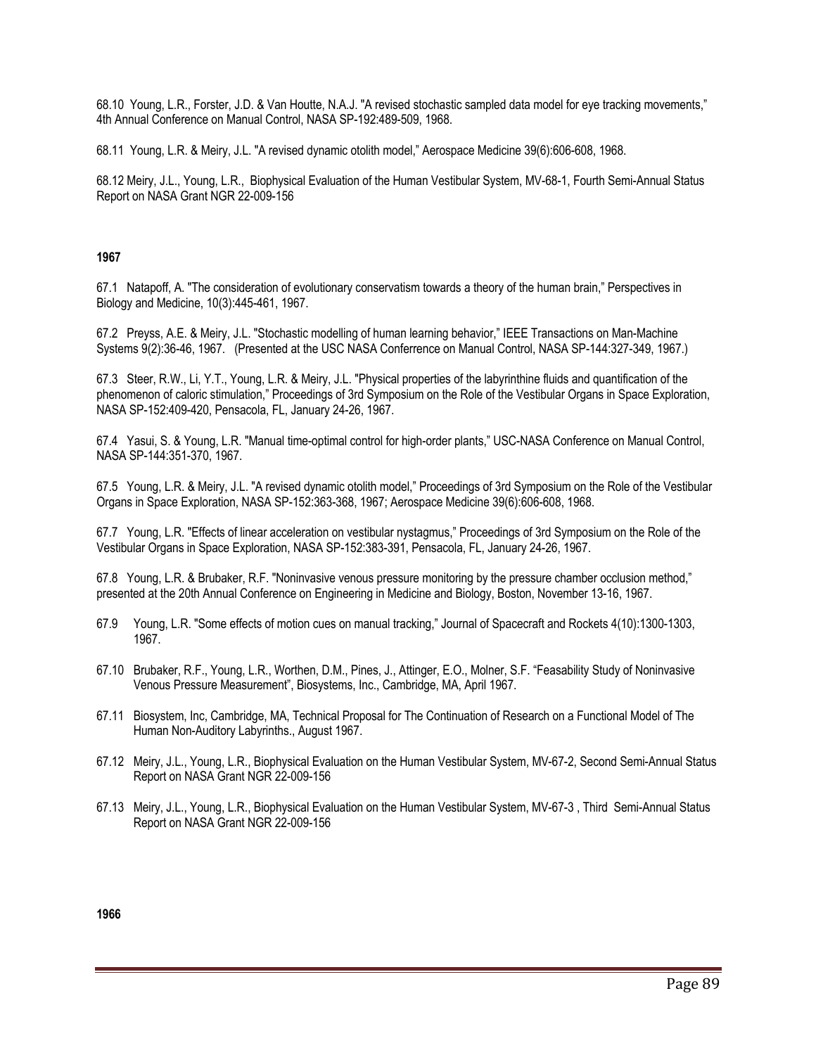68.10 Young, L.R., Forster, J.D. & Van Houtte, N.A.J. "A revised stochastic sampled data model for eye tracking movements," 4th Annual Conference on Manual Control, NASA SP-192:489-509, 1968.

68.11 Young, L.R. & Meiry, J.L. "A revised dynamic otolith model," Aerospace Medicine 39(6):606-608, 1968.

68.12 Meiry, J.L., Young, L.R., Biophysical Evaluation of the Human Vestibular System, MV-68-1, Fourth Semi-Annual Status Report on NASA Grant NGR 22-009-156

**1967**

67.1 Natapoff, A. "The consideration of evolutionary conservatism towards a theory of the human brain," Perspectives in Biology and Medicine, 10(3):445-461, 1967.

67.2 Preyss, A.E. & Meiry, J.L. "Stochastic modelling of human learning behavior," IEEE Transactions on Man-Machine Systems 9(2):36-46, 1967. (Presented at the USC NASA Conferrence on Manual Control, NASA SP-144:327-349, 1967.)

67.3 Steer, R.W., Li, Y.T., Young, L.R. & Meiry, J.L. "Physical properties of the labyrinthine fluids and quantification of the phenomenon of caloric stimulation," Proceedings of 3rd Symposium on the Role of the Vestibular Organs in Space Exploration, NASA SP-152:409-420, Pensacola, FL, January 24-26, 1967.

67.4 Yasui, S. & Young, L.R. "Manual time-optimal control for high-order plants," USC-NASA Conference on Manual Control, NASA SP-144:351-370, 1967.

67.5 Young, L.R. & Meiry, J.L. "A revised dynamic otolith model," Proceedings of 3rd Symposium on the Role of the Vestibular Organs in Space Exploration, NASA SP-152:363-368, 1967; Aerospace Medicine 39(6):606-608, 1968.

67.7 Young, L.R. "Effects of linear acceleration on vestibular nystagmus," Proceedings of 3rd Symposium on the Role of the Vestibular Organs in Space Exploration, NASA SP-152:383-391, Pensacola, FL, January 24-26, 1967.

67.8 Young, L.R. & Brubaker, R.F. "Noninvasive venous pressure monitoring by the pressure chamber occlusion method," presented at the 20th Annual Conference on Engineering in Medicine and Biology, Boston, November 13-16, 1967.

67.9 Young, L.R. "Some effects of motion cues on manual tracking," Journal of Spacecraft and Rockets 4(10):1300-1303, 1967.

67.10 Brubaker, R.F., Young, L.R., Worthen, D.M., Pines, J., Attinger, E.O., Molner, S.F. "Feasability Study of Noninvasive Venous Pressure Measurement", Biosystems, Inc., Cambridge, MA, April 1967.

67.11 Biosystem, Inc, Cambridge, MA, Technical Proposal for The Continuation of Research on a Functional Model of The Human Non-Auditory Labyrinths., August 1967.

67.12 Meiry, J.L., Young, L.R., Biophysical Evaluation on the Human Vestibular System, MV-67-2, Second Semi-Annual Status Report on NASA Grant NGR 22-009-156

67.13 Meiry, J.L., Young, L.R., Biophysical Evaluation on the Human Vestibular System, MV-67-3 , Third Semi-Annual Status Report on NASA Grant NGR 22-009-156

**1966**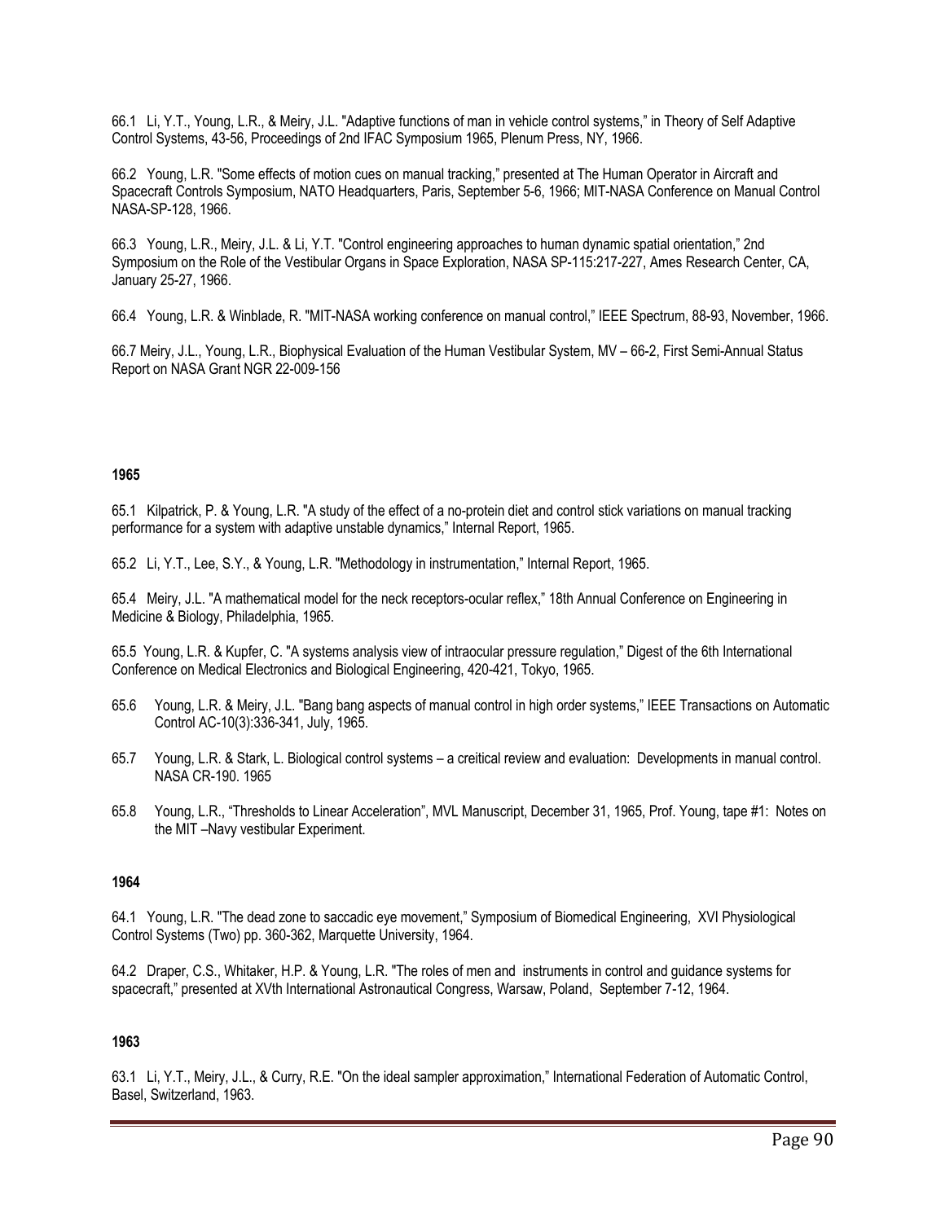66.1 Li, Y.T., Young, L.R., & Meiry, J.L. "Adaptive functions of man in vehicle control systems," in Theory of Self Adaptive Control Systems, 43-56, Proceedings of 2nd IFAC Symposium 1965, Plenum Press, NY, 1966.

66.2 Young, L.R. "Some effects of motion cues on manual tracking," presented at The Human Operator in Aircraft and Spacecraft Controls Symposium, NATO Headquarters, Paris, September 5-6, 1966; MIT-NASA Conference on Manual Control NASA-SP-128, 1966.

66.3 Young, L.R., Meiry, J.L. & Li, Y.T. "Control engineering approaches to human dynamic spatial orientation," 2nd Symposium on the Role of the Vestibular Organs in Space Exploration, NASA SP-115:217-227, Ames Research Center, CA, January 25-27, 1966.

66.4 Young, L.R. & Winblade, R. "MIT-NASA working conference on manual control," IEEE Spectrum, 88-93, November, 1966.

66.7 Meiry, J.L., Young, L.R., Biophysical Evaluation of the Human Vestibular System, MV – 66-2, First Semi-Annual Status Report on NASA Grant NGR 22-009-156

**1965**

65.1 Kilpatrick, P. & Young, L.R. "A study of the effect of a no-protein diet and control stick variations on manual tracking performance for a system with adaptive unstable dynamics," Internal Report, 1965.

65.2 Li, Y.T., Lee, S.Y., & Young, L.R. "Methodology in instrumentation," Internal Report, 1965.

65.4 Meiry, J.L. "A mathematical model for the neck receptors-ocular reflex," 18th Annual Conference on Engineering in Medicine & Biology, Philadelphia, 1965.

65.5 Young, L.R. & Kupfer, C. "A systems analysis view of intraocular pressure regulation," Digest of the 6th International Conference on Medical Electronics and Biological Engineering, 420-421, Tokyo, 1965.

65.6 Young, L.R. & Meiry, J.L. "Bang bang aspects of manual control in high order systems," IEEE Transactions on Automatic Control AC-10(3):336-341, July, 1965.

65.7 Young, L.R. & Stark, L. Biological control systems – a creitical review and evaluation: Developments in manual control. NASA CR-190. 1965

65.8 Young, L.R., "Thresholds to Linear Acceleration", MVL Manuscript, December 31, 1965, Prof. Young, tape #1: Notes on the MIT –Navy vestibular Experiment.

**1964**

64.1 Young, L.R. "The dead zone to saccadic eye movement," Symposium of Biomedical Engineering, XVI Physiological Control Systems (Two) pp. 360-362, Marquette University, 1964.

64.2 Draper, C.S., Whitaker, H.P. & Young, L.R. "The roles of men and instruments in control and guidance systems for spacecraft," presented at XVth International Astronautical Congress, Warsaw, Poland, September 7-12, 1964.

**1963**

63.1 Li, Y.T., Meiry, J.L., & Curry, R.E. "On the ideal sampler approximation," International Federation of Automatic Control, Basel, Switzerland, 1963.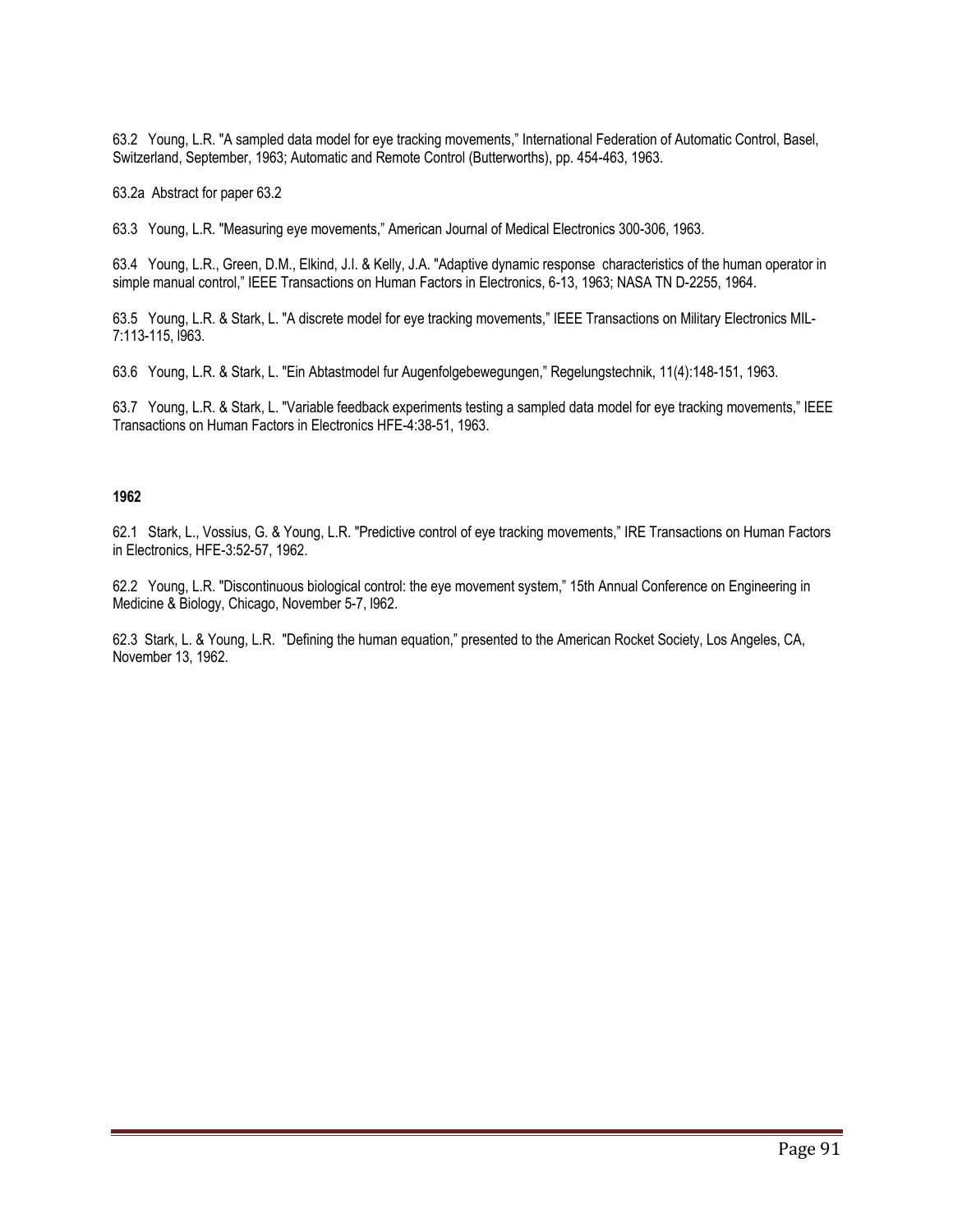63.2 Young, L.R. "A sampled data model for eye tracking movements," International Federation of Automatic Control, Basel, Switzerland, September, 1963; Automatic and Remote Control (Butterworths), pp. 454-463, 1963.

63.2a Abstract for paper 63.2

63.3 Young, L.R. "Measuring eye movements," American Journal of Medical Electronics 300-306, 1963.

63.4 Young, L.R., Green, D.M., Elkind, J.I. & Kelly, J.A. "Adaptive dynamic response characteristics of the human operator in simple manual control," IEEE Transactions on Human Factors in Electronics, 6-13, 1963; NASA TN D-2255, 1964.

63.5 Young, L.R. & Stark, L. "A discrete model for eye tracking movements," IEEE Transactions on Military Electronics MIL-7:113-115, l963.

63.6 Young, L.R. & Stark, L. "Ein Abtastmodel fur Augenfolgebewegungen," Regelungstechnik, 11(4):148-151, 1963.

63.7 Young, L.R. & Stark, L. "Variable feedback experiments testing a sampled data model for eye tracking movements," IEEE Transactions on Human Factors in Electronics HFE-4:38-51, 1963.

**1962**

62.1 Stark, L., Vossius, G. & Young, L.R. "Predictive control of eye tracking movements," IRE Transactions on Human Factors in Electronics, HFE-3:52-57, 1962.

62.2 Young, L.R. "Discontinuous biological control: the eye movement system," 15th Annual Conference on Engineering in Medicine & Biology, Chicago, November 5-7, l962.

62.3 Stark, L. & Young, L.R. "Defining the human equation," presented to the American Rocket Society, Los Angeles, CA, November 13, 1962.